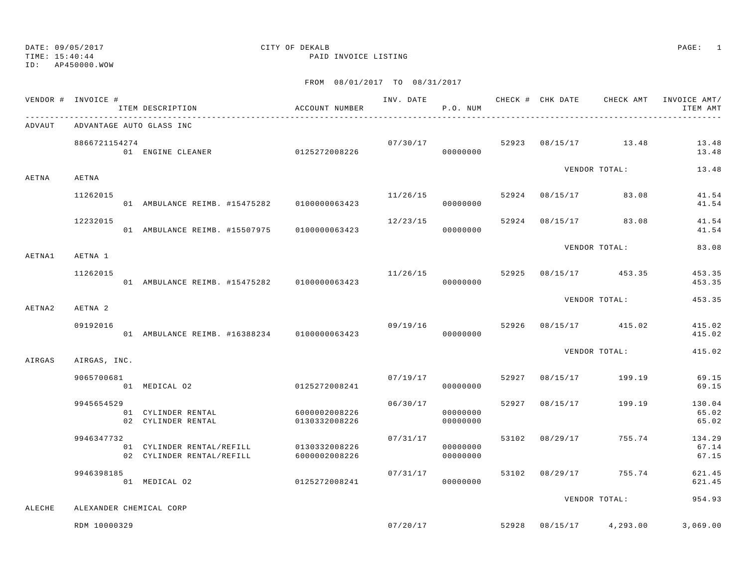DATE: 09/05/2017
TIME: 15:40:44
ID: AP450000.WOW

# CITY OF DEKALB

## PAID INVOICE LISTING

FROM 08/01/2017 TO 08/31/2017

| VENDOR # | INVOICE # / ITEM DESCRIPTION | ACCOUNT NUMBER | INV. DATE | P.O. NUM | CHECK # | CHK DATE | CHECK AMT | INVOICE AMT/ ITEM AMT |
|---|---|---|---|---|---|---|---|---|
| ADVAUT | ADVANTAGE AUTO GLASS INC | | | | | | | |
| | 8866721154274 | | 07/30/17 | | 52923 | 08/15/17 | 13.48 | 13.48 |
| | 01 ENGINE CLEANER | 0125272008226 | | 00000000 | | | | 13.48 |
| | | | | | | VENDOR TOTAL: | | 13.48 |
| AETNA | AETNA | | | | | | | |
| | 11262015 | | 11/26/15 | | 52924 | 08/15/17 | 83.08 | 41.54 |
| | 01 AMBULANCE REIMB. #15475282 | 0100000063423 | | 00000000 | | | | 41.54 |
| | 12232015 | | 12/23/15 | | 52924 | 08/15/17 | 83.08 | 41.54 |
| | 01 AMBULANCE REIMB. #15507975 | 0100000063423 | | 00000000 | | | | 41.54 |
| | | | | | | VENDOR TOTAL: | | 83.08 |
| AETNA1 | AETNA 1 | | | | | | | |
| | 11262015 | | 11/26/15 | | 52925 | 08/15/17 | 453.35 | 453.35 |
| | 01 AMBULANCE REIMB. #15475282 | 0100000063423 | | 00000000 | | | | 453.35 |
| | | | | | | VENDOR TOTAL: | | 453.35 |
| AETNA2 | AETNA 2 | | | | | | | |
| | 09192016 | | 09/19/16 | | 52926 | 08/15/17 | 415.02 | 415.02 |
| | 01 AMBULANCE REIMB. #16388234 | 0100000063423 | | 00000000 | | | | 415.02 |
| | | | | | | VENDOR TOTAL: | | 415.02 |
| AIRGAS | AIRGAS, INC. | | | | | | | |
| | 9065700681 | | 07/19/17 | | 52927 | 08/15/17 | 199.19 | 69.15 |
| | 01 MEDICAL O2 | 0125272008241 | | 00000000 | | | | 69.15 |
| | 9945654529 | | 06/30/17 | | 52927 | 08/15/17 | 199.19 | 130.04 |
| | 01 CYLINDER RENTAL | 6000002008226 | | 00000000 | | | | 65.02 |
| | 02 CYLINDER RENTAL | 0130332008226 | | 00000000 | | | | 65.02 |
| | 9946347732 | | 07/31/17 | | 53102 | 08/29/17 | 755.74 | 134.29 |
| | 01 CYLINDER RENTAL/REFILL | 0130332008226 | | 00000000 | | | | 67.14 |
| | 02 CYLINDER RENTAL/REFILL | 6000002008226 | | 00000000 | | | | 67.15 |
| | 9946398185 | | 07/31/17 | | 53102 | 08/29/17 | 755.74 | 621.45 |
| | 01 MEDICAL O2 | 0125272008241 | | 00000000 | | | | 621.45 |
| | | | | | | VENDOR TOTAL: | | 954.93 |
| ALECHE | ALEXANDER CHEMICAL CORP | | | | | | | |
| | RDM 10000329 | | 07/20/17 | | 52928 | 08/15/17 | 4,293.00 | 3,069.00 |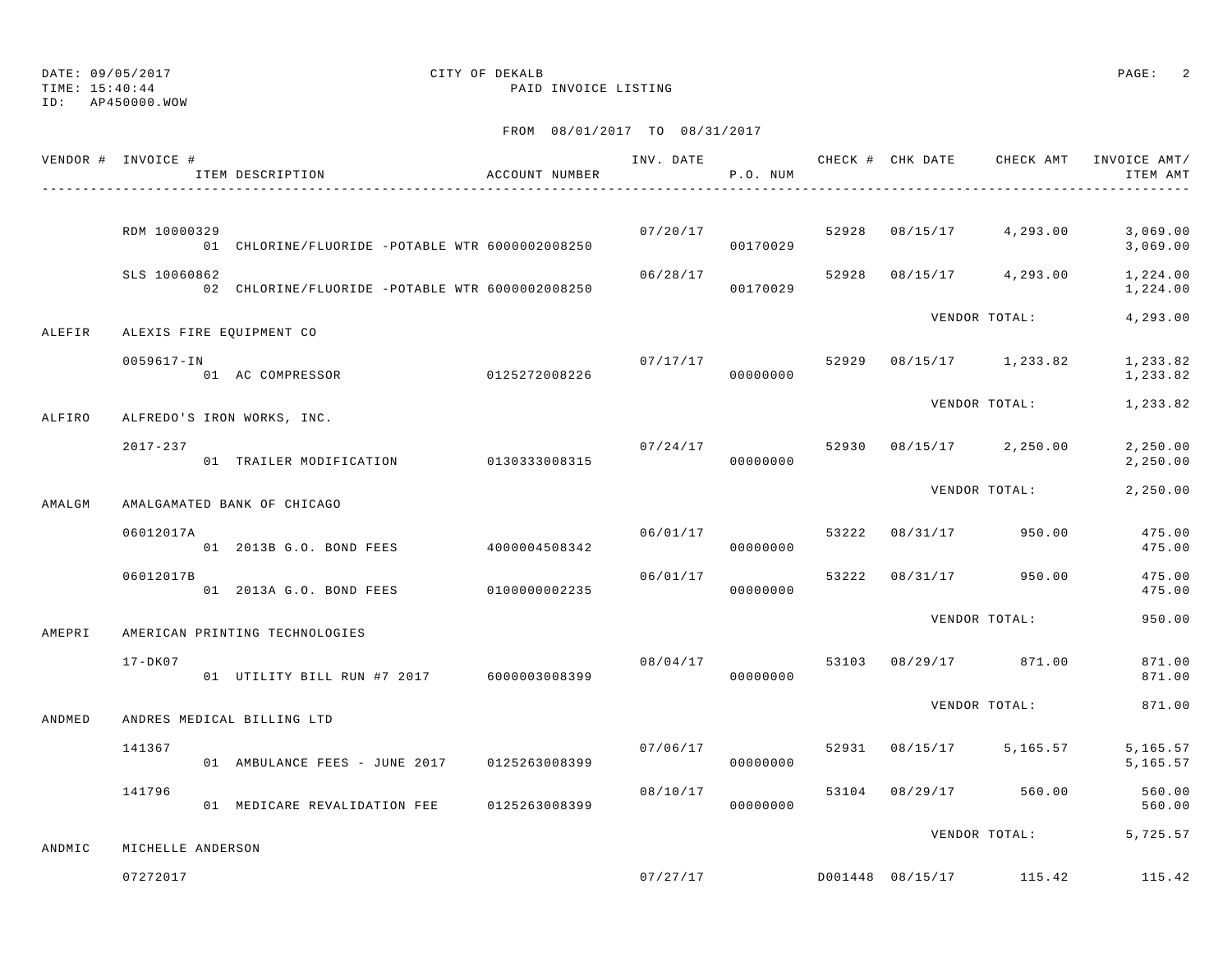DATE: 09/05/2017　　　　CITY OF DEKALB
TIME: 15:40:44　　　　PAID INVOICE LISTING
ID: AP450000.WOW

FROM 08/01/2017 TO 08/31/2017

| VENDOR # | INVOICE # / ITEM DESCRIPTION | ACCOUNT NUMBER | INV. DATE | P.O. NUM | CHECK # | CHK DATE | CHECK AMT | INVOICE AMT/ ITEM AMT |
|---|---|---|---|---|---|---|---|---|
| | RDM 10000329 | | 07/20/17 | | 52928 | 08/15/17 | 4,293.00 | 3,069.00 |
| | 01 CHLORINE/FLUORIDE -POTABLE WTR | 6000002008250 | | 00170029 | | | | 3,069.00 |
| | SLS 10060862 | | 06/28/17 | | 52928 | 08/15/17 | 4,293.00 | 1,224.00 |
| | 02 CHLORINE/FLUORIDE -POTABLE WTR | 6000002008250 | | 00170029 | | | | 1,224.00 |
| | | | | | | VENDOR TOTAL: | | 4,293.00 |
| ALEFIR | ALEXIS FIRE EQUIPMENT CO | | | | | | | |
| | 0059617-IN | | 07/17/17 | | 52929 | 08/15/17 | 1,233.82 | 1,233.82 |
| | 01 AC COMPRESSOR | 0125272008226 | | 00000000 | | | | 1,233.82 |
| | | | | | | VENDOR TOTAL: | | 1,233.82 |
| ALFIRO | ALFREDO'S IRON WORKS, INC. | | | | | | | |
| | 2017-237 | | 07/24/17 | | 52930 | 08/15/17 | 2,250.00 | 2,250.00 |
| | 01 TRAILER MODIFICATION | 0130333008315 | | 00000000 | | | | 2,250.00 |
| | | | | | | VENDOR TOTAL: | | 2,250.00 |
| AMALGM | AMALGAMATED BANK OF CHICAGO | | | | | | | |
| | 06012017A | | 06/01/17 | | 53222 | 08/31/17 | 950.00 | 475.00 |
| | 01 2013B G.O. BOND FEES | 4000004508342 | | 00000000 | | | | 475.00 |
| | 06012017B | | 06/01/17 | | 53222 | 08/31/17 | 950.00 | 475.00 |
| | 01 2013A G.O. BOND FEES | 0100000002235 | | 00000000 | | | | 475.00 |
| | | | | | | VENDOR TOTAL: | | 950.00 |
| AMEPRI | AMERICAN PRINTING TECHNOLOGIES | | | | | | | |
| | 17-DK07 | | 08/04/17 | | 53103 | 08/29/17 | 871.00 | 871.00 |
| | 01 UTILITY BILL RUN #7 2017 | 6000003008399 | | 00000000 | | | | 871.00 |
| | | | | | | VENDOR TOTAL: | | 871.00 |
| ANDMED | ANDRES MEDICAL BILLING LTD | | | | | | | |
| | 141367 | | 07/06/17 | | 52931 | 08/15/17 | 5,165.57 | 5,165.57 |
| | 01 AMBULANCE FEES - JUNE 2017 | 0125263008399 | | 00000000 | | | | 5,165.57 |
| | 141796 | | 08/10/17 | | 53104 | 08/29/17 | 560.00 | 560.00 |
| | 01 MEDICARE REVALIDATION FEE | 0125263008399 | | 00000000 | | | | 560.00 |
| | | | | | | VENDOR TOTAL: | | 5,725.57 |
| ANDMIC | MICHELLE ANDERSON | | | | | | | |
| | 07272017 | | 07/27/17 | | D001448 | 08/15/17 | 115.42 | 115.42 |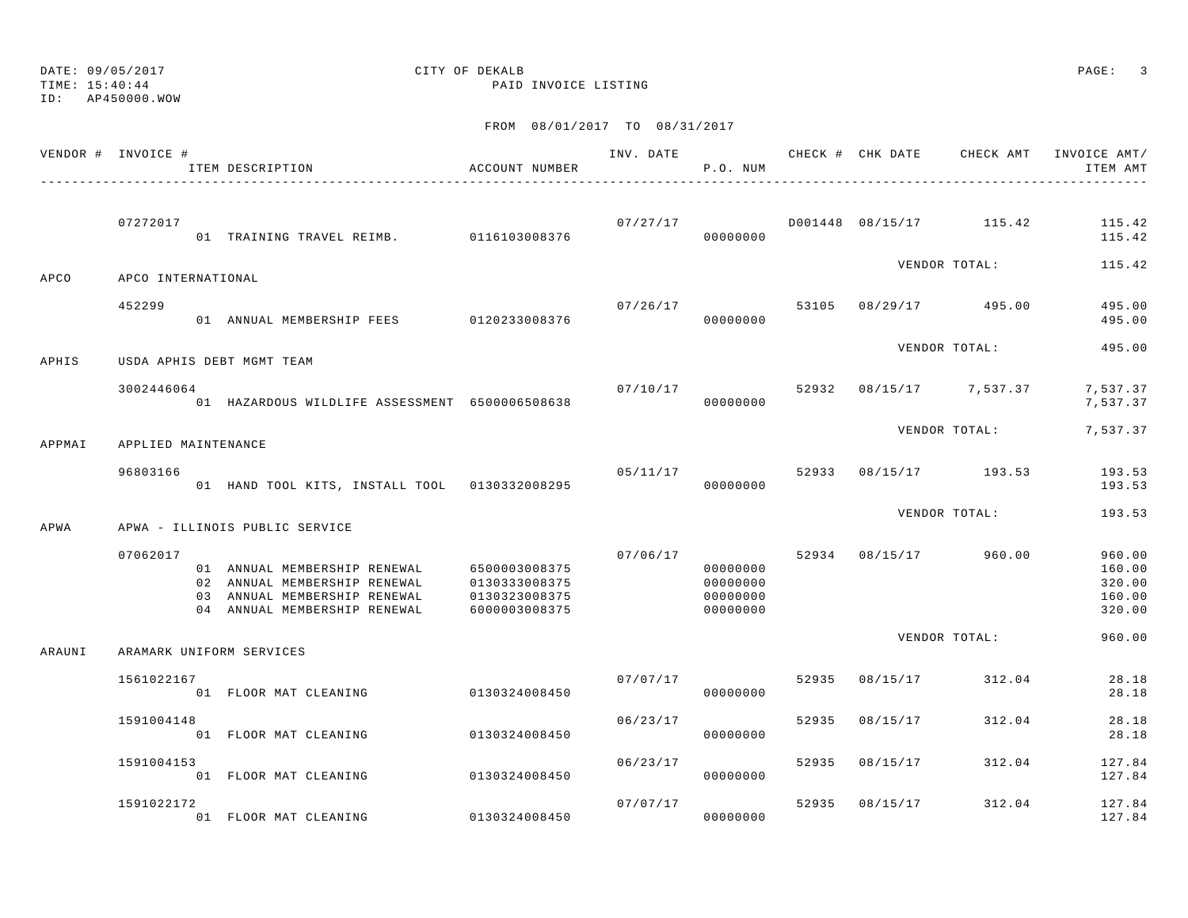DATE: 09/05/2017 CITY OF DEKALB
TIME: 15:40:44 PAID INVOICE LISTING
ID: AP450000.WOW

FROM 08/01/2017 TO 08/31/2017

| VENDOR # | INVOICE # / ITEM DESCRIPTION | ACCOUNT NUMBER | INV. DATE | P.O. NUM | CHECK # | CHK DATE | CHECK AMT | INVOICE AMT/ ITEM AMT |
|---|---|---|---|---|---|---|---|---|
| | 07272017 | | 07/27/17 | | D001448 | 08/15/17 | 115.42 | 115.42 |
| | 01 TRAINING TRAVEL REIMB. | 0116103008376 | | 00000000 | | | | 115.42 |
| | | | | | | VENDOR TOTAL: | | 115.42 |
| APCO | APCO INTERNATIONAL | | | | | | | |
| | 452299 | | 07/26/17 | | 53105 | 08/29/17 | 495.00 | 495.00 |
| | 01 ANNUAL MEMBERSHIP FEES | 0120233008376 | | 00000000 | | | | 495.00 |
| | | | | | | VENDOR TOTAL: | | 495.00 |
| APHIS | USDA APHIS DEBT MGMT TEAM | | | | | | | |
| | 3002446064 | | 07/10/17 | | 52932 | 08/15/17 | 7,537.37 | 7,537.37 |
| | 01 HAZARDOUS WILDLIFE ASSESSMENT | 6500006508638 | | 00000000 | | | | 7,537.37 |
| | | | | | | VENDOR TOTAL: | | 7,537.37 |
| APPMAI | APPLIED MAINTENANCE | | | | | | | |
| | 96803166 | | 05/11/17 | | 52933 | 08/15/17 | 193.53 | 193.53 |
| | 01 HAND TOOL KITS, INSTALL TOOL | 0130332008295 | | 00000000 | | | | 193.53 |
| | | | | | | VENDOR TOTAL: | | 193.53 |
| APWA | APWA - ILLINOIS PUBLIC SERVICE | | | | | | | |
| | 07062017 | | 07/06/17 | | 52934 | 08/15/17 | 960.00 | 960.00 |
| | 01 ANNUAL MEMBERSHIP RENEWAL | 6500003008375 | | 00000000 | | | | 160.00 |
| | 02 ANNUAL MEMBERSHIP RENEWAL | 0130333008375 | | 00000000 | | | | 320.00 |
| | 03 ANNUAL MEMBERSHIP RENEWAL | 0130323008375 | | 00000000 | | | | 160.00 |
| | 04 ANNUAL MEMBERSHIP RENEWAL | 6000003008375 | | 00000000 | | | | 320.00 |
| | | | | | | VENDOR TOTAL: | | 960.00 |
| ARAUNI | ARAMARK UNIFORM SERVICES | | | | | | | |
| | 1561022167 | | 07/07/17 | | 52935 | 08/15/17 | 312.04 | 28.18 |
| | 01 FLOOR MAT CLEANING | 0130324008450 | | 00000000 | | | | 28.18 |
| | 1591004148 | | 06/23/17 | | 52935 | 08/15/17 | 312.04 | 28.18 |
| | 01 FLOOR MAT CLEANING | 0130324008450 | | 00000000 | | | | 28.18 |
| | 1591004153 | | 06/23/17 | | 52935 | 08/15/17 | 312.04 | 127.84 |
| | 01 FLOOR MAT CLEANING | 0130324008450 | | 00000000 | | | | 127.84 |
| | 1591022172 | | 07/07/17 | | 52935 | 08/15/17 | 312.04 | 127.84 |
| | 01 FLOOR MAT CLEANING | 0130324008450 | | 00000000 | | | | 127.84 |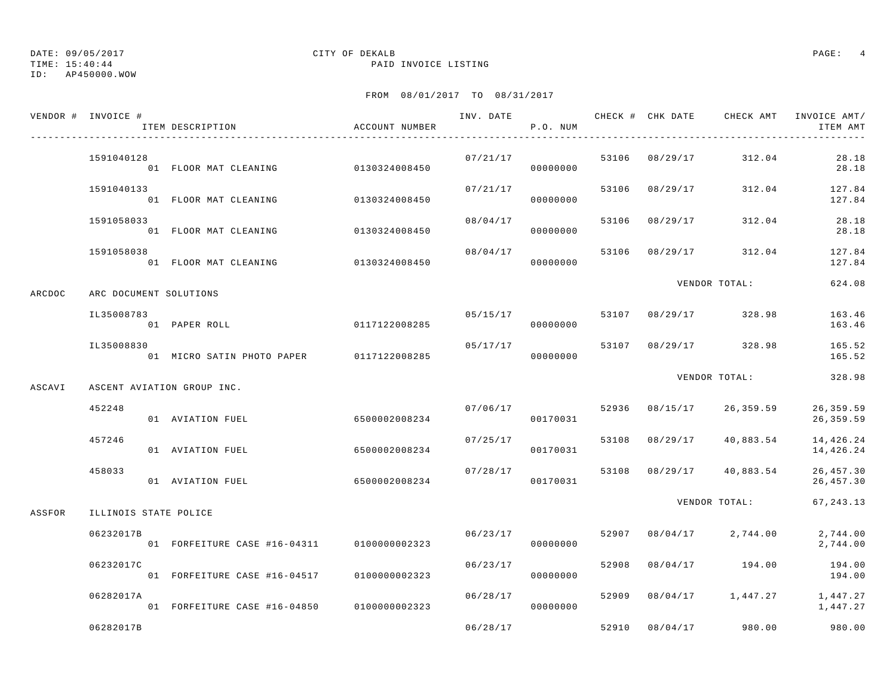DATE: 09/05/2017 CITY OF DEKALB
TIME: 15:40:44 PAID INVOICE LISTING
ID: AP450000.WOW

FROM 08/01/2017 TO 08/31/2017

| VENDOR # | INVOICE # / ITEM DESCRIPTION | ACCOUNT NUMBER | INV. DATE | P.O. NUM | CHECK # | CHK DATE | CHECK AMT | INVOICE AMT/ ITEM AMT |
|---|---|---|---|---|---|---|---|---|
| | 1591040128 | | 07/21/17 | | 53106 | 08/29/17 | 312.04 | 28.18 |
| | 01 FLOOR MAT CLEANING | 0130324008450 | | 00000000 | | | | 28.18 |
| | 1591040133 | | 07/21/17 | | 53106 | 08/29/17 | 312.04 | 127.84 |
| | 01 FLOOR MAT CLEANING | 0130324008450 | | 00000000 | | | | 127.84 |
| | 1591058033 | | 08/04/17 | | 53106 | 08/29/17 | 312.04 | 28.18 |
| | 01 FLOOR MAT CLEANING | 0130324008450 | | 00000000 | | | | 28.18 |
| | 1591058038 | | 08/04/17 | | 53106 | 08/29/17 | 312.04 | 127.84 |
| | 01 FLOOR MAT CLEANING | 0130324008450 | | 00000000 | | | | 127.84 |
| | | | | | | VENDOR TOTAL: | | 624.08 |
| ARCDOC | ARC DOCUMENT SOLUTIONS | | | | | | | |
| | IL35008783 | | 05/15/17 | | 53107 | 08/29/17 | 328.98 | 163.46 |
| | 01 PAPER ROLL | 0117122008285 | | 00000000 | | | | 163.46 |
| | IL35008830 | | 05/17/17 | | 53107 | 08/29/17 | 328.98 | 165.52 |
| | 01 MICRO SATIN PHOTO PAPER | 0117122008285 | | 00000000 | | | | 165.52 |
| | | | | | | VENDOR TOTAL: | | 328.98 |
| ASCAVI | ASCENT AVIATION GROUP INC. | | | | | | | |
| | 452248 | | 07/06/17 | | 52936 | 08/15/17 | 26,359.59 | 26,359.59 |
| | 01 AVIATION FUEL | 6500002008234 | | 00170031 | | | | 26,359.59 |
| | 457246 | | 07/25/17 | | 53108 | 08/29/17 | 40,883.54 | 14,426.24 |
| | 01 AVIATION FUEL | 6500002008234 | | 00170031 | | | | 14,426.24 |
| | 458033 | | 07/28/17 | | 53108 | 08/29/17 | 40,883.54 | 26,457.30 |
| | 01 AVIATION FUEL | 6500002008234 | | 00170031 | | | | 26,457.30 |
| | | | | | | VENDOR TOTAL: | | 67,243.13 |
| ASSFOR | ILLINOIS STATE POLICE | | | | | | | |
| | 06232017B | | 06/23/17 | | 52907 | 08/04/17 | 2,744.00 | 2,744.00 |
| | 01 FORFEITURE CASE #16-04311 | 0100000002323 | | 00000000 | | | | 2,744.00 |
| | 06232017C | | 06/23/17 | | 52908 | 08/04/17 | 194.00 | 194.00 |
| | 01 FORFEITURE CASE #16-04517 | 0100000002323 | | 00000000 | | | | 194.00 |
| | 06282017A | | 06/28/17 | | 52909 | 08/04/17 | 1,447.27 | 1,447.27 |
| | 01 FORFEITURE CASE #16-04850 | 0100000002323 | | 00000000 | | | | 1,447.27 |
| | 06282017B | | 06/28/17 | | 52910 | 08/04/17 | 980.00 | 980.00 |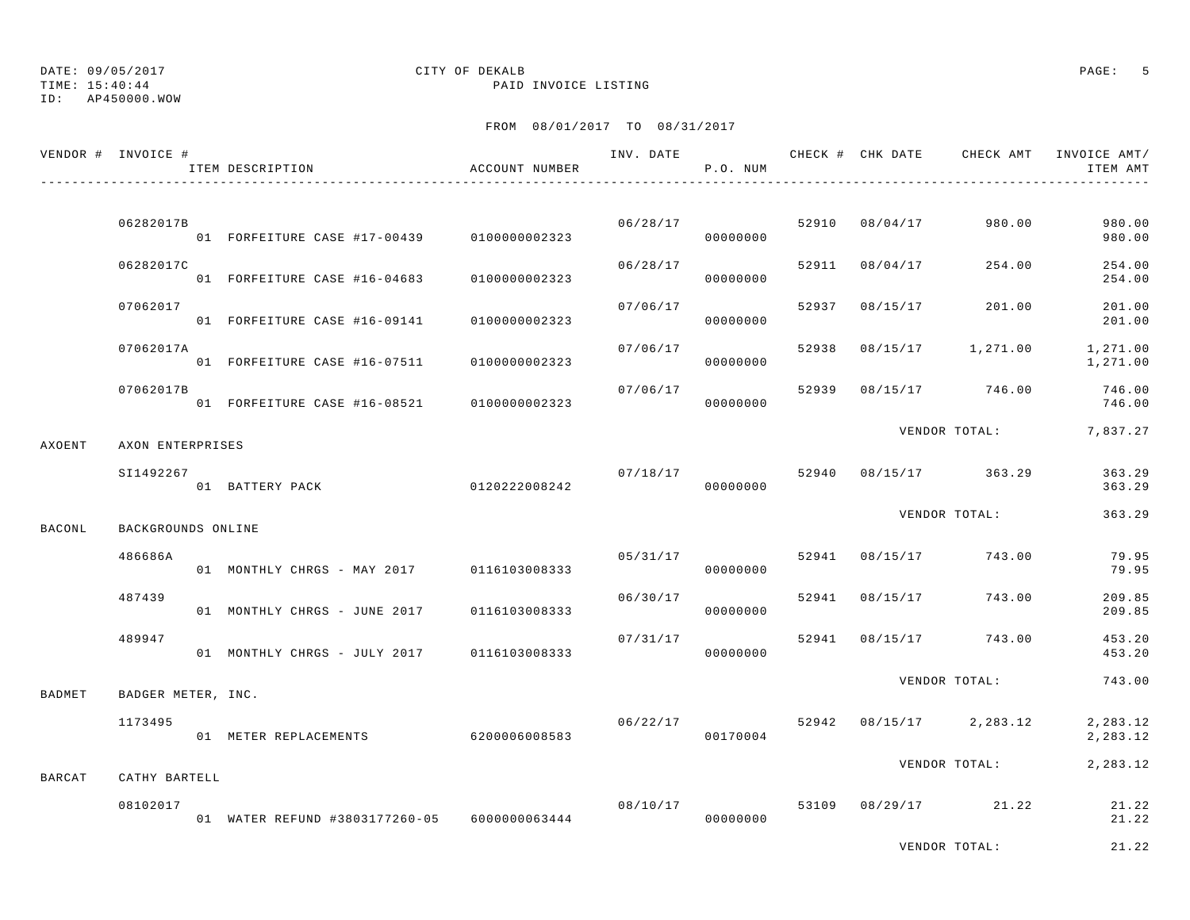DATE: 09/05/2017 CITY OF DEKALB
TIME: 15:40:44 PAID INVOICE LISTING
ID: AP450000.WOW

FROM 08/01/2017 TO 08/31/2017

| VENDOR # | INVOICE # / ITEM DESCRIPTION | ACCOUNT NUMBER | INV. DATE | P.O. NUM | CHECK # | CHK DATE | CHECK AMT | INVOICE AMT/ ITEM AMT |
|---|---|---|---|---|---|---|---|---|
| | 06282017B | | 06/28/17 | | 52910 | 08/04/17 | 980.00 | 980.00 |
| | 01 FORFEITURE CASE #17-00439 | 0100000002323 | | 00000000 | | | | 980.00 |
| | 06282017C | | 06/28/17 | | 52911 | 08/04/17 | 254.00 | 254.00 |
| | 01 FORFEITURE CASE #16-04683 | 0100000002323 | | 00000000 | | | | 254.00 |
| | 07062017 | | 07/06/17 | | 52937 | 08/15/17 | 201.00 | 201.00 |
| | 01 FORFEITURE CASE #16-09141 | 0100000002323 | | 00000000 | | | | 201.00 |
| | 07062017A | | 07/06/17 | | 52938 | 08/15/17 | 1,271.00 | 1,271.00 |
| | 01 FORFEITURE CASE #16-07511 | 0100000002323 | | 00000000 | | | | 1,271.00 |
| | 07062017B | | 07/06/17 | | 52939 | 08/15/17 | 746.00 | 746.00 |
| | 01 FORFEITURE CASE #16-08521 | 0100000002323 | | 00000000 | | | | 746.00 |
| | | | | | | VENDOR TOTAL: | | 7,837.27 |
| AXOENT | AXON ENTERPRISES | | | | | | | |
| | SI1492267 | | 07/18/17 | | 52940 | 08/15/17 | 363.29 | 363.29 |
| | 01 BATTERY PACK | 0120222008242 | | 00000000 | | | | 363.29 |
| | | | | | | VENDOR TOTAL: | | 363.29 |
| BACONL | BACKGROUNDS ONLINE | | | | | | | |
| | 486686A | | 05/31/17 | | 52941 | 08/15/17 | 743.00 | 79.95 |
| | 01 MONTHLY CHRGS - MAY 2017 | 0116103008333 | | 00000000 | | | | 79.95 |
| | 487439 | | 06/30/17 | | 52941 | 08/15/17 | 743.00 | 209.85 |
| | 01 MONTHLY CHRGS - JUNE 2017 | 0116103008333 | | 00000000 | | | | 209.85 |
| | 489947 | | 07/31/17 | | 52941 | 08/15/17 | 743.00 | 453.20 |
| | 01 MONTHLY CHRGS - JULY 2017 | 0116103008333 | | 00000000 | | | | 453.20 |
| | | | | | | VENDOR TOTAL: | | 743.00 |
| BADMET | BADGER METER, INC. | | | | | | | |
| | 1173495 | | 06/22/17 | | 52942 | 08/15/17 | 2,283.12 | 2,283.12 |
| | 01 METER REPLACEMENTS | 6200006008583 | | 00170004 | | | | 2,283.12 |
| | | | | | | VENDOR TOTAL: | | 2,283.12 |
| BARCAT | CATHY BARTELL | | | | | | | |
| | 08102017 | | 08/10/17 | | 53109 | 08/29/17 | 21.22 | 21.22 |
| | 01 WATER REFUND #3803177260-05 | 6000000063444 | | 00000000 | | | | 21.22 |
| | | | | | | VENDOR TOTAL: | | 21.22 |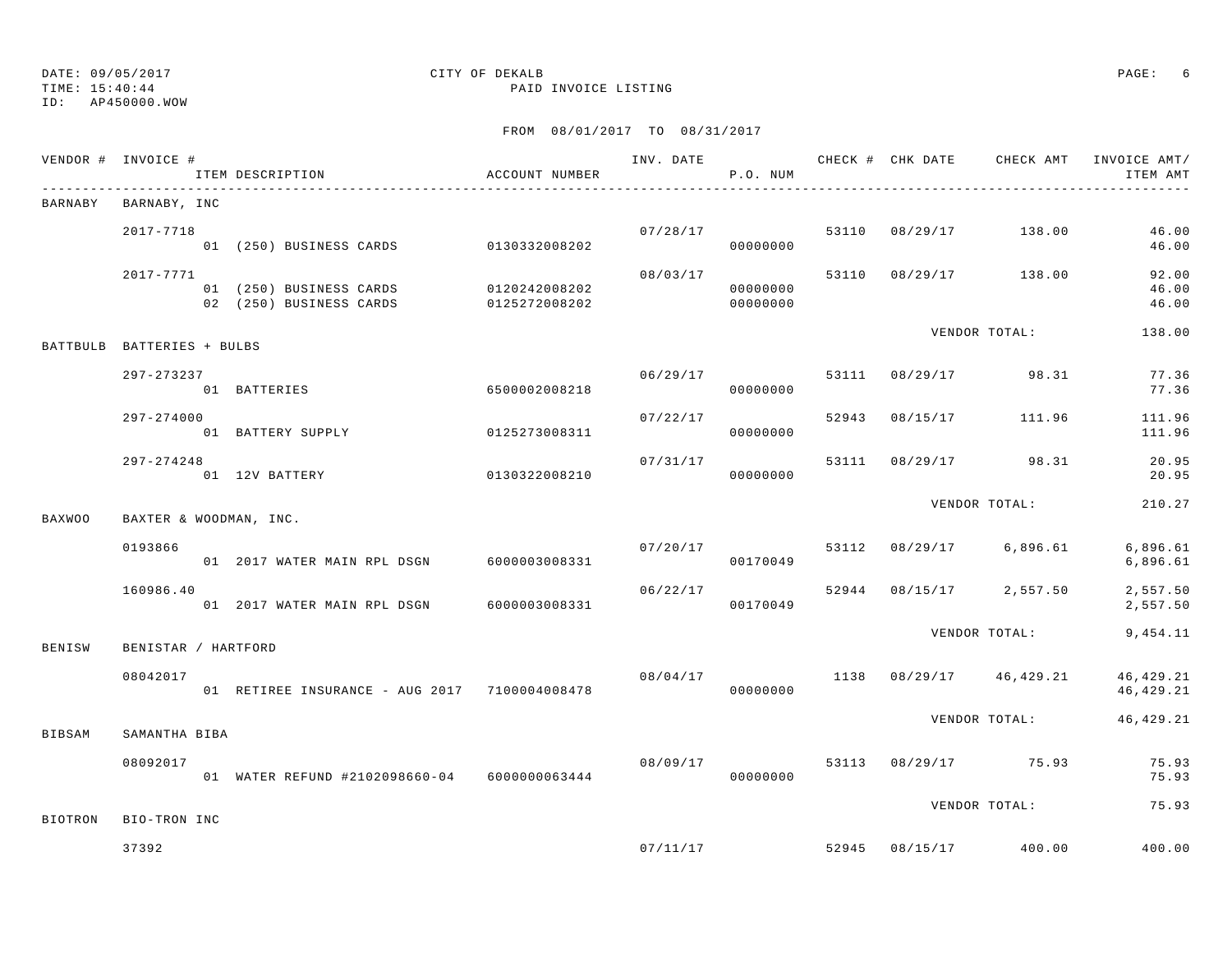DATE: 09/05/2017 CITY OF DEKALB
TIME: 15:40:44 PAID INVOICE LISTING
ID: AP450000.WOW

FROM 08/01/2017 TO 08/31/2017

| VENDOR # | INVOICE # / ITEM DESCRIPTION | ACCOUNT NUMBER | INV. DATE | P.O. NUM | CHECK # | CHK DATE | CHECK AMT | INVOICE AMT/ ITEM AMT |
|---|---|---|---|---|---|---|---|---|
| BARNABY | BARNABY, INC | | | | | | | |
| | 2017-7718 | | 07/28/17 | | 53110 | 08/29/17 | 138.00 | 46.00 |
| | 01 (250) BUSINESS CARDS | 0130332008202 | | 00000000 | | | | 46.00 |
| | 2017-7771 | | 08/03/17 | | 53110 | 08/29/17 | 138.00 | 92.00 |
| | 01 (250) BUSINESS CARDS | 0120242008202 | | 00000000 | | | | 46.00 |
| | 02 (250) BUSINESS CARDS | 0125272008202 | | 00000000 | | | | 46.00 |
| | | | | | | VENDOR TOTAL: | | 138.00 |
| BATTBULB | BATTERIES + BULBS | | | | | | | |
| | 297-273237 | | 06/29/17 | | 53111 | 08/29/17 | 98.31 | 77.36 |
| | 01 BATTERIES | 6500002008218 | | 00000000 | | | | 77.36 |
| | 297-274000 | | 07/22/17 | | 52943 | 08/15/17 | 111.96 | 111.96 |
| | 01 BATTERY SUPPLY | 0125273008311 | | 00000000 | | | | 111.96 |
| | 297-274248 | | 07/31/17 | | 53111 | 08/29/17 | 98.31 | 20.95 |
| | 01 12V BATTERY | 0130322008210 | | 00000000 | | | | 20.95 |
| | | | | | | VENDOR TOTAL: | | 210.27 |
| BAXWOO | BAXTER & WOODMAN, INC. | | | | | | | |
| | 0193866 | | 07/20/17 | | 53112 | 08/29/17 | 6,896.61 | 6,896.61 |
| | 01 2017 WATER MAIN RPL DSGN | 6000003008331 | | 00170049 | | | | 6,896.61 |
| | 160986.40 | | 06/22/17 | | 52944 | 08/15/17 | 2,557.50 | 2,557.50 |
| | 01 2017 WATER MAIN RPL DSGN | 6000003008331 | | 00170049 | | | | 2,557.50 |
| | | | | | | VENDOR TOTAL: | | 9,454.11 |
| BENISW | BENISTAR / HARTFORD | | | | | | | |
| | 08042017 | | 08/04/17 | | 1138 | 08/29/17 | 46,429.21 | 46,429.21 |
| | 01 RETIREE INSURANCE - AUG 2017 | 7100004008478 | | 00000000 | | | | 46,429.21 |
| | | | | | | VENDOR TOTAL: | | 46,429.21 |
| BIBSAM | SAMANTHA BIBA | | | | | | | |
| | 08092017 | | 08/09/17 | | 53113 | 08/29/17 | 75.93 | 75.93 |
| | 01 WATER REFUND #2102098660-04 | 6000000063444 | | 00000000 | | | | 75.93 |
| | | | | | | VENDOR TOTAL: | | 75.93 |
| BIOTRON | BIO-TRON INC | | | | | | | |
| | 37392 | | 07/11/17 | | 52945 | 08/15/17 | 400.00 | 400.00 |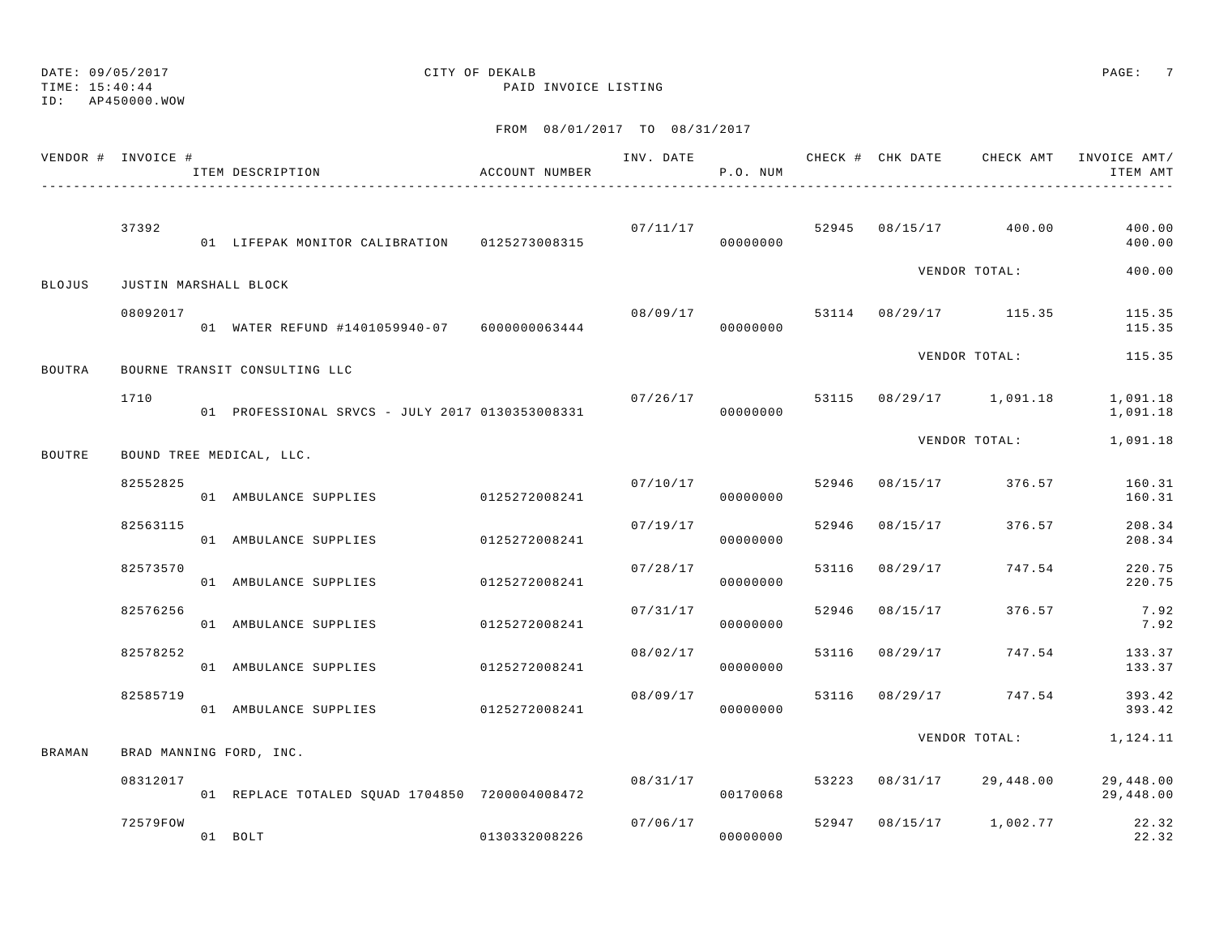DATE: 09/05/2017 CITY OF DEKALB
TIME: 15:40:44 PAID INVOICE LISTING
ID: AP450000.WOW

FROM 08/01/2017 TO 08/31/2017

| VENDOR # | INVOICE # / ITEM DESCRIPTION | ACCOUNT NUMBER | INV. DATE | P.O. NUM | CHECK # | CHK DATE | CHECK AMT | INVOICE AMT/ ITEM AMT |
|---|---|---|---|---|---|---|---|---|
| | 37392 | | 07/11/17 | | 52945 | 08/15/17 | 400.00 | 400.00 |
| | 01 LIFEPAK MONITOR CALIBRATION | 0125273008315 | | 00000000 | | | | 400.00 |
| | | | | | | VENDOR TOTAL: | | 400.00 |
| BLOJUS | JUSTIN MARSHALL BLOCK | | | | | | | |
| | 08092017 | | 08/09/17 | | 53114 | 08/29/17 | 115.35 | 115.35 |
| | 01 WATER REFUND #1401059940-07 | 6000000063444 | | 00000000 | | | | 115.35 |
| | | | | | | VENDOR TOTAL: | | 115.35 |
| BOUTRA | BOURNE TRANSIT CONSULTING LLC | | | | | | | |
| | 1710 | | 07/26/17 | | 53115 | 08/29/17 | 1,091.18 | 1,091.18 |
| | 01 PROFESSIONAL SRVCS - JULY 2017 | 0130353008331 | | 00000000 | | | | 1,091.18 |
| | | | | | | VENDOR TOTAL: | | 1,091.18 |
| BOUTRE | BOUND TREE MEDICAL, LLC. | | | | | | | |
| | 82552825 | | 07/10/17 | | 52946 | 08/15/17 | 376.57 | 160.31 |
| | 01 AMBULANCE SUPPLIES | 0125272008241 | | 00000000 | | | | 160.31 |
| | 82563115 | | 07/19/17 | | 52946 | 08/15/17 | 376.57 | 208.34 |
| | 01 AMBULANCE SUPPLIES | 0125272008241 | | 00000000 | | | | 208.34 |
| | 82573570 | | 07/28/17 | | 53116 | 08/29/17 | 747.54 | 220.75 |
| | 01 AMBULANCE SUPPLIES | 0125272008241 | | 00000000 | | | | 220.75 |
| | 82576256 | | 07/31/17 | | 52946 | 08/15/17 | 376.57 | 7.92 |
| | 01 AMBULANCE SUPPLIES | 0125272008241 | | 00000000 | | | | 7.92 |
| | 82578252 | | 08/02/17 | | 53116 | 08/29/17 | 747.54 | 133.37 |
| | 01 AMBULANCE SUPPLIES | 0125272008241 | | 00000000 | | | | 133.37 |
| | 82585719 | | 08/09/17 | | 53116 | 08/29/17 | 747.54 | 393.42 |
| | 01 AMBULANCE SUPPLIES | 0125272008241 | | 00000000 | | | | 393.42 |
| | | | | | | VENDOR TOTAL: | | 1,124.11 |
| BRAMAN | BRAD MANNING FORD, INC. | | | | | | | |
| | 08312017 | | 08/31/17 | | 53223 | 08/31/17 | 29,448.00 | 29,448.00 |
| | 01 REPLACE TOTALED SQUAD 1704850 | 7200004008472 | | 00170068 | | | | 29,448.00 |
| | 72579FOW | | 07/06/17 | | 52947 | 08/15/17 | 1,002.77 | 22.32 |
| | 01 BOLT | 0130332008226 | | 00000000 | | | | 22.32 |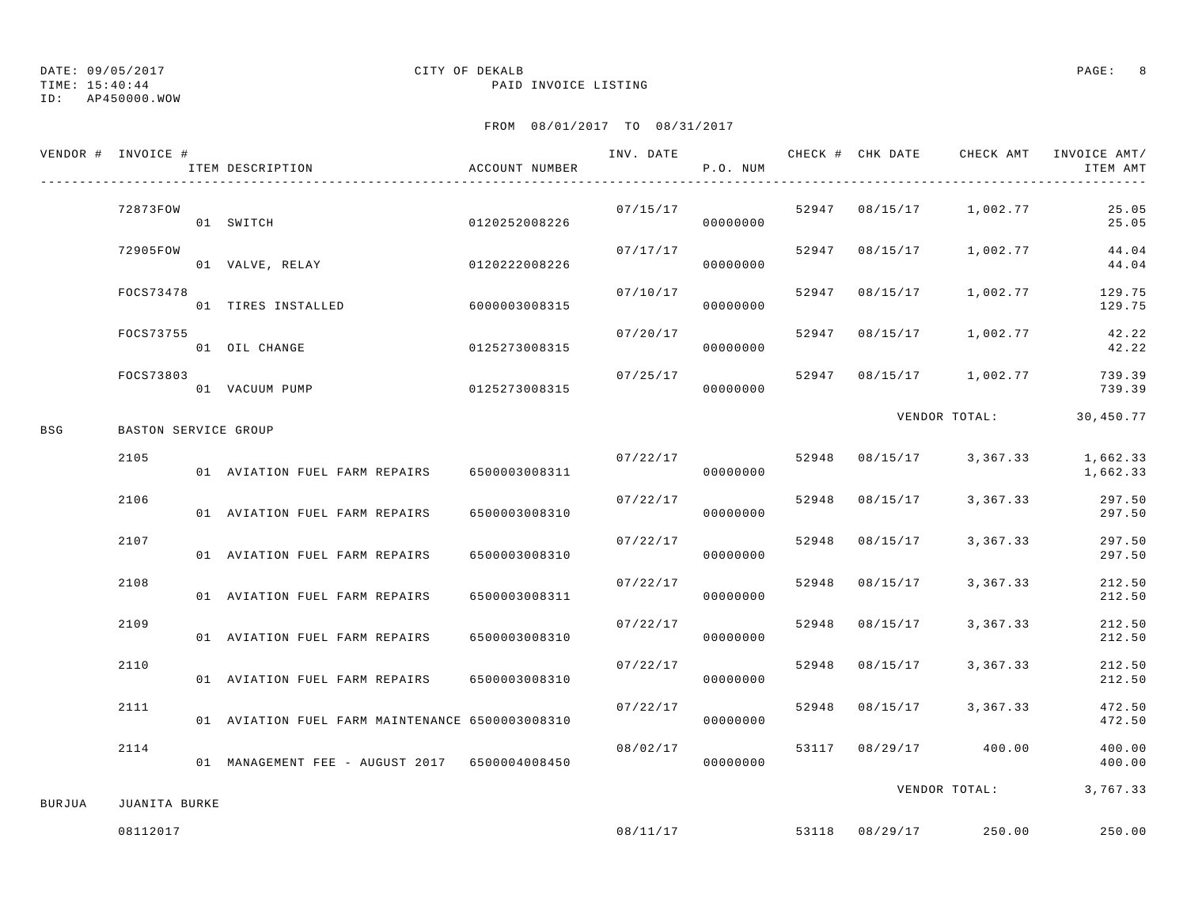DATE: 09/05/2017
TIME: 15:40:44
ID: AP450000.WOW

CITY OF DEKALB
PAID INVOICE LISTING

FROM 08/01/2017 TO 08/31/2017

| VENDOR # | INVOICE # | ITEM DESCRIPTION | ACCOUNT NUMBER | INV. DATE | P.O. NUM | CHECK # | CHK DATE | CHECK AMT | INVOICE AMT/ ITEM AMT |
|---|---|---|---|---|---|---|---|---|---|
| | 72873FOW | | | 07/15/17 | | 52947 | 08/15/17 | 1,002.77 | 25.05 |
| | | 01 SWITCH | 0120252008226 | | 00000000 | | | | 25.05 |
| | 72905FOW | | | 07/17/17 | | 52947 | 08/15/17 | 1,002.77 | 44.04 |
| | | 01 VALVE, RELAY | 0120222008226 | | 00000000 | | | | 44.04 |
| | FOCS73478 | | | 07/10/17 | | 52947 | 08/15/17 | 1,002.77 | 129.75 |
| | | 01 TIRES INSTALLED | 6000003008315 | | 00000000 | | | | 129.75 |
| | FOCS73755 | | | 07/20/17 | | 52947 | 08/15/17 | 1,002.77 | 42.22 |
| | | 01 OIL CHANGE | 0125273008315 | | 00000000 | | | | 42.22 |
| | FOCS73803 | | | 07/25/17 | | 52947 | 08/15/17 | 1,002.77 | 739.39 |
| | | 01 VACUUM PUMP | 0125273008315 | | 00000000 | | | | 739.39 |
| | | | | | | | | VENDOR TOTAL: | 30,450.77 |
| BSG | BASTON SERVICE GROUP | | | | | | | | |
| | 2105 | | | 07/22/17 | | 52948 | 08/15/17 | 3,367.33 | 1,662.33 |
| | | 01 AVIATION FUEL FARM REPAIRS | 6500003008311 | | 00000000 | | | | 1,662.33 |
| | 2106 | | | 07/22/17 | | 52948 | 08/15/17 | 3,367.33 | 297.50 |
| | | 01 AVIATION FUEL FARM REPAIRS | 6500003008310 | | 00000000 | | | | 297.50 |
| | 2107 | | | 07/22/17 | | 52948 | 08/15/17 | 3,367.33 | 297.50 |
| | | 01 AVIATION FUEL FARM REPAIRS | 6500003008310 | | 00000000 | | | | 297.50 |
| | 2108 | | | 07/22/17 | | 52948 | 08/15/17 | 3,367.33 | 212.50 |
| | | 01 AVIATION FUEL FARM REPAIRS | 6500003008311 | | 00000000 | | | | 212.50 |
| | 2109 | | | 07/22/17 | | 52948 | 08/15/17 | 3,367.33 | 212.50 |
| | | 01 AVIATION FUEL FARM REPAIRS | 6500003008310 | | 00000000 | | | | 212.50 |
| | 2110 | | | 07/22/17 | | 52948 | 08/15/17 | 3,367.33 | 212.50 |
| | | 01 AVIATION FUEL FARM REPAIRS | 6500003008310 | | 00000000 | | | | 212.50 |
| | 2111 | | | 07/22/17 | | 52948 | 08/15/17 | 3,367.33 | 472.50 |
| | | 01 AVIATION FUEL FARM MAINTENANCE | 6500003008310 | | 00000000 | | | | 472.50 |
| | 2114 | | | 08/02/17 | | 53117 | 08/29/17 | 400.00 | 400.00 |
| | | 01 MANAGEMENT FEE - AUGUST 2017 | 6500004008450 | | 00000000 | | | | 400.00 |
| | | | | | | | | VENDOR TOTAL: | 3,767.33 |
| BURJUA | JUANITA BURKE | | | | | | | | |
| | 08112017 | | | 08/11/17 | | 53118 | 08/29/17 | 250.00 | 250.00 |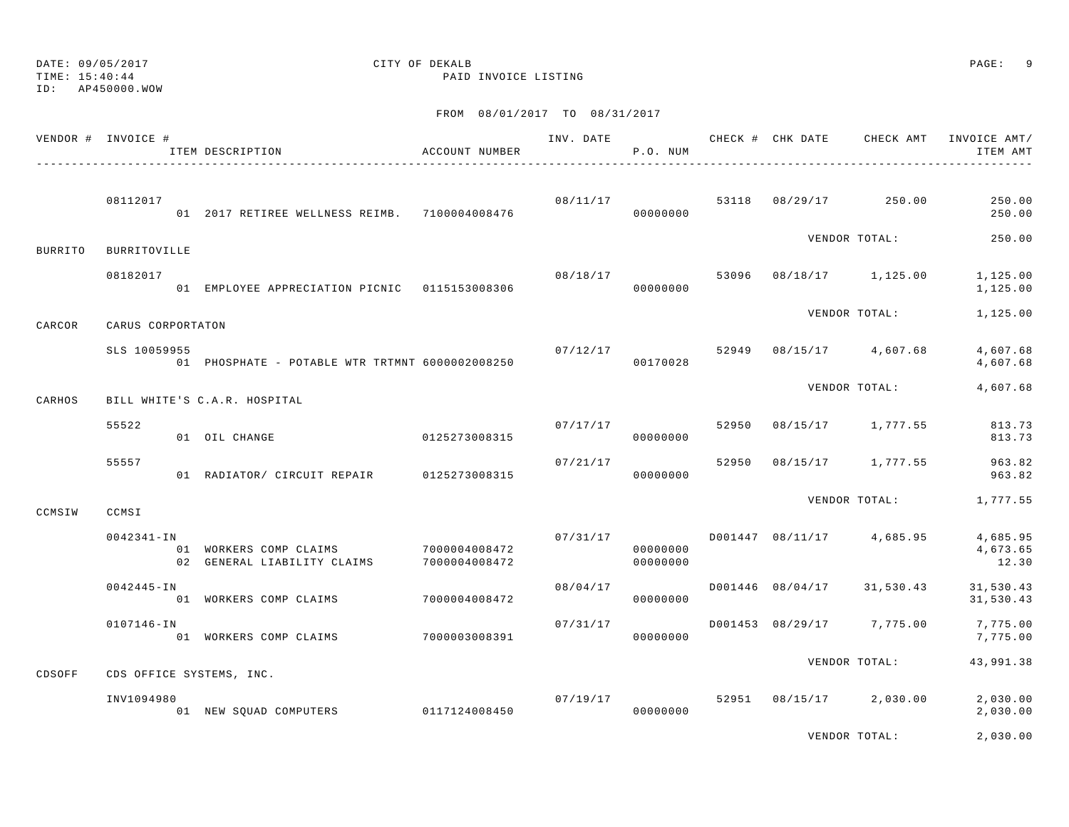DATE: 09/05/2017 CITY OF DEKALB
TIME: 15:40:44 PAID INVOICE LISTING
ID: AP450000.WOW

FROM 08/01/2017 TO 08/31/2017

| VENDOR # | INVOICE # / ITEM DESCRIPTION | ACCOUNT NUMBER | INV. DATE | P.O. NUM | CHECK # | CHK DATE | CHECK AMT | INVOICE AMT/ ITEM AMT |
|---|---|---|---|---|---|---|---|---|
| | 08112017 | | 08/11/17 | | 53118 | 08/29/17 | 250.00 | 250.00 |
| | 01 2017 RETIREE WELLNESS REIMB. | 7100004008476 | | 00000000 | | | | 250.00 |
| | | | | | | VENDOR TOTAL: | | 250.00 |
| BURRITO | BURRITOVILLE | | | | | | | |
| | 08182017 | | 08/18/17 | | 53096 | 08/18/17 | 1,125.00 | 1,125.00 |
| | 01 EMPLOYEE APPRECIATION PICNIC | 0115153008306 | | 00000000 | | | | 1,125.00 |
| | | | | | | VENDOR TOTAL: | | 1,125.00 |
| CARCOR | CARUS CORPORTATON | | | | | | | |
| | SLS 10059955 | | 07/12/17 | | 52949 | 08/15/17 | 4,607.68 | 4,607.68 |
| | 01 PHOSPHATE - POTABLE WTR TRTMNT | 6000002008250 | | 00170028 | | | | 4,607.68 |
| | | | | | | VENDOR TOTAL: | | 4,607.68 |
| CARHOS | BILL WHITE'S C.A.R. HOSPITAL | | | | | | | |
| | 55522 | | 07/17/17 | | 52950 | 08/15/17 | 1,777.55 | 813.73 |
| | 01 OIL CHANGE | 0125273008315 | | 00000000 | | | | 813.73 |
| | 55557 | | 07/21/17 | | 52950 | 08/15/17 | 1,777.55 | 963.82 |
| | 01 RADIATOR/ CIRCUIT REPAIR | 0125273008315 | | 00000000 | | | | 963.82 |
| | | | | | | VENDOR TOTAL: | | 1,777.55 |
| CCMSIW | CCMSI | | | | | | | |
| | 0042341-IN | | 07/31/17 | | D001447 | 08/11/17 | 4,685.95 | 4,685.95 |
| | 01 WORKERS COMP CLAIMS | 7000004008472 | | 00000000 | | | | 4,673.65 |
| | 02 GENERAL LIABILITY CLAIMS | 7000004008472 | | 00000000 | | | | 12.30 |
| | 0042445-IN | | 08/04/17 | | D001446 | 08/04/17 | 31,530.43 | 31,530.43 |
| | 01 WORKERS COMP CLAIMS | 7000004008472 | | 00000000 | | | | 31,530.43 |
| | 0107146-IN | | 07/31/17 | | D001453 | 08/29/17 | 7,775.00 | 7,775.00 |
| | 01 WORKERS COMP CLAIMS | 7000003008391 | | 00000000 | | | | 7,775.00 |
| | | | | | | VENDOR TOTAL: | | 43,991.38 |
| CDSOFF | CDS OFFICE SYSTEMS, INC. | | | | | | | |
| | INV1094980 | | 07/19/17 | | 52951 | 08/15/17 | 2,030.00 | 2,030.00 |
| | 01 NEW SQUAD COMPUTERS | 0117124008450 | | 00000000 | | | | 2,030.00 |
| | | | | | | VENDOR TOTAL: | | 2,030.00 |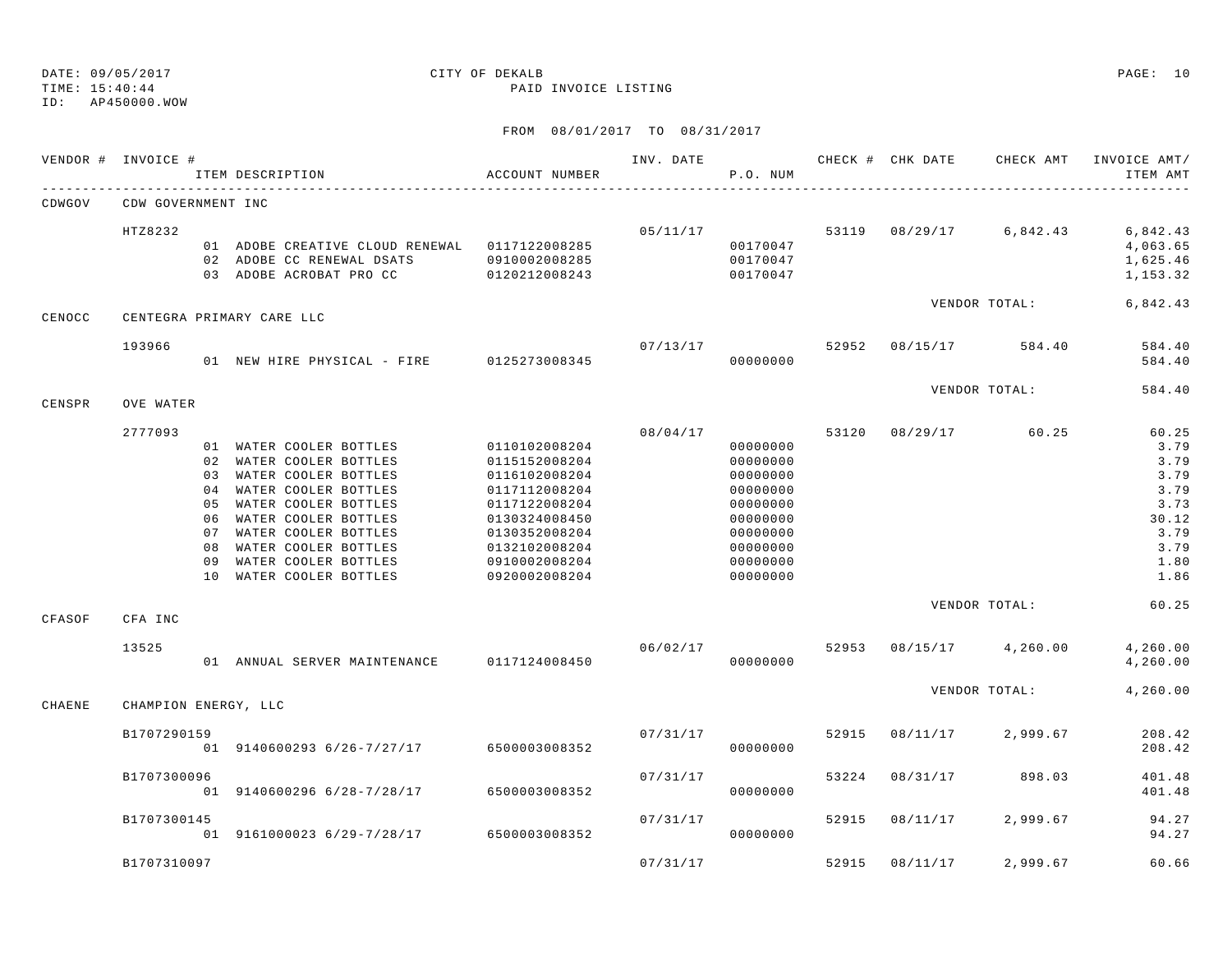DATE: 09/05/2017 CITY OF DEKALB
TIME: 15:40:44 PAID INVOICE LISTING
ID: AP450000.WOW

FROM 08/01/2017 TO 08/31/2017

| VENDOR # | INVOICE # | ITEM DESCRIPTION | ACCOUNT NUMBER | INV. DATE | P.O. NUM | CHECK # | CHK DATE | CHECK AMT | INVOICE AMT/ ITEM AMT |
|---|---|---|---|---|---|---|---|---|---|
| CDWGOV | CDW GOVERNMENT INC | | | | | | | | |
| | HTZ8232 | | | 05/11/17 | | 53119 | 08/29/17 | 6,842.43 | 6,842.43 |
| | | 01 ADOBE CREATIVE CLOUD RENEWAL | 0117122008285 | | 00170047 | | | | 4,063.65 |
| | | 02 ADOBE CC RENEWAL DSATS | 0910002008285 | | 00170047 | | | | 1,625.46 |
| | | 03 ADOBE ACROBAT PRO CC | 0120212008243 | | 00170047 | | | | 1,153.32 |
| | | | | | | | VENDOR TOTAL: | | 6,842.43 |
| CENOCC | CENTEGRA PRIMARY CARE LLC | | | | | | | | |
| | 193966 | | | 07/13/17 | | 52952 | 08/15/17 | 584.40 | 584.40 |
| | | 01 NEW HIRE PHYSICAL - FIRE | 0125273008345 | | 00000000 | | | | 584.40 |
| | | | | | | | VENDOR TOTAL: | | 584.40 |
| CENSPR | OVE WATER | | | | | | | | |
| | 2777093 | | | 08/04/17 | | 53120 | 08/29/17 | 60.25 | 60.25 |
| | | 01 WATER COOLER BOTTLES | 0110102008204 | | 00000000 | | | | 3.79 |
| | | 02 WATER COOLER BOTTLES | 0115152008204 | | 00000000 | | | | 3.79 |
| | | 03 WATER COOLER BOTTLES | 0116102008204 | | 00000000 | | | | 3.79 |
| | | 04 WATER COOLER BOTTLES | 0117112008204 | | 00000000 | | | | 3.79 |
| | | 05 WATER COOLER BOTTLES | 0117122008204 | | 00000000 | | | | 3.73 |
| | | 06 WATER COOLER BOTTLES | 0130324008450 | | 00000000 | | | | 30.12 |
| | | 07 WATER COOLER BOTTLES | 0130352008204 | | 00000000 | | | | 3.79 |
| | | 08 WATER COOLER BOTTLES | 0132102008204 | | 00000000 | | | | 3.79 |
| | | 09 WATER COOLER BOTTLES | 0910002008204 | | 00000000 | | | | 1.80 |
| | | 10 WATER COOLER BOTTLES | 0920002008204 | | 00000000 | | | | 1.86 |
| | | | | | | | VENDOR TOTAL: | | 60.25 |
| CFASOF | CFA INC | | | | | | | | |
| | 13525 | | | 06/02/17 | | 52953 | 08/15/17 | 4,260.00 | 4,260.00 |
| | | 01 ANNUAL SERVER MAINTENANCE | 0117124008450 | | 00000000 | | | | 4,260.00 |
| | | | | | | | VENDOR TOTAL: | | 4,260.00 |
| CHAENE | CHAMPION ENERGY, LLC | | | | | | | | |
| | B1707290159 | | | 07/31/17 | | 52915 | 08/11/17 | 2,999.67 | 208.42 |
| | | 01 9140600293 6/26-7/27/17 | 6500003008352 | | 00000000 | | | | 208.42 |
| | B1707300096 | | | 07/31/17 | | 53224 | 08/31/17 | 898.03 | 401.48 |
| | | 01 9140600296 6/28-7/28/17 | 6500003008352 | | 00000000 | | | | 401.48 |
| | B1707300145 | | | 07/31/17 | | 52915 | 08/11/17 | 2,999.67 | 94.27 |
| | | 01 9161000023 6/29-7/28/17 | 6500003008352 | | 00000000 | | | | 94.27 |
| | B1707310097 | | | 07/31/17 | | 52915 | 08/11/17 | 2,999.67 | 60.66 |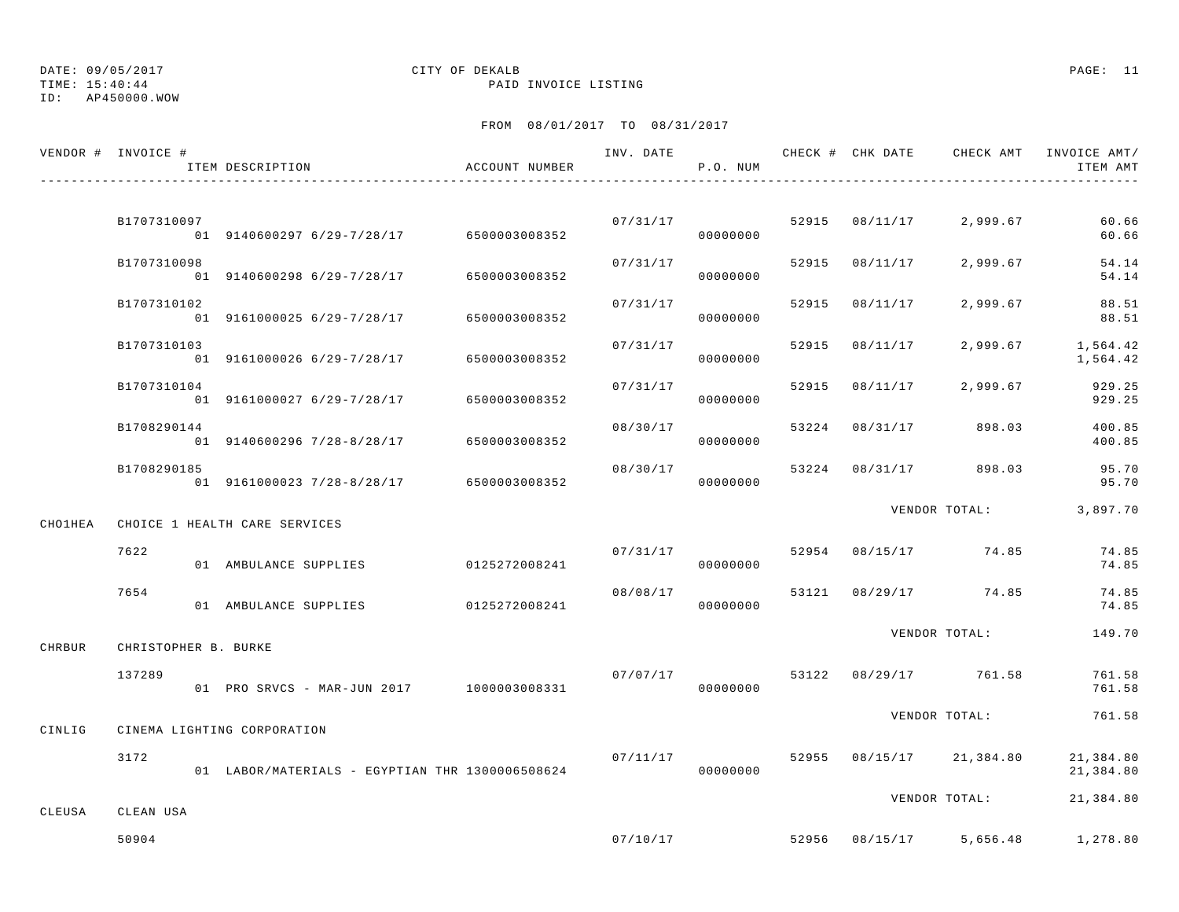DATE: 09/05/2017 CITY OF DEKALB
TIME: 15:40:44 PAID INVOICE LISTING
ID: AP450000.WOW

FROM 08/01/2017 TO 08/31/2017

| VENDOR # | INVOICE # / ITEM DESCRIPTION | ACCOUNT NUMBER | INV. DATE | P.O. NUM | CHECK # | CHK DATE | CHECK AMT | INVOICE AMT/ ITEM AMT |
|---|---|---|---|---|---|---|---|---|
| | B1707310097 | | 07/31/17 | | 52915 | 08/11/17 | 2,999.67 | 60.66 |
| | 01 9140600297 6/29-7/28/17 | 6500003008352 | | 00000000 | | | | 60.66 |
| | B1707310098 | | 07/31/17 | | 52915 | 08/11/17 | 2,999.67 | 54.14 |
| | 01 9140600298 6/29-7/28/17 | 6500003008352 | | 00000000 | | | | 54.14 |
| | B1707310102 | | 07/31/17 | | 52915 | 08/11/17 | 2,999.67 | 88.51 |
| | 01 9161000025 6/29-7/28/17 | 6500003008352 | | 00000000 | | | | 88.51 |
| | B1707310103 | | 07/31/17 | | 52915 | 08/11/17 | 2,999.67 | 1,564.42 |
| | 01 9161000026 6/29-7/28/17 | 6500003008352 | | 00000000 | | | | 1,564.42 |
| | B1707310104 | | 07/31/17 | | 52915 | 08/11/17 | 2,999.67 | 929.25 |
| | 01 9161000027 6/29-7/28/17 | 6500003008352 | | 00000000 | | | | 929.25 |
| | B1708290144 | | 08/30/17 | | 53224 | 08/31/17 | 898.03 | 400.85 |
| | 01 9140600296 7/28-8/28/17 | 6500003008352 | | 00000000 | | | | 400.85 |
| | B1708290185 | | 08/30/17 | | 53224 | 08/31/17 | 898.03 | 95.70 |
| | 01 9161000023 7/28-8/28/17 | 6500003008352 | | 00000000 | | | | 95.70 |
| | | | | | | | VENDOR TOTAL: | 3,897.70 |
| CHO1HEA | CHOICE 1 HEALTH CARE SERVICES | | | | | | | |
| | 7622 | | 07/31/17 | | 52954 | 08/15/17 | 74.85 | 74.85 |
| | 01 AMBULANCE SUPPLIES | 0125272008241 | | 00000000 | | | | 74.85 |
| | 7654 | | 08/08/17 | | 53121 | 08/29/17 | 74.85 | 74.85 |
| | 01 AMBULANCE SUPPLIES | 0125272008241 | | 00000000 | | | | 74.85 |
| | | | | | | | VENDOR TOTAL: | 149.70 |
| CHRBUR | CHRISTOPHER B. BURKE | | | | | | | |
| | 137289 | | 07/07/17 | | 53122 | 08/29/17 | 761.58 | 761.58 |
| | 01 PRO SRVCS - MAR-JUN 2017 | 1000003008331 | | 00000000 | | | | 761.58 |
| | | | | | | | VENDOR TOTAL: | 761.58 |
| CINLIG | CINEMA LIGHTING CORPORATION | | | | | | | |
| | 3172 | | 07/11/17 | | 52955 | 08/15/17 | 21,384.80 | 21,384.80 |
| | 01 LABOR/MATERIALS - EGYPTIAN THR | 1300006508624 | | 00000000 | | | | 21,384.80 |
| | | | | | | | VENDOR TOTAL: | 21,384.80 |
| CLEUSA | CLEAN USA | | | | | | | |
| | 50904 | | 07/10/17 | | 52956 | 08/15/17 | 5,656.48 | 1,278.80 |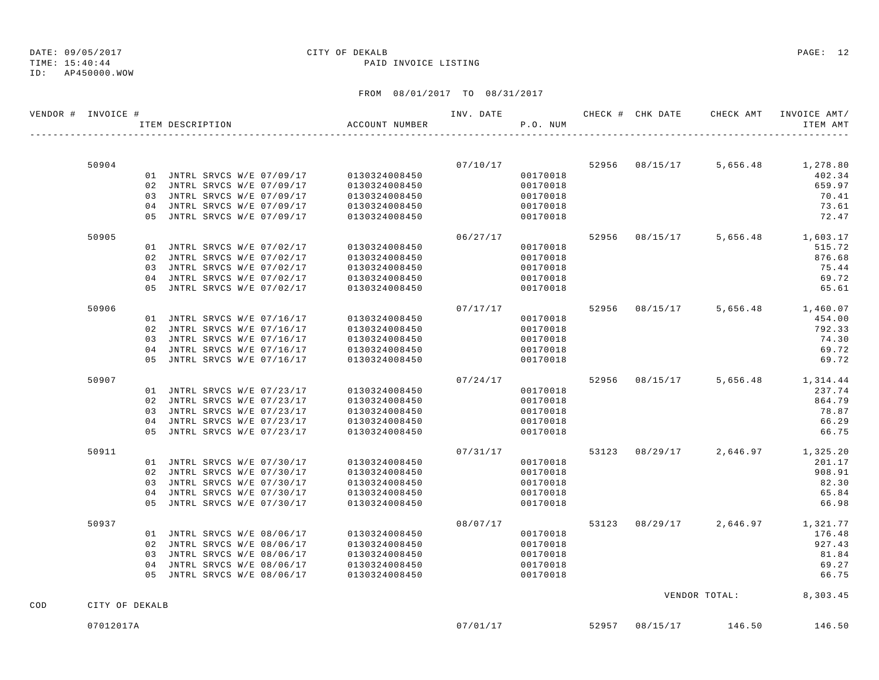DATE: 09/05/2017 CITY OF DEKALB
TIME: 15:40:44 PAID INVOICE LISTING
ID: AP450000.WOW

FROM 08/01/2017 TO 08/31/2017

| VENDOR # | INVOICE # | ITEM DESCRIPTION | ACCOUNT NUMBER | INV. DATE | P.O. NUM | CHECK # | CHK DATE | CHECK AMT | INVOICE AMT/ ITEM AMT |
|---|---|---|---|---|---|---|---|---|---|
| | 50904 | | | 07/10/17 | | 52956 | 08/15/17 | 5,656.48 | 1,278.80 |
| | | 01 JNTRL SRVCS W/E 07/09/17 | 0130324008450 | | 00170018 | | | | 402.34 |
| | | 02 JNTRL SRVCS W/E 07/09/17 | 0130324008450 | | 00170018 | | | | 659.97 |
| | | 03 JNTRL SRVCS W/E 07/09/17 | 0130324008450 | | 00170018 | | | | 70.41 |
| | | 04 JNTRL SRVCS W/E 07/09/17 | 0130324008450 | | 00170018 | | | | 73.61 |
| | | 05 JNTRL SRVCS W/E 07/09/17 | 0130324008450 | | 00170018 | | | | 72.47 |
| | 50905 | | | 06/27/17 | | 52956 | 08/15/17 | 5,656.48 | 1,603.17 |
| | | 01 JNTRL SRVCS W/E 07/02/17 | 0130324008450 | | 00170018 | | | | 515.72 |
| | | 02 JNTRL SRVCS W/E 07/02/17 | 0130324008450 | | 00170018 | | | | 876.68 |
| | | 03 JNTRL SRVCS W/E 07/02/17 | 0130324008450 | | 00170018 | | | | 75.44 |
| | | 04 JNTRL SRVCS W/E 07/02/17 | 0130324008450 | | 00170018 | | | | 69.72 |
| | | 05 JNTRL SRVCS W/E 07/02/17 | 0130324008450 | | 00170018 | | | | 65.61 |
| | 50906 | | | 07/17/17 | | 52956 | 08/15/17 | 5,656.48 | 1,460.07 |
| | | 01 JNTRL SRVCS W/E 07/16/17 | 0130324008450 | | 00170018 | | | | 454.00 |
| | | 02 JNTRL SRVCS W/E 07/16/17 | 0130324008450 | | 00170018 | | | | 792.33 |
| | | 03 JNTRL SRVCS W/E 07/16/17 | 0130324008450 | | 00170018 | | | | 74.30 |
| | | 04 JNTRL SRVCS W/E 07/16/17 | 0130324008450 | | 00170018 | | | | 69.72 |
| | | 05 JNTRL SRVCS W/E 07/16/17 | 0130324008450 | | 00170018 | | | | 69.72 |
| | 50907 | | | 07/24/17 | | 52956 | 08/15/17 | 5,656.48 | 1,314.44 |
| | | 01 JNTRL SRVCS W/E 07/23/17 | 0130324008450 | | 00170018 | | | | 237.74 |
| | | 02 JNTRL SRVCS W/E 07/23/17 | 0130324008450 | | 00170018 | | | | 864.79 |
| | | 03 JNTRL SRVCS W/E 07/23/17 | 0130324008450 | | 00170018 | | | | 78.87 |
| | | 04 JNTRL SRVCS W/E 07/23/17 | 0130324008450 | | 00170018 | | | | 66.29 |
| | | 05 JNTRL SRVCS W/E 07/23/17 | 0130324008450 | | 00170018 | | | | 66.75 |
| | 50911 | | | 07/31/17 | | 53123 | 08/29/17 | 2,646.97 | 1,325.20 |
| | | 01 JNTRL SRVCS W/E 07/30/17 | 0130324008450 | | 00170018 | | | | 201.17 |
| | | 02 JNTRL SRVCS W/E 07/30/17 | 0130324008450 | | 00170018 | | | | 908.91 |
| | | 03 JNTRL SRVCS W/E 07/30/17 | 0130324008450 | | 00170018 | | | | 82.30 |
| | | 04 JNTRL SRVCS W/E 07/30/17 | 0130324008450 | | 00170018 | | | | 65.84 |
| | | 05 JNTRL SRVCS W/E 07/30/17 | 0130324008450 | | 00170018 | | | | 66.98 |
| | 50937 | | | 08/07/17 | | 53123 | 08/29/17 | 2,646.97 | 1,321.77 |
| | | 01 JNTRL SRVCS W/E 08/06/17 | 0130324008450 | | 00170018 | | | | 176.48 |
| | | 02 JNTRL SRVCS W/E 08/06/17 | 0130324008450 | | 00170018 | | | | 927.43 |
| | | 03 JNTRL SRVCS W/E 08/06/17 | 0130324008450 | | 00170018 | | | | 81.84 |
| | | 04 JNTRL SRVCS W/E 08/06/17 | 0130324008450 | | 00170018 | | | | 69.27 |
| | | 05 JNTRL SRVCS W/E 08/06/17 | 0130324008450 | | 00170018 | | | | 66.75 |
| | | | | | | | | VENDOR TOTAL: | 8,303.45 |
| COD | CITY OF DEKALB | | | | | | | | |
| | 07012017A | | | 07/01/17 | | 52957 | 08/15/17 | 146.50 | 146.50 |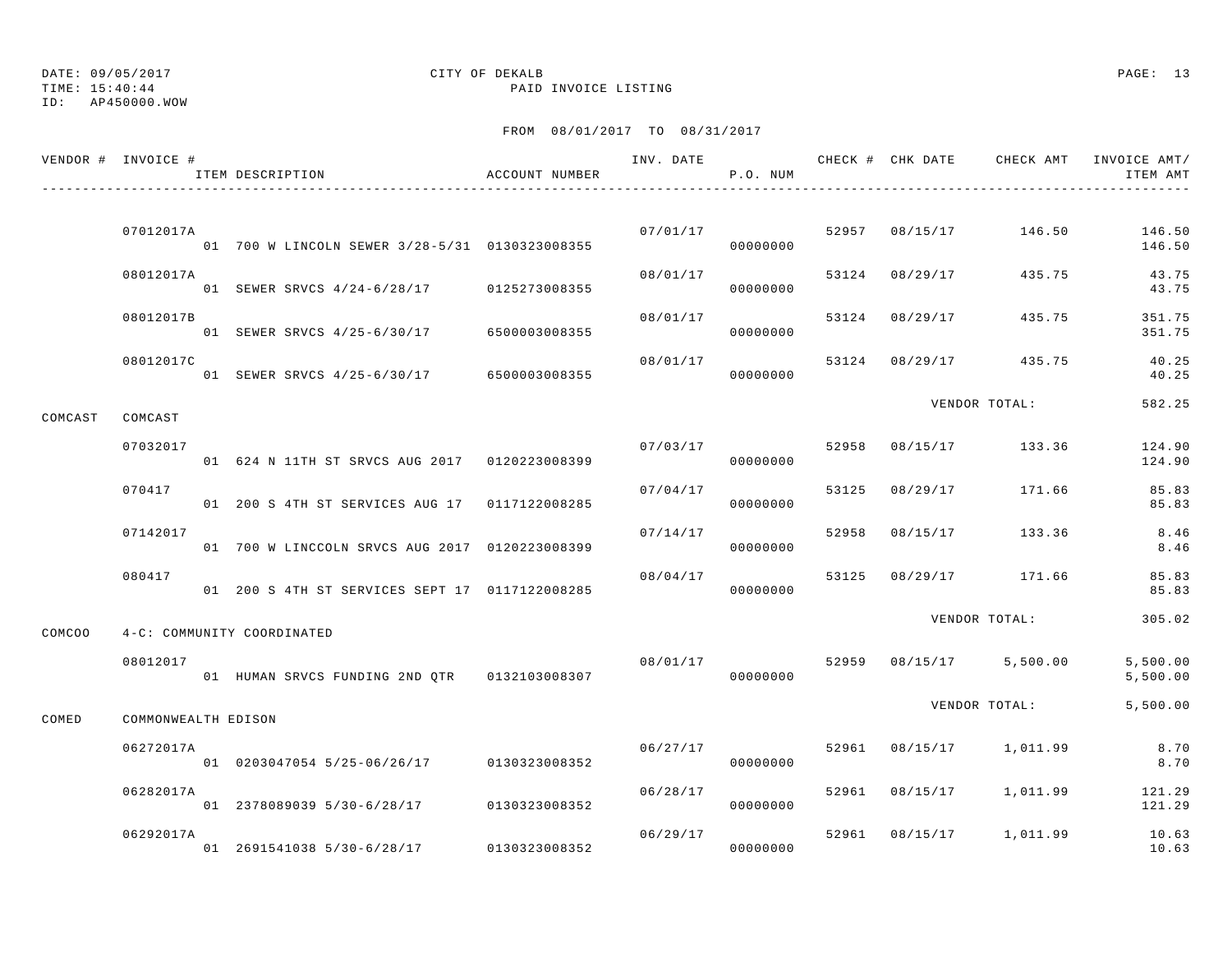DATE: 09/05/2017
TIME: 15:40:44
ID: AP450000.WOW

CITY OF DEKALB
PAID INVOICE LISTING

FROM 08/01/2017 TO 08/31/2017

| VENDOR # | INVOICE # / ITEM DESCRIPTION | ACCOUNT NUMBER | INV. DATE | P.O. NUM | CHECK # | CHK DATE | CHECK AMT | INVOICE AMT/ ITEM AMT |
|---|---|---|---|---|---|---|---|---|
| | 07012017A | | 07/01/17 | | 52957 | 08/15/17 | 146.50 | 146.50 |
| | 01 700 W LINCOLN SEWER 3/28-5/31 | 0130323008355 | | 00000000 | | | | 146.50 |
| | 08012017A | | 08/01/17 | | 53124 | 08/29/17 | 435.75 | 43.75 |
| | 01 SEWER SRVCS 4/24-6/28/17 | 0125273008355 | | 00000000 | | | | 43.75 |
| | 08012017B | | 08/01/17 | | 53124 | 08/29/17 | 435.75 | 351.75 |
| | 01 SEWER SRVCS 4/25-6/30/17 | 6500003008355 | | 00000000 | | | | 351.75 |
| | 08012017C | | 08/01/17 | | 53124 | 08/29/17 | 435.75 | 40.25 |
| | 01 SEWER SRVCS 4/25-6/30/17 | 6500003008355 | | 00000000 | | | | 40.25 |
| | | | | | | VENDOR TOTAL: | | 582.25 |
| COMCAST | COMCAST | | | | | | | |
| | 07032017 | | 07/03/17 | | 52958 | 08/15/17 | 133.36 | 124.90 |
| | 01 624 N 11TH ST SRVCS AUG 2017 | 0120223008399 | | 00000000 | | | | 124.90 |
| | 070417 | | 07/04/17 | | 53125 | 08/29/17 | 171.66 | 85.83 |
| | 01 200 S 4TH ST SERVICES AUG 17 | 0117122008285 | | 00000000 | | | | 85.83 |
| | 07142017 | | 07/14/17 | | 52958 | 08/15/17 | 133.36 | 8.46 |
| | 01 700 W LINCCOLN SRVCS AUG 2017 | 0120223008399 | | 00000000 | | | | 8.46 |
| | 080417 | | 08/04/17 | | 53125 | 08/29/17 | 171.66 | 85.83 |
| | 01 200 S 4TH ST SERVICES SEPT 17 | 0117122008285 | | 00000000 | | | | 85.83 |
| | | | | | | VENDOR TOTAL: | | 305.02 |
| COMCOO | 4-C: COMMUNITY COORDINATED | | | | | | | |
| | 08012017 | | 08/01/17 | | 52959 | 08/15/17 | 5,500.00 | 5,500.00 |
| | 01 HUMAN SRVCS FUNDING 2ND QTR | 0132103008307 | | 00000000 | | | | 5,500.00 |
| | | | | | | VENDOR TOTAL: | | 5,500.00 |
| COMED | COMMONWEALTH EDISON | | | | | | | |
| | 06272017A | | 06/27/17 | | 52961 | 08/15/17 | 1,011.99 | 8.70 |
| | 01 0203047054 5/25-06/26/17 | 0130323008352 | | 00000000 | | | | 8.70 |
| | 06282017A | | 06/28/17 | | 52961 | 08/15/17 | 1,011.99 | 121.29 |
| | 01 2378089039 5/30-6/28/17 | 0130323008352 | | 00000000 | | | | 121.29 |
| | 06292017A | | 06/29/17 | | 52961 | 08/15/17 | 1,011.99 | 10.63 |
| | 01 2691541038 5/30-6/28/17 | 0130323008352 | | 00000000 | | | | 10.63 |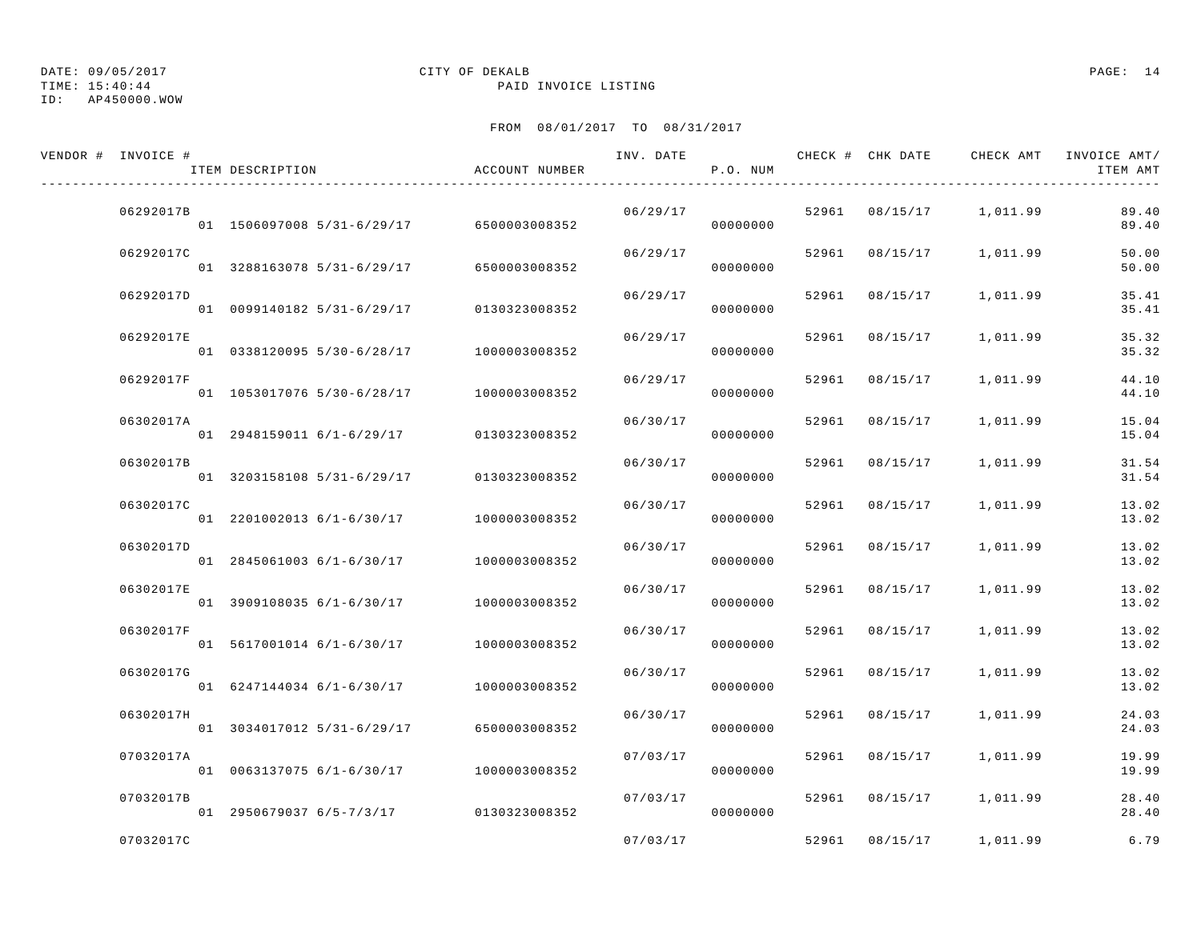DATE: 09/05/2017 CITY OF DEKALB
TIME: 15:40:44 PAID INVOICE LISTING
ID: AP450000.WOW

FROM 08/01/2017 TO 08/31/2017

| VENDOR # | INVOICE # / ITEM DESCRIPTION | ACCOUNT NUMBER | INV. DATE | P.O. NUM | CHECK # | CHK DATE | CHECK AMT | INVOICE AMT/ ITEM AMT |
|---|---|---|---|---|---|---|---|---|
| | 06292017B | | 06/29/17 | | 52961 | 08/15/17 | 1,011.99 | 89.40 |
| | 01 1506097008 5/31-6/29/17 | 6500003008352 | | 00000000 | | | | 89.40 |
| | 06292017C | | 06/29/17 | | 52961 | 08/15/17 | 1,011.99 | 50.00 |
| | 01 3288163078 5/31-6/29/17 | 6500003008352 | | 00000000 | | | | 50.00 |
| | 06292017D | | 06/29/17 | | 52961 | 08/15/17 | 1,011.99 | 35.41 |
| | 01 0099140182 5/31-6/29/17 | 0130323008352 | | 00000000 | | | | 35.41 |
| | 06292017E | | 06/29/17 | | 52961 | 08/15/17 | 1,011.99 | 35.32 |
| | 01 0338120095 5/30-6/28/17 | 1000003008352 | | 00000000 | | | | 35.32 |
| | 06292017F | | 06/29/17 | | 52961 | 08/15/17 | 1,011.99 | 44.10 |
| | 01 1053017076 5/30-6/28/17 | 1000003008352 | | 00000000 | | | | 44.10 |
| | 06302017A | | 06/30/17 | | 52961 | 08/15/17 | 1,011.99 | 15.04 |
| | 01 2948159011 6/1-6/29/17 | 0130323008352 | | 00000000 | | | | 15.04 |
| | 06302017B | | 06/30/17 | | 52961 | 08/15/17 | 1,011.99 | 31.54 |
| | 01 3203158108 5/31-6/29/17 | 0130323008352 | | 00000000 | | | | 31.54 |
| | 06302017C | | 06/30/17 | | 52961 | 08/15/17 | 1,011.99 | 13.02 |
| | 01 2201002013 6/1-6/30/17 | 1000003008352 | | 00000000 | | | | 13.02 |
| | 06302017D | | 06/30/17 | | 52961 | 08/15/17 | 1,011.99 | 13.02 |
| | 01 2845061003 6/1-6/30/17 | 1000003008352 | | 00000000 | | | | 13.02 |
| | 06302017E | | 06/30/17 | | 52961 | 08/15/17 | 1,011.99 | 13.02 |
| | 01 3909108035 6/1-6/30/17 | 1000003008352 | | 00000000 | | | | 13.02 |
| | 06302017F | | 06/30/17 | | 52961 | 08/15/17 | 1,011.99 | 13.02 |
| | 01 5617001014 6/1-6/30/17 | 1000003008352 | | 00000000 | | | | 13.02 |
| | 06302017G | | 06/30/17 | | 52961 | 08/15/17 | 1,011.99 | 13.02 |
| | 01 6247144034 6/1-6/30/17 | 1000003008352 | | 00000000 | | | | 13.02 |
| | 06302017H | | 06/30/17 | | 52961 | 08/15/17 | 1,011.99 | 24.03 |
| | 01 3034017012 5/31-6/29/17 | 6500003008352 | | 00000000 | | | | 24.03 |
| | 07032017A | | 07/03/17 | | 52961 | 08/15/17 | 1,011.99 | 19.99 |
| | 01 0063137075 6/1-6/30/17 | 1000003008352 | | 00000000 | | | | 19.99 |
| | 07032017B | | 07/03/17 | | 52961 | 08/15/17 | 1,011.99 | 28.40 |
| | 01 2950679037 6/5-7/3/17 | 0130323008352 | | 00000000 | | | | 28.40 |
| | 07032017C | | 07/03/17 | | 52961 | 08/15/17 | 1,011.99 | 6.79 |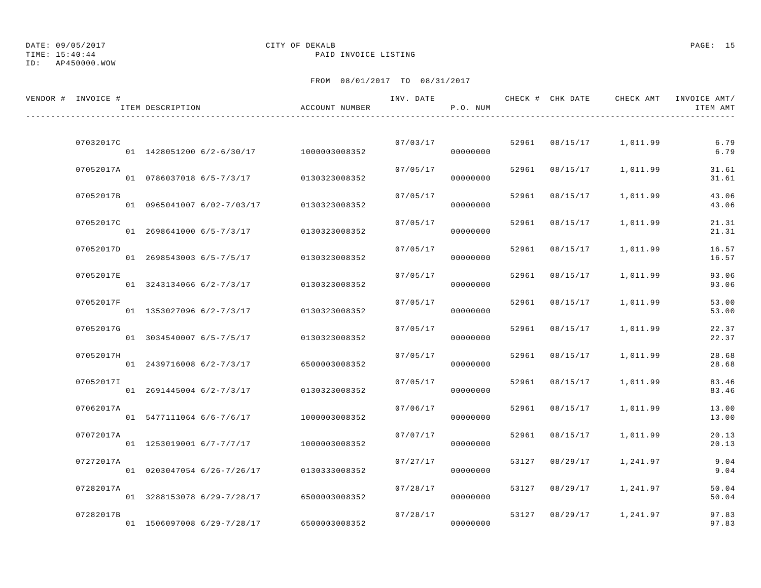DATE: 09/05/2017 CITY OF DEKALB
TIME: 15:40:44 PAID INVOICE LISTING
ID: AP450000.WOW

FROM 08/01/2017 TO 08/31/2017

| VENDOR # | INVOICE # / ITEM DESCRIPTION | ACCOUNT NUMBER | INV. DATE | P.O. NUM | CHECK # | CHK DATE | CHECK AMT | INVOICE AMT/ ITEM AMT |
|---|---|---|---|---|---|---|---|---|
| | 07032017C | | 07/03/17 | | 52961 | 08/15/17 | 1,011.99 | 6.79 |
| | 01 1428051200 6/2-6/30/17 | 1000003008352 | | 00000000 | | | | 6.79 |
| | 07052017A | | 07/05/17 | | 52961 | 08/15/17 | 1,011.99 | 31.61 |
| | 01 0786037018 6/5-7/3/17 | 0130323008352 | | 00000000 | | | | 31.61 |
| | 07052017B | | 07/05/17 | | 52961 | 08/15/17 | 1,011.99 | 43.06 |
| | 01 0965041007 6/02-7/03/17 | 0130323008352 | | 00000000 | | | | 43.06 |
| | 07052017C | | 07/05/17 | | 52961 | 08/15/17 | 1,011.99 | 21.31 |
| | 01 2698641000 6/5-7/3/17 | 0130323008352 | | 00000000 | | | | 21.31 |
| | 07052017D | | 07/05/17 | | 52961 | 08/15/17 | 1,011.99 | 16.57 |
| | 01 2698543003 6/5-7/5/17 | 0130323008352 | | 00000000 | | | | 16.57 |
| | 07052017E | | 07/05/17 | | 52961 | 08/15/17 | 1,011.99 | 93.06 |
| | 01 3243134066 6/2-7/3/17 | 0130323008352 | | 00000000 | | | | 93.06 |
| | 07052017F | | 07/05/17 | | 52961 | 08/15/17 | 1,011.99 | 53.00 |
| | 01 1353027096 6/2-7/3/17 | 0130323008352 | | 00000000 | | | | 53.00 |
| | 07052017G | | 07/05/17 | | 52961 | 08/15/17 | 1,011.99 | 22.37 |
| | 01 3034540007 6/5-7/5/17 | 0130323008352 | | 00000000 | | | | 22.37 |
| | 07052017H | | 07/05/17 | | 52961 | 08/15/17 | 1,011.99 | 28.68 |
| | 01 2439716008 6/2-7/3/17 | 6500003008352 | | 00000000 | | | | 28.68 |
| | 07052017I | | 07/05/17 | | 52961 | 08/15/17 | 1,011.99 | 83.46 |
| | 01 2691445004 6/2-7/3/17 | 0130323008352 | | 00000000 | | | | 83.46 |
| | 07062017A | | 07/06/17 | | 52961 | 08/15/17 | 1,011.99 | 13.00 |
| | 01 5477111064 6/6-7/6/17 | 1000003008352 | | 00000000 | | | | 13.00 |
| | 07072017A | | 07/07/17 | | 52961 | 08/15/17 | 1,011.99 | 20.13 |
| | 01 1253019001 6/7-7/7/17 | 1000003008352 | | 00000000 | | | | 20.13 |
| | 07272017A | | 07/27/17 | | 53127 | 08/29/17 | 1,241.97 | 9.04 |
| | 01 0203047054 6/26-7/26/17 | 0130333008352 | | 00000000 | | | | 9.04 |
| | 07282017A | | 07/28/17 | | 53127 | 08/29/17 | 1,241.97 | 50.04 |
| | 01 3288153078 6/29-7/28/17 | 6500003008352 | | 00000000 | | | | 50.04 |
| | 07282017B | | 07/28/17 | | 53127 | 08/29/17 | 1,241.97 | 97.83 |
| | 01 1506097008 6/29-7/28/17 | 6500003008352 | | 00000000 | | | | 97.83 |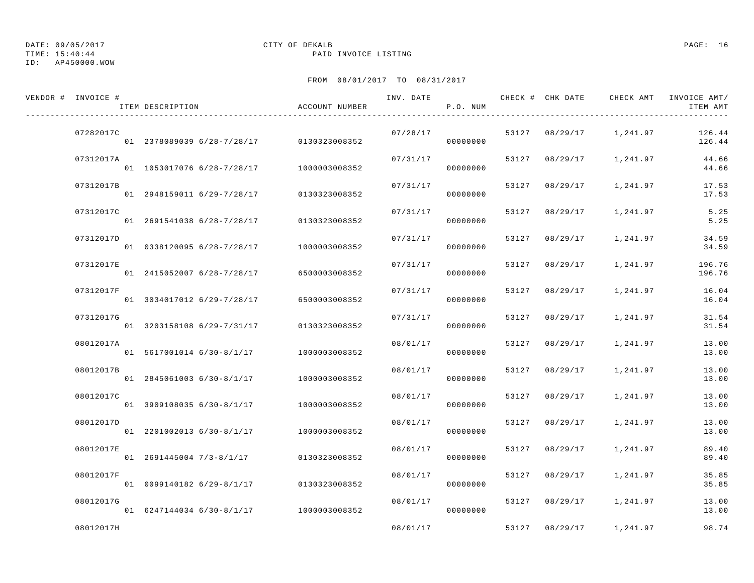DATE: 09/05/2017
TIME: 15:40:44
ID: AP450000.WOW

CITY OF DEKALB
PAID INVOICE LISTING

FROM 08/01/2017 TO 08/31/2017

| VENDOR # | INVOICE # / ITEM DESCRIPTION | ACCOUNT NUMBER | INV. DATE | P.O. NUM | CHECK # | CHK DATE | CHECK AMT | INVOICE AMT/ ITEM AMT |
|---|---|---|---|---|---|---|---|---|
| | 07282017C | | 07/28/17 | | 53127 | 08/29/17 | 1,241.97 | 126.44 |
| | 01 2378089039 6/28-7/28/17 | 0130323008352 | | 00000000 | | | | 126.44 |
| | 07312017A | | 07/31/17 | | 53127 | 08/29/17 | 1,241.97 | 44.66 |
| | 01 1053017076 6/28-7/28/17 | 1000003008352 | | 00000000 | | | | 44.66 |
| | 07312017B | | 07/31/17 | | 53127 | 08/29/17 | 1,241.97 | 17.53 |
| | 01 2948159011 6/29-7/28/17 | 0130323008352 | | 00000000 | | | | 17.53 |
| | 07312017C | | 07/31/17 | | 53127 | 08/29/17 | 1,241.97 | 5.25 |
| | 01 2691541038 6/28-7/28/17 | 0130323008352 | | 00000000 | | | | 5.25 |
| | 07312017D | | 07/31/17 | | 53127 | 08/29/17 | 1,241.97 | 34.59 |
| | 01 0338120095 6/28-7/28/17 | 1000003008352 | | 00000000 | | | | 34.59 |
| | 07312017E | | 07/31/17 | | 53127 | 08/29/17 | 1,241.97 | 196.76 |
| | 01 2415052007 6/28-7/28/17 | 6500003008352 | | 00000000 | | | | 196.76 |
| | 07312017F | | 07/31/17 | | 53127 | 08/29/17 | 1,241.97 | 16.04 |
| | 01 3034017012 6/29-7/28/17 | 6500003008352 | | 00000000 | | | | 16.04 |
| | 07312017G | | 07/31/17 | | 53127 | 08/29/17 | 1,241.97 | 31.54 |
| | 01 3203158108 6/29-7/31/17 | 0130323008352 | | 00000000 | | | | 31.54 |
| | 08012017A | | 08/01/17 | | 53127 | 08/29/17 | 1,241.97 | 13.00 |
| | 01 5617001014 6/30-8/1/17 | 1000003008352 | | 00000000 | | | | 13.00 |
| | 08012017B | | 08/01/17 | | 53127 | 08/29/17 | 1,241.97 | 13.00 |
| | 01 2845061003 6/30-8/1/17 | 1000003008352 | | 00000000 | | | | 13.00 |
| | 08012017C | | 08/01/17 | | 53127 | 08/29/17 | 1,241.97 | 13.00 |
| | 01 3909108035 6/30-8/1/17 | 1000003008352 | | 00000000 | | | | 13.00 |
| | 08012017D | | 08/01/17 | | 53127 | 08/29/17 | 1,241.97 | 13.00 |
| | 01 2201002013 6/30-8/1/17 | 1000003008352 | | 00000000 | | | | 13.00 |
| | 08012017E | | 08/01/17 | | 53127 | 08/29/17 | 1,241.97 | 89.40 |
| | 01 2691445004 7/3-8/1/17 | 0130323008352 | | 00000000 | | | | 89.40 |
| | 08012017F | | 08/01/17 | | 53127 | 08/29/17 | 1,241.97 | 35.85 |
| | 01 0099140182 6/29-8/1/17 | 0130323008352 | | 00000000 | | | | 35.85 |
| | 08012017G | | 08/01/17 | | 53127 | 08/29/17 | 1,241.97 | 13.00 |
| | 01 6247144034 6/30-8/1/17 | 1000003008352 | | 00000000 | | | | 13.00 |
| | 08012017H | | 08/01/17 | | 53127 | 08/29/17 | 1,241.97 | 98.74 |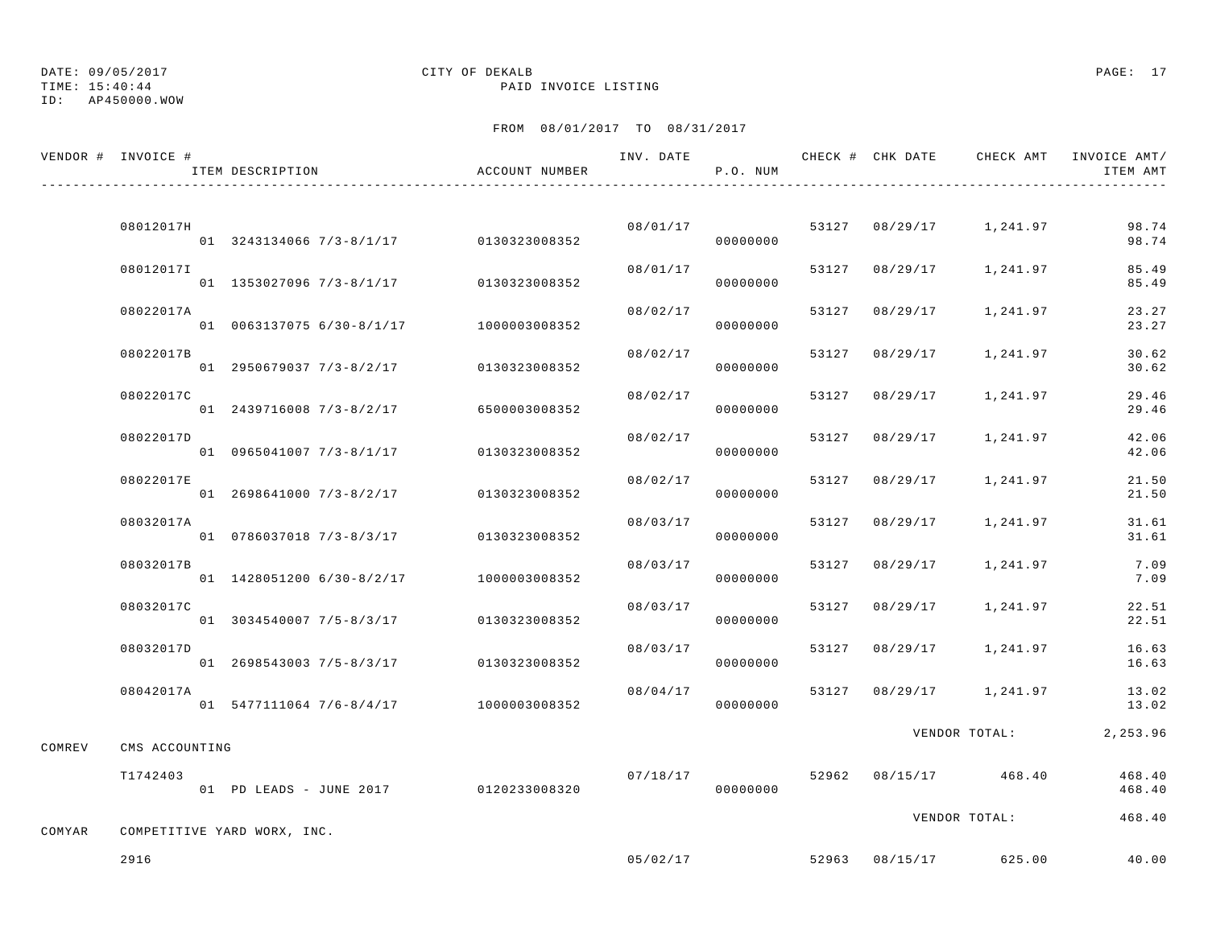DATE: 09/05/2017 CITY OF DEKALB
TIME: 15:40:44 PAID INVOICE LISTING
ID: AP450000.WOW

FROM 08/01/2017 TO 08/31/2017

| VENDOR # | INVOICE # / ITEM DESCRIPTION | ACCOUNT NUMBER | INV. DATE | P.O. NUM | CHECK # | CHK DATE | CHECK AMT | INVOICE AMT/ ITEM AMT |
|---|---|---|---|---|---|---|---|---|
| | 08012017H | | 08/01/17 | | 53127 | 08/29/17 | 1,241.97 | 98.74 |
| | 01 3243134066 7/3-8/1/17 | 0130323008352 | | 00000000 | | | | 98.74 |
| | 08012017I | | 08/01/17 | | 53127 | 08/29/17 | 1,241.97 | 85.49 |
| | 01 1353027096 7/3-8/1/17 | 0130323008352 | | 00000000 | | | | 85.49 |
| | 08022017A | | 08/02/17 | | 53127 | 08/29/17 | 1,241.97 | 23.27 |
| | 01 0063137075 6/30-8/1/17 | 1000003008352 | | 00000000 | | | | 23.27 |
| | 08022017B | | 08/02/17 | | 53127 | 08/29/17 | 1,241.97 | 30.62 |
| | 01 2950679037 7/3-8/2/17 | 0130323008352 | | 00000000 | | | | 30.62 |
| | 08022017C | | 08/02/17 | | 53127 | 08/29/17 | 1,241.97 | 29.46 |
| | 01 2439716008 7/3-8/2/17 | 6500003008352 | | 00000000 | | | | 29.46 |
| | 08022017D | | 08/02/17 | | 53127 | 08/29/17 | 1,241.97 | 42.06 |
| | 01 0965041007 7/3-8/1/17 | 0130323008352 | | 00000000 | | | | 42.06 |
| | 08022017E | | 08/02/17 | | 53127 | 08/29/17 | 1,241.97 | 21.50 |
| | 01 2698641000 7/3-8/2/17 | 0130323008352 | | 00000000 | | | | 21.50 |
| | 08032017A | | 08/03/17 | | 53127 | 08/29/17 | 1,241.97 | 31.61 |
| | 01 0786037018 7/3-8/3/17 | 0130323008352 | | 00000000 | | | | 31.61 |
| | 08032017B | | 08/03/17 | | 53127 | 08/29/17 | 1,241.97 | 7.09 |
| | 01 1428051200 6/30-8/2/17 | 1000003008352 | | 00000000 | | | | 7.09 |
| | 08032017C | | 08/03/17 | | 53127 | 08/29/17 | 1,241.97 | 22.51 |
| | 01 3034540007 7/5-8/3/17 | 0130323008352 | | 00000000 | | | | 22.51 |
| | 08032017D | | 08/03/17 | | 53127 | 08/29/17 | 1,241.97 | 16.63 |
| | 01 2698543003 7/5-8/3/17 | 0130323008352 | | 00000000 | | | | 16.63 |
| | 08042017A | | 08/04/17 | | 53127 | 08/29/17 | 1,241.97 | 13.02 |
| | 01 5477111064 7/6-8/4/17 | 1000003008352 | | 00000000 | | | | 13.02 |
| | | | | | | | VENDOR TOTAL: | 2,253.96 |
| COMREV | CMS ACCOUNTING | | | | | | | |
| | T1742403 | | 07/18/17 | | 52962 | 08/15/17 | 468.40 | 468.40 |
| | 01 PD LEADS - JUNE 2017 | 0120233008320 | | 00000000 | | | | 468.40 |
| | | | | | | | VENDOR TOTAL: | 468.40 |
| COMYAR | COMPETITIVE YARD WORX, INC. | | | | | | | |
| | 2916 | | 05/02/17 | | 52963 | 08/15/17 | 625.00 | 40.00 |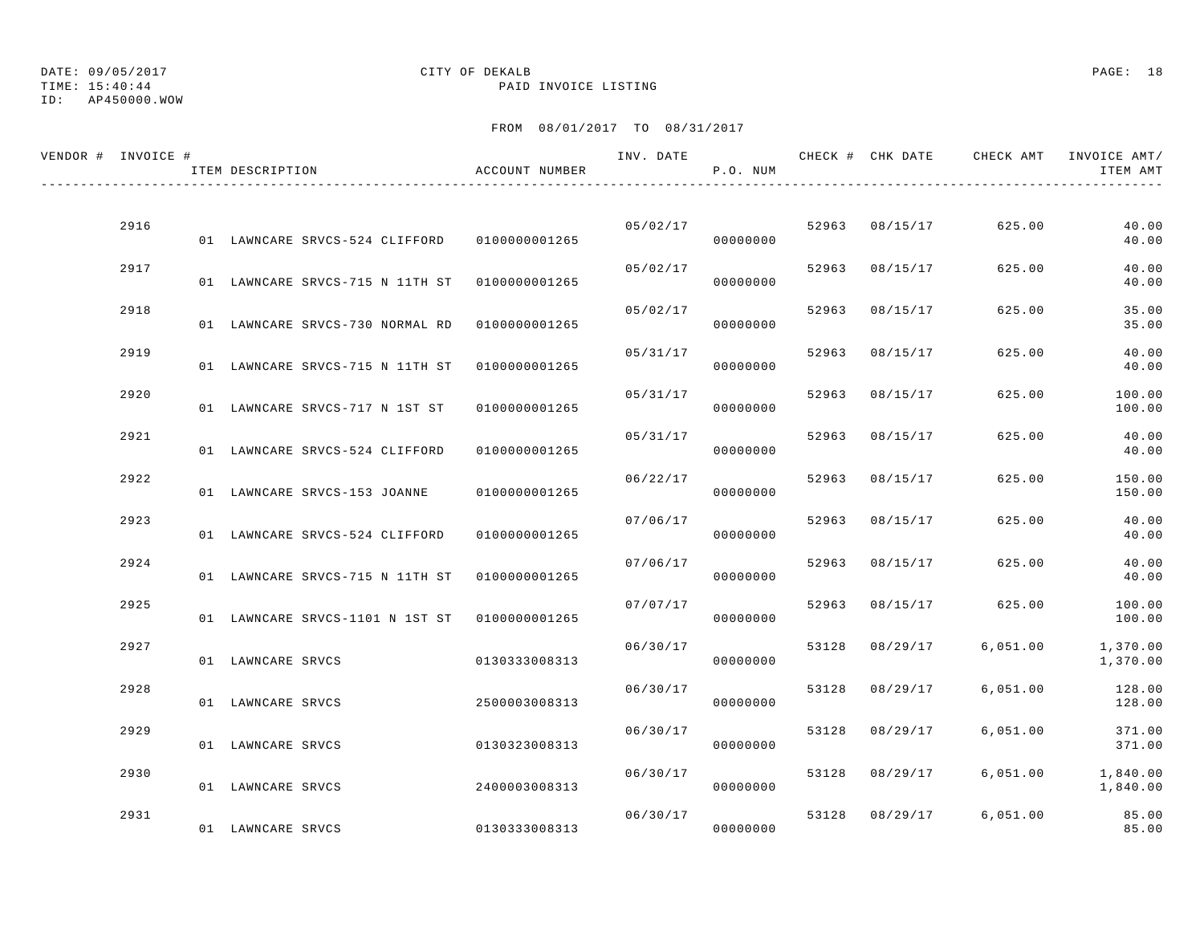DATE: 09/05/2017
TIME: 15:40:44
ID: AP450000.WOW

CITY OF DEKALB
PAID INVOICE LISTING

FROM 08/01/2017 TO 08/31/2017

| VENDOR # | INVOICE # | ITEM DESCRIPTION | ACCOUNT NUMBER | INV. DATE | P.O. NUM | CHECK # | CHK DATE | CHECK AMT | INVOICE AMT/ ITEM AMT |
|---|---|---|---|---|---|---|---|---|---|
| | 2916 | | | 05/02/17 | | 52963 | 08/15/17 | 625.00 | 40.00 |
| | | 01 LAWNCARE SRVCS-524 CLIFFORD | 0100000001265 | | 00000000 | | | | 40.00 |
| | 2917 | | | 05/02/17 | | 52963 | 08/15/17 | 625.00 | 40.00 |
| | | 01 LAWNCARE SRVCS-715 N 11TH ST | 0100000001265 | | 00000000 | | | | 40.00 |
| | 2918 | | | 05/02/17 | | 52963 | 08/15/17 | 625.00 | 35.00 |
| | | 01 LAWNCARE SRVCS-730 NORMAL RD | 0100000001265 | | 00000000 | | | | 35.00 |
| | 2919 | | | 05/31/17 | | 52963 | 08/15/17 | 625.00 | 40.00 |
| | | 01 LAWNCARE SRVCS-715 N 11TH ST | 0100000001265 | | 00000000 | | | | 40.00 |
| | 2920 | | | 05/31/17 | | 52963 | 08/15/17 | 625.00 | 100.00 |
| | | 01 LAWNCARE SRVCS-717 N 1ST ST | 0100000001265 | | 00000000 | | | | 100.00 |
| | 2921 | | | 05/31/17 | | 52963 | 08/15/17 | 625.00 | 40.00 |
| | | 01 LAWNCARE SRVCS-524 CLIFFORD | 0100000001265 | | 00000000 | | | | 40.00 |
| | 2922 | | | 06/22/17 | | 52963 | 08/15/17 | 625.00 | 150.00 |
| | | 01 LAWNCARE SRVCS-153 JOANNE | 0100000001265 | | 00000000 | | | | 150.00 |
| | 2923 | | | 07/06/17 | | 52963 | 08/15/17 | 625.00 | 40.00 |
| | | 01 LAWNCARE SRVCS-524 CLIFFORD | 0100000001265 | | 00000000 | | | | 40.00 |
| | 2924 | | | 07/06/17 | | 52963 | 08/15/17 | 625.00 | 40.00 |
| | | 01 LAWNCARE SRVCS-715 N 11TH ST | 0100000001265 | | 00000000 | | | | 40.00 |
| | 2925 | | | 07/07/17 | | 52963 | 08/15/17 | 625.00 | 100.00 |
| | | 01 LAWNCARE SRVCS-1101 N 1ST ST | 0100000001265 | | 00000000 | | | | 100.00 |
| | 2927 | | | 06/30/17 | | 53128 | 08/29/17 | 6,051.00 | 1,370.00 |
| | | 01 LAWNCARE SRVCS | 0130333008313 | | 00000000 | | | | 1,370.00 |
| | 2928 | | | 06/30/17 | | 53128 | 08/29/17 | 6,051.00 | 128.00 |
| | | 01 LAWNCARE SRVCS | 2500003008313 | | 00000000 | | | | 128.00 |
| | 2929 | | | 06/30/17 | | 53128 | 08/29/17 | 6,051.00 | 371.00 |
| | | 01 LAWNCARE SRVCS | 0130323008313 | | 00000000 | | | | 371.00 |
| | 2930 | | | 06/30/17 | | 53128 | 08/29/17 | 6,051.00 | 1,840.00 |
| | | 01 LAWNCARE SRVCS | 2400003008313 | | 00000000 | | | | 1,840.00 |
| | 2931 | | | 06/30/17 | | 53128 | 08/29/17 | 6,051.00 | 85.00 |
| | | 01 LAWNCARE SRVCS | 0130333008313 | | 00000000 | | | | 85.00 |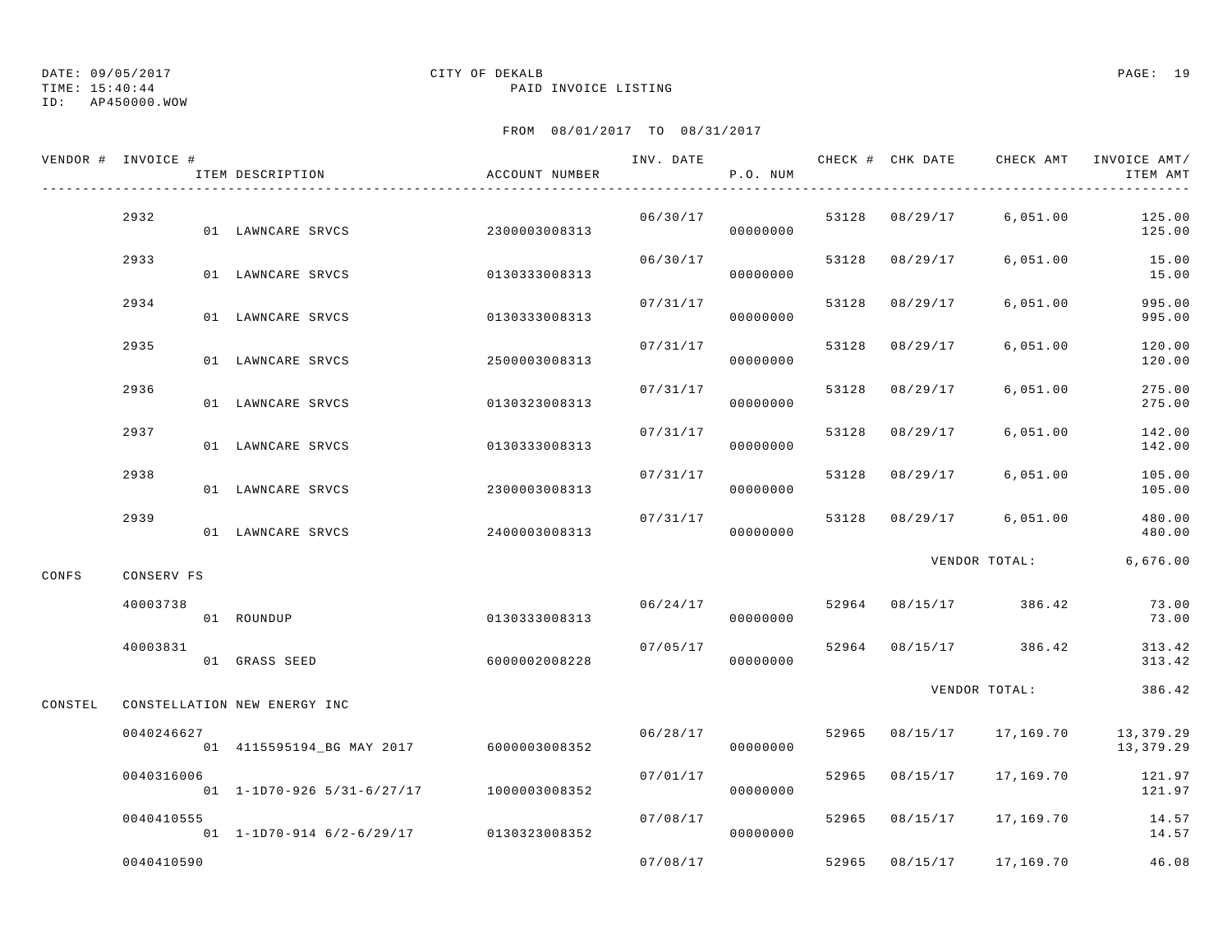DATE: 09/05/2017
TIME: 15:40:44
ID: AP450000.WOW

CITY OF DEKALB
PAID INVOICE LISTING

FROM 08/01/2017 TO 08/31/2017

| VENDOR # | INVOICE # | ITEM DESCRIPTION | ACCOUNT NUMBER | INV. DATE | P.O. NUM | CHECK # | CHK DATE | CHECK AMT | INVOICE AMT/ ITEM AMT |
|---|---|---|---|---|---|---|---|---|---|
| | 2932 | | | 06/30/17 | | 53128 | 08/29/17 | 6,051.00 | 125.00 |
| | | 01 LAWNCARE SRVCS | 2300003008313 | | 00000000 | | | | 125.00 |
| | 2933 | | | 06/30/17 | | 53128 | 08/29/17 | 6,051.00 | 15.00 |
| | | 01 LAWNCARE SRVCS | 0130333008313 | | 00000000 | | | | 15.00 |
| | 2934 | | | 07/31/17 | | 53128 | 08/29/17 | 6,051.00 | 995.00 |
| | | 01 LAWNCARE SRVCS | 0130333008313 | | 00000000 | | | | 995.00 |
| | 2935 | | | 07/31/17 | | 53128 | 08/29/17 | 6,051.00 | 120.00 |
| | | 01 LAWNCARE SRVCS | 2500003008313 | | 00000000 | | | | 120.00 |
| | 2936 | | | 07/31/17 | | 53128 | 08/29/17 | 6,051.00 | 275.00 |
| | | 01 LAWNCARE SRVCS | 0130323008313 | | 00000000 | | | | 275.00 |
| | 2937 | | | 07/31/17 | | 53128 | 08/29/17 | 6,051.00 | 142.00 |
| | | 01 LAWNCARE SRVCS | 0130333008313 | | 00000000 | | | | 142.00 |
| | 2938 | | | 07/31/17 | | 53128 | 08/29/17 | 6,051.00 | 105.00 |
| | | 01 LAWNCARE SRVCS | 2300003008313 | | 00000000 | | | | 105.00 |
| | 2939 | | | 07/31/17 | | 53128 | 08/29/17 | 6,051.00 | 480.00 |
| | | 01 LAWNCARE SRVCS | 2400003008313 | | 00000000 | | | | 480.00 |
| | | | | | | | | VENDOR TOTAL: | 6,676.00 |
| CONFS | CONSERV FS | | | | | | | | |
| | 40003738 | | | 06/24/17 | | 52964 | 08/15/17 | 386.42 | 73.00 |
| | | 01 ROUNDUP | 0130333008313 | | 00000000 | | | | 73.00 |
| | 40003831 | | | 07/05/17 | | 52964 | 08/15/17 | 386.42 | 313.42 |
| | | 01 GRASS SEED | 6000002008228 | | 00000000 | | | | 313.42 |
| | | | | | | | | VENDOR TOTAL: | 386.42 |
| CONSTEL | CONSTELLATION NEW ENERGY INC | | | | | | | | |
| | 0040246627 | | | 06/28/17 | | 52965 | 08/15/17 | 17,169.70 | 13,379.29 |
| | | 01 4115595194_BG MAY 2017 | 6000003008352 | | 00000000 | | | | 13,379.29 |
| | 0040316006 | | | 07/01/17 | | 52965 | 08/15/17 | 17,169.70 | 121.97 |
| | | 01 1-1D70-926 5/31-6/27/17 | 1000003008352 | | 00000000 | | | | 121.97 |
| | 0040410555 | | | 07/08/17 | | 52965 | 08/15/17 | 17,169.70 | 14.57 |
| | | 01 1-1D70-914 6/2-6/29/17 | 0130323008352 | | 00000000 | | | | 14.57 |
| | 0040410590 | | | 07/08/17 | | 52965 | 08/15/17 | 17,169.70 | 46.08 |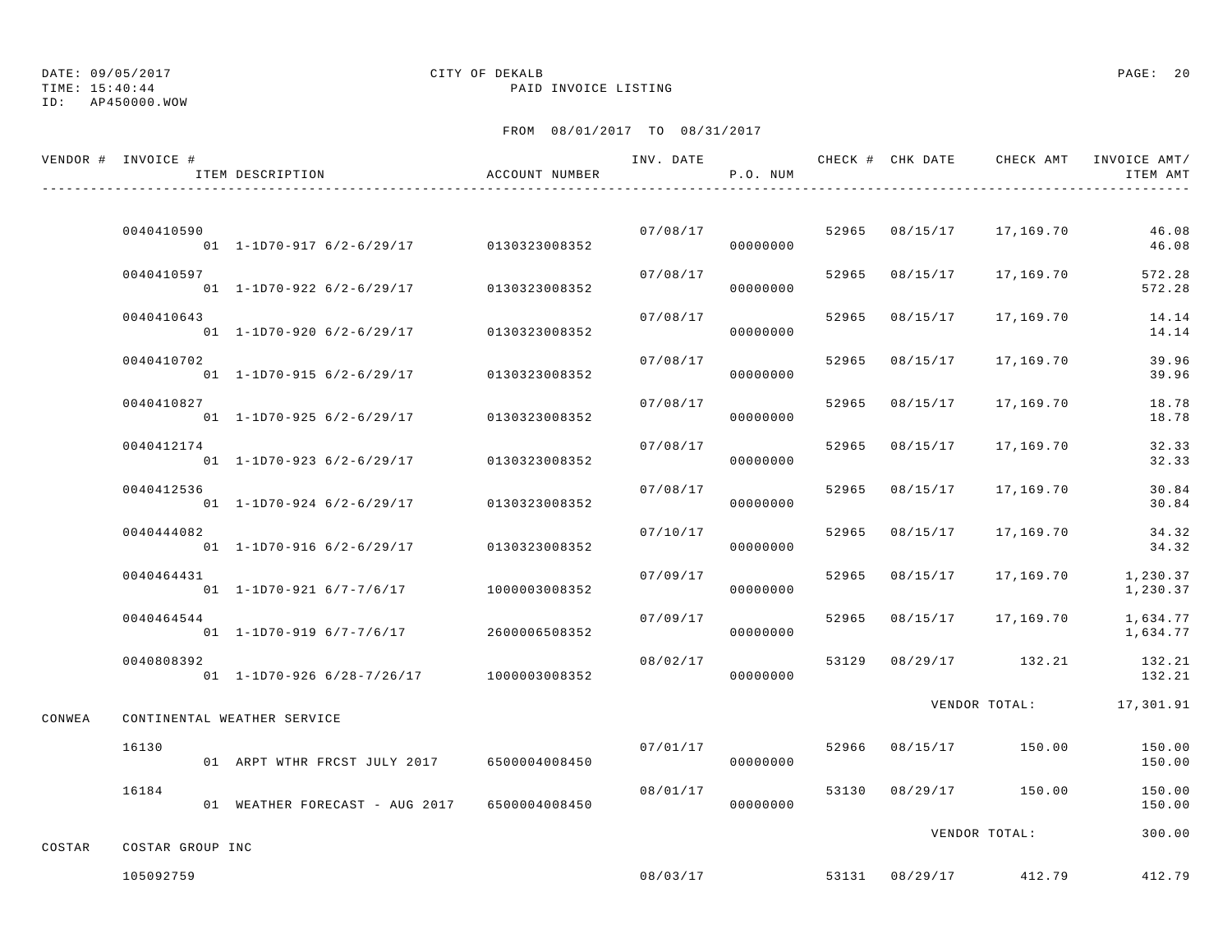DATE: 09/05/2017 CITY OF DEKALB
TIME: 15:40:44 PAID INVOICE LISTING
ID: AP450000.WOW

FROM 08/01/2017 TO 08/31/2017

| VENDOR # | INVOICE # / ITEM DESCRIPTION | ACCOUNT NUMBER | INV. DATE | P.O. NUM | CHECK # | CHK DATE | CHECK AMT | INVOICE AMT/ ITEM AMT |
|---|---|---|---|---|---|---|---|---|
| | 0040410590 | | 07/08/17 | | 52965 | 08/15/17 | 17,169.70 | 46.08 |
| | 01 1-1D70-917 6/2-6/29/17 | 0130323008352 | | 00000000 | | | | 46.08 |
| | 0040410597 | | 07/08/17 | | 52965 | 08/15/17 | 17,169.70 | 572.28 |
| | 01 1-1D70-922 6/2-6/29/17 | 0130323008352 | | 00000000 | | | | 572.28 |
| | 0040410643 | | 07/08/17 | | 52965 | 08/15/17 | 17,169.70 | 14.14 |
| | 01 1-1D70-920 6/2-6/29/17 | 0130323008352 | | 00000000 | | | | 14.14 |
| | 0040410702 | | 07/08/17 | | 52965 | 08/15/17 | 17,169.70 | 39.96 |
| | 01 1-1D70-915 6/2-6/29/17 | 0130323008352 | | 00000000 | | | | 39.96 |
| | 0040410827 | | 07/08/17 | | 52965 | 08/15/17 | 17,169.70 | 18.78 |
| | 01 1-1D70-925 6/2-6/29/17 | 0130323008352 | | 00000000 | | | | 18.78 |
| | 0040412174 | | 07/08/17 | | 52965 | 08/15/17 | 17,169.70 | 32.33 |
| | 01 1-1D70-923 6/2-6/29/17 | 0130323008352 | | 00000000 | | | | 32.33 |
| | 0040412536 | | 07/08/17 | | 52965 | 08/15/17 | 17,169.70 | 30.84 |
| | 01 1-1D70-924 6/2-6/29/17 | 0130323008352 | | 00000000 | | | | 30.84 |
| | 0040444082 | | 07/10/17 | | 52965 | 08/15/17 | 17,169.70 | 34.32 |
| | 01 1-1D70-916 6/2-6/29/17 | 0130323008352 | | 00000000 | | | | 34.32 |
| | 0040464431 | | 07/09/17 | | 52965 | 08/15/17 | 17,169.70 | 1,230.37 |
| | 01 1-1D70-921 6/7-7/6/17 | 1000003008352 | | 00000000 | | | | 1,230.37 |
| | 0040464544 | | 07/09/17 | | 52965 | 08/15/17 | 17,169.70 | 1,634.77 |
| | 01 1-1D70-919 6/7-7/6/17 | 2600006508352 | | 00000000 | | | | 1,634.77 |
| | 0040808392 | | 08/02/17 | | 53129 | 08/29/17 | 132.21 | 132.21 |
| | 01 1-1D70-926 6/28-7/26/17 | 1000003008352 | | 00000000 | | | | 132.21 |
| | | | | | | | VENDOR TOTAL: | 17,301.91 |
| CONWEA | CONTINENTAL WEATHER SERVICE | | | | | | | |
| | 16130 | | 07/01/17 | | 52966 | 08/15/17 | 150.00 | 150.00 |
| | 01 ARPT WTHR FRCST JULY 2017 | 6500004008450 | | 00000000 | | | | 150.00 |
| | 16184 | | 08/01/17 | | 53130 | 08/29/17 | 150.00 | 150.00 |
| | 01 WEATHER FORECAST - AUG 2017 | 6500004008450 | | 00000000 | | | | 150.00 |
| | | | | | | | VENDOR TOTAL: | 300.00 |
| COSTAR | COSTAR GROUP INC | | | | | | | |
| | 105092759 | | 08/03/17 | | 53131 | 08/29/17 | 412.79 | 412.79 |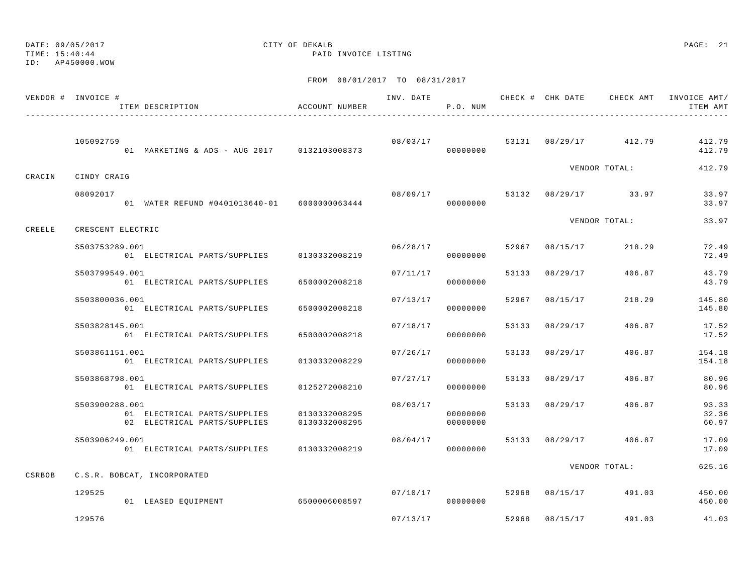DATE: 09/05/2017
TIME: 15:40:44
ID: AP450000.WOW

CITY OF DEKALB
PAID INVOICE LISTING

FROM 08/01/2017 TO 08/31/2017

| VENDOR # | INVOICE # / ITEM DESCRIPTION | ACCOUNT NUMBER | INV. DATE | P.O. NUM | CHECK # | CHK DATE | CHECK AMT | INVOICE AMT/ ITEM AMT |
|---|---|---|---|---|---|---|---|---|
| | 105092759 | | 08/03/17 | | 53131 | 08/29/17 | 412.79 | 412.79 |
| | 01 MARKETING & ADS - AUG 2017 | 0132103008373 | | 00000000 | | | | 412.79 |
| | | | | | | VENDOR TOTAL: | | 412.79 |
| CRACIN | CINDY CRAIG | | | | | | | |
| | 08092017 | | 08/09/17 | | 53132 | 08/29/17 | 33.97 | 33.97 |
| | 01 WATER REFUND #0401013640-01 | 6000000063444 | | 00000000 | | | | 33.97 |
| | | | | | | VENDOR TOTAL: | | 33.97 |
| CREELE | CRESCENT ELECTRIC | | | | | | | |
| | S503753289.001 | | 06/28/17 | | 52967 | 08/15/17 | 218.29 | 72.49 |
| | 01 ELECTRICAL PARTS/SUPPLIES | 0130332008219 | | 00000000 | | | | 72.49 |
| | S503799549.001 | | 07/11/17 | | 53133 | 08/29/17 | 406.87 | 43.79 |
| | 01 ELECTRICAL PARTS/SUPPLIES | 6500002008218 | | 00000000 | | | | 43.79 |
| | S503800036.001 | | 07/13/17 | | 52967 | 08/15/17 | 218.29 | 145.80 |
| | 01 ELECTRICAL PARTS/SUPPLIES | 6500002008218 | | 00000000 | | | | 145.80 |
| | S503828145.001 | | 07/18/17 | | 53133 | 08/29/17 | 406.87 | 17.52 |
| | 01 ELECTRICAL PARTS/SUPPLIES | 6500002008218 | | 00000000 | | | | 17.52 |
| | S503861151.001 | | 07/26/17 | | 53133 | 08/29/17 | 406.87 | 154.18 |
| | 01 ELECTRICAL PARTS/SUPPLIES | 0130332008229 | | 00000000 | | | | 154.18 |
| | S503868798.001 | | 07/27/17 | | 53133 | 08/29/17 | 406.87 | 80.96 |
| | 01 ELECTRICAL PARTS/SUPPLIES | 0125272008210 | | 00000000 | | | | 80.96 |
| | S503900288.001 | | 08/03/17 | | 53133 | 08/29/17 | 406.87 | 93.33 |
| | 01 ELECTRICAL PARTS/SUPPLIES | 0130332008295 | | 00000000 | | | | 32.36 |
| | 02 ELECTRICAL PARTS/SUPPLIES | 0130332008295 | | 00000000 | | | | 60.97 |
| | S503906249.001 | | 08/04/17 | | 53133 | 08/29/17 | 406.87 | 17.09 |
| | 01 ELECTRICAL PARTS/SUPPLIES | 0130332008219 | | 00000000 | | | | 17.09 |
| | | | | | | VENDOR TOTAL: | | 625.16 |
| CSRBOB | C.S.R. BOBCAT, INCORPORATED | | | | | | | |
| | 129525 | | 07/10/17 | | 52968 | 08/15/17 | 491.03 | 450.00 |
| | 01 LEASED EQUIPMENT | 6500006008597 | | 00000000 | | | | 450.00 |
| | 129576 | | 07/13/17 | | 52968 | 08/15/17 | 491.03 | 41.03 |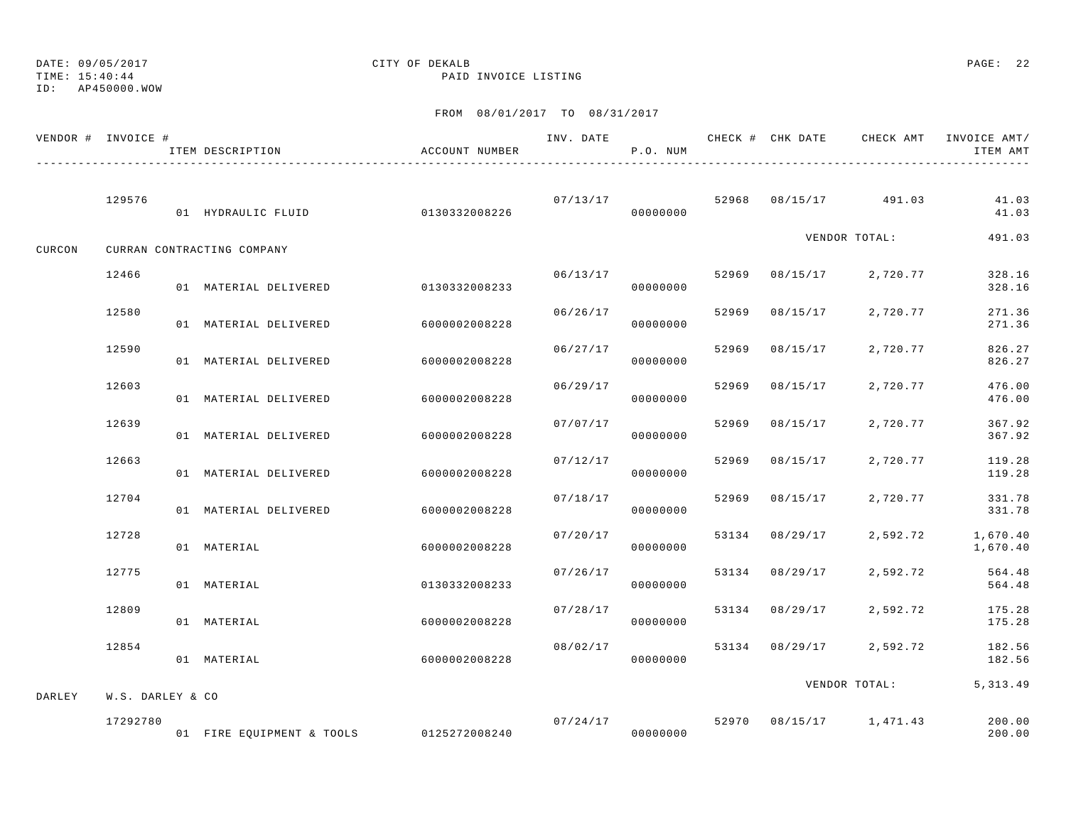DATE: 09/05/2017 CITY OF DEKALB
TIME: 15:40:44 PAID INVOICE LISTING
ID: AP450000.WOW

FROM 08/01/2017 TO 08/31/2017

| VENDOR # | INVOICE # / ITEM DESCRIPTION | ACCOUNT NUMBER | INV. DATE | P.O. NUM | CHECK # | CHK DATE | CHECK AMT | INVOICE AMT/ ITEM AMT |
|---|---|---|---|---|---|---|---|---|
| | 129576 | | 07/13/17 | | 52968 | 08/15/17 | 491.03 | 41.03 |
| | 01 HYDRAULIC FLUID | 0130332008226 | | 00000000 | | | | 41.03 |
| | | | | | | | VENDOR TOTAL: | 491.03 |
| CURCON | CURRAN CONTRACTING COMPANY | | | | | | | |
| | 12466 | | 06/13/17 | | 52969 | 08/15/17 | 2,720.77 | 328.16 |
| | 01 MATERIAL DELIVERED | 0130332008233 | | 00000000 | | | | 328.16 |
| | 12580 | | 06/26/17 | | 52969 | 08/15/17 | 2,720.77 | 271.36 |
| | 01 MATERIAL DELIVERED | 6000002008228 | | 00000000 | | | | 271.36 |
| | 12590 | | 06/27/17 | | 52969 | 08/15/17 | 2,720.77 | 826.27 |
| | 01 MATERIAL DELIVERED | 6000002008228 | | 00000000 | | | | 826.27 |
| | 12603 | | 06/29/17 | | 52969 | 08/15/17 | 2,720.77 | 476.00 |
| | 01 MATERIAL DELIVERED | 6000002008228 | | 00000000 | | | | 476.00 |
| | 12639 | | 07/07/17 | | 52969 | 08/15/17 | 2,720.77 | 367.92 |
| | 01 MATERIAL DELIVERED | 6000002008228 | | 00000000 | | | | 367.92 |
| | 12663 | | 07/12/17 | | 52969 | 08/15/17 | 2,720.77 | 119.28 |
| | 01 MATERIAL DELIVERED | 6000002008228 | | 00000000 | | | | 119.28 |
| | 12704 | | 07/18/17 | | 52969 | 08/15/17 | 2,720.77 | 331.78 |
| | 01 MATERIAL DELIVERED | 6000002008228 | | 00000000 | | | | 331.78 |
| | 12728 | | 07/20/17 | | 53134 | 08/29/17 | 2,592.72 | 1,670.40 |
| | 01 MATERIAL | 6000002008228 | | 00000000 | | | | 1,670.40 |
| | 12775 | | 07/26/17 | | 53134 | 08/29/17 | 2,592.72 | 564.48 |
| | 01 MATERIAL | 0130332008233 | | 00000000 | | | | 564.48 |
| | 12809 | | 07/28/17 | | 53134 | 08/29/17 | 2,592.72 | 175.28 |
| | 01 MATERIAL | 6000002008228 | | 00000000 | | | | 175.28 |
| | 12854 | | 08/02/17 | | 53134 | 08/29/17 | 2,592.72 | 182.56 |
| | 01 MATERIAL | 6000002008228 | | 00000000 | | | | 182.56 |
| | | | | | | | VENDOR TOTAL: | 5,313.49 |
| DARLEY | W.S. DARLEY & CO | | | | | | | |
| | 17292780 | | 07/24/17 | | 52970 | 08/15/17 | 1,471.43 | 200.00 |
| | 01 FIRE EQUIPMENT & TOOLS | 0125272008240 | | 00000000 | | | | 200.00 |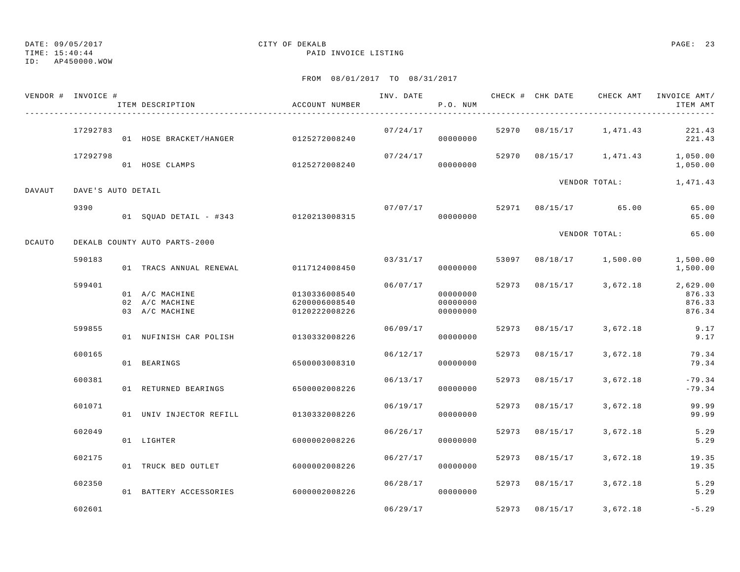DATE: 09/05/2017 CITY OF DEKALB
TIME: 15:40:44 PAID INVOICE LISTING
ID: AP450000.WOW

FROM 08/01/2017 TO 08/31/2017

| VENDOR # | INVOICE # | ITEM DESCRIPTION | ACCOUNT NUMBER | INV. DATE | P.O. NUM | CHECK # | CHK DATE | CHECK AMT | INVOICE AMT/ ITEM AMT |
|---|---|---|---|---|---|---|---|---|---|
| | 17292783 | | | 07/24/17 | | 52970 | 08/15/17 | 1,471.43 | 221.43 |
| | | 01 HOSE BRACKET/HANGER | 0125272008240 | | 00000000 | | | | 221.43 |
| | 17292798 | | | 07/24/17 | | 52970 | 08/15/17 | 1,471.43 | 1,050.00 |
| | | 01 HOSE CLAMPS | 0125272008240 | | 00000000 | | | | 1,050.00 |
| | | | | | | | VENDOR TOTAL: | | 1,471.43 |
| DAVAUT | DAVE'S AUTO DETAIL | | | | | | | | |
| | 9390 | | | 07/07/17 | | 52971 | 08/15/17 | 65.00 | 65.00 |
| | | 01 SQUAD DETAIL - #343 | 0120213008315 | | 00000000 | | | | 65.00 |
| | | | | | | | VENDOR TOTAL: | | 65.00 |
| DCAUTO | DEKALB COUNTY AUTO PARTS-2000 | | | | | | | | |
| | 590183 | | | 03/31/17 | | 53097 | 08/18/17 | 1,500.00 | 1,500.00 |
| | | 01 TRACS ANNUAL RENEWAL | 0117124008450 | | 00000000 | | | | 1,500.00 |
| | 599401 | | | 06/07/17 | | 52973 | 08/15/17 | 3,672.18 | 2,629.00 |
| | | 01 A/C MACHINE | 0130336008540 | | 00000000 | | | | 876.33 |
| | | 02 A/C MACHINE | 6200006008540 | | 00000000 | | | | 876.33 |
| | | 03 A/C MACHINE | 0120222008226 | | 00000000 | | | | 876.34 |
| | 599855 | | | 06/09/17 | | 52973 | 08/15/17 | 3,672.18 | 9.17 |
| | | 01 NUFINISH CAR POLISH | 0130332008226 | | 00000000 | | | | 9.17 |
| | 600165 | | | 06/12/17 | | 52973 | 08/15/17 | 3,672.18 | 79.34 |
| | | 01 BEARINGS | 6500003008310 | | 00000000 | | | | 79.34 |
| | 600381 | | | 06/13/17 | | 52973 | 08/15/17 | 3,672.18 | -79.34 |
| | | 01 RETURNED BEARINGS | 6500002008226 | | 00000000 | | | | -79.34 |
| | 601071 | | | 06/19/17 | | 52973 | 08/15/17 | 3,672.18 | 99.99 |
| | | 01 UNIV INJECTOR REFILL | 0130332008226 | | 00000000 | | | | 99.99 |
| | 602049 | | | 06/26/17 | | 52973 | 08/15/17 | 3,672.18 | 5.29 |
| | | 01 LIGHTER | 6000002008226 | | 00000000 | | | | 5.29 |
| | 602175 | | | 06/27/17 | | 52973 | 08/15/17 | 3,672.18 | 19.35 |
| | | 01 TRUCK BED OUTLET | 6000002008226 | | 00000000 | | | | 19.35 |
| | 602350 | | | 06/28/17 | | 52973 | 08/15/17 | 3,672.18 | 5.29 |
| | | 01 BATTERY ACCESSORIES | 6000002008226 | | 00000000 | | | | 5.29 |
| | 602601 | | | 06/29/17 | | 52973 | 08/15/17 | 3,672.18 | -5.29 |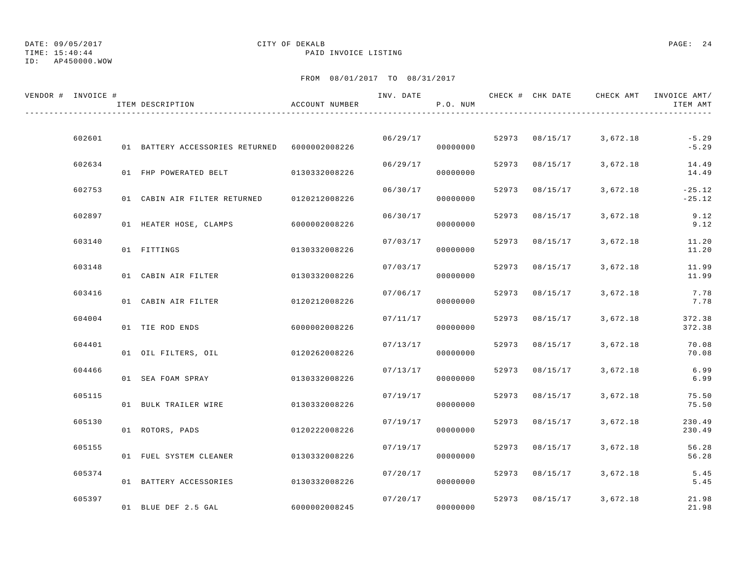DATE: 09/05/2017
TIME: 15:40:44
ID: AP450000.WOW

CITY OF DEKALB
PAID INVOICE LISTING

FROM 08/01/2017 TO 08/31/2017

| VENDOR # | INVOICE # | ITEM DESCRIPTION | ACCOUNT NUMBER | INV. DATE | P.O. NUM | CHECK # | CHK DATE | CHECK AMT | INVOICE AMT/ ITEM AMT |
|---|---|---|---|---|---|---|---|---|---|
| | 602601 | | | 06/29/17 | | 52973 | 08/15/17 | 3,672.18 | -5.29 |
| | | 01 BATTERY ACCESSORIES RETURNED | 6000002008226 | | 00000000 | | | | -5.29 |
| | 602634 | | | 06/29/17 | | 52973 | 08/15/17 | 3,672.18 | 14.49 |
| | | 01 FHP POWERATED BELT | 0130332008226 | | 00000000 | | | | 14.49 |
| | 602753 | | | 06/30/17 | | 52973 | 08/15/17 | 3,672.18 | -25.12 |
| | | 01 CABIN AIR FILTER RETURNED | 0120212008226 | | 00000000 | | | | -25.12 |
| | 602897 | | | 06/30/17 | | 52973 | 08/15/17 | 3,672.18 | 9.12 |
| | | 01 HEATER HOSE, CLAMPS | 6000002008226 | | 00000000 | | | | 9.12 |
| | 603140 | | | 07/03/17 | | 52973 | 08/15/17 | 3,672.18 | 11.20 |
| | | 01 FITTINGS | 0130332008226 | | 00000000 | | | | 11.20 |
| | 603148 | | | 07/03/17 | | 52973 | 08/15/17 | 3,672.18 | 11.99 |
| | | 01 CABIN AIR FILTER | 0130332008226 | | 00000000 | | | | 11.99 |
| | 603416 | | | 07/06/17 | | 52973 | 08/15/17 | 3,672.18 | 7.78 |
| | | 01 CABIN AIR FILTER | 0120212008226 | | 00000000 | | | | 7.78 |
| | 604004 | | | 07/11/17 | | 52973 | 08/15/17 | 3,672.18 | 372.38 |
| | | 01 TIE ROD ENDS | 6000002008226 | | 00000000 | | | | 372.38 |
| | 604401 | | | 07/13/17 | | 52973 | 08/15/17 | 3,672.18 | 70.08 |
| | | 01 OIL FILTERS, OIL | 0120262008226 | | 00000000 | | | | 70.08 |
| | 604466 | | | 07/13/17 | | 52973 | 08/15/17 | 3,672.18 | 6.99 |
| | | 01 SEA FOAM SPRAY | 0130332008226 | | 00000000 | | | | 6.99 |
| | 605115 | | | 07/19/17 | | 52973 | 08/15/17 | 3,672.18 | 75.50 |
| | | 01 BULK TRAILER WIRE | 0130332008226 | | 00000000 | | | | 75.50 |
| | 605130 | | | 07/19/17 | | 52973 | 08/15/17 | 3,672.18 | 230.49 |
| | | 01 ROTORS, PADS | 0120222008226 | | 00000000 | | | | 230.49 |
| | 605155 | | | 07/19/17 | | 52973 | 08/15/17 | 3,672.18 | 56.28 |
| | | 01 FUEL SYSTEM CLEANER | 0130332008226 | | 00000000 | | | | 56.28 |
| | 605374 | | | 07/20/17 | | 52973 | 08/15/17 | 3,672.18 | 5.45 |
| | | 01 BATTERY ACCESSORIES | 0130332008226 | | 00000000 | | | | 5.45 |
| | 605397 | | | 07/20/17 | | 52973 | 08/15/17 | 3,672.18 | 21.98 |
| | | 01 BLUE DEF 2.5 GAL | 6000002008245 | | 00000000 | | | | 21.98 |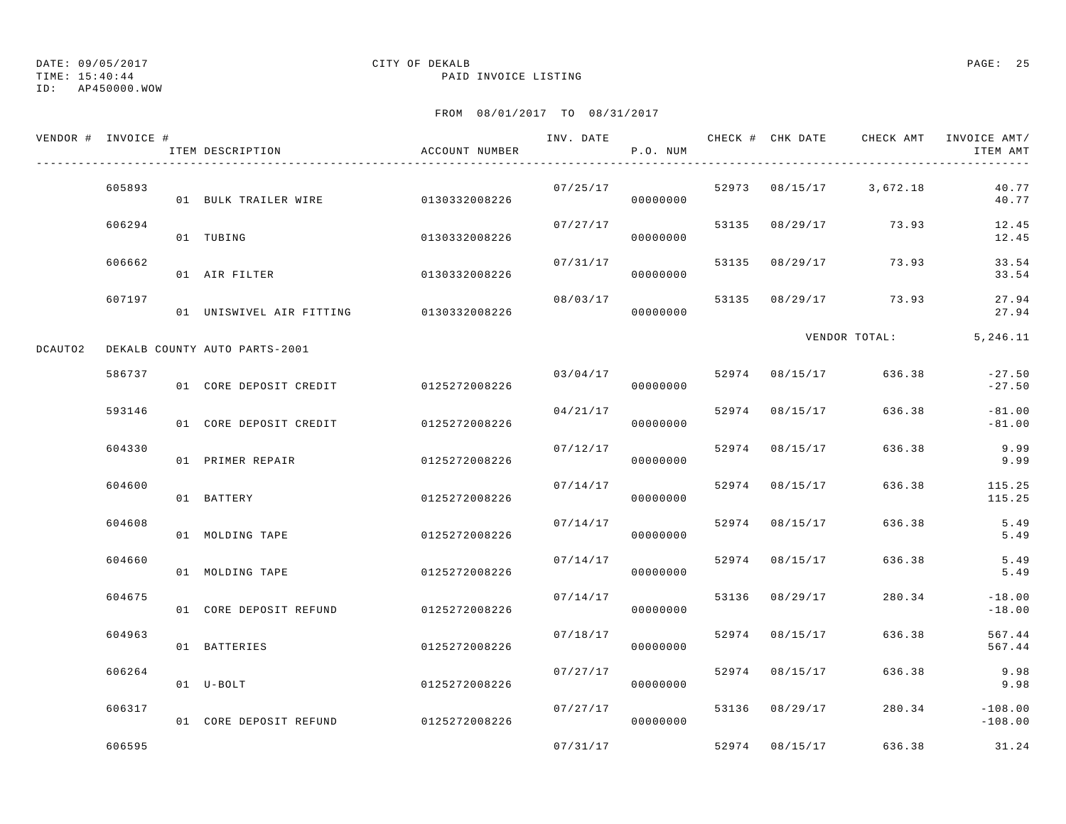DATE: 09/05/2017
TIME: 15:40:44
ID: AP450000.WOW

CITY OF DEKALB
PAID INVOICE LISTING

FROM 08/01/2017 TO 08/31/2017

| VENDOR # | INVOICE # | ITEM DESCRIPTION | ACCOUNT NUMBER | INV. DATE | P.O. NUM | CHECK # | CHK DATE | CHECK AMT | INVOICE AMT/ ITEM AMT |
|---|---|---|---|---|---|---|---|---|---|
| | 605893 | | | 07/25/17 | | 52973 | 08/15/17 | 3,672.18 | 40.77 |
| | | 01 BULK TRAILER WIRE | 0130332008226 | | 00000000 | | | | 40.77 |
| | 606294 | | | 07/27/17 | | 53135 | 08/29/17 | 73.93 | 12.45 |
| | | 01 TUBING | 0130332008226 | | 00000000 | | | | 12.45 |
| | 606662 | | | 07/31/17 | | 53135 | 08/29/17 | 73.93 | 33.54 |
| | | 01 AIR FILTER | 0130332008226 | | 00000000 | | | | 33.54 |
| | 607197 | | | 08/03/17 | | 53135 | 08/29/17 | 73.93 | 27.94 |
| | | 01 UNISWIVEL AIR FITTING | 0130332008226 | | 00000000 | | | | 27.94 |
| | | | | | | | | VENDOR TOTAL: | 5,246.11 |
| DCAUTO2 | DEKALB COUNTY AUTO PARTS-2001 | | | | | | | | |
| | 586737 | | | 03/04/17 | | 52974 | 08/15/17 | 636.38 | -27.50 |
| | | 01 CORE DEPOSIT CREDIT | 0125272008226 | | 00000000 | | | | -27.50 |
| | 593146 | | | 04/21/17 | | 52974 | 08/15/17 | 636.38 | -81.00 |
| | | 01 CORE DEPOSIT CREDIT | 0125272008226 | | 00000000 | | | | -81.00 |
| | 604330 | | | 07/12/17 | | 52974 | 08/15/17 | 636.38 | 9.99 |
| | | 01 PRIMER REPAIR | 0125272008226 | | 00000000 | | | | 9.99 |
| | 604600 | | | 07/14/17 | | 52974 | 08/15/17 | 636.38 | 115.25 |
| | | 01 BATTERY | 0125272008226 | | 00000000 | | | | 115.25 |
| | 604608 | | | 07/14/17 | | 52974 | 08/15/17 | 636.38 | 5.49 |
| | | 01 MOLDING TAPE | 0125272008226 | | 00000000 | | | | 5.49 |
| | 604660 | | | 07/14/17 | | 52974 | 08/15/17 | 636.38 | 5.49 |
| | | 01 MOLDING TAPE | 0125272008226 | | 00000000 | | | | 5.49 |
| | 604675 | | | 07/14/17 | | 53136 | 08/29/17 | 280.34 | -18.00 |
| | | 01 CORE DEPOSIT REFUND | 0125272008226 | | 00000000 | | | | -18.00 |
| | 604963 | | | 07/18/17 | | 52974 | 08/15/17 | 636.38 | 567.44 |
| | | 01 BATTERIES | 0125272008226 | | 00000000 | | | | 567.44 |
| | 606264 | | | 07/27/17 | | 52974 | 08/15/17 | 636.38 | 9.98 |
| | | 01 U-BOLT | 0125272008226 | | 00000000 | | | | 9.98 |
| | 606317 | | | 07/27/17 | | 53136 | 08/29/17 | 280.34 | -108.00 |
| | | 01 CORE DEPOSIT REFUND | 0125272008226 | | 00000000 | | | | -108.00 |
| | 606595 | | | 07/31/17 | | 52974 | 08/15/17 | 636.38 | 31.24 |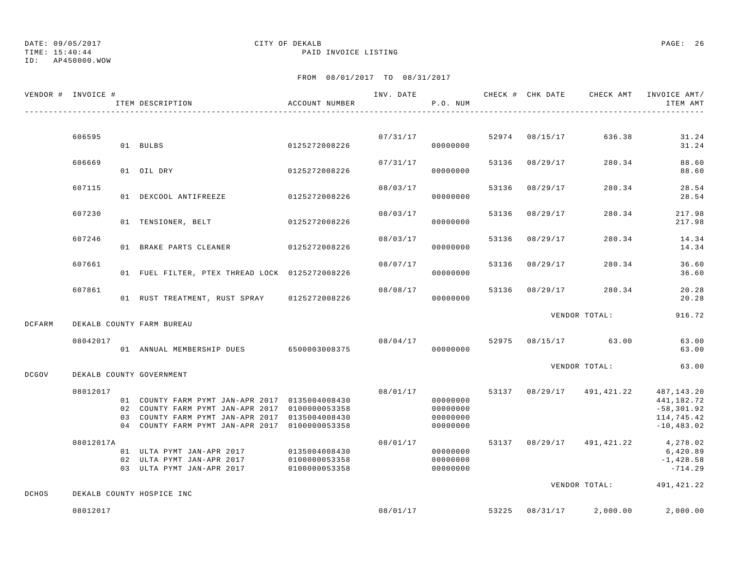DATE: 09/05/2017 | TIME: 15:40:44 | ID: AP450000.WOW

CITY OF DEKALB

PAID INVOICE LISTING

FROM 08/01/2017 TO 08/31/2017

| VENDOR # | INVOICE # | ITEM DESCRIPTION | ACCOUNT NUMBER | INV. DATE | P.O. NUM | CHECK # | CHK DATE | CHECK AMT | INVOICE AMT/ ITEM AMT |
|---|---|---|---|---|---|---|---|---|---|
| | 606595 | | | 07/31/17 | | 52974 | 08/15/17 | 636.38 | 31.24 |
| | | 01 BULBS | 0125272008226 | | 00000000 | | | | 31.24 |
| | 606669 | | | 07/31/17 | | 53136 | 08/29/17 | 280.34 | 88.60 |
| | | 01 OIL DRY | 0125272008226 | | 00000000 | | | | 88.60 |
| | 607115 | | | 08/03/17 | | 53136 | 08/29/17 | 280.34 | 28.54 |
| | | 01 DEXCOOL ANTIFREEZE | 0125272008226 | | 00000000 | | | | 28.54 |
| | 607230 | | | 08/03/17 | | 53136 | 08/29/17 | 280.34 | 217.98 |
| | | 01 TENSIONER, BELT | 0125272008226 | | 00000000 | | | | 217.98 |
| | 607246 | | | 08/03/17 | | 53136 | 08/29/17 | 280.34 | 14.34 |
| | | 01 BRAKE PARTS CLEANER | 0125272008226 | | 00000000 | | | | 14.34 |
| | 607661 | | | 08/07/17 | | 53136 | 08/29/17 | 280.34 | 36.60 |
| | | 01 FUEL FILTER, PTEX THREAD LOCK | 0125272008226 | | 00000000 | | | | 36.60 |
| | 607861 | | | 08/08/17 | | 53136 | 08/29/17 | 280.34 | 20.28 |
| | | 01 RUST TREATMENT, RUST SPRAY | 0125272008226 | | 00000000 | | | | 20.28 |
| | | | | | | | | VENDOR TOTAL: | 916.72 |
| DCFARM | DEKALB COUNTY FARM BUREAU | | | | | | | | |
| | 08042017 | | | 08/04/17 | | 52975 | 08/15/17 | 63.00 | 63.00 |
| | | 01 ANNUAL MEMBERSHIP DUES | 6500003008375 | | 00000000 | | | | 63.00 |
| | | | | | | | | VENDOR TOTAL: | 63.00 |
| DCGOV | DEKALB COUNTY GOVERNMENT | | | | | | | | |
| | 08012017 | | | 08/01/17 | | 53137 | 08/29/17 | 491,421.22 | 487,143.20 |
| | | 01 COUNTY FARM PYMT JAN-APR 2017 | 0135004008430 | | 00000000 | | | | 441,182.72 |
| | | 02 COUNTY FARM PYMT JAN-APR 2017 | 0100000053358 | | 00000000 | | | | -58,301.92 |
| | | 03 COUNTY FARM PYMT JAN-APR 2017 | 0135004008430 | | 00000000 | | | | 114,745.42 |
| | | 04 COUNTY FARM PYMT JAN-APR 2017 | 0100000053358 | | 00000000 | | | | -10,483.02 |
| | 08012017A | | | 08/01/17 | | 53137 | 08/29/17 | 491,421.22 | 4,278.02 |
| | | 01 ULTA PYMT JAN-APR 2017 | 0135004008430 | | 00000000 | | | | 6,420.89 |
| | | 02 ULTA PYMT JAN-APR 2017 | 0100000053358 | | 00000000 | | | | -1,428.58 |
| | | 03 ULTA PYMT JAN-APR 2017 | 0100000053358 | | 00000000 | | | | -714.29 |
| | | | | | | | | VENDOR TOTAL: | 491,421.22 |
| DCHOS | DEKALB COUNTY HOSPICE INC | | | | | | | | |
| | 08012017 | | | 08/01/17 | | 53225 | 08/31/17 | 2,000.00 | 2,000.00 |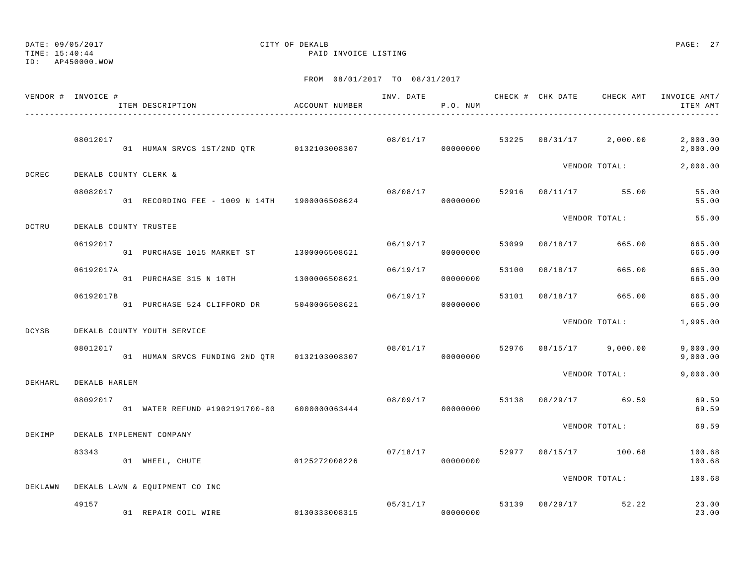DATE: 09/05/2017 CITY OF DEKALB
TIME: 15:40:44 PAID INVOICE LISTING
ID: AP450000.WOW

FROM 08/01/2017 TO 08/31/2017

| VENDOR # | INVOICE # / ITEM DESCRIPTION | ACCOUNT NUMBER | INV. DATE | P.O. NUM | CHECK # | CHK DATE | CHECK AMT | INVOICE AMT/ ITEM AMT |
|---|---|---|---|---|---|---|---|---|
| | 08012017 | | 08/01/17 | | 53225 | 08/31/17 | 2,000.00 | 2,000.00 |
| | 01 HUMAN SRVCS 1ST/2ND QTR | 0132103008307 | | 00000000 | | | | 2,000.00 |
| | | | | | | VENDOR TOTAL: | | 2,000.00 |
| DCREC | DEKALB COUNTY CLERK & | | | | | | | |
| | 08082017 | | 08/08/17 | | 52916 | 08/11/17 | 55.00 | 55.00 |
| | 01 RECORDING FEE - 1009 N 14TH | 1900006508624 | | 00000000 | | | | 55.00 |
| | | | | | | VENDOR TOTAL: | | 55.00 |
| DCTRU | DEKALB COUNTY TRUSTEE | | | | | | | |
| | 06192017 | | 06/19/17 | | 53099 | 08/18/17 | 665.00 | 665.00 |
| | 01 PURCHASE 1015 MARKET ST | 1300006508621 | | 00000000 | | | | 665.00 |
| | 06192017A | | 06/19/17 | | 53100 | 08/18/17 | 665.00 | 665.00 |
| | 01 PURCHASE 315 N 10TH | 1300006508621 | | 00000000 | | | | 665.00 |
| | 06192017B | | 06/19/17 | | 53101 | 08/18/17 | 665.00 | 665.00 |
| | 01 PURCHASE 524 CLIFFORD DR | 5040006508621 | | 00000000 | | | | 665.00 |
| | | | | | | VENDOR TOTAL: | | 1,995.00 |
| DCYSB | DEKALB COUNTY YOUTH SERVICE | | | | | | | |
| | 08012017 | | 08/01/17 | | 52976 | 08/15/17 | 9,000.00 | 9,000.00 |
| | 01 HUMAN SRVCS FUNDING 2ND QTR | 0132103008307 | | 00000000 | | | | 9,000.00 |
| | | | | | | VENDOR TOTAL: | | 9,000.00 |
| DEKHARL | DEKALB HARLEM | | | | | | | |
| | 08092017 | | 08/09/17 | | 53138 | 08/29/17 | 69.59 | 69.59 |
| | 01 WATER REFUND #1902191700-00 | 6000000063444 | | 00000000 | | | | 69.59 |
| | | | | | | VENDOR TOTAL: | | 69.59 |
| DEKIMP | DEKALB IMPLEMENT COMPANY | | | | | | | |
| | 83343 | | 07/18/17 | | 52977 | 08/15/17 | 100.68 | 100.68 |
| | 01 WHEEL, CHUTE | 0125272008226 | | 00000000 | | | | 100.68 |
| | | | | | | VENDOR TOTAL: | | 100.68 |
| DEKLAWN | DEKALB LAWN & EQUIPMENT CO INC | | | | | | | |
| | 49157 | | 05/31/17 | | 53139 | 08/29/17 | 52.22 | 23.00 |
| | 01 REPAIR COIL WIRE | 0130333008315 | | 00000000 | | | | 23.00 |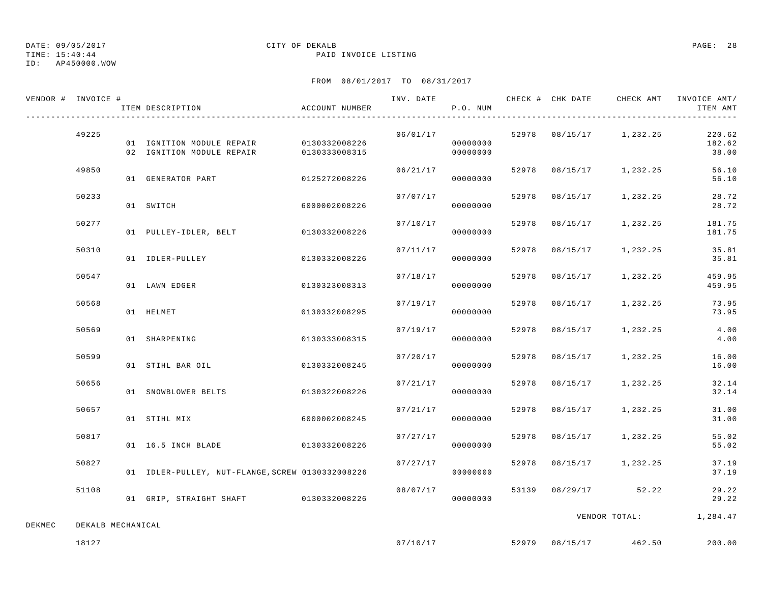DATE: 09/05/2017 CITY OF DEKALB
TIME: 15:40:44 PAID INVOICE LISTING
ID: AP450000.WOW

FROM 08/01/2017 TO 08/31/2017

| VENDOR # | INVOICE # | ITEM DESCRIPTION | ACCOUNT NUMBER | INV. DATE | P.O. NUM | CHECK # | CHK DATE | CHECK AMT | INVOICE AMT/ ITEM AMT |
|---|---|---|---|---|---|---|---|---|---|
| | 49225 | | | 06/01/17 | | 52978 | 08/15/17 | 1,232.25 | 220.62 |
| | | 01 IGNITION MODULE REPAIR | 0130332008226 | | 00000000 | | | | 182.62 |
| | | 02 IGNITION MODULE REPAIR | 0130333008315 | | 00000000 | | | | 38.00 |
| | 49850 | | | 06/21/17 | | 52978 | 08/15/17 | 1,232.25 | 56.10 |
| | | 01 GENERATOR PART | 0125272008226 | | 00000000 | | | | 56.10 |
| | 50233 | | | 07/07/17 | | 52978 | 08/15/17 | 1,232.25 | 28.72 |
| | | 01 SWITCH | 6000002008226 | | 00000000 | | | | 28.72 |
| | 50277 | | | 07/10/17 | | 52978 | 08/15/17 | 1,232.25 | 181.75 |
| | | 01 PULLEY-IDLER, BELT | 0130332008226 | | 00000000 | | | | 181.75 |
| | 50310 | | | 07/11/17 | | 52978 | 08/15/17 | 1,232.25 | 35.81 |
| | | 01 IDLER-PULLEY | 0130332008226 | | 00000000 | | | | 35.81 |
| | 50547 | | | 07/18/17 | | 52978 | 08/15/17 | 1,232.25 | 459.95 |
| | | 01 LAWN EDGER | 0130323008313 | | 00000000 | | | | 459.95 |
| | 50568 | | | 07/19/17 | | 52978 | 08/15/17 | 1,232.25 | 73.95 |
| | | 01 HELMET | 0130332008295 | | 00000000 | | | | 73.95 |
| | 50569 | | | 07/19/17 | | 52978 | 08/15/17 | 1,232.25 | 4.00 |
| | | 01 SHARPENING | 0130333008315 | | 00000000 | | | | 4.00 |
| | 50599 | | | 07/20/17 | | 52978 | 08/15/17 | 1,232.25 | 16.00 |
| | | 01 STIHL BAR OIL | 0130332008245 | | 00000000 | | | | 16.00 |
| | 50656 | | | 07/21/17 | | 52978 | 08/15/17 | 1,232.25 | 32.14 |
| | | 01 SNOWBLOWER BELTS | 0130322008226 | | 00000000 | | | | 32.14 |
| | 50657 | | | 07/21/17 | | 52978 | 08/15/17 | 1,232.25 | 31.00 |
| | | 01 STIHL MIX | 6000002008245 | | 00000000 | | | | 31.00 |
| | 50817 | | | 07/27/17 | | 52978 | 08/15/17 | 1,232.25 | 55.02 |
| | | 01 16.5 INCH BLADE | 0130332008226 | | 00000000 | | | | 55.02 |
| | 50827 | | | 07/27/17 | | 52978 | 08/15/17 | 1,232.25 | 37.19 |
| | | 01 IDLER-PULLEY, NUT-FLANGE,SCREW | 0130332008226 | | 00000000 | | | | 37.19 |
| | 51108 | | | 08/07/17 | | 53139 | 08/29/17 | 52.22 | 29.22 |
| | | 01 GRIP, STRAIGHT SHAFT | 0130332008226 | | 00000000 | | | | 29.22 |
| | | | | | | | | VENDOR TOTAL: | 1,284.47 |
| DEKMEC | DEKALB MECHANICAL | | | | | | | | |
| | 18127 | | | 07/10/17 | | 52979 | 08/15/17 | 462.50 | 200.00 |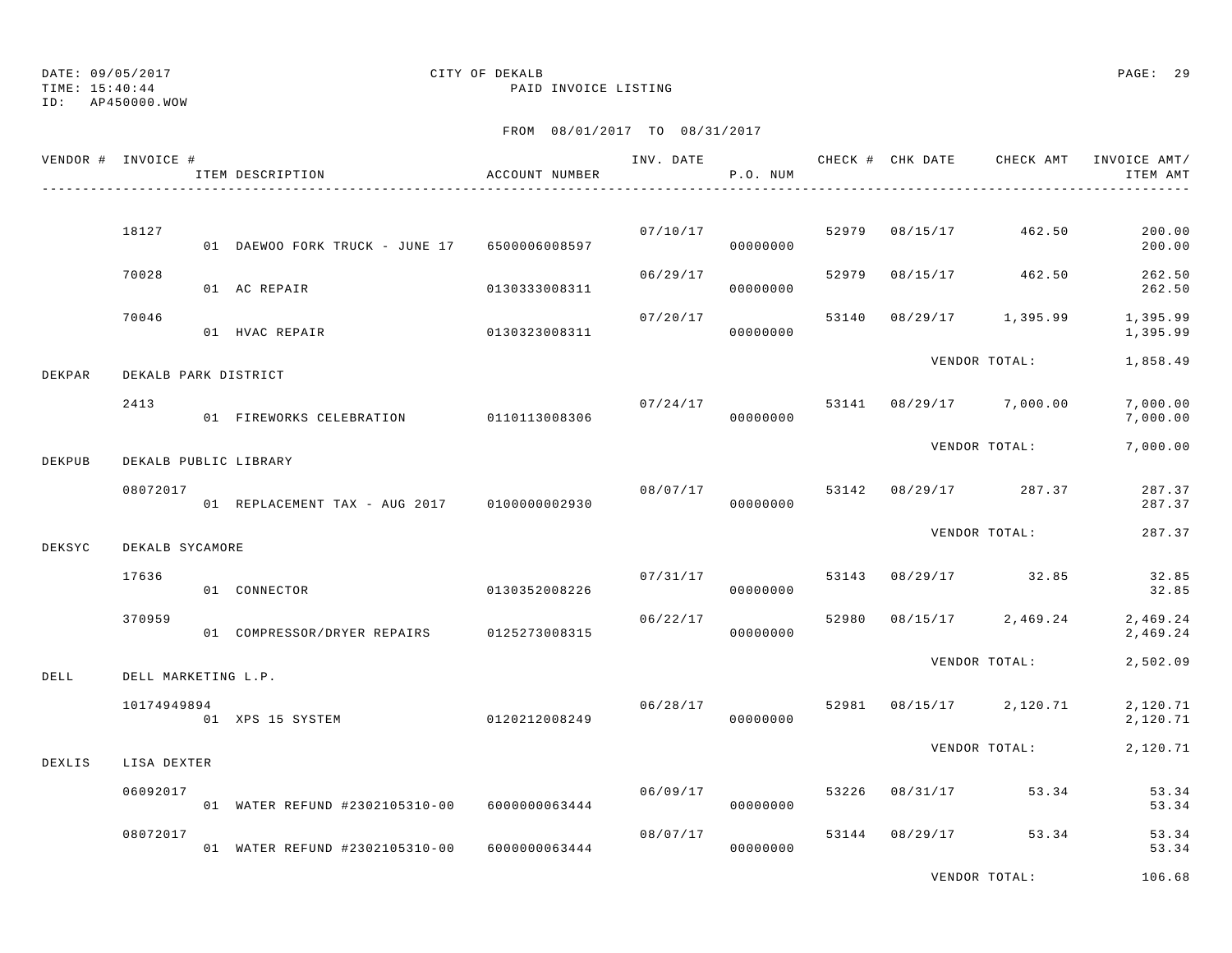DATE: 09/05/2017 CITY OF DEKALB
TIME: 15:40:44 PAID INVOICE LISTING
ID: AP450000.WOW

FROM 08/01/2017 TO 08/31/2017

| VENDOR # | INVOICE # / ITEM DESCRIPTION | ACCOUNT NUMBER | INV. DATE | P.O. NUM | CHECK # | CHK DATE | CHECK AMT | INVOICE AMT/ ITEM AMT |
|---|---|---|---|---|---|---|---|---|
| | 18127 | | 07/10/17 | | 52979 | 08/15/17 | 462.50 | 200.00 |
| | 01 DAEWOO FORK TRUCK - JUNE 17 | 6500006008597 | | 00000000 | | | | 200.00 |
| | 70028 | | 06/29/17 | | 52979 | 08/15/17 | 462.50 | 262.50 |
| | 01 AC REPAIR | 0130333008311 | | 00000000 | | | | 262.50 |
| | 70046 | | 07/20/17 | | 53140 | 08/29/17 | 1,395.99 | 1,395.99 |
| | 01 HVAC REPAIR | 0130323008311 | | 00000000 | | | | 1,395.99 |
| | | | | | | | VENDOR TOTAL: | 1,858.49 |
| DEKPAR | DEKALB PARK DISTRICT | | | | | | | |
| | 2413 | | 07/24/17 | | 53141 | 08/29/17 | 7,000.00 | 7,000.00 |
| | 01 FIREWORKS CELEBRATION | 0110113008306 | | 00000000 | | | | 7,000.00 |
| | | | | | | | VENDOR TOTAL: | 7,000.00 |
| DEKPUB | DEKALB PUBLIC LIBRARY | | | | | | | |
| | 08072017 | | 08/07/17 | | 53142 | 08/29/17 | 287.37 | 287.37 |
| | 01 REPLACEMENT TAX - AUG 2017 | 0100000002930 | | 00000000 | | | | 287.37 |
| | | | | | | | VENDOR TOTAL: | 287.37 |
| DEKSYC | DEKALB SYCAMORE | | | | | | | |
| | 17636 | | 07/31/17 | | 53143 | 08/29/17 | 32.85 | 32.85 |
| | 01 CONNECTOR | 0130352008226 | | 00000000 | | | | 32.85 |
| | 370959 | | 06/22/17 | | 52980 | 08/15/17 | 2,469.24 | 2,469.24 |
| | 01 COMPRESSOR/DRYER REPAIRS | 0125273008315 | | 00000000 | | | | 2,469.24 |
| | | | | | | | VENDOR TOTAL: | 2,502.09 |
| DELL | DELL MARKETING L.P. | | | | | | | |
| | 10174949894 | | 06/28/17 | | 52981 | 08/15/17 | 2,120.71 | 2,120.71 |
| | 01 XPS 15 SYSTEM | 0120212008249 | | 00000000 | | | | 2,120.71 |
| | | | | | | | VENDOR TOTAL: | 2,120.71 |
| DEXLIS | LISA DEXTER | | | | | | | |
| | 06092017 | | 06/09/17 | | 53226 | 08/31/17 | 53.34 | 53.34 |
| | 01 WATER REFUND #2302105310-00 | 6000000063444 | | 00000000 | | | | 53.34 |
| | 08072017 | | 08/07/17 | | 53144 | 08/29/17 | 53.34 | 53.34 |
| | 01 WATER REFUND #2302105310-00 | 6000000063444 | | 00000000 | | | | 53.34 |
| | | | | | | | VENDOR TOTAL: | 106.68 |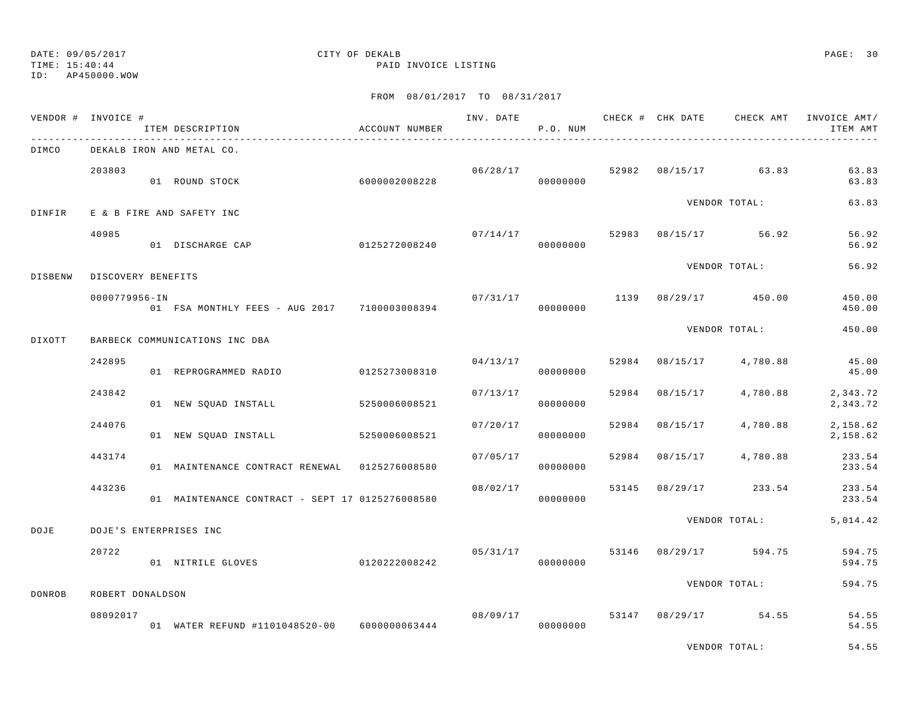DATE: 09/05/2017
TIME: 15:40:44
ID: AP450000.WOW

CITY OF DEKALB
PAID INVOICE LISTING

FROM 08/01/2017 TO 08/31/2017

| VENDOR # | INVOICE # | ITEM DESCRIPTION | ACCOUNT NUMBER | INV. DATE | P.O. NUM | CHECK # | CHK DATE | CHECK AMT | INVOICE AMT/ ITEM AMT |
|---|---|---|---|---|---|---|---|---|---|
| DIMCO | DEKALB IRON AND METAL CO. | | | | | | | | |
| | 203803 | | | 06/28/17 | | 52982 | 08/15/17 | 63.83 | 63.83 |
| | | 01 ROUND STOCK | 6000002008228 | | 00000000 | | | | 63.83 |
| | | | | | | | | VENDOR TOTAL: | 63.83 |
| DINFIR | E & B FIRE AND SAFETY INC | | | | | | | | |
| | 40985 | | | 07/14/17 | | 52983 | 08/15/17 | 56.92 | 56.92 |
| | | 01 DISCHARGE CAP | 0125272008240 | | 00000000 | | | | 56.92 |
| | | | | | | | | VENDOR TOTAL: | 56.92 |
| DISBENW | DISCOVERY BENEFITS | | | | | | | | |
| | 0000779956-IN | | | 07/31/17 | | 1139 | 08/29/17 | 450.00 | 450.00 |
| | | 01 FSA MONTHLY FEES - AUG 2017 | 7100003008394 | | 00000000 | | | | 450.00 |
| | | | | | | | | VENDOR TOTAL: | 450.00 |
| DIXOTT | BARBECK COMMUNICATIONS INC DBA | | | | | | | | |
| | 242895 | | | 04/13/17 | | 52984 | 08/15/17 | 4,780.88 | 45.00 |
| | | 01 REPROGRAMMED RADIO | 0125273008310 | | 00000000 | | | | 45.00 |
| | 243842 | | | 07/13/17 | | 52984 | 08/15/17 | 4,780.88 | 2,343.72 |
| | | 01 NEW SQUAD INSTALL | 5250006008521 | | 00000000 | | | | 2,343.72 |
| | 244076 | | | 07/20/17 | | 52984 | 08/15/17 | 4,780.88 | 2,158.62 |
| | | 01 NEW SQUAD INSTALL | 5250006008521 | | 00000000 | | | | 2,158.62 |
| | 443174 | | | 07/05/17 | | 52984 | 08/15/17 | 4,780.88 | 233.54 |
| | | 01 MAINTENANCE CONTRACT RENEWAL | 0125276008580 | | 00000000 | | | | 233.54 |
| | 443236 | | | 08/02/17 | | 53145 | 08/29/17 | 233.54 | 233.54 |
| | | 01 MAINTENANCE CONTRACT - SEPT 17 | 0125276008580 | | 00000000 | | | | 233.54 |
| | | | | | | | | VENDOR TOTAL: | 5,014.42 |
| DOJE | DOJE'S ENTERPRISES INC | | | | | | | | |
| | 20722 | | | 05/31/17 | | 53146 | 08/29/17 | 594.75 | 594.75 |
| | | 01 NITRILE GLOVES | 0120222008242 | | 00000000 | | | | 594.75 |
| | | | | | | | | VENDOR TOTAL: | 594.75 |
| DONROB | ROBERT DONALDSON | | | | | | | | |
| | 08092017 | | | 08/09/17 | | 53147 | 08/29/17 | 54.55 | 54.55 |
| | | 01 WATER REFUND #1101048520-00 | 6000000063444 | | 00000000 | | | | 54.55 |
| | | | | | | | | VENDOR TOTAL: | 54.55 |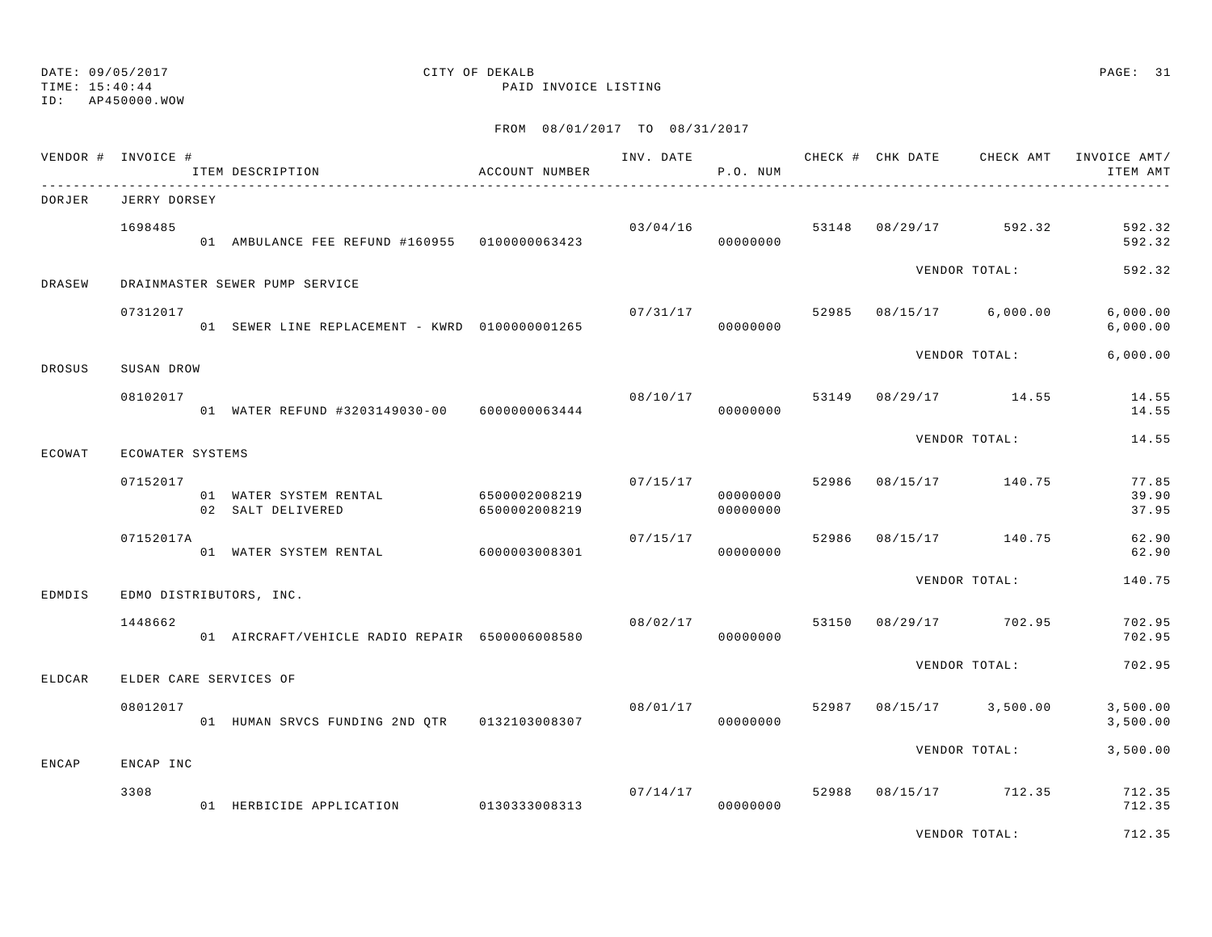DATE: 09/05/2017
TIME: 15:40:44
ID: AP450000.WOW

CITY OF DEKALB
PAID INVOICE LISTING

FROM 08/01/2017 TO 08/31/2017

| VENDOR # | INVOICE # / ITEM DESCRIPTION | ACCOUNT NUMBER | INV. DATE | P.O. NUM | CHECK # | CHK DATE | CHECK AMT | INVOICE AMT/ ITEM AMT |
|---|---|---|---|---|---|---|---|---|
| DORJER | JERRY DORSEY | | | | | | | |
| | 1698485 | | 03/04/16 | | 53148 | 08/29/17 | 592.32 | 592.32 |
| | 01 AMBULANCE FEE REFUND #160955 | 0100000063423 | | 00000000 | | | | 592.32 |
| | | | | | | VENDOR TOTAL: | | 592.32 |
| DRASEW | DRAINMASTER SEWER PUMP SERVICE | | | | | | | |
| | 07312017 | | 07/31/17 | | 52985 | 08/15/17 | 6,000.00 | 6,000.00 |
| | 01 SEWER LINE REPLACEMENT - KWRD | 0100000001265 | | 00000000 | | | | 6,000.00 |
| | | | | | | VENDOR TOTAL: | | 6,000.00 |
| DROSUS | SUSAN DROW | | | | | | | |
| | 08102017 | | 08/10/17 | | 53149 | 08/29/17 | 14.55 | 14.55 |
| | 01 WATER REFUND #3203149030-00 | 6000000063444 | | 00000000 | | | | 14.55 |
| | | | | | | VENDOR TOTAL: | | 14.55 |
| ECOWAT | ECOWATER SYSTEMS | | | | | | | |
| | 07152017 | | 07/15/17 | | 52986 | 08/15/17 | 140.75 | 77.85 |
| | 01 WATER SYSTEM RENTAL | 6500002008219 | | 00000000 | | | | 39.90 |
| | 02 SALT DELIVERED | 6500002008219 | | 00000000 | | | | 37.95 |
| | 07152017A | | 07/15/17 | | 52986 | 08/15/17 | 140.75 | 62.90 |
| | 01 WATER SYSTEM RENTAL | 6000003008301 | | 00000000 | | | | 62.90 |
| | | | | | | VENDOR TOTAL: | | 140.75 |
| EDMDIS | EDMO DISTRIBUTORS, INC. | | | | | | | |
| | 1448662 | | 08/02/17 | | 53150 | 08/29/17 | 702.95 | 702.95 |
| | 01 AIRCRAFT/VEHICLE RADIO REPAIR | 6500006008580 | | 00000000 | | | | 702.95 |
| | | | | | | VENDOR TOTAL: | | 702.95 |
| ELDCAR | ELDER CARE SERVICES OF | | | | | | | |
| | 08012017 | | 08/01/17 | | 52987 | 08/15/17 | 3,500.00 | 3,500.00 |
| | 01 HUMAN SRVCS FUNDING 2ND QTR | 0132103008307 | | 00000000 | | | | 3,500.00 |
| | | | | | | VENDOR TOTAL: | | 3,500.00 |
| ENCAP | ENCAP INC | | | | | | | |
| | 3308 | | 07/14/17 | | 52988 | 08/15/17 | 712.35 | 712.35 |
| | 01 HERBICIDE APPLICATION | 0130333008313 | | 00000000 | | | | 712.35 |
| | | | | | | VENDOR TOTAL: | | 712.35 |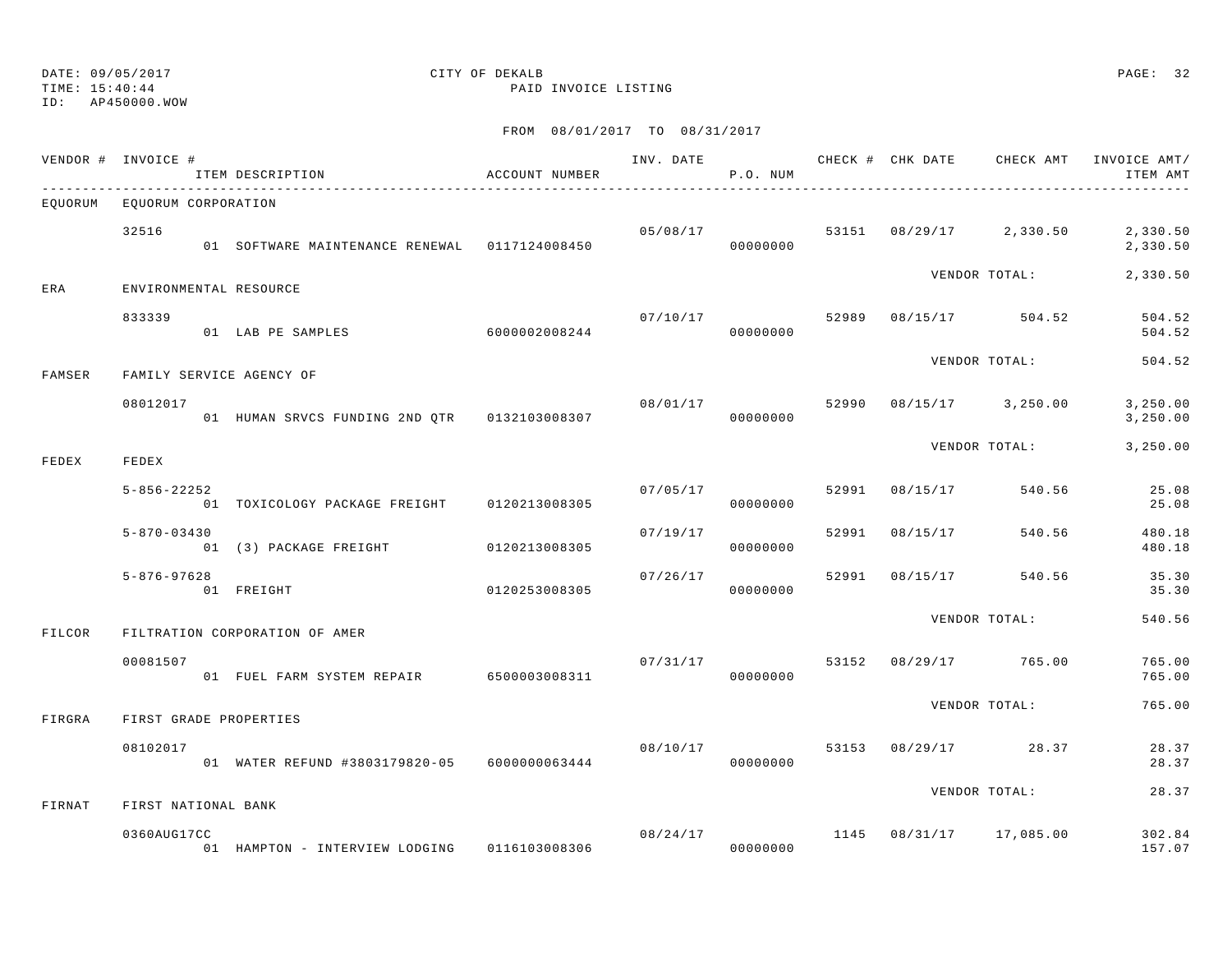DATE: 09/05/2017
TIME: 15:40:44
ID: AP450000.WOW

CITY OF DEKALB
PAID INVOICE LISTING

FROM 08/01/2017 TO 08/31/2017

| VENDOR # | INVOICE # | ITEM DESCRIPTION | ACCOUNT NUMBER | INV. DATE | P.O. NUM | CHECK # | CHK DATE | CHECK AMT | INVOICE AMT/ ITEM AMT |
|---|---|---|---|---|---|---|---|---|---|
| EQUORUM | EQUORUM CORPORATION | | | | | | | | |
| | 32516 | | | 05/08/17 | | 53151 | 08/29/17 | 2,330.50 | 2,330.50 |
| | | 01 SOFTWARE MAINTENANCE RENEWAL | 0117124008450 | | 00000000 | | | | 2,330.50 |
| | | | | | | | | VENDOR TOTAL: | 2,330.50 |
| ERA | ENVIRONMENTAL RESOURCE | | | | | | | | |
| | 833339 | | | 07/10/17 | | 52989 | 08/15/17 | 504.52 | 504.52 |
| | | 01 LAB PE SAMPLES | 6000002008244 | | 00000000 | | | | 504.52 |
| | | | | | | | | VENDOR TOTAL: | 504.52 |
| FAMSER | FAMILY SERVICE AGENCY OF | | | | | | | | |
| | 08012017 | | | 08/01/17 | | 52990 | 08/15/17 | 3,250.00 | 3,250.00 |
| | | 01 HUMAN SRVCS FUNDING 2ND QTR | 0132103008307 | | 00000000 | | | | 3,250.00 |
| | | | | | | | | VENDOR TOTAL: | 3,250.00 |
| FEDEX | FEDEX | | | | | | | | |
| | 5-856-22252 | | | 07/05/17 | | 52991 | 08/15/17 | 540.56 | 25.08 |
| | | 01 TOXICOLOGY PACKAGE FREIGHT | 0120213008305 | | 00000000 | | | | 25.08 |
| | 5-870-03430 | | | 07/19/17 | | 52991 | 08/15/17 | 540.56 | 480.18 |
| | | 01 (3) PACKAGE FREIGHT | 0120213008305 | | 00000000 | | | | 480.18 |
| | 5-876-97628 | | | 07/26/17 | | 52991 | 08/15/17 | 540.56 | 35.30 |
| | | 01 FREIGHT | 0120253008305 | | 00000000 | | | | 35.30 |
| | | | | | | | | VENDOR TOTAL: | 540.56 |
| FILCOR | FILTRATION CORPORATION OF AMER | | | | | | | | |
| | 00081507 | | | 07/31/17 | | 53152 | 08/29/17 | 765.00 | 765.00 |
| | | 01 FUEL FARM SYSTEM REPAIR | 6500003008311 | | 00000000 | | | | 765.00 |
| | | | | | | | | VENDOR TOTAL: | 765.00 |
| FIRGRA | FIRST GRADE PROPERTIES | | | | | | | | |
| | 08102017 | | | 08/10/17 | | 53153 | 08/29/17 | 28.37 | 28.37 |
| | | 01 WATER REFUND #3803179820-05 | 6000000063444 | | 00000000 | | | | 28.37 |
| | | | | | | | | VENDOR TOTAL: | 28.37 |
| FIRNAT | FIRST NATIONAL BANK | | | | | | | | |
| | 0360AUG17CC | | | 08/24/17 | | 1145 | 08/31/17 | 17,085.00 | 302.84 |
| | | 01 HAMPTON - INTERVIEW LODGING | 0116103008306 | | 00000000 | | | | 157.07 |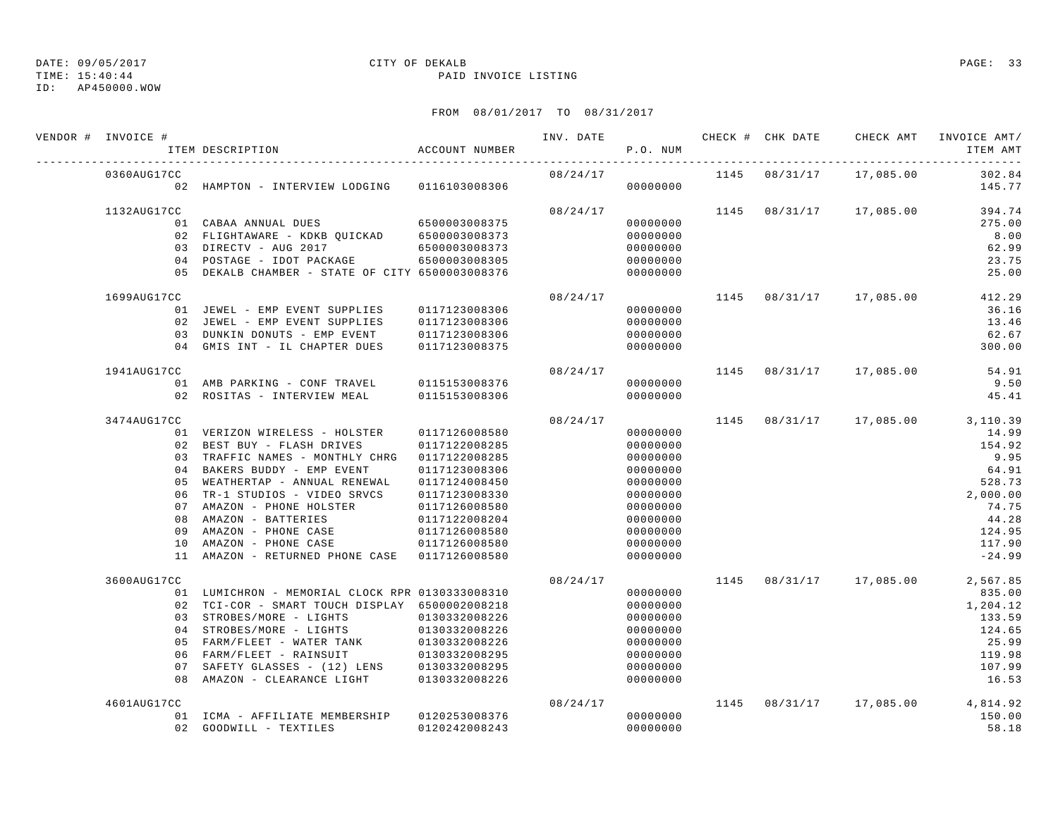DATE: 09/05/2017 CITY OF DEKALB
TIME: 15:40:44 PAID INVOICE LISTING
ID: AP450000.WOW

FROM 08/01/2017 TO 08/31/2017

| VENDOR # | INVOICE # | ITEM DESCRIPTION | ACCOUNT NUMBER | INV. DATE | P.O. NUM | CHECK # | CHK DATE | CHECK AMT | INVOICE AMT/ ITEM AMT |
|---|---|---|---|---|---|---|---|---|---|
| | 0360AUG17CC | | | 08/24/17 | | 1145 | 08/31/17 | 17,085.00 | 302.84 |
| | | 02 HAMPTON - INTERVIEW LODGING | 0116103008306 | | 00000000 | | | | 145.77 |
| | 1132AUG17CC | | | 08/24/17 | | 1145 | 08/31/17 | 17,085.00 | 394.74 |
| | | 01 CABAA ANNUAL DUES | 6500003008375 | | 00000000 | | | | 275.00 |
| | | 02 FLIGHTAWARE - KDKB QUICKAD | 6500003008373 | | 00000000 | | | | 8.00 |
| | | 03 DIRECTV - AUG 2017 | 6500003008373 | | 00000000 | | | | 62.99 |
| | | 04 POSTAGE - IDOT PACKAGE | 6500003008305 | | 00000000 | | | | 23.75 |
| | | 05 DEKALB CHAMBER - STATE OF CITY | 6500003008376 | | 00000000 | | | | 25.00 |
| | 1699AUG17CC | | | 08/24/17 | | 1145 | 08/31/17 | 17,085.00 | 412.29 |
| | | 01 JEWEL - EMP EVENT SUPPLIES | 0117123008306 | | 00000000 | | | | 36.16 |
| | | 02 JEWEL - EMP EVENT SUPPLIES | 0117123008306 | | 00000000 | | | | 13.46 |
| | | 03 DUNKIN DONUTS - EMP EVENT | 0117123008306 | | 00000000 | | | | 62.67 |
| | | 04 GMIS INT - IL CHAPTER DUES | 0117123008375 | | 00000000 | | | | 300.00 |
| | 1941AUG17CC | | | 08/24/17 | | 1145 | 08/31/17 | 17,085.00 | 54.91 |
| | | 01 AMB PARKING - CONF TRAVEL | 0115153008376 | | 00000000 | | | | 9.50 |
| | | 02 ROSITAS - INTERVIEW MEAL | 0115153008306 | | 00000000 | | | | 45.41 |
| | 3474AUG17CC | | | 08/24/17 | | 1145 | 08/31/17 | 17,085.00 | 3,110.39 |
| | | 01 VERIZON WIRELESS - HOLSTER | 0117126008580 | | 00000000 | | | | 14.99 |
| | | 02 BEST BUY - FLASH DRIVES | 0117122008285 | | 00000000 | | | | 154.92 |
| | | 03 TRAFFIC NAMES - MONTHLY CHRG | 0117122008285 | | 00000000 | | | | 9.95 |
| | | 04 BAKERS BUDDY - EMP EVENT | 0117123008306 | | 00000000 | | | | 64.91 |
| | | 05 WEATHERTAP - ANNUAL RENEWAL | 0117124008450 | | 00000000 | | | | 528.73 |
| | | 06 TR-1 STUDIOS - VIDEO SRVCS | 0117123008330 | | 00000000 | | | | 2,000.00 |
| | | 07 AMAZON - PHONE HOLSTER | 0117126008580 | | 00000000 | | | | 74.75 |
| | | 08 AMAZON - BATTERIES | 0117122008204 | | 00000000 | | | | 44.28 |
| | | 09 AMAZON - PHONE CASE | 0117126008580 | | 00000000 | | | | 124.95 |
| | | 10 AMAZON - PHONE CASE | 0117126008580 | | 00000000 | | | | 117.90 |
| | | 11 AMAZON - RETURNED PHONE CASE | 0117126008580 | | 00000000 | | | | -24.99 |
| | 3600AUG17CC | | | 08/24/17 | | 1145 | 08/31/17 | 17,085.00 | 2,567.85 |
| | | 01 LUMICHRON - MEMORIAL CLOCK RPR | 0130333008310 | | 00000000 | | | | 835.00 |
| | | 02 TCI-COR - SMART TOUCH DISPLAY | 6500002008218 | | 00000000 | | | | 1,204.12 |
| | | 03 STROBES/MORE - LIGHTS | 0130332008226 | | 00000000 | | | | 133.59 |
| | | 04 STROBES/MORE - LIGHTS | 0130332008226 | | 00000000 | | | | 124.65 |
| | | 05 FARM/FLEET - WATER TANK | 0130332008226 | | 00000000 | | | | 25.99 |
| | | 06 FARM/FLEET - RAINSUIT | 0130332008295 | | 00000000 | | | | 119.98 |
| | | 07 SAFETY GLASSES - (12) LENS | 0130332008295 | | 00000000 | | | | 107.99 |
| | | 08 AMAZON - CLEARANCE LIGHT | 0130332008226 | | 00000000 | | | | 16.53 |
| | 4601AUG17CC | | | 08/24/17 | | 1145 | 08/31/17 | 17,085.00 | 4,814.92 |
| | | 01 ICMA - AFFILIATE MEMBERSHIP | 0120253008376 | | 00000000 | | | | 150.00 |
| | | 02 GOODWILL - TEXTILES | 0120242008243 | | 00000000 | | | | 58.18 |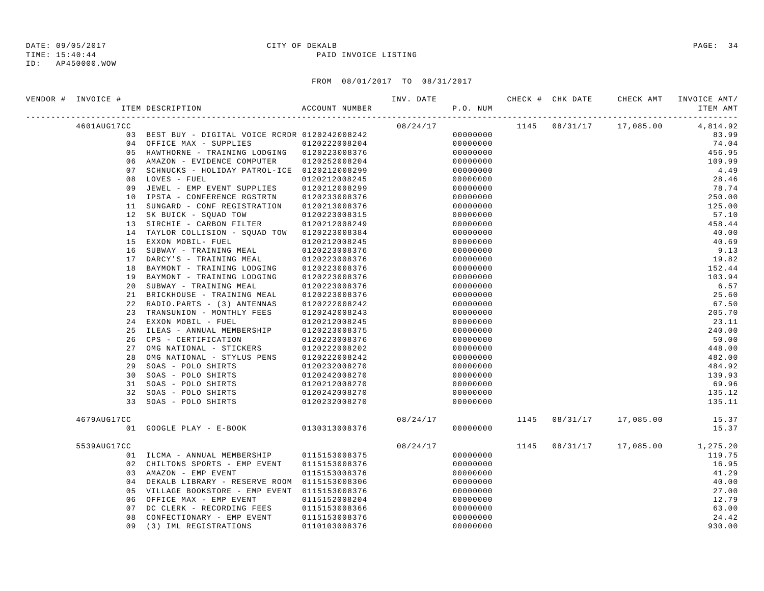DATE: 09/05/2017 CITY OF DEKALB
TIME: 15:40:44 PAID INVOICE LISTING
ID: AP450000.WOW

FROM 08/01/2017 TO 08/31/2017

| VENDOR # | INVOICE # | ITEM DESCRIPTION | ACCOUNT NUMBER | INV. DATE | P.O. NUM | CHECK # | CHK DATE | CHECK AMT | INVOICE AMT/ ITEM AMT |
|---|---|---|---|---|---|---|---|---|---|
| | 4601AUG17CC | | | 08/24/17 | | 1145 | 08/31/17 | 17,085.00 | 4,814.92 |
| | | 03 BEST BUY - DIGITAL VOICE RCRDR | 0120242008242 | | 00000000 | | | | 83.99 |
| | | 04 OFFICE MAX - SUPPLIES | 0120222008204 | | 00000000 | | | | 74.04 |
| | | 05 HAWTHORNE - TRAINING LODGING | 0120223008376 | | 00000000 | | | | 456.95 |
| | | 06 AMAZON - EVIDENCE COMPUTER | 0120252008204 | | 00000000 | | | | 109.99 |
| | | 07 SCHNUCKS - HOLIDAY PATROL-ICE | 0120212008299 | | 00000000 | | | | 4.49 |
| | | 08 LOVES - FUEL | 0120212008245 | | 00000000 | | | | 28.46 |
| | | 09 JEWEL - EMP EVENT SUPPLIES | 0120212008299 | | 00000000 | | | | 78.74 |
| | | 10 IPSTA - CONFERENCE RGSTRTN | 0120233008376 | | 00000000 | | | | 250.00 |
| | | 11 SUNGARD - CONF REGISTRATION | 0120213008376 | | 00000000 | | | | 125.00 |
| | | 12 SK BUICK - SQUAD TOW | 0120223008315 | | 00000000 | | | | 57.10 |
| | | 13 SIRCHIE - CARBON FILTER | 0120212008249 | | 00000000 | | | | 458.44 |
| | | 14 TAYLOR COLLISION - SQUAD TOW | 0120223008384 | | 00000000 | | | | 40.00 |
| | | 15 EXXON MOBIL- FUEL | 0120212008245 | | 00000000 | | | | 40.69 |
| | | 16 SUBWAY - TRAINING MEAL | 0120223008376 | | 00000000 | | | | 9.13 |
| | | 17 DARCY'S - TRAINING MEAL | 0120223008376 | | 00000000 | | | | 19.82 |
| | | 18 BAYMONT - TRAINING LODGING | 0120223008376 | | 00000000 | | | | 152.44 |
| | | 19 BAYMONT - TRAINING LODGING | 0120223008376 | | 00000000 | | | | 103.94 |
| | | 20 SUBWAY - TRAINING MEAL | 0120223008376 | | 00000000 | | | | 6.57 |
| | | 21 BRICKHOUSE - TRAINING MEAL | 0120223008376 | | 00000000 | | | | 25.60 |
| | | 22 RADIO.PARTS - (3) ANTENNAS | 0120222008242 | | 00000000 | | | | 67.50 |
| | | 23 TRANSUNION - MONTHLY FEES | 0120242008243 | | 00000000 | | | | 205.70 |
| | | 24 EXXON MOBIL - FUEL | 0120212008245 | | 00000000 | | | | 23.11 |
| | | 25 ILEAS - ANNUAL MEMBERSHIP | 0120223008375 | | 00000000 | | | | 240.00 |
| | | 26 CPS - CERTIFICATION | 0120223008376 | | 00000000 | | | | 50.00 |
| | | 27 OMG NATIONAL - STICKERS | 0120222008202 | | 00000000 | | | | 448.00 |
| | | 28 OMG NATIONAL - STYLUS PENS | 0120222008242 | | 00000000 | | | | 482.00 |
| | | 29 SOAS - POLO SHIRTS | 0120232008270 | | 00000000 | | | | 484.92 |
| | | 30 SOAS - POLO SHIRTS | 0120242008270 | | 00000000 | | | | 139.93 |
| | | 31 SOAS - POLO SHIRTS | 0120212008270 | | 00000000 | | | | 69.96 |
| | | 32 SOAS - POLO SHIRTS | 0120242008270 | | 00000000 | | | | 135.12 |
| | | 33 SOAS - POLO SHIRTS | 0120232008270 | | 00000000 | | | | 135.11 |
| | 4679AUG17CC | | | 08/24/17 | | 1145 | 08/31/17 | 17,085.00 | 15.37 |
| | | 01 GOOGLE PLAY - E-BOOK | 0130313008376 | | 00000000 | | | | 15.37 |
| | 5539AUG17CC | | | 08/24/17 | | 1145 | 08/31/17 | 17,085.00 | 1,275.20 |
| | | 01 ILCMA - ANNUAL MEMBERSHIP | 0115153008375 | | 00000000 | | | | 119.75 |
| | | 02 CHILTONS SPORTS - EMP EVENT | 0115153008376 | | 00000000 | | | | 16.95 |
| | | 03 AMAZON - EMP EVENT | 0115153008376 | | 00000000 | | | | 41.29 |
| | | 04 DEKALB LIBRARY - RESERVE ROOM | 0115153008306 | | 00000000 | | | | 40.00 |
| | | 05 VILLAGE BOOKSTORE - EMP EVENT | 0115153008376 | | 00000000 | | | | 27.00 |
| | | 06 OFFICE MAX - EMP EVENT | 0115152008204 | | 00000000 | | | | 12.79 |
| | | 07 DC CLERK - RECORDING FEES | 0115153008366 | | 00000000 | | | | 63.00 |
| | | 08 CONFECTIONARY - EMP EVENT | 0115153008376 | | 00000000 | | | | 24.42 |
| | | 09 (3) IML REGISTRATIONS | 0110103008376 | | 00000000 | | | | 930.00 |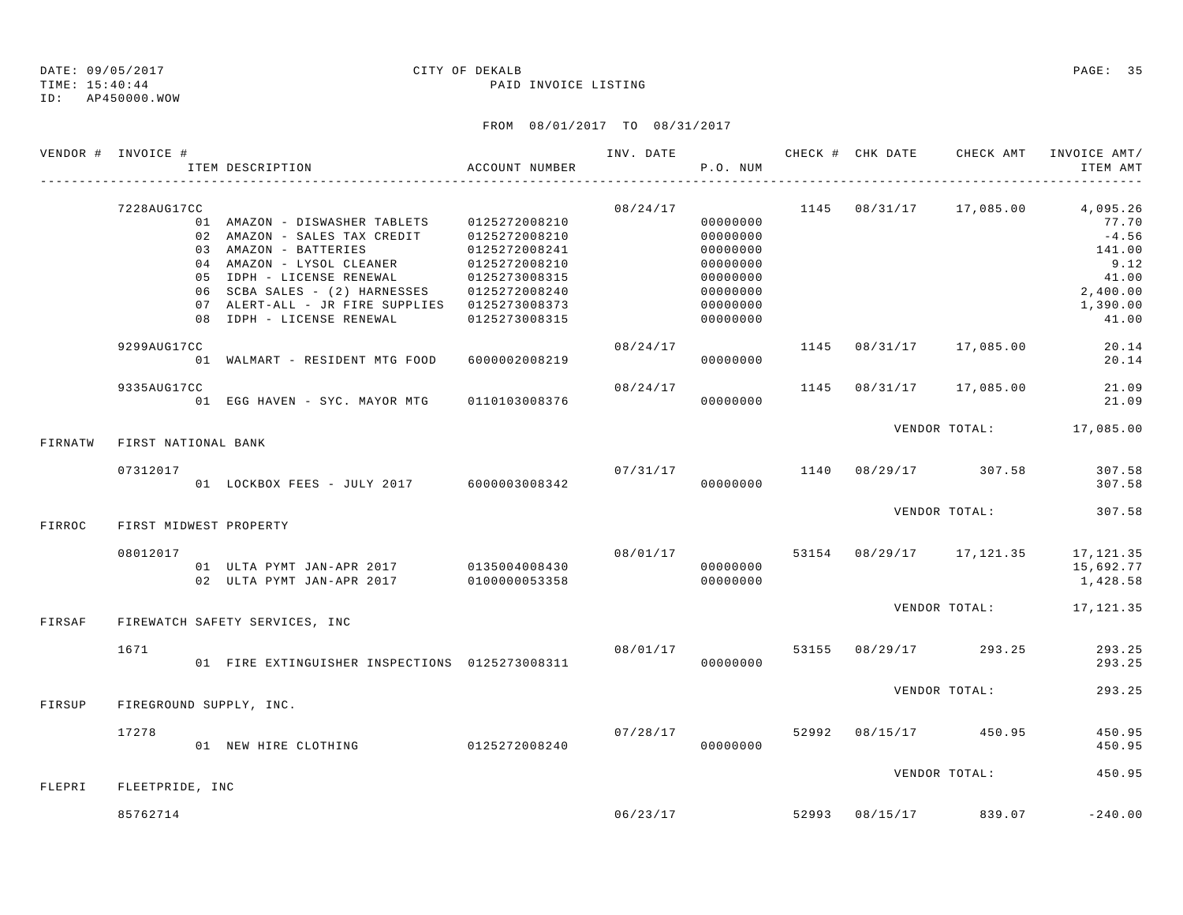DATE: 09/05/2017 CITY OF DEKALB
TIME: 15:40:44 PAID INVOICE LISTING
ID: AP450000.WOW

FROM 08/01/2017 TO 08/31/2017

| VENDOR # | INVOICE # | ITEM DESCRIPTION | ACCOUNT NUMBER | INV. DATE | P.O. NUM | CHECK # | CHK DATE | CHECK AMT | INVOICE AMT/ ITEM AMT |
|---|---|---|---|---|---|---|---|---|---|
| | 7228AUG17CC | | | 08/24/17 | | 1145 | 08/31/17 | 17,085.00 | 4,095.26 |
| | | 01 AMAZON - DISWASHER TABLETS | 0125272008210 | | 00000000 | | | | 77.70 |
| | | 02 AMAZON - SALES TAX CREDIT | 0125272008210 | | 00000000 | | | | -4.56 |
| | | 03 AMAZON - BATTERIES | 0125272008241 | | 00000000 | | | | 141.00 |
| | | 04 AMAZON - LYSOL CLEANER | 0125272008210 | | 00000000 | | | | 9.12 |
| | | 05 IDPH - LICENSE RENEWAL | 0125273008315 | | 00000000 | | | | 41.00 |
| | | 06 SCBA SALES - (2) HARNESSES | 0125272008240 | | 00000000 | | | | 2,400.00 |
| | | 07 ALERT-ALL - JR FIRE SUPPLIES | 0125273008373 | | 00000000 | | | | 1,390.00 |
| | | 08 IDPH - LICENSE RENEWAL | 0125273008315 | | 00000000 | | | | 41.00 |
| | 9299AUG17CC | | | 08/24/17 | | 1145 | 08/31/17 | 17,085.00 | 20.14 |
| | | 01 WALMART - RESIDENT MTG FOOD | 6000002008219 | | 00000000 | | | | 20.14 |
| | 9335AUG17CC | | | 08/24/17 | | 1145 | 08/31/17 | 17,085.00 | 21.09 |
| | | 01 EGG HAVEN - SYC. MAYOR MTG | 0110103008376 | | 00000000 | | | | 21.09 |
| | | | | | | | VENDOR TOTAL: | | 17,085.00 |
| FIRNATW | FIRST NATIONAL BANK | | | | | | | | |
| | 07312017 | | | 07/31/17 | | 1140 | 08/29/17 | 307.58 | 307.58 |
| | | 01 LOCKBOX FEES - JULY 2017 | 6000003008342 | | 00000000 | | | | 307.58 |
| | | | | | | | VENDOR TOTAL: | | 307.58 |
| FIRROC | FIRST MIDWEST PROPERTY | | | | | | | | |
| | 08012017 | | | 08/01/17 | | 53154 | 08/29/17 | 17,121.35 | 17,121.35 |
| | | 01 ULTA PYMT JAN-APR 2017 | 0135004008430 | | 00000000 | | | | 15,692.77 |
| | | 02 ULTA PYMT JAN-APR 2017 | 0100000053358 | | 00000000 | | | | 1,428.58 |
| | | | | | | | VENDOR TOTAL: | | 17,121.35 |
| FIRSAF | FIREWATCH SAFETY SERVICES, INC | | | | | | | | |
| | 1671 | | | 08/01/17 | | 53155 | 08/29/17 | 293.25 | 293.25 |
| | | 01 FIRE EXTINGUISHER INSPECTIONS | 0125273008311 | | 00000000 | | | | 293.25 |
| | | | | | | | VENDOR TOTAL: | | 293.25 |
| FIRSUP | FIREGROUND SUPPLY, INC. | | | | | | | | |
| | 17278 | | | 07/28/17 | | 52992 | 08/15/17 | 450.95 | 450.95 |
| | | 01 NEW HIRE CLOTHING | 0125272008240 | | 00000000 | | | | 450.95 |
| | | | | | | | VENDOR TOTAL: | | 450.95 |
| FLEPRI | FLEETPRIDE, INC | | | | | | | | |
| | 85762714 | | | 06/23/17 | | 52993 | 08/15/17 | 839.07 | -240.00 |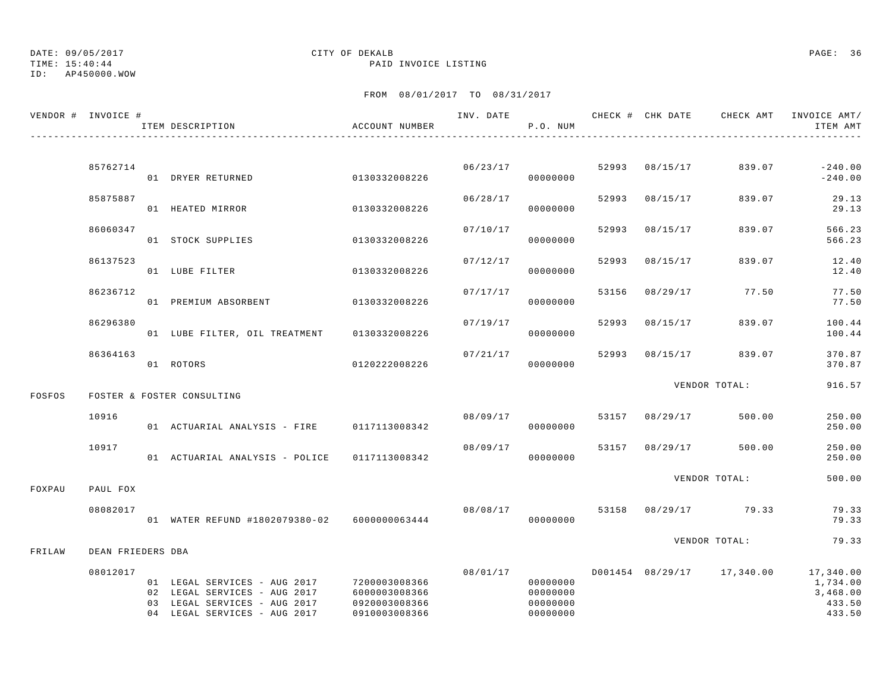DATE: 09/05/2017 CITY OF DEKALB
TIME: 15:40:44 PAID INVOICE LISTING
ID: AP450000.WOW

FROM 08/01/2017 TO 08/31/2017

| VENDOR # | INVOICE # | ITEM DESCRIPTION | ACCOUNT NUMBER | INV. DATE | P.O. NUM | CHECK # | CHK DATE | CHECK AMT | INVOICE AMT/ ITEM AMT |
|---|---|---|---|---|---|---|---|---|---|
| | 85762714 | | | 06/23/17 | | 52993 | 08/15/17 | 839.07 | -240.00 |
| | | 01 DRYER RETURNED | 0130332008226 | | 00000000 | | | | -240.00 |
| | 85875887 | | | 06/28/17 | | 52993 | 08/15/17 | 839.07 | 29.13 |
| | | 01 HEATED MIRROR | 0130332008226 | | 00000000 | | | | 29.13 |
| | 86060347 | | | 07/10/17 | | 52993 | 08/15/17 | 839.07 | 566.23 |
| | | 01 STOCK SUPPLIES | 0130332008226 | | 00000000 | | | | 566.23 |
| | 86137523 | | | 07/12/17 | | 52993 | 08/15/17 | 839.07 | 12.40 |
| | | 01 LUBE FILTER | 0130332008226 | | 00000000 | | | | 12.40 |
| | 86236712 | | | 07/17/17 | | 53156 | 08/29/17 | 77.50 | 77.50 |
| | | 01 PREMIUM ABSORBENT | 0130332008226 | | 00000000 | | | | 77.50 |
| | 86296380 | | | 07/19/17 | | 52993 | 08/15/17 | 839.07 | 100.44 |
| | | 01 LUBE FILTER, OIL TREATMENT | 0130332008226 | | 00000000 | | | | 100.44 |
| | 86364163 | | | 07/21/17 | | 52993 | 08/15/17 | 839.07 | 370.87 |
| | | 01 ROTORS | 0120222008226 | | 00000000 | | | | 370.87 |
| | | | | | | | | VENDOR TOTAL: | 916.57 |
| FOSFOS | FOSTER & FOSTER CONSULTING | | | | | | | | |
| | 10916 | | | 08/09/17 | | 53157 | 08/29/17 | 500.00 | 250.00 |
| | | 01 ACTUARIAL ANALYSIS - FIRE | 0117113008342 | | 00000000 | | | | 250.00 |
| | 10917 | | | 08/09/17 | | 53157 | 08/29/17 | 500.00 | 250.00 |
| | | 01 ACTUARIAL ANALYSIS - POLICE | 0117113008342 | | 00000000 | | | | 250.00 |
| | | | | | | | | VENDOR TOTAL: | 500.00 |
| FOXPAU | PAUL FOX | | | | | | | | |
| | 08082017 | | | 08/08/17 | | 53158 | 08/29/17 | 79.33 | 79.33 |
| | | 01 WATER REFUND #1802079380-02 | 6000000063444 | | 00000000 | | | | 79.33 |
| | | | | | | | | VENDOR TOTAL: | 79.33 |
| FRILAW | DEAN FRIEDERS DBA | | | | | | | | |
| | 08012017 | | | 08/01/17 | | D001454 | 08/29/17 | 17,340.00 | 17,340.00 |
| | | 01 LEGAL SERVICES - AUG 2017 | 7200003008366 | | 00000000 | | | | 1,734.00 |
| | | 02 LEGAL SERVICES - AUG 2017 | 6000003008366 | | 00000000 | | | | 3,468.00 |
| | | 03 LEGAL SERVICES - AUG 2017 | 0920003008366 | | 00000000 | | | | 433.50 |
| | | 04 LEGAL SERVICES - AUG 2017 | 0910003008366 | | 00000000 | | | | 433.50 |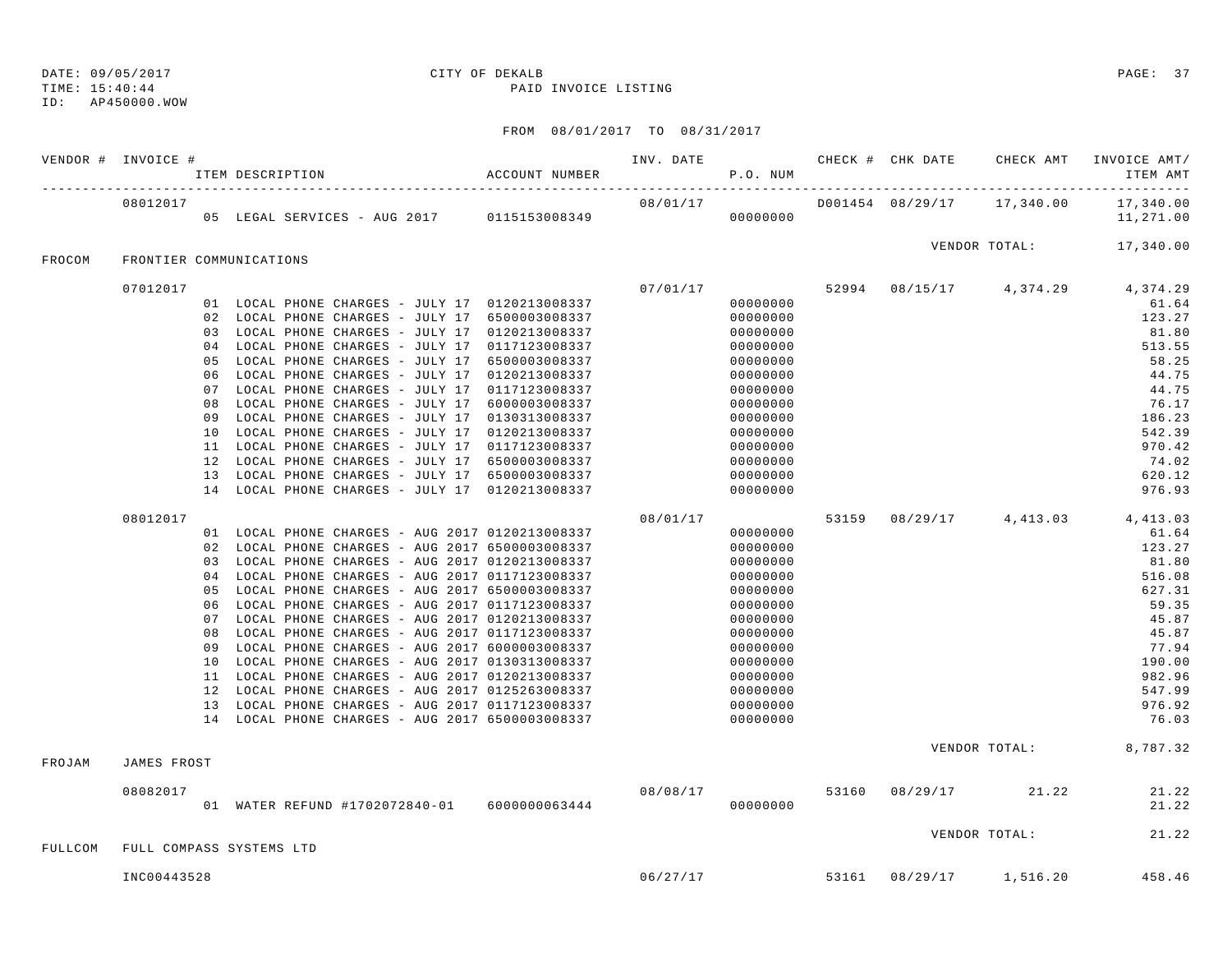DATE: 09/05/2017 CITY OF DEKALB
TIME: 15:40:44 PAID INVOICE LISTING
ID: AP450000.WOW

FROM 08/01/2017 TO 08/31/2017

| VENDOR # | INVOICE # | ITEM DESCRIPTION | ACCOUNT NUMBER | INV. DATE | P.O. NUM | CHECK # | CHK DATE | CHECK AMT | INVOICE AMT/ ITEM AMT |
|---|---|---|---|---|---|---|---|---|---|
| | 08012017 | | | 08/01/17 | | D001454 | 08/29/17 | 17,340.00 | 17,340.00 |
| | | 05 LEGAL SERVICES - AUG 2017 | 0115153008349 | | 00000000 | | | | 11,271.00 |
| | | | | | | | | VENDOR TOTAL: | 17,340.00 |
| FROCOM | FRONTIER COMMUNICATIONS | | | | | | | | |
| | 07012017 | | | 07/01/17 | | 52994 | 08/15/17 | 4,374.29 | 4,374.29 |
| | | 01 LOCAL PHONE CHARGES - JULY 17 | 0120213008337 | | 00000000 | | | | 61.64 |
| | | 02 LOCAL PHONE CHARGES - JULY 17 | 6500003008337 | | 00000000 | | | | 123.27 |
| | | 03 LOCAL PHONE CHARGES - JULY 17 | 0120213008337 | | 00000000 | | | | 81.80 |
| | | 04 LOCAL PHONE CHARGES - JULY 17 | 0117123008337 | | 00000000 | | | | 513.55 |
| | | 05 LOCAL PHONE CHARGES - JULY 17 | 6500003008337 | | 00000000 | | | | 58.25 |
| | | 06 LOCAL PHONE CHARGES - JULY 17 | 0120213008337 | | 00000000 | | | | 44.75 |
| | | 07 LOCAL PHONE CHARGES - JULY 17 | 0117123008337 | | 00000000 | | | | 44.75 |
| | | 08 LOCAL PHONE CHARGES - JULY 17 | 6000003008337 | | 00000000 | | | | 76.17 |
| | | 09 LOCAL PHONE CHARGES - JULY 17 | 0130313008337 | | 00000000 | | | | 186.23 |
| | | 10 LOCAL PHONE CHARGES - JULY 17 | 0120213008337 | | 00000000 | | | | 542.39 |
| | | 11 LOCAL PHONE CHARGES - JULY 17 | 0117123008337 | | 00000000 | | | | 970.42 |
| | | 12 LOCAL PHONE CHARGES - JULY 17 | 6500003008337 | | 00000000 | | | | 74.02 |
| | | 13 LOCAL PHONE CHARGES - JULY 17 | 6500003008337 | | 00000000 | | | | 620.12 |
| | | 14 LOCAL PHONE CHARGES - JULY 17 | 0120213008337 | | 00000000 | | | | 976.93 |
| | 08012017 | | | 08/01/17 | | 53159 | 08/29/17 | 4,413.03 | 4,413.03 |
| | | 01 LOCAL PHONE CHARGES - AUG 2017 | 0120213008337 | | 00000000 | | | | 61.64 |
| | | 02 LOCAL PHONE CHARGES - AUG 2017 | 6500003008337 | | 00000000 | | | | 123.27 |
| | | 03 LOCAL PHONE CHARGES - AUG 2017 | 0120213008337 | | 00000000 | | | | 81.80 |
| | | 04 LOCAL PHONE CHARGES - AUG 2017 | 0117123008337 | | 00000000 | | | | 516.08 |
| | | 05 LOCAL PHONE CHARGES - AUG 2017 | 6500003008337 | | 00000000 | | | | 627.31 |
| | | 06 LOCAL PHONE CHARGES - AUG 2017 | 0117123008337 | | 00000000 | | | | 59.35 |
| | | 07 LOCAL PHONE CHARGES - AUG 2017 | 0120213008337 | | 00000000 | | | | 45.87 |
| | | 08 LOCAL PHONE CHARGES - AUG 2017 | 0117123008337 | | 00000000 | | | | 45.87 |
| | | 09 LOCAL PHONE CHARGES - AUG 2017 | 6000003008337 | | 00000000 | | | | 77.94 |
| | | 10 LOCAL PHONE CHARGES - AUG 2017 | 0130313008337 | | 00000000 | | | | 190.00 |
| | | 11 LOCAL PHONE CHARGES - AUG 2017 | 0120213008337 | | 00000000 | | | | 982.96 |
| | | 12 LOCAL PHONE CHARGES - AUG 2017 | 0125263008337 | | 00000000 | | | | 547.99 |
| | | 13 LOCAL PHONE CHARGES - AUG 2017 | 0117123008337 | | 00000000 | | | | 976.92 |
| | | 14 LOCAL PHONE CHARGES - AUG 2017 | 6500003008337 | | 00000000 | | | | 76.03 |
| | | | | | | | | VENDOR TOTAL: | 8,787.32 |
| FROJAM | JAMES FROST | | | | | | | | |
| | 08082017 | | | 08/08/17 | | 53160 | 08/29/17 | 21.22 | 21.22 |
| | | 01 WATER REFUND #1702072840-01 | 6000000063444 | | 00000000 | | | | 21.22 |
| | | | | | | | | VENDOR TOTAL: | 21.22 |
| FULLCOM | FULL COMPASS SYSTEMS LTD | | | | | | | | |
| | INC00443528 | | | 06/27/17 | | 53161 | 08/29/17 | 1,516.20 | 458.46 |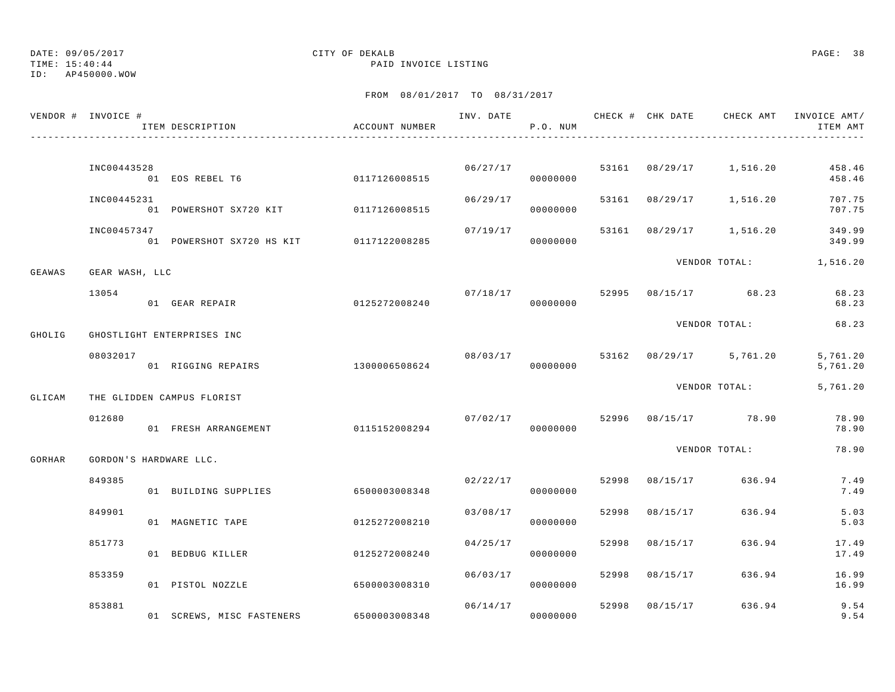DATE: 09/05/2017 CITY OF DEKALB
TIME: 15:40:44 PAID INVOICE LISTING
ID: AP450000.WOW

FROM 08/01/2017 TO 08/31/2017

| VENDOR # | INVOICE # / ITEM DESCRIPTION | ACCOUNT NUMBER | INV. DATE | P.O. NUM | CHECK # | CHK DATE | CHECK AMT | INVOICE AMT/ ITEM AMT |
|---|---|---|---|---|---|---|---|---|
| | INC00443528 | | 06/27/17 | | 53161 | 08/29/17 | 1,516.20 | 458.46 |
| | 01 EOS REBEL T6 | 0117126008515 | | 00000000 | | | | 458.46 |
| | INC00445231 | | 06/29/17 | | 53161 | 08/29/17 | 1,516.20 | 707.75 |
| | 01 POWERSHOT SX720 KIT | 0117126008515 | | 00000000 | | | | 707.75 |
| | INC00457347 | | 07/19/17 | | 53161 | 08/29/17 | 1,516.20 | 349.99 |
| | 01 POWERSHOT SX720 HS KIT | 0117122008285 | | 00000000 | | | | 349.99 |
| | | | | | | VENDOR TOTAL: | | 1,516.20 |
| GEAWAS | GEAR WASH, LLC | | | | | | | |
| | 13054 | | 07/18/17 | | 52995 | 08/15/17 | 68.23 | 68.23 |
| | 01 GEAR REPAIR | 0125272008240 | | 00000000 | | | | 68.23 |
| | | | | | | VENDOR TOTAL: | | 68.23 |
| GHOLIG | GHOSTLIGHT ENTERPRISES INC | | | | | | | |
| | 08032017 | | 08/03/17 | | 53162 | 08/29/17 | 5,761.20 | 5,761.20 |
| | 01 RIGGING REPAIRS | 1300006508624 | | 00000000 | | | | 5,761.20 |
| | | | | | | VENDOR TOTAL: | | 5,761.20 |
| GLICAM | THE GLIDDEN CAMPUS FLORIST | | | | | | | |
| | 012680 | | 07/02/17 | | 52996 | 08/15/17 | 78.90 | 78.90 |
| | 01 FRESH ARRANGEMENT | 0115152008294 | | 00000000 | | | | 78.90 |
| | | | | | | VENDOR TOTAL: | | 78.90 |
| GORHAR | GORDON'S HARDWARE LLC. | | | | | | | |
| | 849385 | | 02/22/17 | | 52998 | 08/15/17 | 636.94 | 7.49 |
| | 01 BUILDING SUPPLIES | 6500003008348 | | 00000000 | | | | 7.49 |
| | 849901 | | 03/08/17 | | 52998 | 08/15/17 | 636.94 | 5.03 |
| | 01 MAGNETIC TAPE | 0125272008210 | | 00000000 | | | | 5.03 |
| | 851773 | | 04/25/17 | | 52998 | 08/15/17 | 636.94 | 17.49 |
| | 01 BEDBUG KILLER | 0125272008240 | | 00000000 | | | | 17.49 |
| | 853359 | | 06/03/17 | | 52998 | 08/15/17 | 636.94 | 16.99 |
| | 01 PISTOL NOZZLE | 6500003008310 | | 00000000 | | | | 16.99 |
| | 853881 | | 06/14/17 | | 52998 | 08/15/17 | 636.94 | 9.54 |
| | 01 SCREWS, MISC FASTENERS | 6500003008348 | | 00000000 | | | | 9.54 |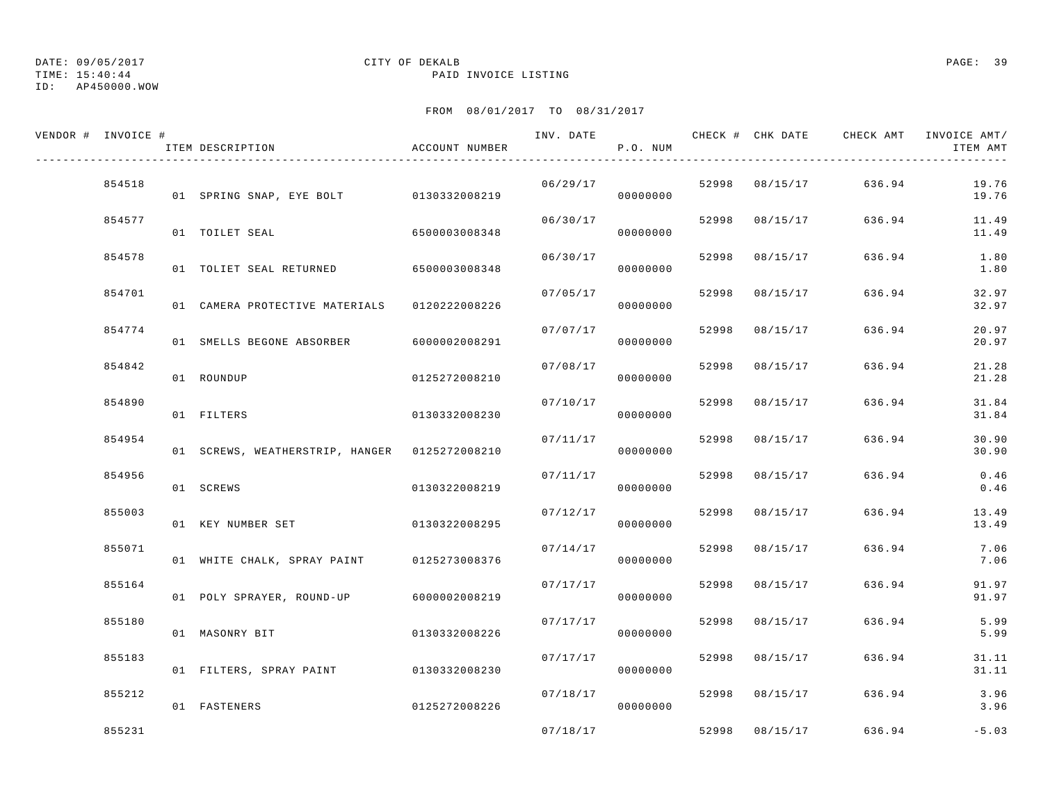DATE: 09/05/2017
TIME: 15:40:44
ID: AP450000.WOW

CITY OF DEKALB
PAID INVOICE LISTING

FROM 08/01/2017 TO 08/31/2017

| VENDOR # | INVOICE # | ITEM DESCRIPTION | ACCOUNT NUMBER | INV. DATE | P.O. NUM | CHECK # | CHK DATE | CHECK AMT | INVOICE AMT/ ITEM AMT |
|---|---|---|---|---|---|---|---|---|---|
| | 854518 | | | 06/29/17 | | 52998 | 08/15/17 | 636.94 | 19.76 |
| | | 01 SPRING SNAP, EYE BOLT | 0130332008219 | | 00000000 | | | | 19.76 |
| | 854577 | | | 06/30/17 | | 52998 | 08/15/17 | 636.94 | 11.49 |
| | | 01 TOILET SEAL | 6500003008348 | | 00000000 | | | | 11.49 |
| | 854578 | | | 06/30/17 | | 52998 | 08/15/17 | 636.94 | 1.80 |
| | | 01 TOLIET SEAL RETURNED | 6500003008348 | | 00000000 | | | | 1.80 |
| | 854701 | | | 07/05/17 | | 52998 | 08/15/17 | 636.94 | 32.97 |
| | | 01 CAMERA PROTECTIVE MATERIALS | 0120222008226 | | 00000000 | | | | 32.97 |
| | 854774 | | | 07/07/17 | | 52998 | 08/15/17 | 636.94 | 20.97 |
| | | 01 SMELLS BEGONE ABSORBER | 6000002008291 | | 00000000 | | | | 20.97 |
| | 854842 | | | 07/08/17 | | 52998 | 08/15/17 | 636.94 | 21.28 |
| | | 01 ROUNDUP | 0125272008210 | | 00000000 | | | | 21.28 |
| | 854890 | | | 07/10/17 | | 52998 | 08/15/17 | 636.94 | 31.84 |
| | | 01 FILTERS | 0130332008230 | | 00000000 | | | | 31.84 |
| | 854954 | | | 07/11/17 | | 52998 | 08/15/17 | 636.94 | 30.90 |
| | | 01 SCREWS, WEATHERSTRIP, HANGER | 0125272008210 | | 00000000 | | | | 30.90 |
| | 854956 | | | 07/11/17 | | 52998 | 08/15/17 | 636.94 | 0.46 |
| | | 01 SCREWS | 0130322008219 | | 00000000 | | | | 0.46 |
| | 855003 | | | 07/12/17 | | 52998 | 08/15/17 | 636.94 | 13.49 |
| | | 01 KEY NUMBER SET | 0130322008295 | | 00000000 | | | | 13.49 |
| | 855071 | | | 07/14/17 | | 52998 | 08/15/17 | 636.94 | 7.06 |
| | | 01 WHITE CHALK, SPRAY PAINT | 0125273008376 | | 00000000 | | | | 7.06 |
| | 855164 | | | 07/17/17 | | 52998 | 08/15/17 | 636.94 | 91.97 |
| | | 01 POLY SPRAYER, ROUND-UP | 6000002008219 | | 00000000 | | | | 91.97 |
| | 855180 | | | 07/17/17 | | 52998 | 08/15/17 | 636.94 | 5.99 |
| | | 01 MASONRY BIT | 0130332008226 | | 00000000 | | | | 5.99 |
| | 855183 | | | 07/17/17 | | 52998 | 08/15/17 | 636.94 | 31.11 |
| | | 01 FILTERS, SPRAY PAINT | 0130332008230 | | 00000000 | | | | 31.11 |
| | 855212 | | | 07/18/17 | | 52998 | 08/15/17 | 636.94 | 3.96 |
| | | 01 FASTENERS | 0125272008226 | | 00000000 | | | | 3.96 |
| | 855231 | | | 07/18/17 | | 52998 | 08/15/17 | 636.94 | -5.03 |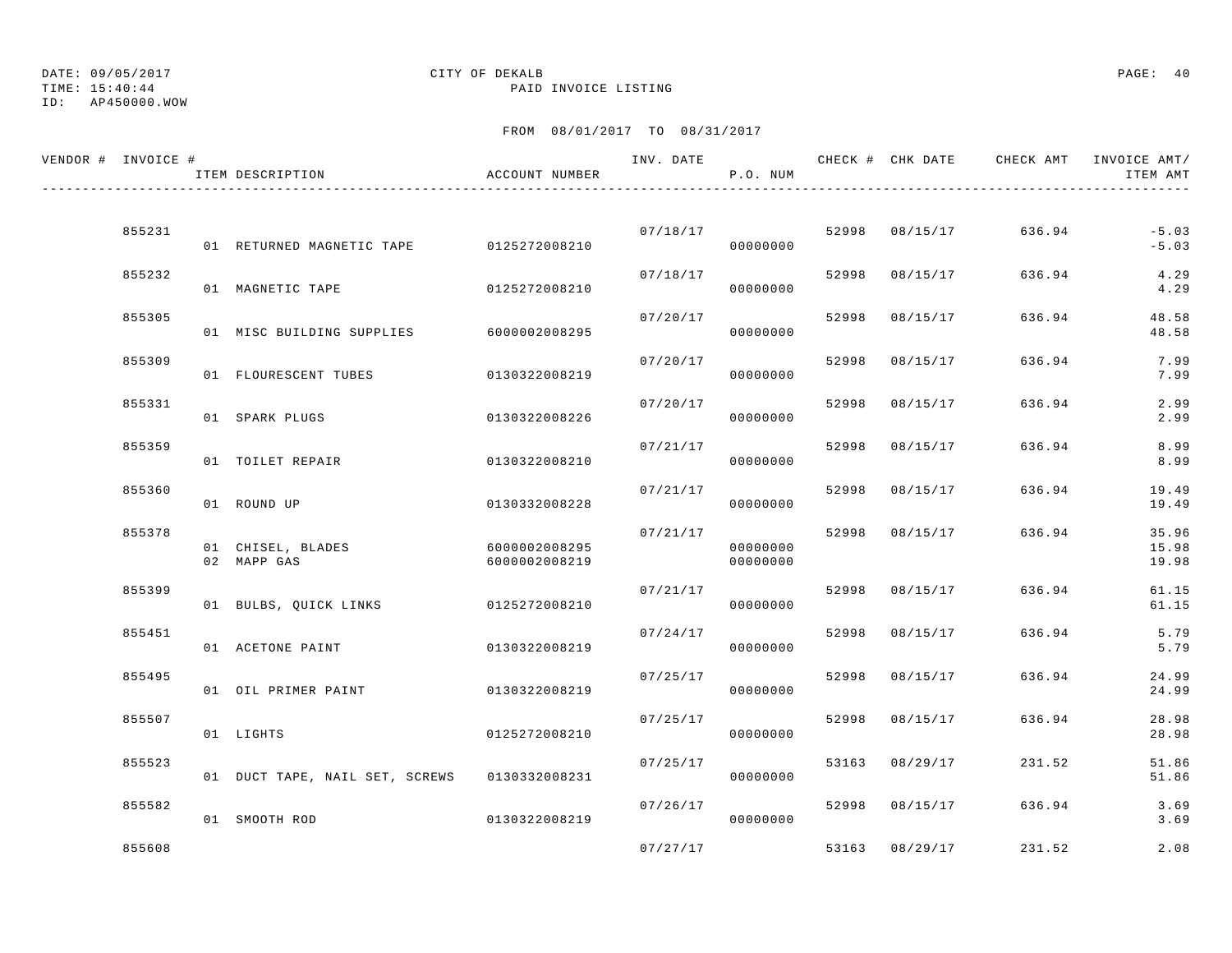DATE: 09/05/2017
TIME: 15:40:44
ID: AP450000.WOW

CITY OF DEKALB
PAID INVOICE LISTING

FROM 08/01/2017 TO 08/31/2017

| VENDOR # | INVOICE # | ITEM DESCRIPTION | ACCOUNT NUMBER | INV. DATE | P.O. NUM | CHECK # | CHK DATE | CHECK AMT | INVOICE AMT/ ITEM AMT |
|---|---|---|---|---|---|---|---|---|---|
| | 855231 | | | 07/18/17 | | 52998 | 08/15/17 | 636.94 | -5.03 |
| | | 01 RETURNED MAGNETIC TAPE | 0125272008210 | | 00000000 | | | | -5.03 |
| | 855232 | | | 07/18/17 | | 52998 | 08/15/17 | 636.94 | 4.29 |
| | | 01 MAGNETIC TAPE | 0125272008210 | | 00000000 | | | | 4.29 |
| | 855305 | | | 07/20/17 | | 52998 | 08/15/17 | 636.94 | 48.58 |
| | | 01 MISC BUILDING SUPPLIES | 6000002008295 | | 00000000 | | | | 48.58 |
| | 855309 | | | 07/20/17 | | 52998 | 08/15/17 | 636.94 | 7.99 |
| | | 01 FLOURESCENT TUBES | 0130322008219 | | 00000000 | | | | 7.99 |
| | 855331 | | | 07/20/17 | | 52998 | 08/15/17 | 636.94 | 2.99 |
| | | 01 SPARK PLUGS | 0130322008226 | | 00000000 | | | | 2.99 |
| | 855359 | | | 07/21/17 | | 52998 | 08/15/17 | 636.94 | 8.99 |
| | | 01 TOILET REPAIR | 0130322008210 | | 00000000 | | | | 8.99 |
| | 855360 | | | 07/21/17 | | 52998 | 08/15/17 | 636.94 | 19.49 |
| | | 01 ROUND UP | 0130332008228 | | 00000000 | | | | 19.49 |
| | 855378 | | | 07/21/17 | | 52998 | 08/15/17 | 636.94 | 35.96 |
| | | 01 CHISEL, BLADES | 6000002008295 | | 00000000 | | | | 15.98 |
| | | 02 MAPP GAS | 6000002008219 | | 00000000 | | | | 19.98 |
| | 855399 | | | 07/21/17 | | 52998 | 08/15/17 | 636.94 | 61.15 |
| | | 01 BULBS, QUICK LINKS | 0125272008210 | | 00000000 | | | | 61.15 |
| | 855451 | | | 07/24/17 | | 52998 | 08/15/17 | 636.94 | 5.79 |
| | | 01 ACETONE PAINT | 0130322008219 | | 00000000 | | | | 5.79 |
| | 855495 | | | 07/25/17 | | 52998 | 08/15/17 | 636.94 | 24.99 |
| | | 01 OIL PRIMER PAINT | 0130322008219 | | 00000000 | | | | 24.99 |
| | 855507 | | | 07/25/17 | | 52998 | 08/15/17 | 636.94 | 28.98 |
| | | 01 LIGHTS | 0125272008210 | | 00000000 | | | | 28.98 |
| | 855523 | | | 07/25/17 | | 53163 | 08/29/17 | 231.52 | 51.86 |
| | | 01 DUCT TAPE, NAIL SET, SCREWS | 0130332008231 | | 00000000 | | | | 51.86 |
| | 855582 | | | 07/26/17 | | 52998 | 08/15/17 | 636.94 | 3.69 |
| | | 01 SMOOTH ROD | 0130322008219 | | 00000000 | | | | 3.69 |
| | 855608 | | | 07/27/17 | | 53163 | 08/29/17 | 231.52 | 2.08 |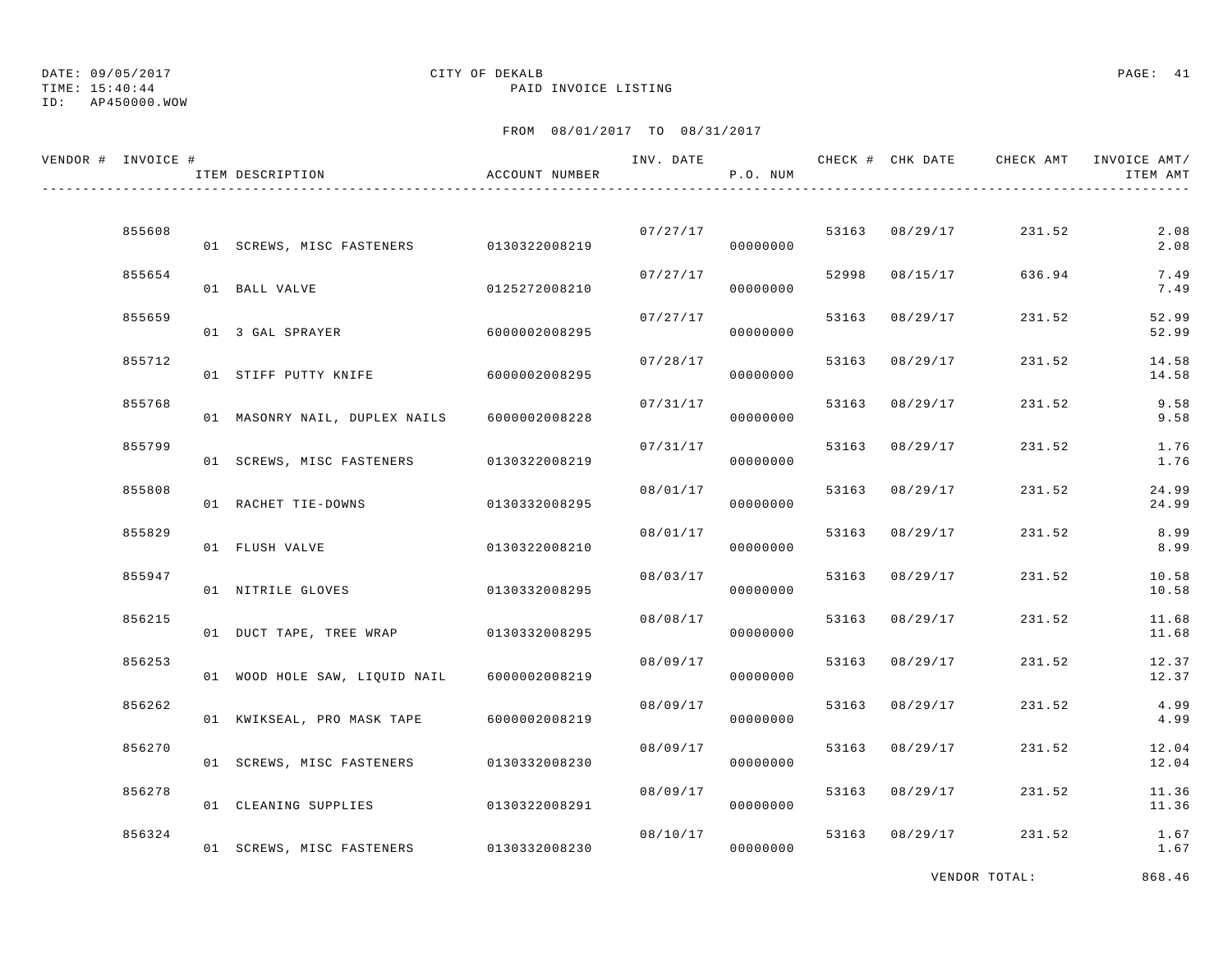DATE: 09/05/2017
TIME: 15:40:44
ID: AP450000.WOW

CITY OF DEKALB
PAID INVOICE LISTING

FROM 08/01/2017 TO 08/31/2017

| VENDOR # | INVOICE # | ITEM DESCRIPTION | ACCOUNT NUMBER | INV. DATE | P.O. NUM | CHECK # | CHK DATE | CHECK AMT | INVOICE AMT/ ITEM AMT |
|---|---|---|---|---|---|---|---|---|---|
| | 855608 | | | 07/27/17 | | 53163 | 08/29/17 | 231.52 | 2.08 |
| | | 01 SCREWS, MISC FASTENERS | 0130322008219 | | 00000000 | | | | 2.08 |
| | 855654 | | | 07/27/17 | | 52998 | 08/15/17 | 636.94 | 7.49 |
| | | 01 BALL VALVE | 0125272008210 | | 00000000 | | | | 7.49 |
| | 855659 | | | 07/27/17 | | 53163 | 08/29/17 | 231.52 | 52.99 |
| | | 01 3 GAL SPRAYER | 6000002008295 | | 00000000 | | | | 52.99 |
| | 855712 | | | 07/28/17 | | 53163 | 08/29/17 | 231.52 | 14.58 |
| | | 01 STIFF PUTTY KNIFE | 6000002008295 | | 00000000 | | | | 14.58 |
| | 855768 | | | 07/31/17 | | 53163 | 08/29/17 | 231.52 | 9.58 |
| | | 01 MASONRY NAIL, DUPLEX NAILS | 6000002008228 | | 00000000 | | | | 9.58 |
| | 855799 | | | 07/31/17 | | 53163 | 08/29/17 | 231.52 | 1.76 |
| | | 01 SCREWS, MISC FASTENERS | 0130322008219 | | 00000000 | | | | 1.76 |
| | 855808 | | | 08/01/17 | | 53163 | 08/29/17 | 231.52 | 24.99 |
| | | 01 RACHET TIE-DOWNS | 0130332008295 | | 00000000 | | | | 24.99 |
| | 855829 | | | 08/01/17 | | 53163 | 08/29/17 | 231.52 | 8.99 |
| | | 01 FLUSH VALVE | 0130322008210 | | 00000000 | | | | 8.99 |
| | 855947 | | | 08/03/17 | | 53163 | 08/29/17 | 231.52 | 10.58 |
| | | 01 NITRILE GLOVES | 0130332008295 | | 00000000 | | | | 10.58 |
| | 856215 | | | 08/08/17 | | 53163 | 08/29/17 | 231.52 | 11.68 |
| | | 01 DUCT TAPE, TREE WRAP | 0130332008295 | | 00000000 | | | | 11.68 |
| | 856253 | | | 08/09/17 | | 53163 | 08/29/17 | 231.52 | 12.37 |
| | | 01 WOOD HOLE SAW, LIQUID NAIL | 6000002008219 | | 00000000 | | | | 12.37 |
| | 856262 | | | 08/09/17 | | 53163 | 08/29/17 | 231.52 | 4.99 |
| | | 01 KWIKSEAL, PRO MASK TAPE | 6000002008219 | | 00000000 | | | | 4.99 |
| | 856270 | | | 08/09/17 | | 53163 | 08/29/17 | 231.52 | 12.04 |
| | | 01 SCREWS, MISC FASTENERS | 0130332008230 | | 00000000 | | | | 12.04 |
| | 856278 | | | 08/09/17 | | 53163 | 08/29/17 | 231.52 | 11.36 |
| | | 01 CLEANING SUPPLIES | 0130322008291 | | 00000000 | | | | 11.36 |
| | 856324 | | | 08/10/17 | | 53163 | 08/29/17 | 231.52 | 1.67 |
| | | 01 SCREWS, MISC FASTENERS | 0130332008230 | | 00000000 | | | | 1.67 |
| | | | | | | | | VENDOR TOTAL: | 868.46 |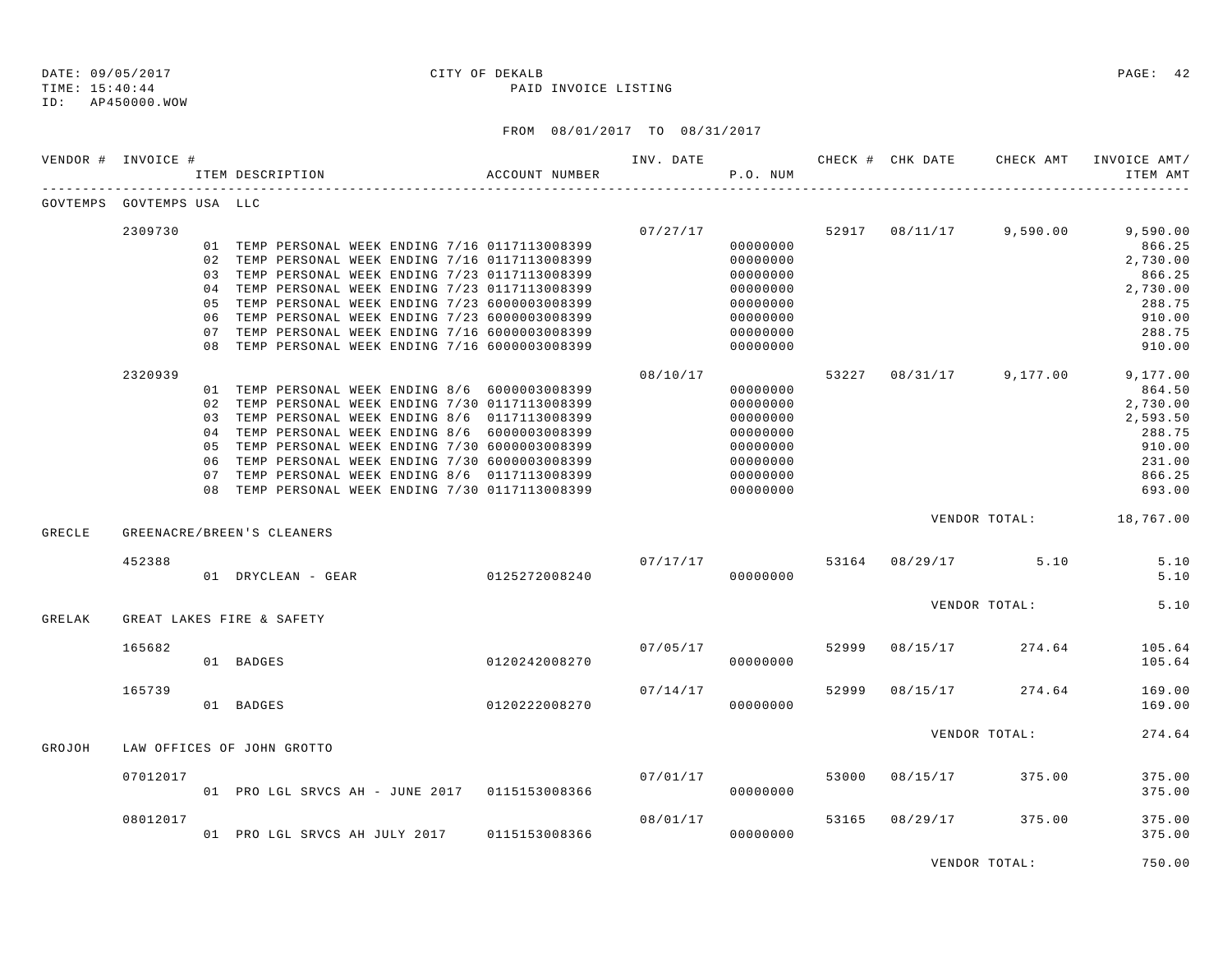DATE: 09/05/2017
TIME: 15:40:44
ID: AP450000.WOW

CITY OF DEKALB
PAID INVOICE LISTING

FROM 08/01/2017 TO 08/31/2017

| VENDOR # | INVOICE # | ITEM DESCRIPTION | ACCOUNT NUMBER | INV. DATE | P.O. NUM | CHECK # | CHK DATE | CHECK AMT | INVOICE AMT/ ITEM AMT |
|---|---|---|---|---|---|---|---|---|---|
| GOVTEMPS | GOVTEMPS USA LLC | | | | | | | | |
| | 2309730 | | | 07/27/17 | | 52917 | 08/11/17 | 9,590.00 | 9,590.00 |
| | | 01 TEMP PERSONAL WEEK ENDING 7/16 | 0117113008399 | | 00000000 | | | | 866.25 |
| | | 02 TEMP PERSONAL WEEK ENDING 7/16 | 0117113008399 | | 00000000 | | | | 2,730.00 |
| | | 03 TEMP PERSONAL WEEK ENDING 7/23 | 0117113008399 | | 00000000 | | | | 866.25 |
| | | 04 TEMP PERSONAL WEEK ENDING 7/23 | 0117113008399 | | 00000000 | | | | 2,730.00 |
| | | 05 TEMP PERSONAL WEEK ENDING 7/23 | 6000003008399 | | 00000000 | | | | 288.75 |
| | | 06 TEMP PERSONAL WEEK ENDING 7/23 | 6000003008399 | | 00000000 | | | | 910.00 |
| | | 07 TEMP PERSONAL WEEK ENDING 7/16 | 6000003008399 | | 00000000 | | | | 288.75 |
| | | 08 TEMP PERSONAL WEEK ENDING 7/16 | 6000003008399 | | 00000000 | | | | 910.00 |
| | 2320939 | | | 08/10/17 | | 53227 | 08/31/17 | 9,177.00 | 9,177.00 |
| | | 01 TEMP PERSONAL WEEK ENDING 8/6 | 6000003008399 | | 00000000 | | | | 864.50 |
| | | 02 TEMP PERSONAL WEEK ENDING 7/30 | 0117113008399 | | 00000000 | | | | 2,730.00 |
| | | 03 TEMP PERSONAL WEEK ENDING 8/6 | 0117113008399 | | 00000000 | | | | 2,593.50 |
| | | 04 TEMP PERSONAL WEEK ENDING 8/6 | 6000003008399 | | 00000000 | | | | 288.75 |
| | | 05 TEMP PERSONAL WEEK ENDING 7/30 | 6000003008399 | | 00000000 | | | | 910.00 |
| | | 06 TEMP PERSONAL WEEK ENDING 7/30 | 6000003008399 | | 00000000 | | | | 231.00 |
| | | 07 TEMP PERSONAL WEEK ENDING 8/6 | 0117113008399 | | 00000000 | | | | 866.25 |
| | | 08 TEMP PERSONAL WEEK ENDING 7/30 | 0117113008399 | | 00000000 | | | | 693.00 |
| | | | | | | | | VENDOR TOTAL: | 18,767.00 |
| GRECLE | GREENACRE/BREEN'S CLEANERS | | | | | | | | |
| | 452388 | | | 07/17/17 | | 53164 | 08/29/17 | 5.10 | 5.10 |
| | | 01 DRYCLEAN - GEAR | 0125272008240 | | 00000000 | | | | 5.10 |
| | | | | | | | | VENDOR TOTAL: | 5.10 |
| GRELAK | GREAT LAKES FIRE & SAFETY | | | | | | | | |
| | 165682 | | | 07/05/17 | | 52999 | 08/15/17 | 274.64 | 105.64 |
| | | 01 BADGES | 0120242008270 | | 00000000 | | | | 105.64 |
| | 165739 | | | 07/14/17 | | 52999 | 08/15/17 | 274.64 | 169.00 |
| | | 01 BADGES | 0120222008270 | | 00000000 | | | | 169.00 |
| | | | | | | | | VENDOR TOTAL: | 274.64 |
| GROJOH | LAW OFFICES OF JOHN GROTTO | | | | | | | | |
| | 07012017 | | | 07/01/17 | | 53000 | 08/15/17 | 375.00 | 375.00 |
| | | 01 PRO LGL SRVCS AH - JUNE 2017 | 0115153008366 | | 00000000 | | | | 375.00 |
| | 08012017 | | | 08/01/17 | | 53165 | 08/29/17 | 375.00 | 375.00 |
| | | 01 PRO LGL SRVCS AH JULY 2017 | 0115153008366 | | 00000000 | | | | 375.00 |
| | | | | | | | | VENDOR TOTAL: | 750.00 |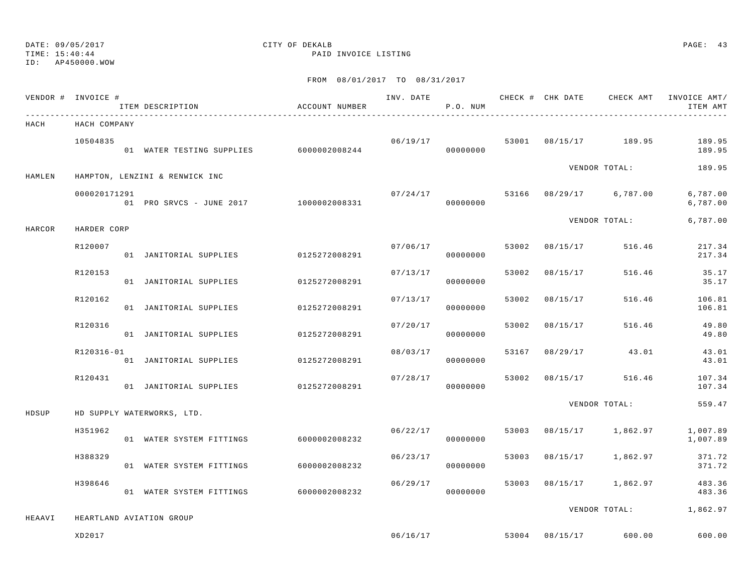DATE: 09/05/2017
TIME: 15:40:44
ID: AP450000.WOW

CITY OF DEKALB
PAID INVOICE LISTING

FROM 08/01/2017 TO 08/31/2017

| VENDOR # | INVOICE # / ITEM DESCRIPTION | ACCOUNT NUMBER | INV. DATE | P.O. NUM | CHECK # | CHK DATE | CHECK AMT | INVOICE AMT/ ITEM AMT |
|---|---|---|---|---|---|---|---|---|
| HACH | HACH COMPANY | | | | | | | |
| | 10504835 | | 06/19/17 | | 53001 | 08/15/17 | 189.95 | 189.95 |
| | 01 WATER TESTING SUPPLIES | 6000002008244 | | 00000000 | | | | 189.95 |
| | | | | | | | VENDOR TOTAL: | 189.95 |
| HAMLEN | HAMPTON, LENZINI & RENWICK INC | | | | | | | |
| | 000020171291 | | 07/24/17 | | 53166 | 08/29/17 | 6,787.00 | 6,787.00 |
| | 01 PRO SRVCS - JUNE 2017 | 1000002008331 | | 00000000 | | | | 6,787.00 |
| | | | | | | | VENDOR TOTAL: | 6,787.00 |
| HARCOR | HARDER CORP | | | | | | | |
| | R120007 | | 07/06/17 | | 53002 | 08/15/17 | 516.46 | 217.34 |
| | 01 JANITORIAL SUPPLIES | 0125272008291 | | 00000000 | | | | 217.34 |
| | R120153 | | 07/13/17 | | 53002 | 08/15/17 | 516.46 | 35.17 |
| | 01 JANITORIAL SUPPLIES | 0125272008291 | | 00000000 | | | | 35.17 |
| | R120162 | | 07/13/17 | | 53002 | 08/15/17 | 516.46 | 106.81 |
| | 01 JANITORIAL SUPPLIES | 0125272008291 | | 00000000 | | | | 106.81 |
| | R120316 | | 07/20/17 | | 53002 | 08/15/17 | 516.46 | 49.80 |
| | 01 JANITORIAL SUPPLIES | 0125272008291 | | 00000000 | | | | 49.80 |
| | R120316-01 | | 08/03/17 | | 53167 | 08/29/17 | 43.01 | 43.01 |
| | 01 JANITORIAL SUPPLIES | 0125272008291 | | 00000000 | | | | 43.01 |
| | R120431 | | 07/28/17 | | 53002 | 08/15/17 | 516.46 | 107.34 |
| | 01 JANITORIAL SUPPLIES | 0125272008291 | | 00000000 | | | | 107.34 |
| | | | | | | | VENDOR TOTAL: | 559.47 |
| HDSUP | HD SUPPLY WATERWORKS, LTD. | | | | | | | |
| | H351962 | | 06/22/17 | | 53003 | 08/15/17 | 1,862.97 | 1,007.89 |
| | 01 WATER SYSTEM FITTINGS | 6000002008232 | | 00000000 | | | | 1,007.89 |
| | H388329 | | 06/23/17 | | 53003 | 08/15/17 | 1,862.97 | 371.72 |
| | 01 WATER SYSTEM FITTINGS | 6000002008232 | | 00000000 | | | | 371.72 |
| | H398646 | | 06/29/17 | | 53003 | 08/15/17 | 1,862.97 | 483.36 |
| | 01 WATER SYSTEM FITTINGS | 6000002008232 | | 00000000 | | | | 483.36 |
| | | | | | | | VENDOR TOTAL: | 1,862.97 |
| HEAAVI | HEARTLAND AVIATION GROUP | | | | | | | |
| | XD2017 | | 06/16/17 | | 53004 | 08/15/17 | 600.00 | 600.00 |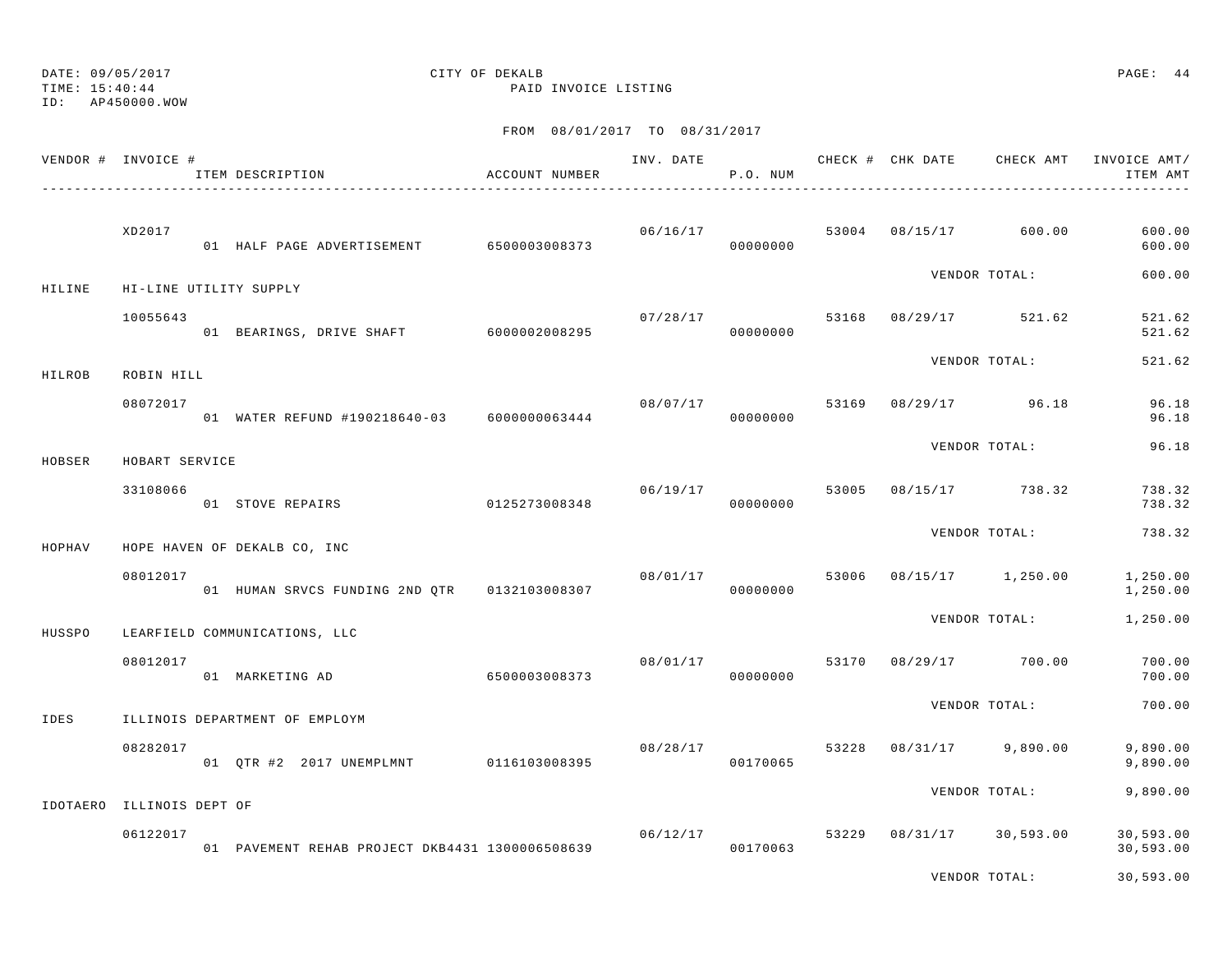DATE: 09/05/2017 CITY OF DEKALB
TIME: 15:40:44 PAID INVOICE LISTING
ID: AP450000.WOW

FROM 08/01/2017 TO 08/31/2017

| VENDOR # | INVOICE # | ITEM DESCRIPTION | ACCOUNT NUMBER | INV. DATE | P.O. NUM | CHECK # | CHK DATE | CHECK AMT | INVOICE AMT/ ITEM AMT |
|---|---|---|---|---|---|---|---|---|---|
| | XD2017 | | | 06/16/17 | | 53004 | 08/15/17 | 600.00 | 600.00 |
| | | 01 HALF PAGE ADVERTISEMENT | 6500003008373 | | 00000000 | | | | 600.00 |
| | | | | | | | VENDOR TOTAL: | | 600.00 |
| HILINE | HI-LINE UTILITY SUPPLY | | | | | | | | |
| | 10055643 | | | 07/28/17 | | 53168 | 08/29/17 | 521.62 | 521.62 |
| | | 01 BEARINGS, DRIVE SHAFT | 6000002008295 | | 00000000 | | | | 521.62 |
| | | | | | | | VENDOR TOTAL: | | 521.62 |
| HILROB | ROBIN HILL | | | | | | | | |
| | 08072017 | | | 08/07/17 | | 53169 | 08/29/17 | 96.18 | 96.18 |
| | | 01 WATER REFUND #190218640-03 | 6000000063444 | | 00000000 | | | | 96.18 |
| | | | | | | | VENDOR TOTAL: | | 96.18 |
| HOBSER | HOBART SERVICE | | | | | | | | |
| | 33108066 | | | 06/19/17 | | 53005 | 08/15/17 | 738.32 | 738.32 |
| | | 01 STOVE REPAIRS | 0125273008348 | | 00000000 | | | | 738.32 |
| | | | | | | | VENDOR TOTAL: | | 738.32 |
| HOPHAV | HOPE HAVEN OF DEKALB CO, INC | | | | | | | | |
| | 08012017 | | | 08/01/17 | | 53006 | 08/15/17 | 1,250.00 | 1,250.00 |
| | | 01 HUMAN SRVCS FUNDING 2ND QTR | 0132103008307 | | 00000000 | | | | 1,250.00 |
| | | | | | | | VENDOR TOTAL: | | 1,250.00 |
| HUSSPO | LEARFIELD COMMUNICATIONS, LLC | | | | | | | | |
| | 08012017 | | | 08/01/17 | | 53170 | 08/29/17 | 700.00 | 700.00 |
| | | 01 MARKETING AD | 6500003008373 | | 00000000 | | | | 700.00 |
| | | | | | | | VENDOR TOTAL: | | 700.00 |
| IDES | ILLINOIS DEPARTMENT OF EMPLOYM | | | | | | | | |
| | 08282017 | | | 08/28/17 | | 53228 | 08/31/17 | 9,890.00 | 9,890.00 |
| | | 01 QTR #2 2017 UNEMPLMNT | 0116103008395 | | 00170065 | | | | 9,890.00 |
| | | | | | | | VENDOR TOTAL: | | 9,890.00 |
| IDOTAERO | ILLINOIS DEPT OF | | | | | | | | |
| | 06122017 | | | 06/12/17 | | 53229 | 08/31/17 | 30,593.00 | 30,593.00 |
| | | 01 PAVEMENT REHAB PROJECT DKB4431 | 1300006508639 | | 00170063 | | | | 30,593.00 |
| | | | | | | | VENDOR TOTAL: | | 30,593.00 |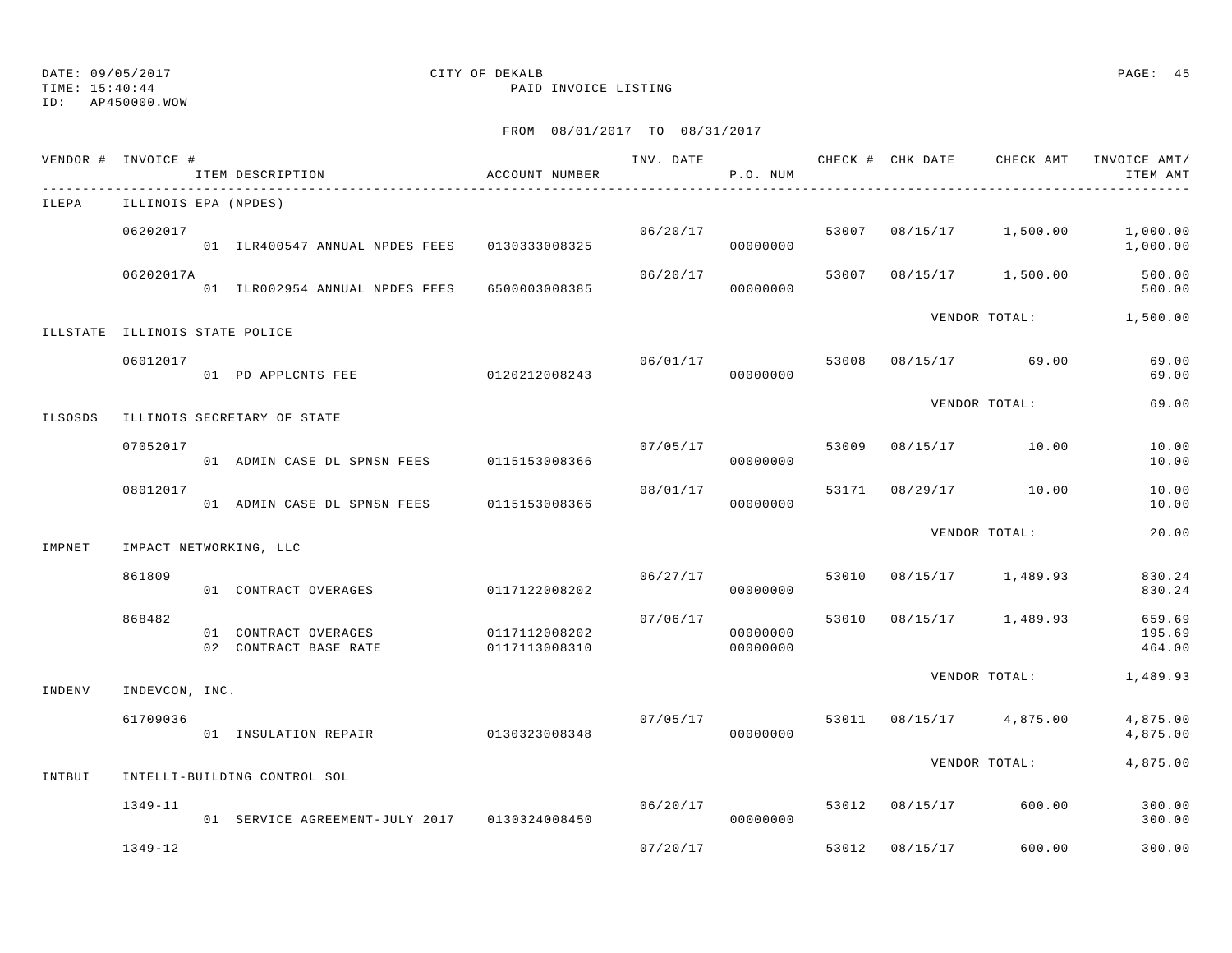DATE: 09/05/2017 CITY OF DEKALB
TIME: 15:40:44 PAID INVOICE LISTING
ID: AP450000.WOW

FROM 08/01/2017 TO 08/31/2017

| VENDOR # | INVOICE # | ITEM DESCRIPTION | ACCOUNT NUMBER | INV. DATE | P.O. NUM | CHECK # | CHK DATE | CHECK AMT | INVOICE AMT/ ITEM AMT |
|---|---|---|---|---|---|---|---|---|---|
| ILEPA | ILLINOIS EPA (NPDES) | | | | | | | | |
| | 06202017 | | | 06/20/17 | | 53007 | 08/15/17 | 1,500.00 | 1,000.00 |
| | | 01 ILR400547 ANNUAL NPDES FEES | 0130333008325 | | 00000000 | | | | 1,000.00 |
| | 06202017A | | | 06/20/17 | | 53007 | 08/15/17 | 1,500.00 | 500.00 |
| | | 01 ILR002954 ANNUAL NPDES FEES | 6500003008385 | | 00000000 | | | | 500.00 |
| | | | | | | | | VENDOR TOTAL: | 1,500.00 |
| ILLSTATE | ILLINOIS STATE POLICE | | | | | | | | |
| | 06012017 | | | 06/01/17 | | 53008 | 08/15/17 | 69.00 | 69.00 |
| | | 01 PD APPLCNTS FEE | 0120212008243 | | 00000000 | | | | 69.00 |
| | | | | | | | | VENDOR TOTAL: | 69.00 |
| ILSOSDS | ILLINOIS SECRETARY OF STATE | | | | | | | | |
| | 07052017 | | | 07/05/17 | | 53009 | 08/15/17 | 10.00 | 10.00 |
| | | 01 ADMIN CASE DL SPNSN FEES | 0115153008366 | | 00000000 | | | | 10.00 |
| | 08012017 | | | 08/01/17 | | 53171 | 08/29/17 | 10.00 | 10.00 |
| | | 01 ADMIN CASE DL SPNSN FEES | 0115153008366 | | 00000000 | | | | 10.00 |
| | | | | | | | | VENDOR TOTAL: | 20.00 |
| IMPNET | IMPACT NETWORKING, LLC | | | | | | | | |
| | 861809 | | | 06/27/17 | | 53010 | 08/15/17 | 1,489.93 | 830.24 |
| | | 01 CONTRACT OVERAGES | 0117122008202 | | 00000000 | | | | 830.24 |
| | 868482 | | | 07/06/17 | | 53010 | 08/15/17 | 1,489.93 | 659.69 |
| | | 01 CONTRACT OVERAGES | 0117112008202 | | 00000000 | | | | 195.69 |
| | | 02 CONTRACT BASE RATE | 0117113008310 | | 00000000 | | | | 464.00 |
| | | | | | | | | VENDOR TOTAL: | 1,489.93 |
| INDENV | INDEVCON, INC. | | | | | | | | |
| | 61709036 | | | 07/05/17 | | 53011 | 08/15/17 | 4,875.00 | 4,875.00 |
| | | 01 INSULATION REPAIR | 0130323008348 | | 00000000 | | | | 4,875.00 |
| | | | | | | | | VENDOR TOTAL: | 4,875.00 |
| INTBUI | INTELLI-BUILDING CONTROL SOL | | | | | | | | |
| | 1349-11 | | | 06/20/17 | | 53012 | 08/15/17 | 600.00 | 300.00 |
| | | 01 SERVICE AGREEMENT-JULY 2017 | 0130324008450 | | 00000000 | | | | 300.00 |
| | 1349-12 | | | 07/20/17 | | 53012 | 08/15/17 | 600.00 | 300.00 |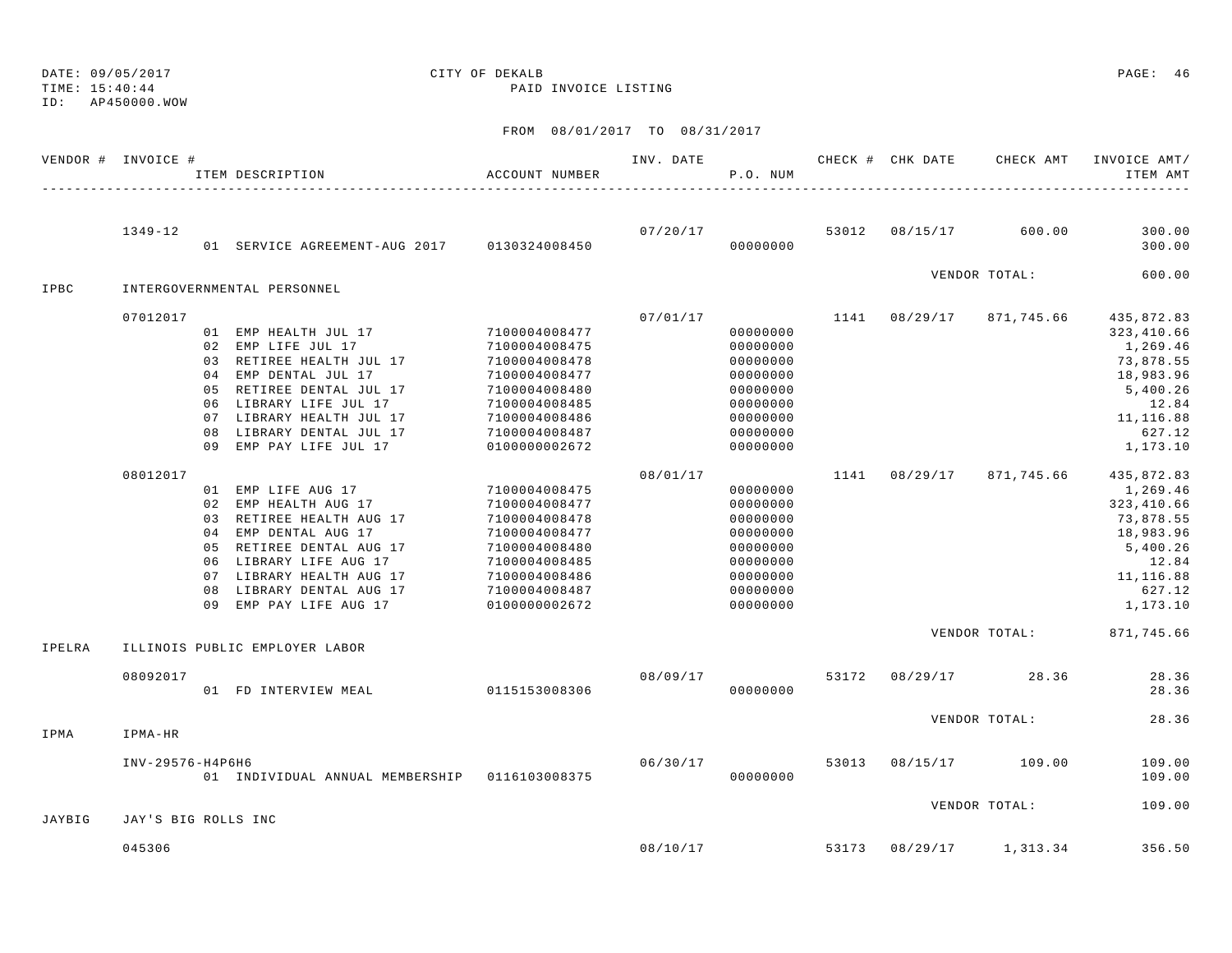DATE: 09/05/2017 CITY OF DEKALB
TIME: 15:40:44 PAID INVOICE LISTING
ID: AP450000.WOW

FROM 08/01/2017 TO 08/31/2017

| VENDOR # | INVOICE # | ITEM DESCRIPTION | ACCOUNT NUMBER | INV. DATE | P.O. NUM | CHECK # | CHK DATE | CHECK AMT | INVOICE AMT/ ITEM AMT |
|---|---|---|---|---|---|---|---|---|---|
| | 1349-12 | | | 07/20/17 | | 53012 | 08/15/17 | 600.00 | 300.00 |
| | | 01 SERVICE AGREEMENT-AUG 2017 | 0130324008450 | | 00000000 | | | | 300.00 |
| | | | | | | | | VENDOR TOTAL: | 600.00 |
| IPBC | INTERGOVERNMENTAL PERSONNEL | | | | | | | | |
| | 07012017 | | | 07/01/17 | | 1141 | 08/29/17 | 871,745.66 | 435,872.83 |
| | | 01 EMP HEALTH JUL 17 | 7100004008477 | | 00000000 | | | | 323,410.66 |
| | | 02 EMP LIFE JUL 17 | 7100004008475 | | 00000000 | | | | 1,269.46 |
| | | 03 RETIREE HEALTH JUL 17 | 7100004008478 | | 00000000 | | | | 73,878.55 |
| | | 04 EMP DENTAL JUL 17 | 7100004008477 | | 00000000 | | | | 18,983.96 |
| | | 05 RETIREE DENTAL JUL 17 | 7100004008480 | | 00000000 | | | | 5,400.26 |
| | | 06 LIBRARY LIFE JUL 17 | 7100004008485 | | 00000000 | | | | 12.84 |
| | | 07 LIBRARY HEALTH JUL 17 | 7100004008486 | | 00000000 | | | | 11,116.88 |
| | | 08 LIBRARY DENTAL JUL 17 | 7100004008487 | | 00000000 | | | | 627.12 |
| | | 09 EMP PAY LIFE JUL 17 | 0100000002672 | | 00000000 | | | | 1,173.10 |
| | 08012017 | | | 08/01/17 | | 1141 | 08/29/17 | 871,745.66 | 435,872.83 |
| | | 01 EMP LIFE AUG 17 | 7100004008475 | | 00000000 | | | | 1,269.46 |
| | | 02 EMP HEALTH AUG 17 | 7100004008477 | | 00000000 | | | | 323,410.66 |
| | | 03 RETIREE HEALTH AUG 17 | 7100004008478 | | 00000000 | | | | 73,878.55 |
| | | 04 EMP DENTAL AUG 17 | 7100004008477 | | 00000000 | | | | 18,983.96 |
| | | 05 RETIREE DENTAL AUG 17 | 7100004008480 | | 00000000 | | | | 5,400.26 |
| | | 06 LIBRARY LIFE AUG 17 | 7100004008485 | | 00000000 | | | | 12.84 |
| | | 07 LIBRARY HEALTH AUG 17 | 7100004008486 | | 00000000 | | | | 11,116.88 |
| | | 08 LIBRARY DENTAL AUG 17 | 7100004008487 | | 00000000 | | | | 627.12 |
| | | 09 EMP PAY LIFE AUG 17 | 0100000002672 | | 00000000 | | | | 1,173.10 |
| | | | | | | | | VENDOR TOTAL: | 871,745.66 |
| IPELRA | ILLINOIS PUBLIC EMPLOYER LABOR | | | | | | | | |
| | 08092017 | | | 08/09/17 | | 53172 | 08/29/17 | 28.36 | 28.36 |
| | | 01 FD INTERVIEW MEAL | 0115153008306 | | 00000000 | | | | 28.36 |
| | | | | | | | | VENDOR TOTAL: | 28.36 |
| IPMA | IPMA-HR | | | | | | | | |
| | INV-29576-H4P6H6 | | | 06/30/17 | | 53013 | 08/15/17 | 109.00 | 109.00 |
| | | 01 INDIVIDUAL ANNUAL MEMBERSHIP | 0116103008375 | | 00000000 | | | | 109.00 |
| | | | | | | | | VENDOR TOTAL: | 109.00 |
| JAYBIG | JAY'S BIG ROLLS INC | | | | | | | | |
| | 045306 | | | 08/10/17 | | 53173 | 08/29/17 | 1,313.34 | 356.50 |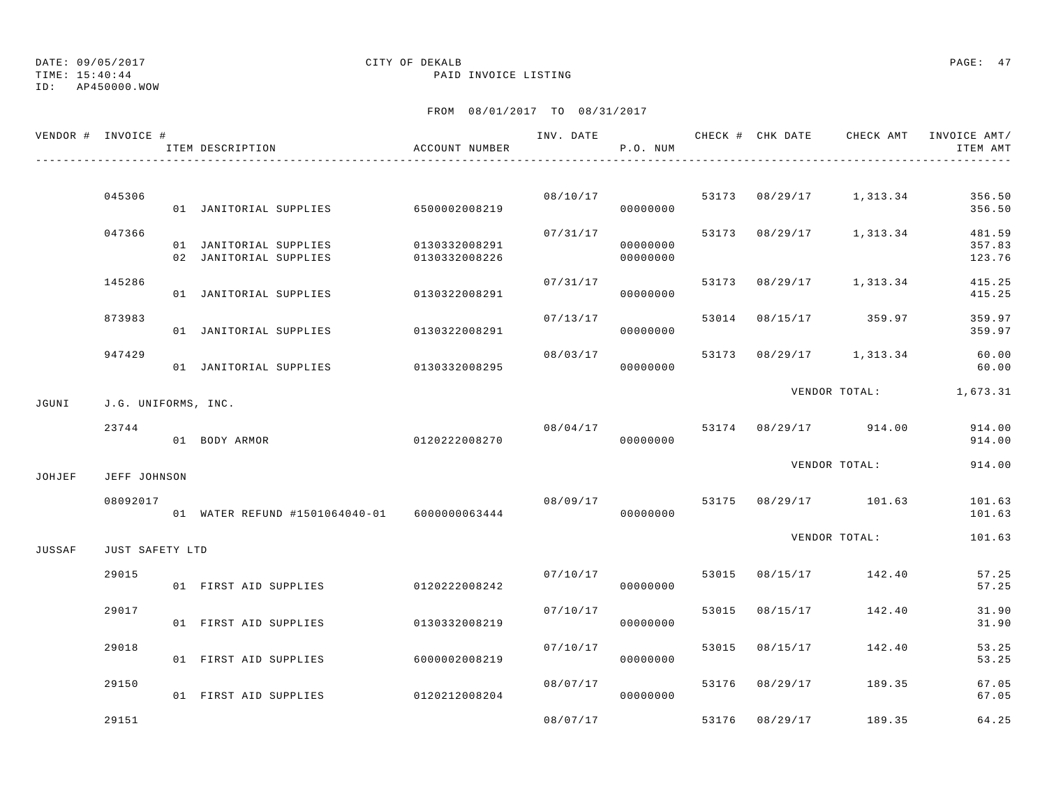DATE: 09/05/2017 CITY OF DEKALB
TIME: 15:40:44 PAID INVOICE LISTING
ID: AP450000.WOW

FROM 08/01/2017 TO 08/31/2017

| VENDOR # | INVOICE # | ITEM DESCRIPTION | ACCOUNT NUMBER | INV. DATE | P.O. NUM | CHECK # | CHK DATE | CHECK AMT | INVOICE AMT/ ITEM AMT |
|---|---|---|---|---|---|---|---|---|---|
| | 045306 | | | 08/10/17 | | 53173 | 08/29/17 | 1,313.34 | 356.50 |
| | | 01 JANITORIAL SUPPLIES | 6500002008219 | | 00000000 | | | | 356.50 |
| | 047366 | | | 07/31/17 | | 53173 | 08/29/17 | 1,313.34 | 481.59 |
| | | 01 JANITORIAL SUPPLIES | 0130332008291 | | 00000000 | | | | 357.83 |
| | | 02 JANITORIAL SUPPLIES | 0130332008226 | | 00000000 | | | | 123.76 |
| | 145286 | | | 07/31/17 | | 53173 | 08/29/17 | 1,313.34 | 415.25 |
| | | 01 JANITORIAL SUPPLIES | 0130322008291 | | 00000000 | | | | 415.25 |
| | 873983 | | | 07/13/17 | | 53014 | 08/15/17 | 359.97 | 359.97 |
| | | 01 JANITORIAL SUPPLIES | 0130322008291 | | 00000000 | | | | 359.97 |
| | 947429 | | | 08/03/17 | | 53173 | 08/29/17 | 1,313.34 | 60.00 |
| | | 01 JANITORIAL SUPPLIES | 0130332008295 | | 00000000 | | | | 60.00 |
| | | | | | | | VENDOR TOTAL: | | 1,673.31 |
| JGUNI | J.G. UNIFORMS, INC. | | | | | | | | |
| | 23744 | | | 08/04/17 | | 53174 | 08/29/17 | 914.00 | 914.00 |
| | | 01 BODY ARMOR | 0120222008270 | | 00000000 | | | | 914.00 |
| | | | | | | | VENDOR TOTAL: | | 914.00 |
| JOHJEF | JEFF JOHNSON | | | | | | | | |
| | 08092017 | | | 08/09/17 | | 53175 | 08/29/17 | 101.63 | 101.63 |
| | | 01 WATER REFUND #1501064040-01 | 6000000063444 | | 00000000 | | | | 101.63 |
| | | | | | | | VENDOR TOTAL: | | 101.63 |
| JUSSAF | JUST SAFETY LTD | | | | | | | | |
| | 29015 | | | 07/10/17 | | 53015 | 08/15/17 | 142.40 | 57.25 |
| | | 01 FIRST AID SUPPLIES | 0120222008242 | | 00000000 | | | | 57.25 |
| | 29017 | | | 07/10/17 | | 53015 | 08/15/17 | 142.40 | 31.90 |
| | | 01 FIRST AID SUPPLIES | 0130332008219 | | 00000000 | | | | 31.90 |
| | 29018 | | | 07/10/17 | | 53015 | 08/15/17 | 142.40 | 53.25 |
| | | 01 FIRST AID SUPPLIES | 6000002008219 | | 00000000 | | | | 53.25 |
| | 29150 | | | 08/07/17 | | 53176 | 08/29/17 | 189.35 | 67.05 |
| | | 01 FIRST AID SUPPLIES | 0120212008204 | | 00000000 | | | | 67.05 |
| | 29151 | | | 08/07/17 | | 53176 | 08/29/17 | 189.35 | 64.25 |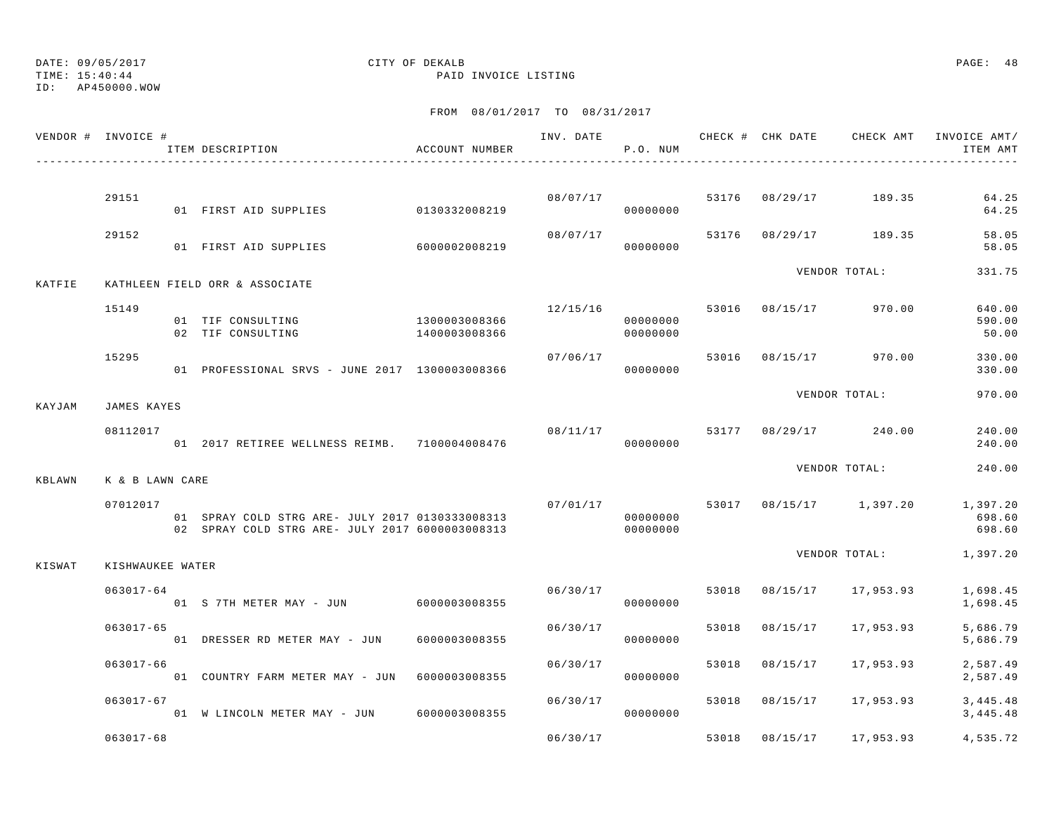DATE: 09/05/2017 CITY OF DEKALB
TIME: 15:40:44 PAID INVOICE LISTING
ID: AP450000.WOW

FROM 08/01/2017 TO 08/31/2017

| VENDOR # | INVOICE # | ITEM DESCRIPTION | ACCOUNT NUMBER | INV. DATE | P.O. NUM | CHECK # | CHK DATE | CHECK AMT | INVOICE AMT/ ITEM AMT |
|---|---|---|---|---|---|---|---|---|---|
| | 29151 | | | 08/07/17 | | 53176 | 08/29/17 | 189.35 | 64.25 |
| | | 01 FIRST AID SUPPLIES | 0130332008219 | | 00000000 | | | | 64.25 |
| | 29152 | | | 08/07/17 | | 53176 | 08/29/17 | 189.35 | 58.05 |
| | | 01 FIRST AID SUPPLIES | 6000002008219 | | 00000000 | | | | 58.05 |
| | | | | | | | | VENDOR TOTAL: | 331.75 |
| KATFIE | KATHLEEN FIELD ORR & ASSOCIATE | | | | | | | | |
| | 15149 | | | 12/15/16 | | 53016 | 08/15/17 | 970.00 | 640.00 |
| | | 01 TIF CONSULTING | 1300003008366 | | 00000000 | | | | 590.00 |
| | | 02 TIF CONSULTING | 1400003008366 | | 00000000 | | | | 50.00 |
| | 15295 | | | 07/06/17 | | 53016 | 08/15/17 | 970.00 | 330.00 |
| | | 01 PROFESSIONAL SRVS - JUNE 2017 | 1300003008366 | | 00000000 | | | | 330.00 |
| | | | | | | | | VENDOR TOTAL: | 970.00 |
| KAYJAM | JAMES KAYES | | | | | | | | |
| | 08112017 | | | 08/11/17 | | 53177 | 08/29/17 | 240.00 | 240.00 |
| | | 01 2017 RETIREE WELLNESS REIMB. | 7100004008476 | | 00000000 | | | | 240.00 |
| | | | | | | | | VENDOR TOTAL: | 240.00 |
| KBLAWN | K & B LAWN CARE | | | | | | | | |
| | 07012017 | | | 07/01/17 | | 53017 | 08/15/17 | 1,397.20 | 1,397.20 |
| | | 01 SPRAY COLD STRG ARE- JULY 2017 | 0130333008313 | | 00000000 | | | | 698.60 |
| | | 02 SPRAY COLD STRG ARE- JULY 2017 | 6000003008313 | | 00000000 | | | | 698.60 |
| | | | | | | | | VENDOR TOTAL: | 1,397.20 |
| KISWAT | KISHWAUKEE WATER | | | | | | | | |
| | 063017-64 | | | 06/30/17 | | 53018 | 08/15/17 | 17,953.93 | 1,698.45 |
| | | 01 S 7TH METER MAY - JUN | 6000003008355 | | 00000000 | | | | 1,698.45 |
| | 063017-65 | | | 06/30/17 | | 53018 | 08/15/17 | 17,953.93 | 5,686.79 |
| | | 01 DRESSER RD METER MAY - JUN | 6000003008355 | | 00000000 | | | | 5,686.79 |
| | 063017-66 | | | 06/30/17 | | 53018 | 08/15/17 | 17,953.93 | 2,587.49 |
| | | 01 COUNTRY FARM METER MAY - JUN | 6000003008355 | | 00000000 | | | | 2,587.49 |
| | 063017-67 | | | 06/30/17 | | 53018 | 08/15/17 | 17,953.93 | 3,445.48 |
| | | 01 W LINCOLN METER MAY - JUN | 6000003008355 | | 00000000 | | | | 3,445.48 |
| | 063017-68 | | | 06/30/17 | | 53018 | 08/15/17 | 17,953.93 | 4,535.72 |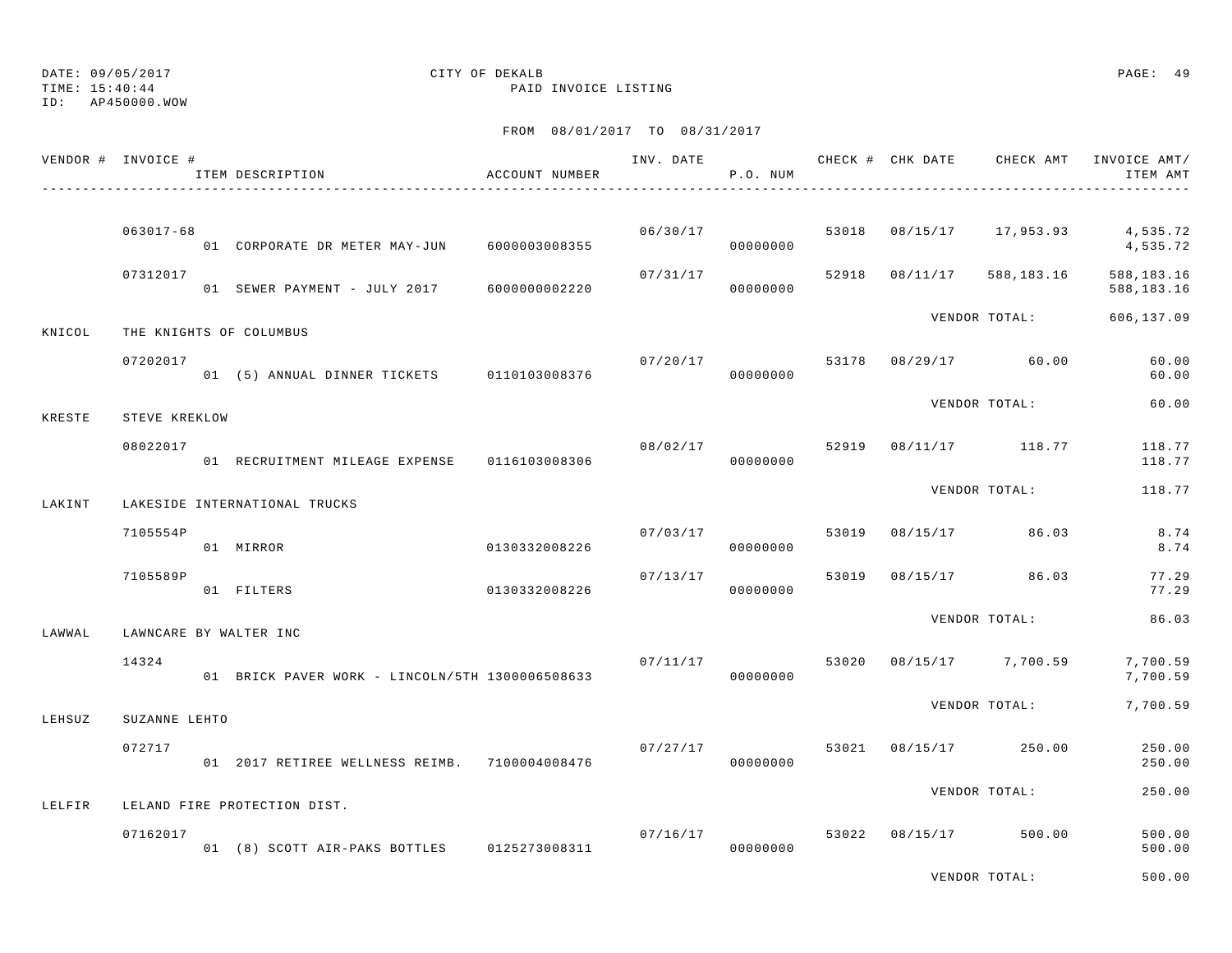DATE: 09/05/2017
TIME: 15:40:44
ID: AP450000.WOW

CITY OF DEKALB
PAID INVOICE LISTING

FROM 08/01/2017 TO 08/31/2017

| VENDOR # | INVOICE # / ITEM DESCRIPTION | ACCOUNT NUMBER | INV. DATE | P.O. NUM | CHECK # | CHK DATE | CHECK AMT | INVOICE AMT/ ITEM AMT |
|---|---|---|---|---|---|---|---|---|
| | 063017-68 | | 06/30/17 | | 53018 | 08/15/17 | 17,953.93 | 4,535.72 |
| | 01 CORPORATE DR METER MAY-JUN | 6000003008355 | | 00000000 | | | | 4,535.72 |
| | 07312017 | | 07/31/17 | | 52918 | 08/11/17 | 588,183.16 | 588,183.16 |
| | 01 SEWER PAYMENT - JULY 2017 | 6000000002220 | | 00000000 | | | | 588,183.16 |
| | | | | | | VENDOR TOTAL: | | 606,137.09 |
| KNICOL | THE KNIGHTS OF COLUMBUS | | | | | | | |
| | 07202017 | | 07/20/17 | | 53178 | 08/29/17 | 60.00 | 60.00 |
| | 01 (5) ANNUAL DINNER TICKETS | 0110103008376 | | 00000000 | | | | 60.00 |
| | | | | | | VENDOR TOTAL: | | 60.00 |
| KRESTE | STEVE KREKLOW | | | | | | | |
| | 08022017 | | 08/02/17 | | 52919 | 08/11/17 | 118.77 | 118.77 |
| | 01 RECRUITMENT MILEAGE EXPENSE | 0116103008306 | | 00000000 | | | | 118.77 |
| | | | | | | VENDOR TOTAL: | | 118.77 |
| LAKINT | LAKESIDE INTERNATIONAL TRUCKS | | | | | | | |
| | 7105554P | | 07/03/17 | | 53019 | 08/15/17 | 86.03 | 8.74 |
| | 01 MIRROR | 0130332008226 | | 00000000 | | | | 8.74 |
| | 7105589P | | 07/13/17 | | 53019 | 08/15/17 | 86.03 | 77.29 |
| | 01 FILTERS | 0130332008226 | | 00000000 | | | | 77.29 |
| | | | | | | VENDOR TOTAL: | | 86.03 |
| LAWWAL | LAWNCARE BY WALTER INC | | | | | | | |
| | 14324 | | 07/11/17 | | 53020 | 08/15/17 | 7,700.59 | 7,700.59 |
| | 01 BRICK PAVER WORK - LINCOLN/5TH | 1300006508633 | | 00000000 | | | | 7,700.59 |
| | | | | | | VENDOR TOTAL: | | 7,700.59 |
| LEHSUZ | SUZANNE LEHTO | | | | | | | |
| | 072717 | | 07/27/17 | | 53021 | 08/15/17 | 250.00 | 250.00 |
| | 01 2017 RETIREE WELLNESS REIMB. | 7100004008476 | | 00000000 | | | | 250.00 |
| | | | | | | VENDOR TOTAL: | | 250.00 |
| LELFIR | LELAND FIRE PROTECTION DIST. | | | | | | | |
| | 07162017 | | 07/16/17 | | 53022 | 08/15/17 | 500.00 | 500.00 |
| | 01 (8) SCOTT AIR-PAKS BOTTLES | 0125273008311 | | 00000000 | | | | 500.00 |
| | | | | | | VENDOR TOTAL: | | 500.00 |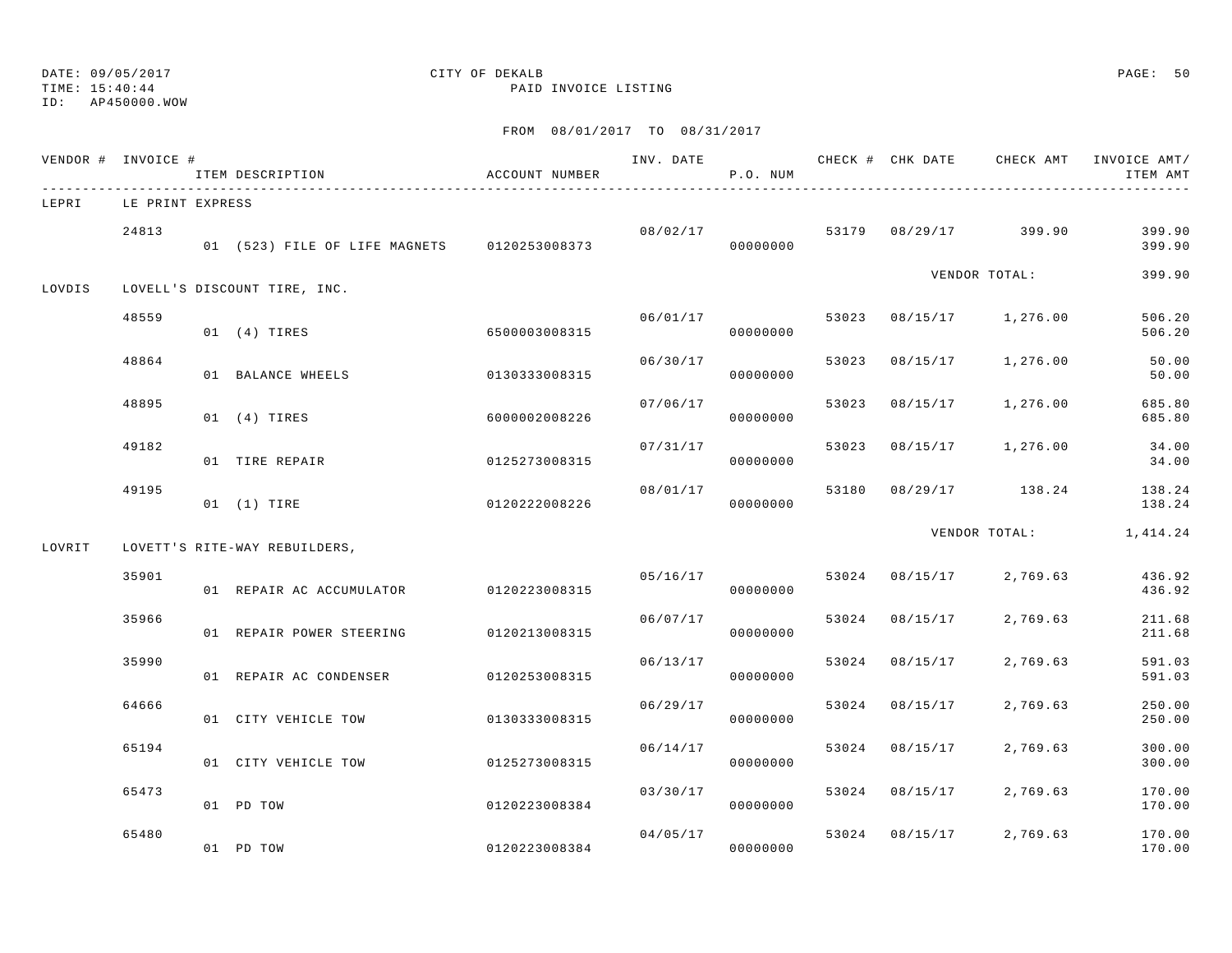DATE: 09/05/2017 CITY OF DEKALB
TIME: 15:40:44 PAID INVOICE LISTING
ID: AP450000.WOW

FROM 08/01/2017 TO 08/31/2017

| VENDOR # | INVOICE # | ITEM DESCRIPTION | ACCOUNT NUMBER | INV. DATE | P.O. NUM | CHECK # | CHK DATE | CHECK AMT | INVOICE AMT/ ITEM AMT |
|---|---|---|---|---|---|---|---|---|---|
| LEPRI | LE PRINT EXPRESS | | | | | | | | |
| | 24813 | | | 08/02/17 | | 53179 | 08/29/17 | 399.90 | 399.90 |
| | | 01 (523) FILE OF LIFE MAGNETS | 0120253008373 | | 00000000 | | | | 399.90 |
| | | | | | | | | VENDOR TOTAL: | 399.90 |
| LOVDIS | LOVELL'S DISCOUNT TIRE, INC. | | | | | | | | |
| | 48559 | | | 06/01/17 | | 53023 | 08/15/17 | 1,276.00 | 506.20 |
| | | 01 (4) TIRES | 6500003008315 | | 00000000 | | | | 506.20 |
| | 48864 | | | 06/30/17 | | 53023 | 08/15/17 | 1,276.00 | 50.00 |
| | | 01 BALANCE WHEELS | 0130333008315 | | 00000000 | | | | 50.00 |
| | 48895 | | | 07/06/17 | | 53023 | 08/15/17 | 1,276.00 | 685.80 |
| | | 01 (4) TIRES | 6000002008226 | | 00000000 | | | | 685.80 |
| | 49182 | | | 07/31/17 | | 53023 | 08/15/17 | 1,276.00 | 34.00 |
| | | 01 TIRE REPAIR | 0125273008315 | | 00000000 | | | | 34.00 |
| | 49195 | | | 08/01/17 | | 53180 | 08/29/17 | 138.24 | 138.24 |
| | | 01 (1) TIRE | 0120222008226 | | 00000000 | | | | 138.24 |
| | | | | | | | | VENDOR TOTAL: | 1,414.24 |
| LOVRIT | LOVETT'S RITE-WAY REBUILDERS, | | | | | | | | |
| | 35901 | | | 05/16/17 | | 53024 | 08/15/17 | 2,769.63 | 436.92 |
| | | 01 REPAIR AC ACCUMULATOR | 0120223008315 | | 00000000 | | | | 436.92 |
| | 35966 | | | 06/07/17 | | 53024 | 08/15/17 | 2,769.63 | 211.68 |
| | | 01 REPAIR POWER STEERING | 0120213008315 | | 00000000 | | | | 211.68 |
| | 35990 | | | 06/13/17 | | 53024 | 08/15/17 | 2,769.63 | 591.03 |
| | | 01 REPAIR AC CONDENSER | 0120253008315 | | 00000000 | | | | 591.03 |
| | 64666 | | | 06/29/17 | | 53024 | 08/15/17 | 2,769.63 | 250.00 |
| | | 01 CITY VEHICLE TOW | 0130333008315 | | 00000000 | | | | 250.00 |
| | 65194 | | | 06/14/17 | | 53024 | 08/15/17 | 2,769.63 | 300.00 |
| | | 01 CITY VEHICLE TOW | 0125273008315 | | 00000000 | | | | 300.00 |
| | 65473 | | | 03/30/17 | | 53024 | 08/15/17 | 2,769.63 | 170.00 |
| | | 01 PD TOW | 0120223008384 | | 00000000 | | | | 170.00 |
| | 65480 | | | 04/05/17 | | 53024 | 08/15/17 | 2,769.63 | 170.00 |
| | | 01 PD TOW | 0120223008384 | | 00000000 | | | | 170.00 |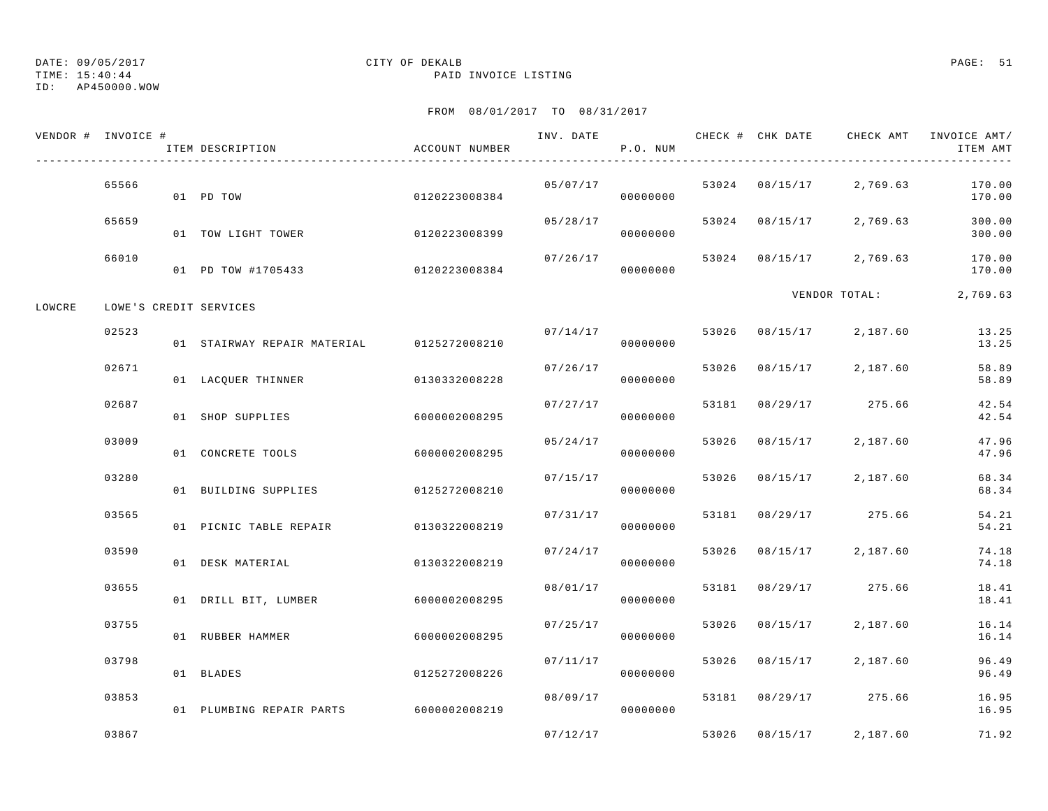DATE: 09/05/2017 CITY OF DEKALB
TIME: 15:40:44 PAID INVOICE LISTING
ID: AP450000.WOW

FROM 08/01/2017 TO 08/31/2017

| VENDOR # | INVOICE # | ITEM DESCRIPTION | ACCOUNT NUMBER | INV. DATE | P.O. NUM | CHECK # | CHK DATE | CHECK AMT | INVOICE AMT/ ITEM AMT |
|---|---|---|---|---|---|---|---|---|---|
| | 65566 | | | 05/07/17 | | 53024 | 08/15/17 | 2,769.63 | 170.00 |
| | | 01 PD TOW | 0120223008384 | | 00000000 | | | | 170.00 |
| | 65659 | | | 05/28/17 | | 53024 | 08/15/17 | 2,769.63 | 300.00 |
| | | 01 TOW LIGHT TOWER | 0120223008399 | | 00000000 | | | | 300.00 |
| | 66010 | | | 07/26/17 | | 53024 | 08/15/17 | 2,769.63 | 170.00 |
| | | 01 PD TOW #1705433 | 0120223008384 | | 00000000 | | | | 170.00 |
| | | | | | | | | VENDOR TOTAL: | 2,769.63 |
| LOWCRE | LOWE'S CREDIT SERVICES | | | | | | | | |
| | 02523 | | | 07/14/17 | | 53026 | 08/15/17 | 2,187.60 | 13.25 |
| | | 01 STAIRWAY REPAIR MATERIAL | 0125272008210 | | 00000000 | | | | 13.25 |
| | 02671 | | | 07/26/17 | | 53026 | 08/15/17 | 2,187.60 | 58.89 |
| | | 01 LACQUER THINNER | 0130332008228 | | 00000000 | | | | 58.89 |
| | 02687 | | | 07/27/17 | | 53181 | 08/29/17 | 275.66 | 42.54 |
| | | 01 SHOP SUPPLIES | 6000002008295 | | 00000000 | | | | 42.54 |
| | 03009 | | | 05/24/17 | | 53026 | 08/15/17 | 2,187.60 | 47.96 |
| | | 01 CONCRETE TOOLS | 6000002008295 | | 00000000 | | | | 47.96 |
| | 03280 | | | 07/15/17 | | 53026 | 08/15/17 | 2,187.60 | 68.34 |
| | | 01 BUILDING SUPPLIES | 0125272008210 | | 00000000 | | | | 68.34 |
| | 03565 | | | 07/31/17 | | 53181 | 08/29/17 | 275.66 | 54.21 |
| | | 01 PICNIC TABLE REPAIR | 0130322008219 | | 00000000 | | | | 54.21 |
| | 03590 | | | 07/24/17 | | 53026 | 08/15/17 | 2,187.60 | 74.18 |
| | | 01 DESK MATERIAL | 0130322008219 | | 00000000 | | | | 74.18 |
| | 03655 | | | 08/01/17 | | 53181 | 08/29/17 | 275.66 | 18.41 |
| | | 01 DRILL BIT, LUMBER | 6000002008295 | | 00000000 | | | | 18.41 |
| | 03755 | | | 07/25/17 | | 53026 | 08/15/17 | 2,187.60 | 16.14 |
| | | 01 RUBBER HAMMER | 6000002008295 | | 00000000 | | | | 16.14 |
| | 03798 | | | 07/11/17 | | 53026 | 08/15/17 | 2,187.60 | 96.49 |
| | | 01 BLADES | 0125272008226 | | 00000000 | | | | 96.49 |
| | 03853 | | | 08/09/17 | | 53181 | 08/29/17 | 275.66 | 16.95 |
| | | 01 PLUMBING REPAIR PARTS | 6000002008219 | | 00000000 | | | | 16.95 |
| | 03867 | | | 07/12/17 | | 53026 | 08/15/17 | 2,187.60 | 71.92 |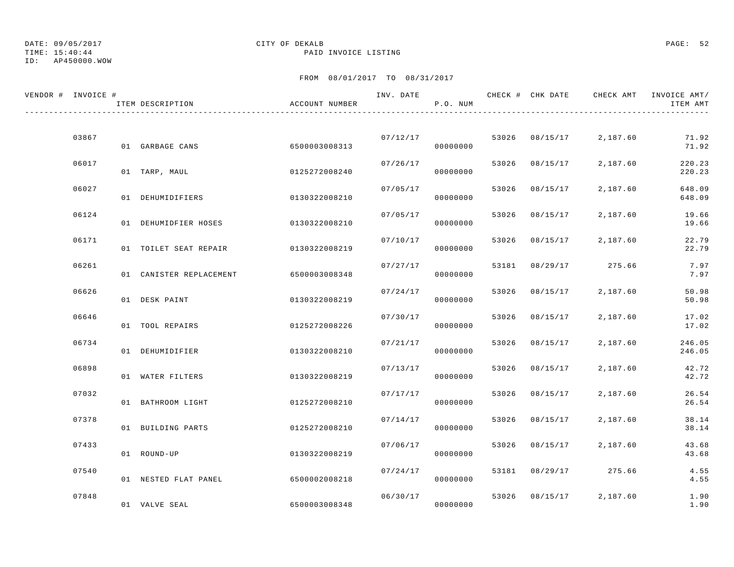DATE: 09/05/2017
TIME: 15:40:44
ID: AP450000.WOW

CITY OF DEKALB
PAID INVOICE LISTING

FROM 08/01/2017 TO 08/31/2017

| VENDOR # | INVOICE # | ITEM DESCRIPTION | ACCOUNT NUMBER | INV. DATE | P.O. NUM | CHECK # | CHK DATE | CHECK AMT | INVOICE AMT/ ITEM AMT |
|---|---|---|---|---|---|---|---|---|---|
| | 03867 | | | 07/12/17 | | 53026 | 08/15/17 | 2,187.60 | 71.92 |
| | | 01 GARBAGE CANS | 6500003008313 | | 00000000 | | | | 71.92 |
| | 06017 | | | 07/26/17 | | 53026 | 08/15/17 | 2,187.60 | 220.23 |
| | | 01 TARP, MAUL | 0125272008240 | | 00000000 | | | | 220.23 |
| | 06027 | | | 07/05/17 | | 53026 | 08/15/17 | 2,187.60 | 648.09 |
| | | 01 DEHUMIDIFIERS | 0130322008210 | | 00000000 | | | | 648.09 |
| | 06124 | | | 07/05/17 | | 53026 | 08/15/17 | 2,187.60 | 19.66 |
| | | 01 DEHUMIDFIER HOSES | 0130322008210 | | 00000000 | | | | 19.66 |
| | 06171 | | | 07/10/17 | | 53026 | 08/15/17 | 2,187.60 | 22.79 |
| | | 01 TOILET SEAT REPAIR | 0130322008219 | | 00000000 | | | | 22.79 |
| | 06261 | | | 07/27/17 | | 53181 | 08/29/17 | 275.66 | 7.97 |
| | | 01 CANISTER REPLACEMENT | 6500003008348 | | 00000000 | | | | 7.97 |
| | 06626 | | | 07/24/17 | | 53026 | 08/15/17 | 2,187.60 | 50.98 |
| | | 01 DESK PAINT | 0130322008219 | | 00000000 | | | | 50.98 |
| | 06646 | | | 07/30/17 | | 53026 | 08/15/17 | 2,187.60 | 17.02 |
| | | 01 TOOL REPAIRS | 0125272008226 | | 00000000 | | | | 17.02 |
| | 06734 | | | 07/21/17 | | 53026 | 08/15/17 | 2,187.60 | 246.05 |
| | | 01 DEHUMIDIFIER | 0130322008210 | | 00000000 | | | | 246.05 |
| | 06898 | | | 07/13/17 | | 53026 | 08/15/17 | 2,187.60 | 42.72 |
| | | 01 WATER FILTERS | 0130322008219 | | 00000000 | | | | 42.72 |
| | 07032 | | | 07/17/17 | | 53026 | 08/15/17 | 2,187.60 | 26.54 |
| | | 01 BATHROOM LIGHT | 0125272008210 | | 00000000 | | | | 26.54 |
| | 07378 | | | 07/14/17 | | 53026 | 08/15/17 | 2,187.60 | 38.14 |
| | | 01 BUILDING PARTS | 0125272008210 | | 00000000 | | | | 38.14 |
| | 07433 | | | 07/06/17 | | 53026 | 08/15/17 | 2,187.60 | 43.68 |
| | | 01 ROUND-UP | 0130322008219 | | 00000000 | | | | 43.68 |
| | 07540 | | | 07/24/17 | | 53181 | 08/29/17 | 275.66 | 4.55 |
| | | 01 NESTED FLAT PANEL | 6500002008218 | | 00000000 | | | | 4.55 |
| | 07848 | | | 06/30/17 | | 53026 | 08/15/17 | 2,187.60 | 1.90 |
| | | 01 VALVE SEAL | 6500003008348 | | 00000000 | | | | 1.90 |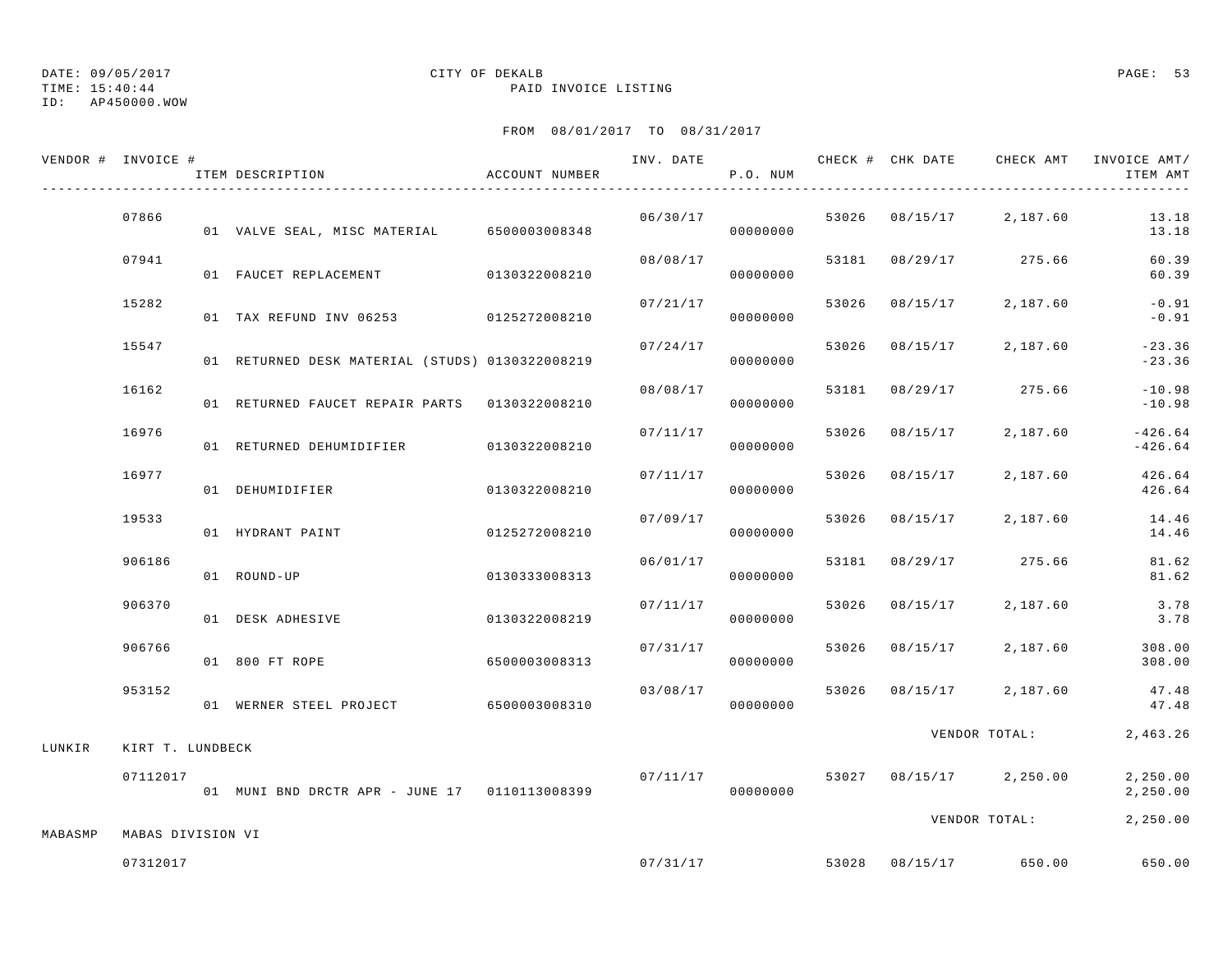DATE: 09/05/2017
TIME: 15:40:44
ID: AP450000.WOW

CITY OF DEKALB
PAID INVOICE LISTING

FROM 08/01/2017 TO 08/31/2017

| VENDOR # | INVOICE # | ITEM DESCRIPTION | ACCOUNT NUMBER | INV. DATE | P.O. NUM | CHECK # | CHK DATE | CHECK AMT | INVOICE AMT/ ITEM AMT |
|---|---|---|---|---|---|---|---|---|---|
| | 07866 | | | 06/30/17 | | 53026 | 08/15/17 | 2,187.60 | 13.18 |
| | | 01 VALVE SEAL, MISC MATERIAL | 6500003008348 | | 00000000 | | | | 13.18 |
| | 07941 | | | 08/08/17 | | 53181 | 08/29/17 | 275.66 | 60.39 |
| | | 01 FAUCET REPLACEMENT | 0130322008210 | | 00000000 | | | | 60.39 |
| | 15282 | | | 07/21/17 | | 53026 | 08/15/17 | 2,187.60 | -0.91 |
| | | 01 TAX REFUND INV 06253 | 0125272008210 | | 00000000 | | | | -0.91 |
| | 15547 | | | 07/24/17 | | 53026 | 08/15/17 | 2,187.60 | -23.36 |
| | | 01 RETURNED DESK MATERIAL (STUDS) | 0130322008219 | | 00000000 | | | | -23.36 |
| | 16162 | | | 08/08/17 | | 53181 | 08/29/17 | 275.66 | -10.98 |
| | | 01 RETURNED FAUCET REPAIR PARTS | 0130322008210 | | 00000000 | | | | -10.98 |
| | 16976 | | | 07/11/17 | | 53026 | 08/15/17 | 2,187.60 | -426.64 |
| | | 01 RETURNED DEHUMIDIFIER | 0130322008210 | | 00000000 | | | | -426.64 |
| | 16977 | | | 07/11/17 | | 53026 | 08/15/17 | 2,187.60 | 426.64 |
| | | 01 DEHUMIDIFIER | 0130322008210 | | 00000000 | | | | 426.64 |
| | 19533 | | | 07/09/17 | | 53026 | 08/15/17 | 2,187.60 | 14.46 |
| | | 01 HYDRANT PAINT | 0125272008210 | | 00000000 | | | | 14.46 |
| | 906186 | | | 06/01/17 | | 53181 | 08/29/17 | 275.66 | 81.62 |
| | | 01 ROUND-UP | 0130333008313 | | 00000000 | | | | 81.62 |
| | 906370 | | | 07/11/17 | | 53026 | 08/15/17 | 2,187.60 | 3.78 |
| | | 01 DESK ADHESIVE | 0130322008219 | | 00000000 | | | | 3.78 |
| | 906766 | | | 07/31/17 | | 53026 | 08/15/17 | 2,187.60 | 308.00 |
| | | 01 800 FT ROPE | 6500003008313 | | 00000000 | | | | 308.00 |
| | 953152 | | | 03/08/17 | | 53026 | 08/15/17 | 2,187.60 | 47.48 |
| | | 01 WERNER STEEL PROJECT | 6500003008310 | | 00000000 | | | | 47.48 |
| | | | | | | | VENDOR TOTAL: | | 2,463.26 |
| LUNKIR | KIRT T. LUNDBECK | | | | | | | | |
| | 07112017 | | | 07/11/17 | | 53027 | 08/15/17 | 2,250.00 | 2,250.00 |
| | | 01 MUNI BND DRCTR APR - JUNE 17 | 0110113008399 | | 00000000 | | | | 2,250.00 |
| | | | | | | | VENDOR TOTAL: | | 2,250.00 |
| MABASMP | MABAS DIVISION VI | | | | | | | | |
| | 07312017 | | | 07/31/17 | | 53028 | 08/15/17 | 650.00 | 650.00 |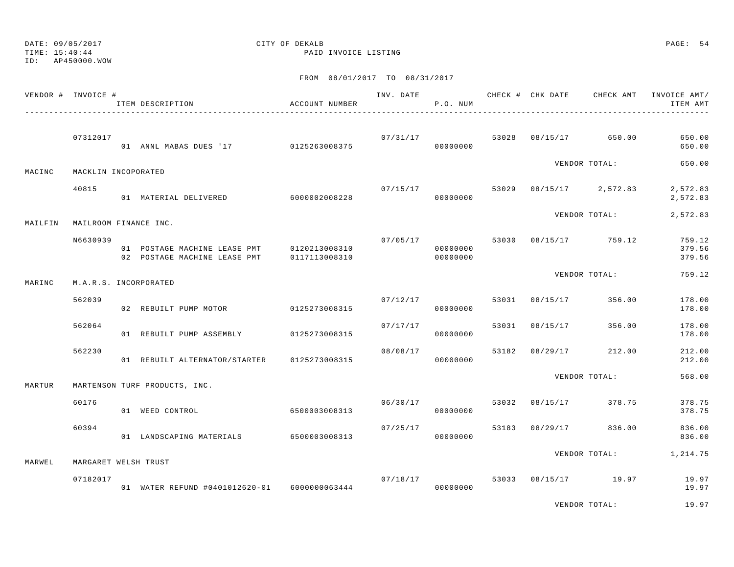DATE: 09/05/2017
TIME: 15:40:44
ID: AP450000.WOW

CITY OF DEKALB
PAID INVOICE LISTING

FROM 08/01/2017 TO 08/31/2017

| VENDOR # | INVOICE # / ITEM DESCRIPTION | ACCOUNT NUMBER | INV. DATE | P.O. NUM | CHECK # | CHK DATE | CHECK AMT | INVOICE AMT/ ITEM AMT |
|---|---|---|---|---|---|---|---|---|
| | 07312017 | | 07/31/17 | | 53028 | 08/15/17 | 650.00 | 650.00 |
| | 01 ANNL MABAS DUES '17 | 0125263008375 | | 00000000 | | | | 650.00 |
| | | | | | | VENDOR TOTAL: | | 650.00 |
| MACINC | MACKLIN INCOPORATED | | | | | | | |
| | 40815 | | 07/15/17 | | 53029 | 08/15/17 | 2,572.83 | 2,572.83 |
| | 01 MATERIAL DELIVERED | 6000002008228 | | 00000000 | | | | 2,572.83 |
| | | | | | | VENDOR TOTAL: | | 2,572.83 |
| MAILFIN | MAILROOM FINANCE INC. | | | | | | | |
| | N6630939 | | 07/05/17 | | 53030 | 08/15/17 | 759.12 | 759.12 |
| | 01 POSTAGE MACHINE LEASE PMT | 0120213008310 | | 00000000 | | | | 379.56 |
| | 02 POSTAGE MACHINE LEASE PMT | 0117113008310 | | 00000000 | | | | 379.56 |
| | | | | | | VENDOR TOTAL: | | 759.12 |
| MARINC | M.A.R.S. INCORPORATED | | | | | | | |
| | 562039 | | 07/12/17 | | 53031 | 08/15/17 | 356.00 | 178.00 |
| | 02 REBUILT PUMP MOTOR | 0125273008315 | | 00000000 | | | | 178.00 |
| | 562064 | | 07/17/17 | | 53031 | 08/15/17 | 356.00 | 178.00 |
| | 01 REBUILT PUMP ASSEMBLY | 0125273008315 | | 00000000 | | | | 178.00 |
| | 562230 | | 08/08/17 | | 53182 | 08/29/17 | 212.00 | 212.00 |
| | 01 REBUILT ALTERNATOR/STARTER | 0125273008315 | | 00000000 | | | | 212.00 |
| | | | | | | VENDOR TOTAL: | | 568.00 |
| MARTUR | MARTENSON TURF PRODUCTS, INC. | | | | | | | |
| | 60176 | | 06/30/17 | | 53032 | 08/15/17 | 378.75 | 378.75 |
| | 01 WEED CONTROL | 6500003008313 | | 00000000 | | | | 378.75 |
| | 60394 | | 07/25/17 | | 53183 | 08/29/17 | 836.00 | 836.00 |
| | 01 LANDSCAPING MATERIALS | 6500003008313 | | 00000000 | | | | 836.00 |
| | | | | | | VENDOR TOTAL: | | 1,214.75 |
| MARWEL | MARGARET WELSH TRUST | | | | | | | |
| | 07182017 | | 07/18/17 | | 53033 | 08/15/17 | 19.97 | 19.97 |
| | 01 WATER REFUND #0401012620-01 | 6000000063444 | | 00000000 | | | | 19.97 |
| | | | | | | VENDOR TOTAL: | | 19.97 |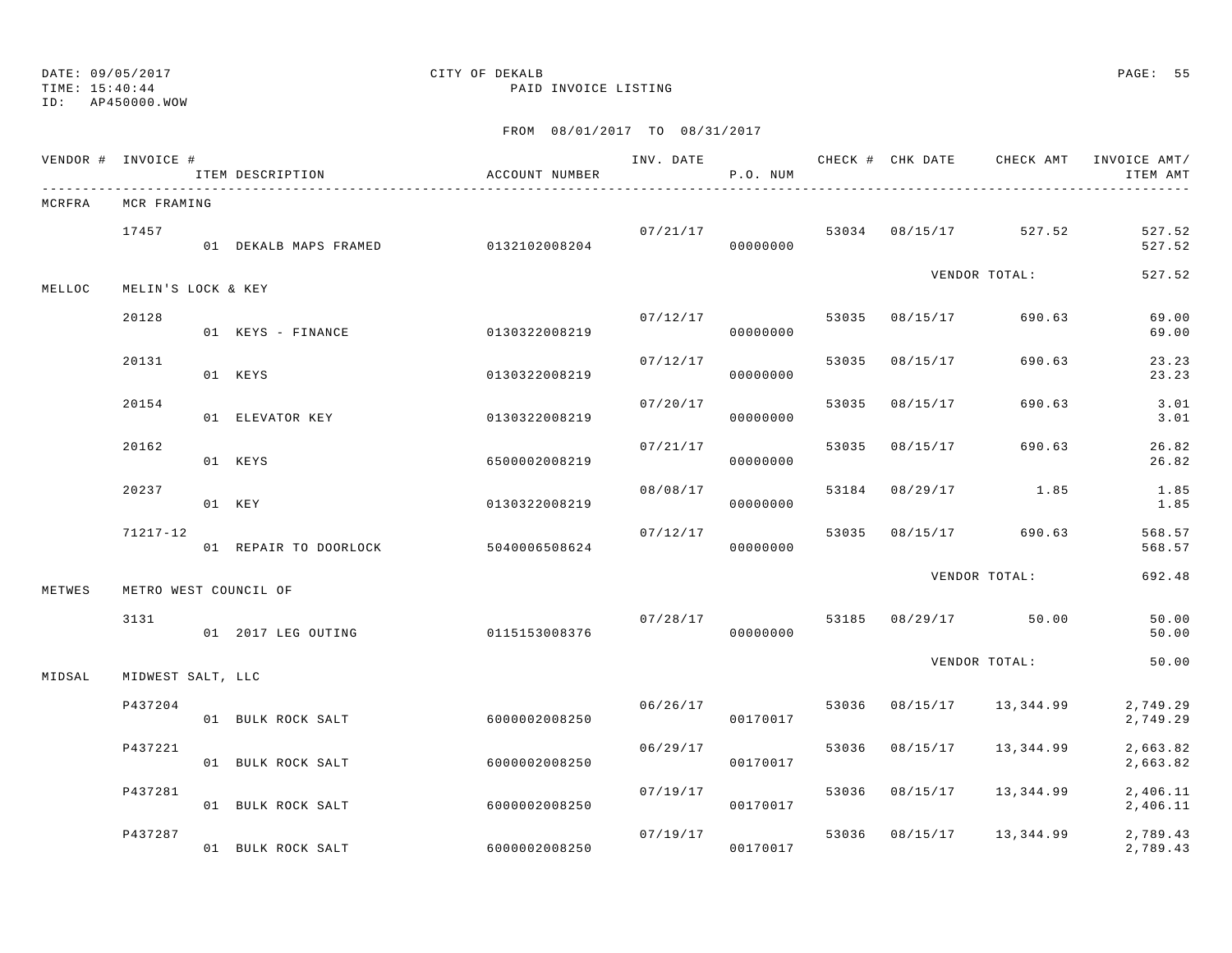DATE: 09/05/2017
TIME: 15:40:44
ID: AP450000.WOW

CITY OF DEKALB
PAID INVOICE LISTING

FROM 08/01/2017 TO 08/31/2017

| VENDOR # | INVOICE # | ITEM DESCRIPTION | ACCOUNT NUMBER | INV. DATE | P.O. NUM | CHECK # | CHK DATE | CHECK AMT | INVOICE AMT/ ITEM AMT |
|---|---|---|---|---|---|---|---|---|---|
| MCRFRA | MCR FRAMING | | | | | | | | |
| | 17457 | | | 07/21/17 | | 53034 | 08/15/17 | 527.52 | 527.52 |
| | | 01 DEKALB MAPS FRAMED | 0132102008204 | | 00000000 | | | | 527.52 |
| | | | | | | | | VENDOR TOTAL: | 527.52 |
| MELLOC | MELIN'S LOCK & KEY | | | | | | | | |
| | 20128 | | | 07/12/17 | | 53035 | 08/15/17 | 690.63 | 69.00 |
| | | 01 KEYS - FINANCE | 0130322008219 | | 00000000 | | | | 69.00 |
| | 20131 | | | 07/12/17 | | 53035 | 08/15/17 | 690.63 | 23.23 |
| | | 01 KEYS | 0130322008219 | | 00000000 | | | | 23.23 |
| | 20154 | | | 07/20/17 | | 53035 | 08/15/17 | 690.63 | 3.01 |
| | | 01 ELEVATOR KEY | 0130322008219 | | 00000000 | | | | 3.01 |
| | 20162 | | | 07/21/17 | | 53035 | 08/15/17 | 690.63 | 26.82 |
| | | 01 KEYS | 6500002008219 | | 00000000 | | | | 26.82 |
| | 20237 | | | 08/08/17 | | 53184 | 08/29/17 | 1.85 | 1.85 |
| | | 01 KEY | 0130322008219 | | 00000000 | | | | 1.85 |
| | 71217-12 | | | 07/12/17 | | 53035 | 08/15/17 | 690.63 | 568.57 |
| | | 01 REPAIR TO DOORLOCK | 5040006508624 | | 00000000 | | | | 568.57 |
| | | | | | | | | VENDOR TOTAL: | 692.48 |
| METWES | METRO WEST COUNCIL OF | | | | | | | | |
| | 3131 | | | 07/28/17 | | 53185 | 08/29/17 | 50.00 | 50.00 |
| | | 01 2017 LEG OUTING | 0115153008376 | | 00000000 | | | | 50.00 |
| | | | | | | | | VENDOR TOTAL: | 50.00 |
| MIDSAL | MIDWEST SALT, LLC | | | | | | | | |
| | P437204 | | | 06/26/17 | | 53036 | 08/15/17 | 13,344.99 | 2,749.29 |
| | | 01 BULK ROCK SALT | 6000002008250 | | 00170017 | | | | 2,749.29 |
| | P437221 | | | 06/29/17 | | 53036 | 08/15/17 | 13,344.99 | 2,663.82 |
| | | 01 BULK ROCK SALT | 6000002008250 | | 00170017 | | | | 2,663.82 |
| | P437281 | | | 07/19/17 | | 53036 | 08/15/17 | 13,344.99 | 2,406.11 |
| | | 01 BULK ROCK SALT | 6000002008250 | | 00170017 | | | | 2,406.11 |
| | P437287 | | | 07/19/17 | | 53036 | 08/15/17 | 13,344.99 | 2,789.43 |
| | | 01 BULK ROCK SALT | 6000002008250 | | 00170017 | | | | 2,789.43 |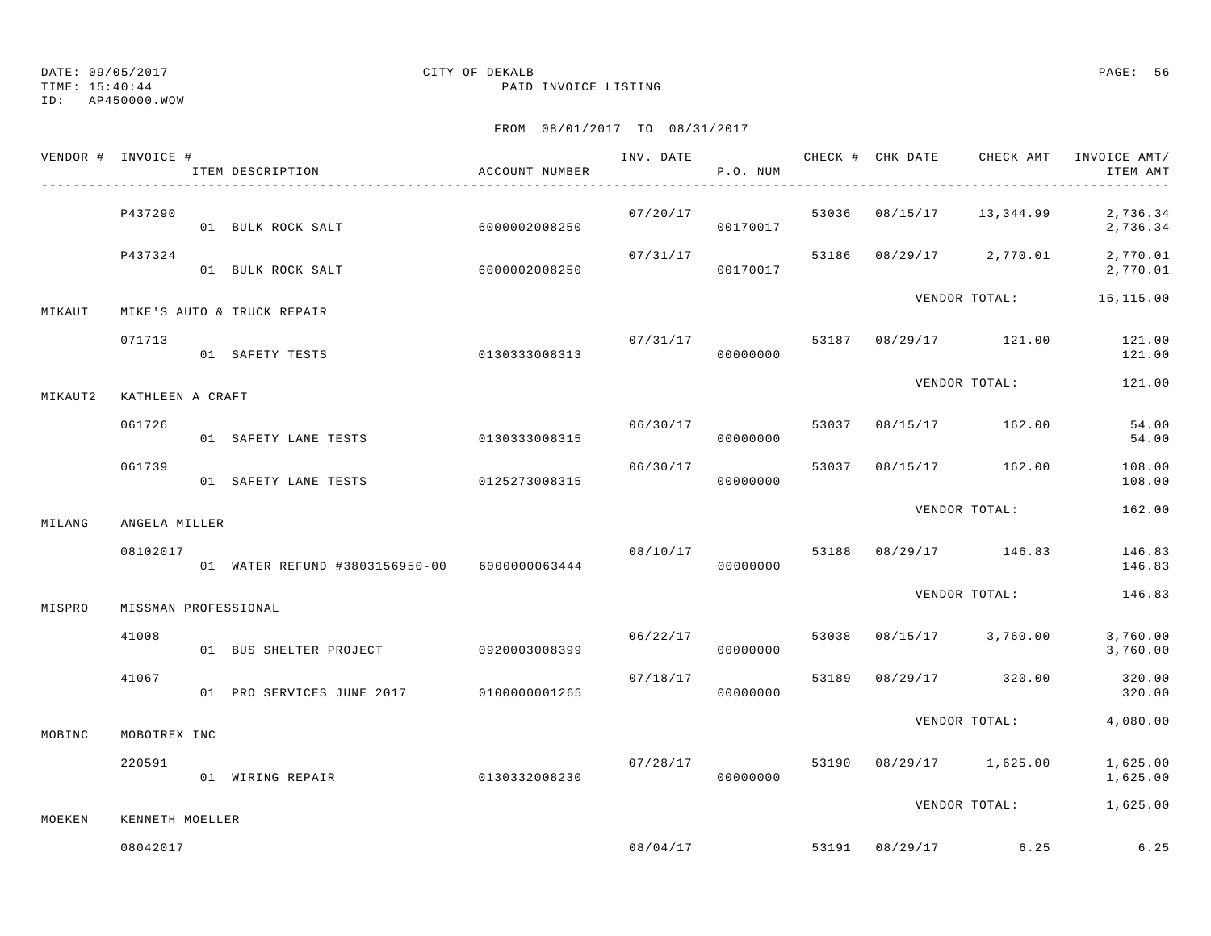DATE: 09/05/2017 CITY OF DEKALB
TIME: 15:40:44 PAID INVOICE LISTING
ID: AP450000.WOW

FROM 08/01/2017 TO 08/31/2017

| VENDOR # | INVOICE # / ITEM DESCRIPTION | ACCOUNT NUMBER | INV. DATE | P.O. NUM | CHECK # | CHK DATE | CHECK AMT | INVOICE AMT/ ITEM AMT |
|---|---|---|---|---|---|---|---|---|
| | P437290 | | 07/20/17 | | 53036 | 08/15/17 | 13,344.99 | 2,736.34 |
| | 01 BULK ROCK SALT | 6000002008250 | | 00170017 | | | | 2,736.34 |
| | P437324 | | 07/31/17 | | 53186 | 08/29/17 | 2,770.01 | 2,770.01 |
| | 01 BULK ROCK SALT | 6000002008250 | | 00170017 | | | | 2,770.01 |
| | | | | | | VENDOR TOTAL: | | 16,115.00 |
| MIKAUT | MIKE'S AUTO & TRUCK REPAIR | | | | | | | |
| | 071713 | | 07/31/17 | | 53187 | 08/29/17 | 121.00 | 121.00 |
| | 01 SAFETY TESTS | 0130333008313 | | 00000000 | | | | 121.00 |
| | | | | | | VENDOR TOTAL: | | 121.00 |
| MIKAUT2 | KATHLEEN A CRAFT | | | | | | | |
| | 061726 | | 06/30/17 | | 53037 | 08/15/17 | 162.00 | 54.00 |
| | 01 SAFETY LANE TESTS | 0130333008315 | | 00000000 | | | | 54.00 |
| | 061739 | | 06/30/17 | | 53037 | 08/15/17 | 162.00 | 108.00 |
| | 01 SAFETY LANE TESTS | 0125273008315 | | 00000000 | | | | 108.00 |
| | | | | | | VENDOR TOTAL: | | 162.00 |
| MILANG | ANGELA MILLER | | | | | | | |
| | 08102017 | | 08/10/17 | | 53188 | 08/29/17 | 146.83 | 146.83 |
| | 01 WATER REFUND #3803156950-00 | 6000000063444 | | 00000000 | | | | 146.83 |
| | | | | | | VENDOR TOTAL: | | 146.83 |
| MISPRO | MISSMAN PROFESSIONAL | | | | | | | |
| | 41008 | | 06/22/17 | | 53038 | 08/15/17 | 3,760.00 | 3,760.00 |
| | 01 BUS SHELTER PROJECT | 0920003008399 | | 00000000 | | | | 3,760.00 |
| | 41067 | | 07/18/17 | | 53189 | 08/29/17 | 320.00 | 320.00 |
| | 01 PRO SERVICES JUNE 2017 | 0100000001265 | | 00000000 | | | | 320.00 |
| | | | | | | VENDOR TOTAL: | | 4,080.00 |
| MOBINC | MOBOTREX INC | | | | | | | |
| | 220591 | | 07/28/17 | | 53190 | 08/29/17 | 1,625.00 | 1,625.00 |
| | 01 WIRING REPAIR | 0130332008230 | | 00000000 | | | | 1,625.00 |
| | | | | | | VENDOR TOTAL: | | 1,625.00 |
| MOEKEN | KENNETH MOELLER | | | | | | | |
| | 08042017 | | 08/04/17 | | 53191 | 08/29/17 | 6.25 | 6.25 |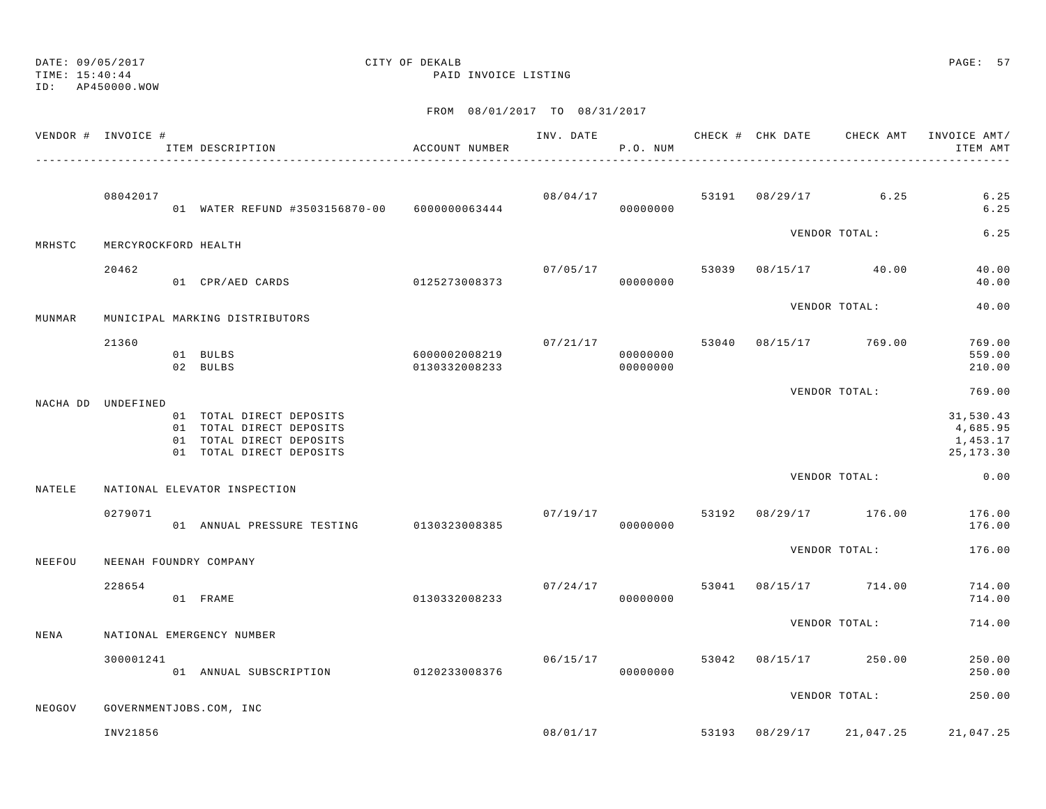DATE: 09/05/2017
TIME: 15:40:44
ID: AP450000.WOW

CITY OF DEKALB
PAID INVOICE LISTING

FROM 08/01/2017 TO 08/31/2017

| VENDOR # | INVOICE # | ITEM DESCRIPTION | ACCOUNT NUMBER | INV. DATE | P.O. NUM | CHECK # | CHK DATE | CHECK AMT | INVOICE AMT/ ITEM AMT |
|---|---|---|---|---|---|---|---|---|---|
| | 08042017 | | | 08/04/17 | | 53191 | 08/29/17 | 6.25 | 6.25 |
| | | 01 WATER REFUND #3503156870-00 | 6000000063444 | | 00000000 | | | | 6.25 |
| | | | | | | | VENDOR TOTAL: | | 6.25 |
| MRHSTC | MERCYROCKFORD HEALTH | | | | | | | | |
| | 20462 | | | 07/05/17 | | 53039 | 08/15/17 | 40.00 | 40.00 |
| | | 01 CPR/AED CARDS | 0125273008373 | | 00000000 | | | | 40.00 |
| | | | | | | | VENDOR TOTAL: | | 40.00 |
| MUNMAR | MUNICIPAL MARKING DISTRIBUTORS | | | | | | | | |
| | 21360 | | | 07/21/17 | | 53040 | 08/15/17 | 769.00 | 769.00 |
| | | 01 BULBS | 6000002008219 | | 00000000 | | | | 559.00 |
| | | 02 BULBS | 0130332008233 | | 00000000 | | | | 210.00 |
| | | | | | | | VENDOR TOTAL: | | 769.00 |
| NACHA DD | UNDEFINED | | | | | | | | |
| | | 01 TOTAL DIRECT DEPOSITS | | | | | | | 31,530.43 |
| | | 01 TOTAL DIRECT DEPOSITS | | | | | | | 4,685.95 |
| | | 01 TOTAL DIRECT DEPOSITS | | | | | | | 1,453.17 |
| | | 01 TOTAL DIRECT DEPOSITS | | | | | | | 25,173.30 |
| | | | | | | | VENDOR TOTAL: | | 0.00 |
| NATELE | NATIONAL ELEVATOR INSPECTION | | | | | | | | |
| | 0279071 | | | 07/19/17 | | 53192 | 08/29/17 | 176.00 | 176.00 |
| | | 01 ANNUAL PRESSURE TESTING | 0130323008385 | | 00000000 | | | | 176.00 |
| | | | | | | | VENDOR TOTAL: | | 176.00 |
| NEEFOU | NEENAH FOUNDRY COMPANY | | | | | | | | |
| | 228654 | | | 07/24/17 | | 53041 | 08/15/17 | 714.00 | 714.00 |
| | | 01 FRAME | 0130332008233 | | 00000000 | | | | 714.00 |
| | | | | | | | VENDOR TOTAL: | | 714.00 |
| NENA | NATIONAL EMERGENCY NUMBER | | | | | | | | |
| | 300001241 | | | 06/15/17 | | 53042 | 08/15/17 | 250.00 | 250.00 |
| | | 01 ANNUAL SUBSCRIPTION | 0120233008376 | | 00000000 | | | | 250.00 |
| | | | | | | | VENDOR TOTAL: | | 250.00 |
| NEOGOV | GOVERNMENTJOBS.COM, INC | | | | | | | | |
| | INV21856 | | | 08/01/17 | | 53193 | 08/29/17 | 21,047.25 | 21,047.25 |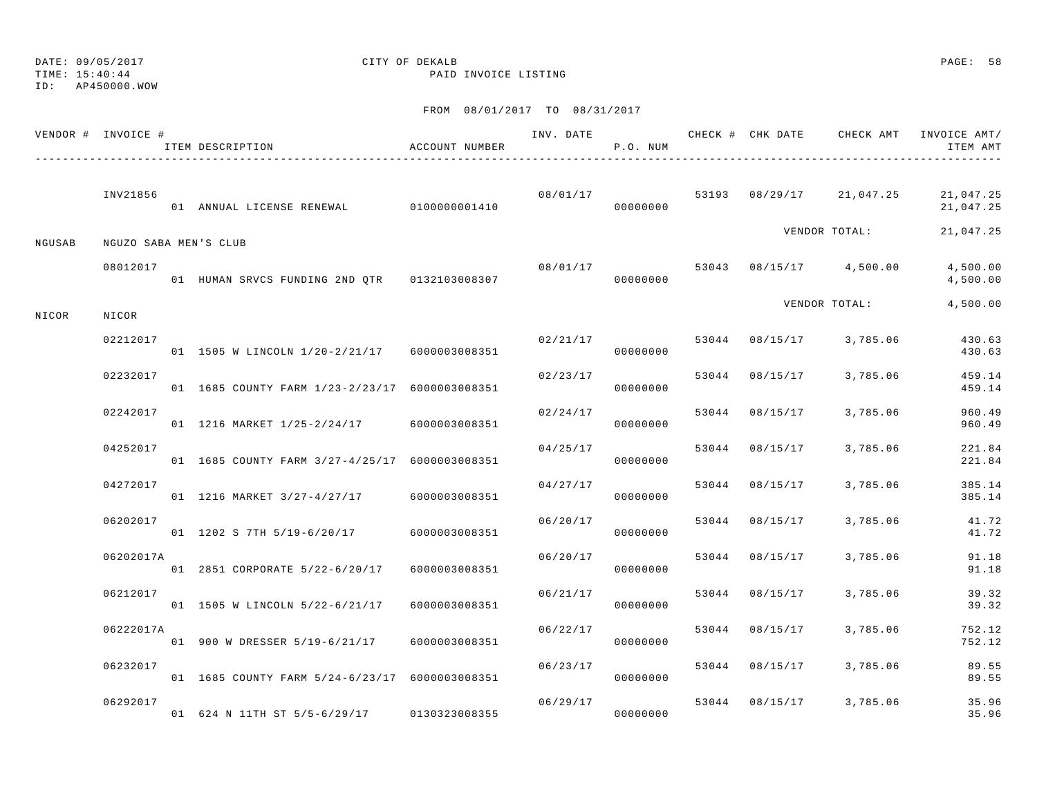DATE: 09/05/2017 CITY OF DEKALB
TIME: 15:40:44 PAID INVOICE LISTING
ID: AP450000.WOW

FROM 08/01/2017 TO 08/31/2017

| VENDOR # | INVOICE # | ITEM DESCRIPTION | ACCOUNT NUMBER | INV. DATE | P.O. NUM | CHECK # | CHK DATE | CHECK AMT | INVOICE AMT/ ITEM AMT |
|---|---|---|---|---|---|---|---|---|---|
| | INV21856 | | | 08/01/17 | | 53193 | 08/29/17 | 21,047.25 | 21,047.25 |
| | | 01 ANNUAL LICENSE RENEWAL | 0100000001410 | | 00000000 | | | | 21,047.25 |
| | | | | | | | | VENDOR TOTAL: | 21,047.25 |
| NGUSAB | NGUZO SABA MEN'S CLUB | | | | | | | | |
| | 08012017 | | | 08/01/17 | | 53043 | 08/15/17 | 4,500.00 | 4,500.00 |
| | | 01 HUMAN SRVCS FUNDING 2ND QTR | 0132103008307 | | 00000000 | | | | 4,500.00 |
| | | | | | | | | VENDOR TOTAL: | 4,500.00 |
| NICOR | NICOR | | | | | | | | |
| | 02212017 | | | 02/21/17 | | 53044 | 08/15/17 | 3,785.06 | 430.63 |
| | | 01 1505 W LINCOLN 1/20-2/21/17 | 6000003008351 | | 00000000 | | | | 430.63 |
| | 02232017 | | | 02/23/17 | | 53044 | 08/15/17 | 3,785.06 | 459.14 |
| | | 01 1685 COUNTY FARM 1/23-2/23/17 | 6000003008351 | | 00000000 | | | | 459.14 |
| | 02242017 | | | 02/24/17 | | 53044 | 08/15/17 | 3,785.06 | 960.49 |
| | | 01 1216 MARKET 1/25-2/24/17 | 6000003008351 | | 00000000 | | | | 960.49 |
| | 04252017 | | | 04/25/17 | | 53044 | 08/15/17 | 3,785.06 | 221.84 |
| | | 01 1685 COUNTY FARM 3/27-4/25/17 | 6000003008351 | | 00000000 | | | | 221.84 |
| | 04272017 | | | 04/27/17 | | 53044 | 08/15/17 | 3,785.06 | 385.14 |
| | | 01 1216 MARKET 3/27-4/27/17 | 6000003008351 | | 00000000 | | | | 385.14 |
| | 06202017 | | | 06/20/17 | | 53044 | 08/15/17 | 3,785.06 | 41.72 |
| | | 01 1202 S 7TH 5/19-6/20/17 | 6000003008351 | | 00000000 | | | | 41.72 |
| | 06202017A | | | 06/20/17 | | 53044 | 08/15/17 | 3,785.06 | 91.18 |
| | | 01 2851 CORPORATE 5/22-6/20/17 | 6000003008351 | | 00000000 | | | | 91.18 |
| | 06212017 | | | 06/21/17 | | 53044 | 08/15/17 | 3,785.06 | 39.32 |
| | | 01 1505 W LINCOLN 5/22-6/21/17 | 6000003008351 | | 00000000 | | | | 39.32 |
| | 06222017A | | | 06/22/17 | | 53044 | 08/15/17 | 3,785.06 | 752.12 |
| | | 01 900 W DRESSER 5/19-6/21/17 | 6000003008351 | | 00000000 | | | | 752.12 |
| | 06232017 | | | 06/23/17 | | 53044 | 08/15/17 | 3,785.06 | 89.55 |
| | | 01 1685 COUNTY FARM 5/24-6/23/17 | 6000003008351 | | 00000000 | | | | 89.55 |
| | 06292017 | | | 06/29/17 | | 53044 | 08/15/17 | 3,785.06 | 35.96 |
| | | 01 624 N 11TH ST 5/5-6/29/17 | 0130323008355 | | 00000000 | | | | 35.96 |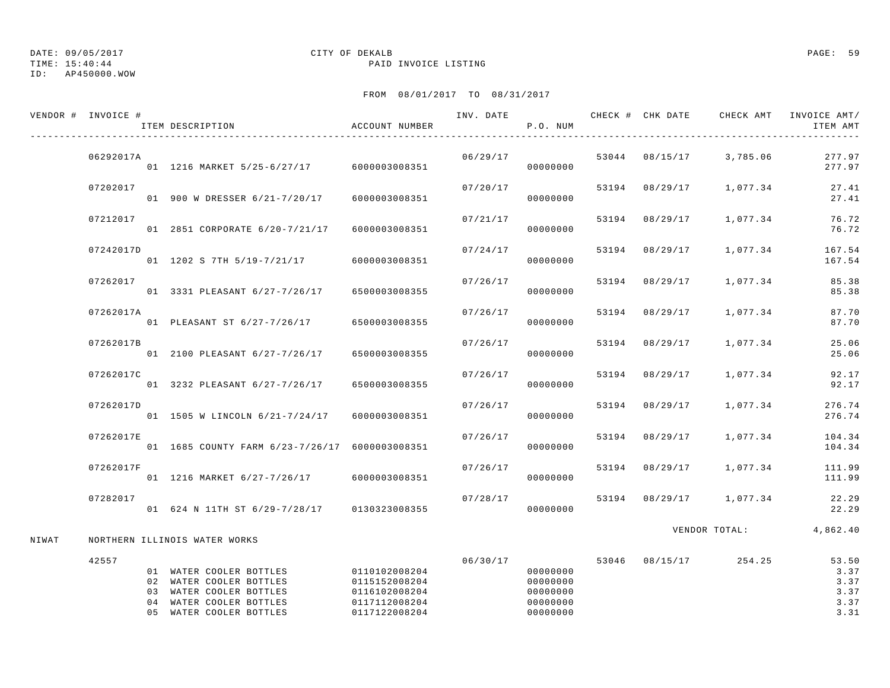DATE: 09/05/2017 CITY OF DEKALB
TIME: 15:40:44 PAID INVOICE LISTING
ID: AP450000.WOW

FROM 08/01/2017 TO 08/31/2017

| VENDOR # | INVOICE # | ITEM DESCRIPTION | ACCOUNT NUMBER | INV. DATE | P.O. NUM | CHECK # | CHK DATE | CHECK AMT | INVOICE AMT/ ITEM AMT |
|---|---|---|---|---|---|---|---|---|---|
| | 06292017A | | | 06/29/17 | | 53044 | 08/15/17 | 3,785.06 | 277.97 |
| | | 01 1216 MARKET 5/25-6/27/17 | 6000003008351 | | 00000000 | | | | 277.97 |
| | 07202017 | | | 07/20/17 | | 53194 | 08/29/17 | 1,077.34 | 27.41 |
| | | 01 900 W DRESSER 6/21-7/20/17 | 6000003008351 | | 00000000 | | | | 27.41 |
| | 07212017 | | | 07/21/17 | | 53194 | 08/29/17 | 1,077.34 | 76.72 |
| | | 01 2851 CORPORATE 6/20-7/21/17 | 6000003008351 | | 00000000 | | | | 76.72 |
| | 07242017D | | | 07/24/17 | | 53194 | 08/29/17 | 1,077.34 | 167.54 |
| | | 01 1202 S 7TH 5/19-7/21/17 | 6000003008351 | | 00000000 | | | | 167.54 |
| | 07262017 | | | 07/26/17 | | 53194 | 08/29/17 | 1,077.34 | 85.38 |
| | | 01 3331 PLEASANT 6/27-7/26/17 | 6500003008355 | | 00000000 | | | | 85.38 |
| | 07262017A | | | 07/26/17 | | 53194 | 08/29/17 | 1,077.34 | 87.70 |
| | | 01 PLEASANT ST 6/27-7/26/17 | 6500003008355 | | 00000000 | | | | 87.70 |
| | 07262017B | | | 07/26/17 | | 53194 | 08/29/17 | 1,077.34 | 25.06 |
| | | 01 2100 PLEASANT 6/27-7/26/17 | 6500003008355 | | 00000000 | | | | 25.06 |
| | 07262017C | | | 07/26/17 | | 53194 | 08/29/17 | 1,077.34 | 92.17 |
| | | 01 3232 PLEASANT 6/27-7/26/17 | 6500003008355 | | 00000000 | | | | 92.17 |
| | 07262017D | | | 07/26/17 | | 53194 | 08/29/17 | 1,077.34 | 276.74 |
| | | 01 1505 W LINCOLN 6/21-7/24/17 | 6000003008351 | | 00000000 | | | | 276.74 |
| | 07262017E | | | 07/26/17 | | 53194 | 08/29/17 | 1,077.34 | 104.34 |
| | | 01 1685 COUNTY FARM 6/23-7/26/17 | 6000003008351 | | 00000000 | | | | 104.34 |
| | 07262017F | | | 07/26/17 | | 53194 | 08/29/17 | 1,077.34 | 111.99 |
| | | 01 1216 MARKET 6/27-7/26/17 | 6000003008351 | | 00000000 | | | | 111.99 |
| | 07282017 | | | 07/28/17 | | 53194 | 08/29/17 | 1,077.34 | 22.29 |
| | | 01 624 N 11TH ST 6/29-7/28/17 | 0130323008355 | | 00000000 | | | | 22.29 |
| | | | | | | | VENDOR TOTAL: | | 4,862.40 |
| NIWAT | NORTHERN ILLINOIS WATER WORKS | | | | | | | | |
| | 42557 | | | 06/30/17 | | 53046 | 08/15/17 | 254.25 | 53.50 |
| | | 01 WATER COOLER BOTTLES | 0110102008204 | | 00000000 | | | | 3.37 |
| | | 02 WATER COOLER BOTTLES | 0115152008204 | | 00000000 | | | | 3.37 |
| | | 03 WATER COOLER BOTTLES | 0116102008204 | | 00000000 | | | | 3.37 |
| | | 04 WATER COOLER BOTTLES | 0117112008204 | | 00000000 | | | | 3.37 |
| | | 05 WATER COOLER BOTTLES | 0117122008204 | | 00000000 | | | | 3.31 |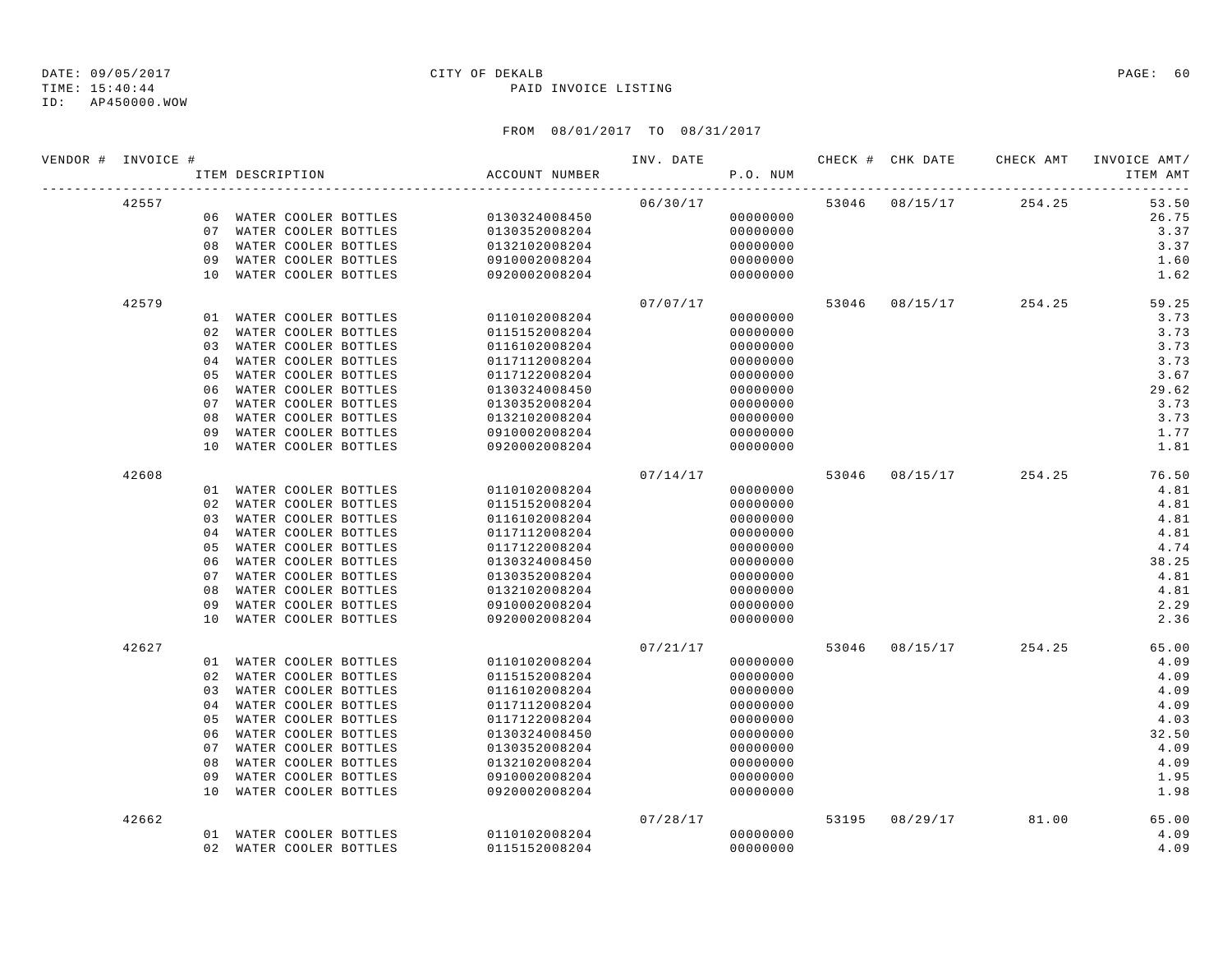DATE: 09/05/2017 CITY OF DEKALB
TIME: 15:40:44 PAID INVOICE LISTING
ID: AP450000.WOW

FROM 08/01/2017 TO 08/31/2017

| VENDOR # | INVOICE # | ITEM DESCRIPTION | ACCOUNT NUMBER | INV. DATE | P.O. NUM | CHECK # | CHK DATE | CHECK AMT | INVOICE AMT/ ITEM AMT |
|---|---|---|---|---|---|---|---|---|---|
| | 42557 | | | 06/30/17 | | 53046 | 08/15/17 | 254.25 | 53.50 |
| | | 06 WATER COOLER BOTTLES | 0130324008450 | | 00000000 | | | | 26.75 |
| | | 07 WATER COOLER BOTTLES | 0130352008204 | | 00000000 | | | | 3.37 |
| | | 08 WATER COOLER BOTTLES | 0132102008204 | | 00000000 | | | | 3.37 |
| | | 09 WATER COOLER BOTTLES | 0910002008204 | | 00000000 | | | | 1.60 |
| | | 10 WATER COOLER BOTTLES | 0920002008204 | | 00000000 | | | | 1.62 |
| | 42579 | | | 07/07/17 | | 53046 | 08/15/17 | 254.25 | 59.25 |
| | | 01 WATER COOLER BOTTLES | 0110102008204 | | 00000000 | | | | 3.73 |
| | | 02 WATER COOLER BOTTLES | 0115152008204 | | 00000000 | | | | 3.73 |
| | | 03 WATER COOLER BOTTLES | 0116102008204 | | 00000000 | | | | 3.73 |
| | | 04 WATER COOLER BOTTLES | 0117112008204 | | 00000000 | | | | 3.73 |
| | | 05 WATER COOLER BOTTLES | 0117122008204 | | 00000000 | | | | 3.67 |
| | | 06 WATER COOLER BOTTLES | 0130324008450 | | 00000000 | | | | 29.62 |
| | | 07 WATER COOLER BOTTLES | 0130352008204 | | 00000000 | | | | 3.73 |
| | | 08 WATER COOLER BOTTLES | 0132102008204 | | 00000000 | | | | 3.73 |
| | | 09 WATER COOLER BOTTLES | 0910002008204 | | 00000000 | | | | 1.77 |
| | | 10 WATER COOLER BOTTLES | 0920002008204 | | 00000000 | | | | 1.81 |
| | 42608 | | | 07/14/17 | | 53046 | 08/15/17 | 254.25 | 76.50 |
| | | 01 WATER COOLER BOTTLES | 0110102008204 | | 00000000 | | | | 4.81 |
| | | 02 WATER COOLER BOTTLES | 0115152008204 | | 00000000 | | | | 4.81 |
| | | 03 WATER COOLER BOTTLES | 0116102008204 | | 00000000 | | | | 4.81 |
| | | 04 WATER COOLER BOTTLES | 0117112008204 | | 00000000 | | | | 4.81 |
| | | 05 WATER COOLER BOTTLES | 0117122008204 | | 00000000 | | | | 4.74 |
| | | 06 WATER COOLER BOTTLES | 0130324008450 | | 00000000 | | | | 38.25 |
| | | 07 WATER COOLER BOTTLES | 0130352008204 | | 00000000 | | | | 4.81 |
| | | 08 WATER COOLER BOTTLES | 0132102008204 | | 00000000 | | | | 4.81 |
| | | 09 WATER COOLER BOTTLES | 0910002008204 | | 00000000 | | | | 2.29 |
| | | 10 WATER COOLER BOTTLES | 0920002008204 | | 00000000 | | | | 2.36 |
| | 42627 | | | 07/21/17 | | 53046 | 08/15/17 | 254.25 | 65.00 |
| | | 01 WATER COOLER BOTTLES | 0110102008204 | | 00000000 | | | | 4.09 |
| | | 02 WATER COOLER BOTTLES | 0115152008204 | | 00000000 | | | | 4.09 |
| | | 03 WATER COOLER BOTTLES | 0116102008204 | | 00000000 | | | | 4.09 |
| | | 04 WATER COOLER BOTTLES | 0117112008204 | | 00000000 | | | | 4.09 |
| | | 05 WATER COOLER BOTTLES | 0117122008204 | | 00000000 | | | | 4.03 |
| | | 06 WATER COOLER BOTTLES | 0130324008450 | | 00000000 | | | | 32.50 |
| | | 07 WATER COOLER BOTTLES | 0130352008204 | | 00000000 | | | | 4.09 |
| | | 08 WATER COOLER BOTTLES | 0132102008204 | | 00000000 | | | | 4.09 |
| | | 09 WATER COOLER BOTTLES | 0910002008204 | | 00000000 | | | | 1.95 |
| | | 10 WATER COOLER BOTTLES | 0920002008204 | | 00000000 | | | | 1.98 |
| | 42662 | | | 07/28/17 | | 53195 | 08/29/17 | 81.00 | 65.00 |
| | | 01 WATER COOLER BOTTLES | 0110102008204 | | 00000000 | | | | 4.09 |
| | | 02 WATER COOLER BOTTLES | 0115152008204 | | 00000000 | | | | 4.09 |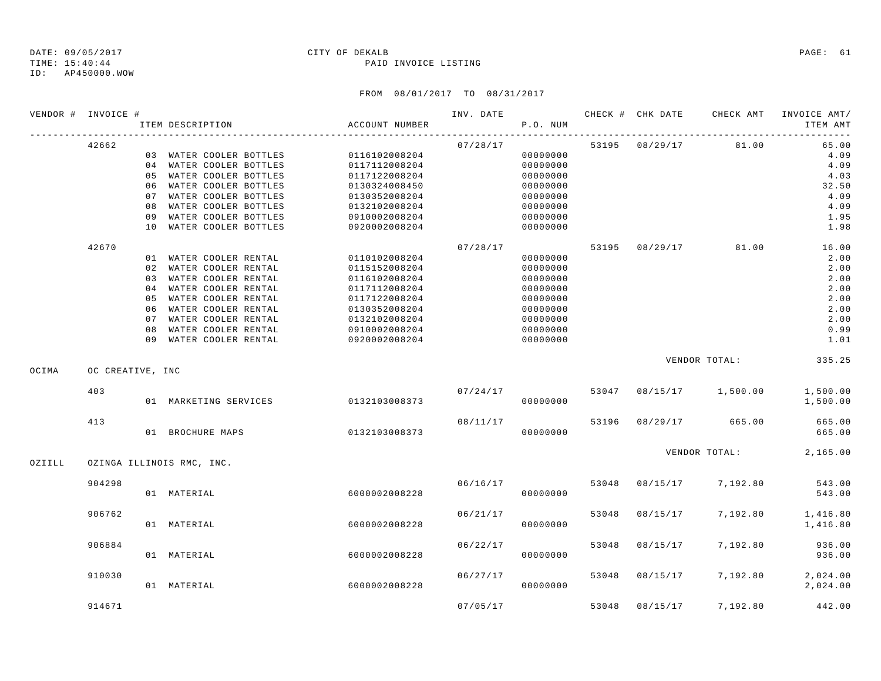DATE: 09/05/2017
TIME: 15:40:44
ID: AP450000.WOW

CITY OF DEKALB
PAID INVOICE LISTING

FROM 08/01/2017 TO 08/31/2017

| VENDOR # | INVOICE # | ITEM DESCRIPTION | ACCOUNT NUMBER | INV. DATE | P.O. NUM | CHECK # | CHK DATE | CHECK AMT | INVOICE AMT/ ITEM AMT |
|---|---|---|---|---|---|---|---|---|---|
| | 42662 | | | 07/28/17 | | 53195 | 08/29/17 | 81.00 | 65.00 |
| | | 03 WATER COOLER BOTTLES | 0116102008204 | | 00000000 | | | | 4.09 |
| | | 04 WATER COOLER BOTTLES | 0117112008204 | | 00000000 | | | | 4.09 |
| | | 05 WATER COOLER BOTTLES | 0117122008204 | | 00000000 | | | | 4.03 |
| | | 06 WATER COOLER BOTTLES | 0130324008450 | | 00000000 | | | | 32.50 |
| | | 07 WATER COOLER BOTTLES | 0130352008204 | | 00000000 | | | | 4.09 |
| | | 08 WATER COOLER BOTTLES | 0132102008204 | | 00000000 | | | | 4.09 |
| | | 09 WATER COOLER BOTTLES | 0910002008204 | | 00000000 | | | | 1.95 |
| | | 10 WATER COOLER BOTTLES | 0920002008204 | | 00000000 | | | | 1.98 |
| | 42670 | | | 07/28/17 | | 53195 | 08/29/17 | 81.00 | 16.00 |
| | | 01 WATER COOLER RENTAL | 0110102008204 | | 00000000 | | | | 2.00 |
| | | 02 WATER COOLER RENTAL | 0115152008204 | | 00000000 | | | | 2.00 |
| | | 03 WATER COOLER RENTAL | 0116102008204 | | 00000000 | | | | 2.00 |
| | | 04 WATER COOLER RENTAL | 0117112008204 | | 00000000 | | | | 2.00 |
| | | 05 WATER COOLER RENTAL | 0117122008204 | | 00000000 | | | | 2.00 |
| | | 06 WATER COOLER RENTAL | 0130352008204 | | 00000000 | | | | 2.00 |
| | | 07 WATER COOLER RENTAL | 0132102008204 | | 00000000 | | | | 2.00 |
| | | 08 WATER COOLER RENTAL | 0910002008204 | | 00000000 | | | | 0.99 |
| | | 09 WATER COOLER RENTAL | 0920002008204 | | 00000000 | | | | 1.01 |
| | | | | | | | | VENDOR TOTAL: | 335.25 |
| OCIMA | OC CREATIVE, INC | | | | | | | | |
| | 403 | | | 07/24/17 | | 53047 | 08/15/17 | 1,500.00 | 1,500.00 |
| | | 01 MARKETING SERVICES | 0132103008373 | | 00000000 | | | | 1,500.00 |
| | 413 | | | 08/11/17 | | 53196 | 08/29/17 | 665.00 | 665.00 |
| | | 01 BROCHURE MAPS | 0132103008373 | | 00000000 | | | | 665.00 |
| | | | | | | | | VENDOR TOTAL: | 2,165.00 |
| OZIILL | OZINGA ILLINOIS RMC, INC. | | | | | | | | |
| | 904298 | | | 06/16/17 | | 53048 | 08/15/17 | 7,192.80 | 543.00 |
| | | 01 MATERIAL | 6000002008228 | | 00000000 | | | | 543.00 |
| | 906762 | | | 06/21/17 | | 53048 | 08/15/17 | 7,192.80 | 1,416.80 |
| | | 01 MATERIAL | 6000002008228 | | 00000000 | | | | 1,416.80 |
| | 906884 | | | 06/22/17 | | 53048 | 08/15/17 | 7,192.80 | 936.00 |
| | | 01 MATERIAL | 6000002008228 | | 00000000 | | | | 936.00 |
| | 910030 | | | 06/27/17 | | 53048 | 08/15/17 | 7,192.80 | 2,024.00 |
| | | 01 MATERIAL | 6000002008228 | | 00000000 | | | | 2,024.00 |
| | 914671 | | | 07/05/17 | | 53048 | 08/15/17 | 7,192.80 | 442.00 |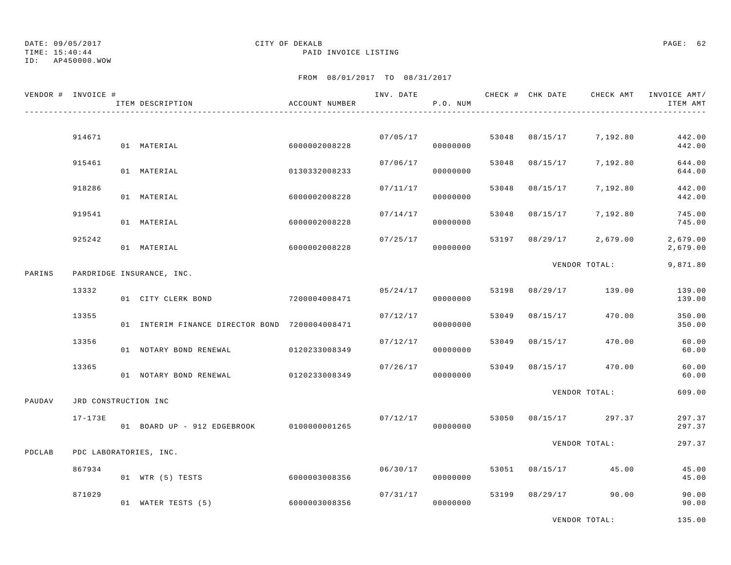DATE: 09/05/2017 CITY OF DEKALB
TIME: 15:40:44 PAID INVOICE LISTING
ID: AP450000.WOW

FROM 08/01/2017 TO 08/31/2017

| VENDOR # | INVOICE # | ITEM DESCRIPTION | ACCOUNT NUMBER | INV. DATE | P.O. NUM | CHECK # | CHK DATE | CHECK AMT | INVOICE AMT/ ITEM AMT |
|---|---|---|---|---|---|---|---|---|---|
| | 914671 | | | 07/05/17 | | 53048 | 08/15/17 | 7,192.80 | 442.00 |
| | | 01 MATERIAL | 6000002008228 | | 00000000 | | | | 442.00 |
| | 915461 | | | 07/06/17 | | 53048 | 08/15/17 | 7,192.80 | 644.00 |
| | | 01 MATERIAL | 0130332008233 | | 00000000 | | | | 644.00 |
| | 918286 | | | 07/11/17 | | 53048 | 08/15/17 | 7,192.80 | 442.00 |
| | | 01 MATERIAL | 6000002008228 | | 00000000 | | | | 442.00 |
| | 919541 | | | 07/14/17 | | 53048 | 08/15/17 | 7,192.80 | 745.00 |
| | | 01 MATERIAL | 6000002008228 | | 00000000 | | | | 745.00 |
| | 925242 | | | 07/25/17 | | 53197 | 08/29/17 | 2,679.00 | 2,679.00 |
| | | 01 MATERIAL | 6000002008228 | | 00000000 | | | | 2,679.00 |
| | | | | | | | VENDOR TOTAL: | | 9,871.80 |
| PARINS | PARDRIDGE INSURANCE, INC. | | | | | | | | |
| | 13332 | | | 05/24/17 | | 53198 | 08/29/17 | 139.00 | 139.00 |
| | | 01 CITY CLERK BOND | 7200004008471 | | 00000000 | | | | 139.00 |
| | 13355 | | | 07/12/17 | | 53049 | 08/15/17 | 470.00 | 350.00 |
| | | 01 INTERIM FINANCE DIRECTOR BOND | 7200004008471 | | 00000000 | | | | 350.00 |
| | 13356 | | | 07/12/17 | | 53049 | 08/15/17 | 470.00 | 60.00 |
| | | 01 NOTARY BOND RENEWAL | 0120233008349 | | 00000000 | | | | 60.00 |
| | 13365 | | | 07/26/17 | | 53049 | 08/15/17 | 470.00 | 60.00 |
| | | 01 NOTARY BOND RENEWAL | 0120233008349 | | 00000000 | | | | 60.00 |
| | | | | | | | VENDOR TOTAL: | | 609.00 |
| PAUDAV | JRD CONSTRUCTION INC | | | | | | | | |
| | 17-173E | | | 07/12/17 | | 53050 | 08/15/17 | 297.37 | 297.37 |
| | | 01 BOARD UP - 912 EDGEBROOK | 0100000001265 | | 00000000 | | | | 297.37 |
| | | | | | | | VENDOR TOTAL: | | 297.37 |
| PDCLAB | PDC LABORATORIES, INC. | | | | | | | | |
| | 867934 | | | 06/30/17 | | 53051 | 08/15/17 | 45.00 | 45.00 |
| | | 01 WTR (5) TESTS | 6000003008356 | | 00000000 | | | | 45.00 |
| | 871029 | | | 07/31/17 | | 53199 | 08/29/17 | 90.00 | 90.00 |
| | | 01 WATER TESTS (5) | 6000003008356 | | 00000000 | | | | 90.00 |
| | | | | | | | VENDOR TOTAL: | | 135.00 |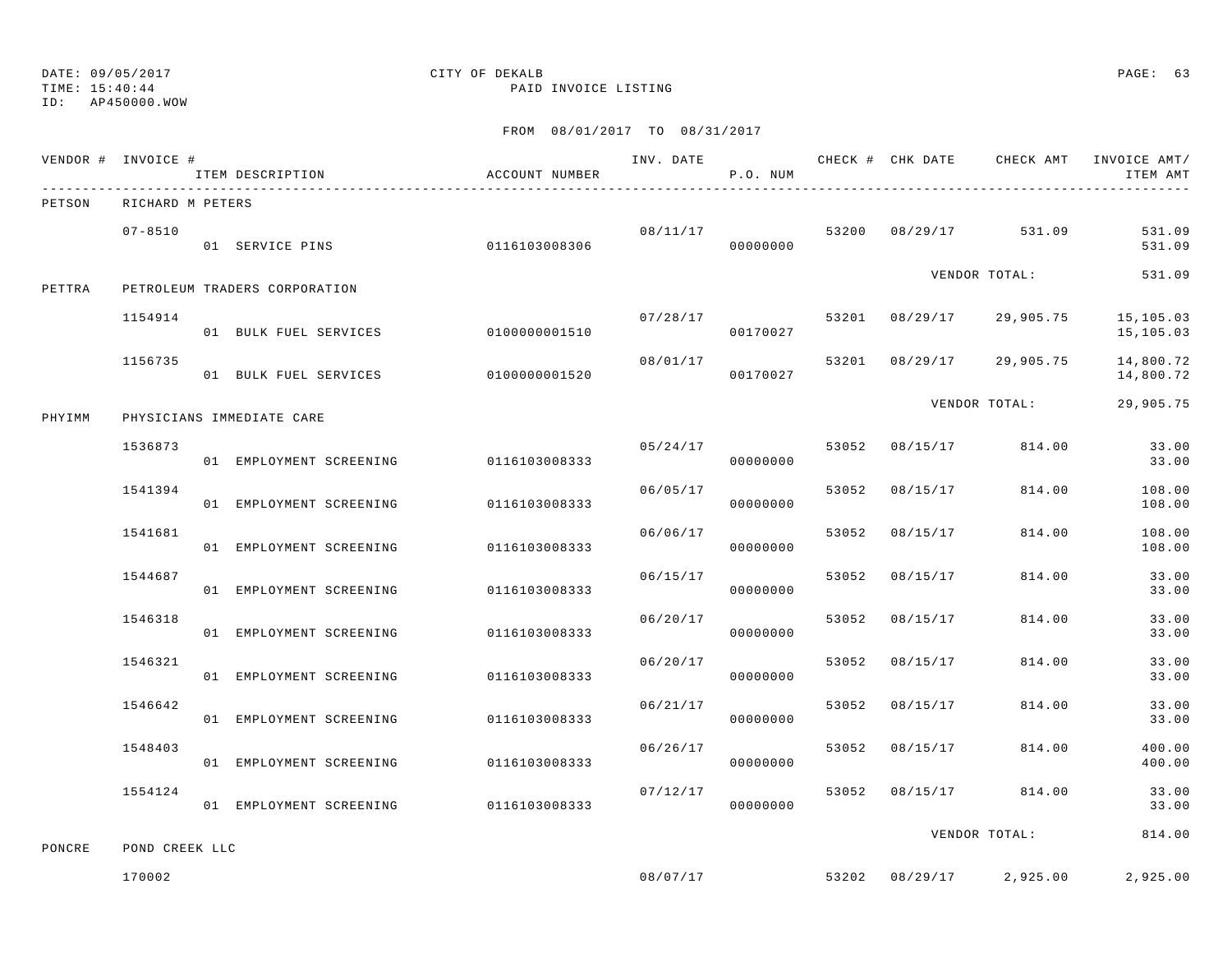DATE: 09/05/2017
TIME: 15:40:44
ID: AP450000.WOW

CITY OF DEKALB
PAID INVOICE LISTING

FROM 08/01/2017 TO 08/31/2017

| VENDOR # | INVOICE # | ITEM DESCRIPTION | ACCOUNT NUMBER | INV. DATE | P.O. NUM | CHECK # | CHK DATE | CHECK AMT | INVOICE AMT/ ITEM AMT |
|---|---|---|---|---|---|---|---|---|---|
| PETSON | RICHARD M PETERS | | | | | | | | |
| | 07-8510 | | | 08/11/17 | | 53200 | 08/29/17 | 531.09 | 531.09 |
| | | 01 SERVICE PINS | 0116103008306 | | 00000000 | | | | 531.09 |
| | | | | | | | | VENDOR TOTAL: | 531.09 |
| PETTRA | PETROLEUM TRADERS CORPORATION | | | | | | | | |
| | 1154914 | | | 07/28/17 | | 53201 | 08/29/17 | 29,905.75 | 15,105.03 |
| | | 01 BULK FUEL SERVICES | 0100000001510 | | 00170027 | | | | 15,105.03 |
| | 1156735 | | | 08/01/17 | | 53201 | 08/29/17 | 29,905.75 | 14,800.72 |
| | | 01 BULK FUEL SERVICES | 0100000001520 | | 00170027 | | | | 14,800.72 |
| | | | | | | | | VENDOR TOTAL: | 29,905.75 |
| PHYIMM | PHYSICIANS IMMEDIATE CARE | | | | | | | | |
| | 1536873 | | | 05/24/17 | | 53052 | 08/15/17 | 814.00 | 33.00 |
| | | 01 EMPLOYMENT SCREENING | 0116103008333 | | 00000000 | | | | 33.00 |
| | 1541394 | | | 06/05/17 | | 53052 | 08/15/17 | 814.00 | 108.00 |
| | | 01 EMPLOYMENT SCREENING | 0116103008333 | | 00000000 | | | | 108.00 |
| | 1541681 | | | 06/06/17 | | 53052 | 08/15/17 | 814.00 | 108.00 |
| | | 01 EMPLOYMENT SCREENING | 0116103008333 | | 00000000 | | | | 108.00 |
| | 1544687 | | | 06/15/17 | | 53052 | 08/15/17 | 814.00 | 33.00 |
| | | 01 EMPLOYMENT SCREENING | 0116103008333 | | 00000000 | | | | 33.00 |
| | 1546318 | | | 06/20/17 | | 53052 | 08/15/17 | 814.00 | 33.00 |
| | | 01 EMPLOYMENT SCREENING | 0116103008333 | | 00000000 | | | | 33.00 |
| | 1546321 | | | 06/20/17 | | 53052 | 08/15/17 | 814.00 | 33.00 |
| | | 01 EMPLOYMENT SCREENING | 0116103008333 | | 00000000 | | | | 33.00 |
| | 1546642 | | | 06/21/17 | | 53052 | 08/15/17 | 814.00 | 33.00 |
| | | 01 EMPLOYMENT SCREENING | 0116103008333 | | 00000000 | | | | 33.00 |
| | 1548403 | | | 06/26/17 | | 53052 | 08/15/17 | 814.00 | 400.00 |
| | | 01 EMPLOYMENT SCREENING | 0116103008333 | | 00000000 | | | | 400.00 |
| | 1554124 | | | 07/12/17 | | 53052 | 08/15/17 | 814.00 | 33.00 |
| | | 01 EMPLOYMENT SCREENING | 0116103008333 | | 00000000 | | | | 33.00 |
| | | | | | | | | VENDOR TOTAL: | 814.00 |
| PONCRE | POND CREEK LLC | | | | | | | | |
| | 170002 | | | 08/07/17 | | 53202 | 08/29/17 | 2,925.00 | 2,925.00 |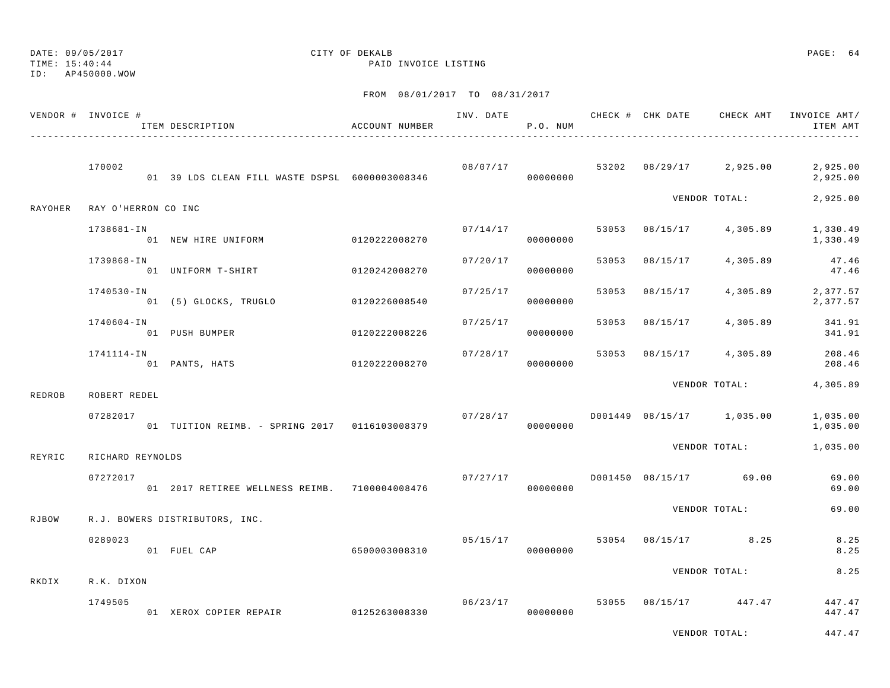DATE: 09/05/2017
TIME: 15:40:44
ID: AP450000.WOW

CITY OF DEKALB
PAID INVOICE LISTING

FROM 08/01/2017 TO 08/31/2017

| VENDOR # | INVOICE # / ITEM DESCRIPTION | ACCOUNT NUMBER | INV. DATE | P.O. NUM | CHECK # | CHK DATE | CHECK AMT | INVOICE AMT/ ITEM AMT |
|---|---|---|---|---|---|---|---|---|
| | 170002 | | 08/07/17 | | 53202 | 08/29/17 | 2,925.00 | 2,925.00 |
| | 01 39 LDS CLEAN FILL WASTE DSPSL | 6000003008346 | | 00000000 | | | | 2,925.00 |
| | | | | | | VENDOR TOTAL: | | 2,925.00 |
| RAYOHER | RAY O'HERRON CO INC | | | | | | | |
| | 1738681-IN | | 07/14/17 | | 53053 | 08/15/17 | 4,305.89 | 1,330.49 |
| | 01 NEW HIRE UNIFORM | 0120222008270 | | 00000000 | | | | 1,330.49 |
| | 1739868-IN | | 07/20/17 | | 53053 | 08/15/17 | 4,305.89 | 47.46 |
| | 01 UNIFORM T-SHIRT | 0120242008270 | | 00000000 | | | | 47.46 |
| | 1740530-IN | | 07/25/17 | | 53053 | 08/15/17 | 4,305.89 | 2,377.57 |
| | 01 (5) GLOCKS, TRUGLO | 0120226008540 | | 00000000 | | | | 2,377.57 |
| | 1740604-IN | | 07/25/17 | | 53053 | 08/15/17 | 4,305.89 | 341.91 |
| | 01 PUSH BUMPER | 0120222008226 | | 00000000 | | | | 341.91 |
| | 1741114-IN | | 07/28/17 | | 53053 | 08/15/17 | 4,305.89 | 208.46 |
| | 01 PANTS, HATS | 0120222008270 | | 00000000 | | | | 208.46 |
| | | | | | | VENDOR TOTAL: | | 4,305.89 |
| REDROB | ROBERT REDEL | | | | | | | |
| | 07282017 | | 07/28/17 | | D001449 | 08/15/17 | 1,035.00 | 1,035.00 |
| | 01 TUITION REIMB. - SPRING 2017 | 0116103008379 | | 00000000 | | | | 1,035.00 |
| | | | | | | VENDOR TOTAL: | | 1,035.00 |
| REYRIC | RICHARD REYNOLDS | | | | | | | |
| | 07272017 | | 07/27/17 | | D001450 | 08/15/17 | 69.00 | 69.00 |
| | 01 2017 RETIREE WELLNESS REIMB. | 7100004008476 | | 00000000 | | | | 69.00 |
| | | | | | | VENDOR TOTAL: | | 69.00 |
| RJBOW | R.J. BOWERS DISTRIBUTORS, INC. | | | | | | | |
| | 0289023 | | 05/15/17 | | 53054 | 08/15/17 | 8.25 | 8.25 |
| | 01 FUEL CAP | 6500003008310 | | 00000000 | | | | 8.25 |
| | | | | | | VENDOR TOTAL: | | 8.25 |
| RKDIX | R.K. DIXON | | | | | | | |
| | 1749505 | | 06/23/17 | | 53055 | 08/15/17 | 447.47 | 447.47 |
| | 01 XEROX COPIER REPAIR | 0125263008330 | | 00000000 | | | | 447.47 |
| | | | | | | VENDOR TOTAL: | | 447.47 |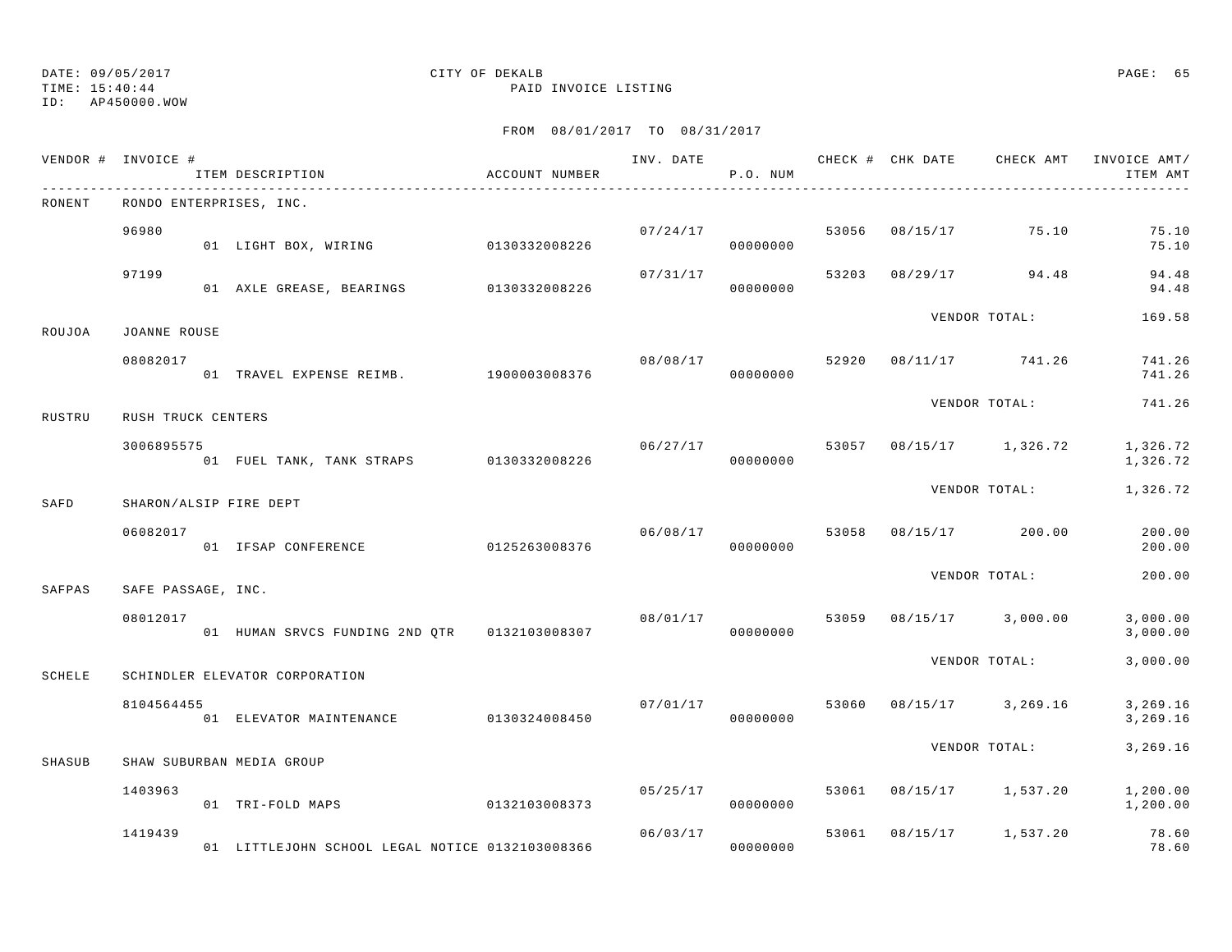DATE: 09/05/2017 CITY OF DEKALB
TIME: 15:40:44 PAID INVOICE LISTING
ID: AP450000.WOW

FROM 08/01/2017 TO 08/31/2017

| VENDOR # | INVOICE # | ITEM DESCRIPTION | ACCOUNT NUMBER | INV. DATE | P.O. NUM | CHECK # | CHK DATE | CHECK AMT | INVOICE AMT/ ITEM AMT |
|---|---|---|---|---|---|---|---|---|---|
| RONENT | RONDO ENTERPRISES, INC. | | | | | | | | |
| | 96980 | | | 07/24/17 | | 53056 | 08/15/17 | 75.10 | 75.10 |
| | | 01 LIGHT BOX, WIRING | 0130332008226 | | 00000000 | | | | 75.10 |
| | 97199 | | | 07/31/17 | | 53203 | 08/29/17 | 94.48 | 94.48 |
| | | 01 AXLE GREASE, BEARINGS | 0130332008226 | | 00000000 | | | | 94.48 |
| | | | | | | | VENDOR TOTAL: | | 169.58 |
| ROUJOA | JOANNE ROUSE | | | | | | | | |
| | 08082017 | | | 08/08/17 | | 52920 | 08/11/17 | 741.26 | 741.26 |
| | | 01 TRAVEL EXPENSE REIMB. | 1900003008376 | | 00000000 | | | | 741.26 |
| | | | | | | | VENDOR TOTAL: | | 741.26 |
| RUSTRU | RUSH TRUCK CENTERS | | | | | | | | |
| | 3006895575 | | | 06/27/17 | | 53057 | 08/15/17 | 1,326.72 | 1,326.72 |
| | | 01 FUEL TANK, TANK STRAPS | 0130332008226 | | 00000000 | | | | 1,326.72 |
| | | | | | | | VENDOR TOTAL: | | 1,326.72 |
| SAFD | SHARON/ALSIP FIRE DEPT | | | | | | | | |
| | 06082017 | | | 06/08/17 | | 53058 | 08/15/17 | 200.00 | 200.00 |
| | | 01 IFSAP CONFERENCE | 0125263008376 | | 00000000 | | | | 200.00 |
| | | | | | | | VENDOR TOTAL: | | 200.00 |
| SAFPAS | SAFE PASSAGE, INC. | | | | | | | | |
| | 08012017 | | | 08/01/17 | | 53059 | 08/15/17 | 3,000.00 | 3,000.00 |
| | | 01 HUMAN SRVCS FUNDING 2ND QTR | 0132103008307 | | 00000000 | | | | 3,000.00 |
| | | | | | | | VENDOR TOTAL: | | 3,000.00 |
| SCHELE | SCHINDLER ELEVATOR CORPORATION | | | | | | | | |
| | 8104564455 | | | 07/01/17 | | 53060 | 08/15/17 | 3,269.16 | 3,269.16 |
| | | 01 ELEVATOR MAINTENANCE | 0130324008450 | | 00000000 | | | | 3,269.16 |
| | | | | | | | VENDOR TOTAL: | | 3,269.16 |
| SHASUB | SHAW SUBURBAN MEDIA GROUP | | | | | | | | |
| | 1403963 | | | 05/25/17 | | 53061 | 08/15/17 | 1,537.20 | 1,200.00 |
| | | 01 TRI-FOLD MAPS | 0132103008373 | | 00000000 | | | | 1,200.00 |
| | 1419439 | | | 06/03/17 | | 53061 | 08/15/17 | 1,537.20 | 78.60 |
| | | 01 LITTLEJOHN SCHOOL LEGAL NOTICE | 0132103008366 | | 00000000 | | | | 78.60 |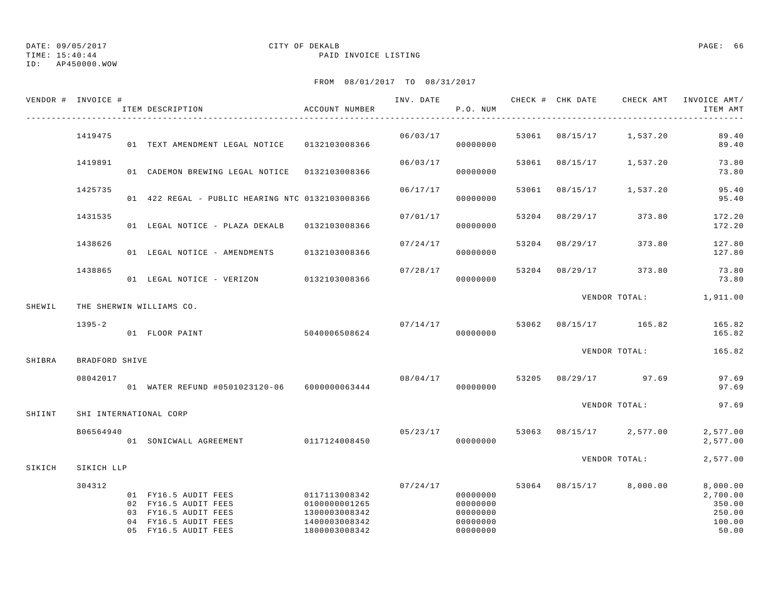DATE: 09/05/2017
TIME: 15:40:44
ID: AP450000.WOW

CITY OF DEKALB
PAID INVOICE LISTING

FROM 08/01/2017 TO 08/31/2017

| VENDOR # | INVOICE # | ITEM DESCRIPTION | ACCOUNT NUMBER | INV. DATE | P.O. NUM | CHECK # | CHK DATE | CHECK AMT | INVOICE AMT/ ITEM AMT |
|---|---|---|---|---|---|---|---|---|---|
| | 1419475 | | | 06/03/17 | | 53061 | 08/15/17 | 1,537.20 | 89.40 |
| | | 01 TEXT AMENDMENT LEGAL NOTICE | 0132103008366 | | 00000000 | | | | 89.40 |
| | 1419891 | | | 06/03/17 | | 53061 | 08/15/17 | 1,537.20 | 73.80 |
| | | 01 CADEMON BREWING LEGAL NOTICE | 0132103008366 | | 00000000 | | | | 73.80 |
| | 1425735 | | | 06/17/17 | | 53061 | 08/15/17 | 1,537.20 | 95.40 |
| | | 01 422 REGAL - PUBLIC HEARING NTC | 0132103008366 | | 00000000 | | | | 95.40 |
| | 1431535 | | | 07/01/17 | | 53204 | 08/29/17 | 373.80 | 172.20 |
| | | 01 LEGAL NOTICE - PLAZA DEKALB | 0132103008366 | | 00000000 | | | | 172.20 |
| | 1438626 | | | 07/24/17 | | 53204 | 08/29/17 | 373.80 | 127.80 |
| | | 01 LEGAL NOTICE - AMENDMENTS | 0132103008366 | | 00000000 | | | | 127.80 |
| | 1438865 | | | 07/28/17 | | 53204 | 08/29/17 | 373.80 | 73.80 |
| | | 01 LEGAL NOTICE - VERIZON | 0132103008366 | | 00000000 | | | | 73.80 |
| | | | | | | | VENDOR TOTAL: | | 1,911.00 |
| SHEWIL | THE SHERWIN WILLIAMS CO. | | | | | | | | |
| | 1395-2 | | | 07/14/17 | | 53062 | 08/15/17 | 165.82 | 165.82 |
| | | 01 FLOOR PAINT | 5040006508624 | | 00000000 | | | | 165.82 |
| | | | | | | | VENDOR TOTAL: | | 165.82 |
| SHIBRA | BRADFORD SHIVE | | | | | | | | |
| | 08042017 | | | 08/04/17 | | 53205 | 08/29/17 | 97.69 | 97.69 |
| | | 01 WATER REFUND #0501023120-06 | 6000000063444 | | 00000000 | | | | 97.69 |
| | | | | | | | VENDOR TOTAL: | | 97.69 |
| SHIINT | SHI INTERNATIONAL CORP | | | | | | | | |
| | B06564940 | | | 05/23/17 | | 53063 | 08/15/17 | 2,577.00 | 2,577.00 |
| | | 01 SONICWALL AGREEMENT | 0117124008450 | | 00000000 | | | | 2,577.00 |
| | | | | | | | VENDOR TOTAL: | | 2,577.00 |
| SIKICH | SIKICH LLP | | | | | | | | |
| | 304312 | | | 07/24/17 | | 53064 | 08/15/17 | 8,000.00 | 8,000.00 |
| | | 01 FY16.5 AUDIT FEES | 0117113008342 | | 00000000 | | | | 2,700.00 |
| | | 02 FY16.5 AUDIT FEES | 0100000001265 | | 00000000 | | | | 350.00 |
| | | 03 FY16.5 AUDIT FEES | 1300003008342 | | 00000000 | | | | 250.00 |
| | | 04 FY16.5 AUDIT FEES | 1400003008342 | | 00000000 | | | | 100.00 |
| | | 05 FY16.5 AUDIT FEES | 1800003008342 | | 00000000 | | | | 50.00 |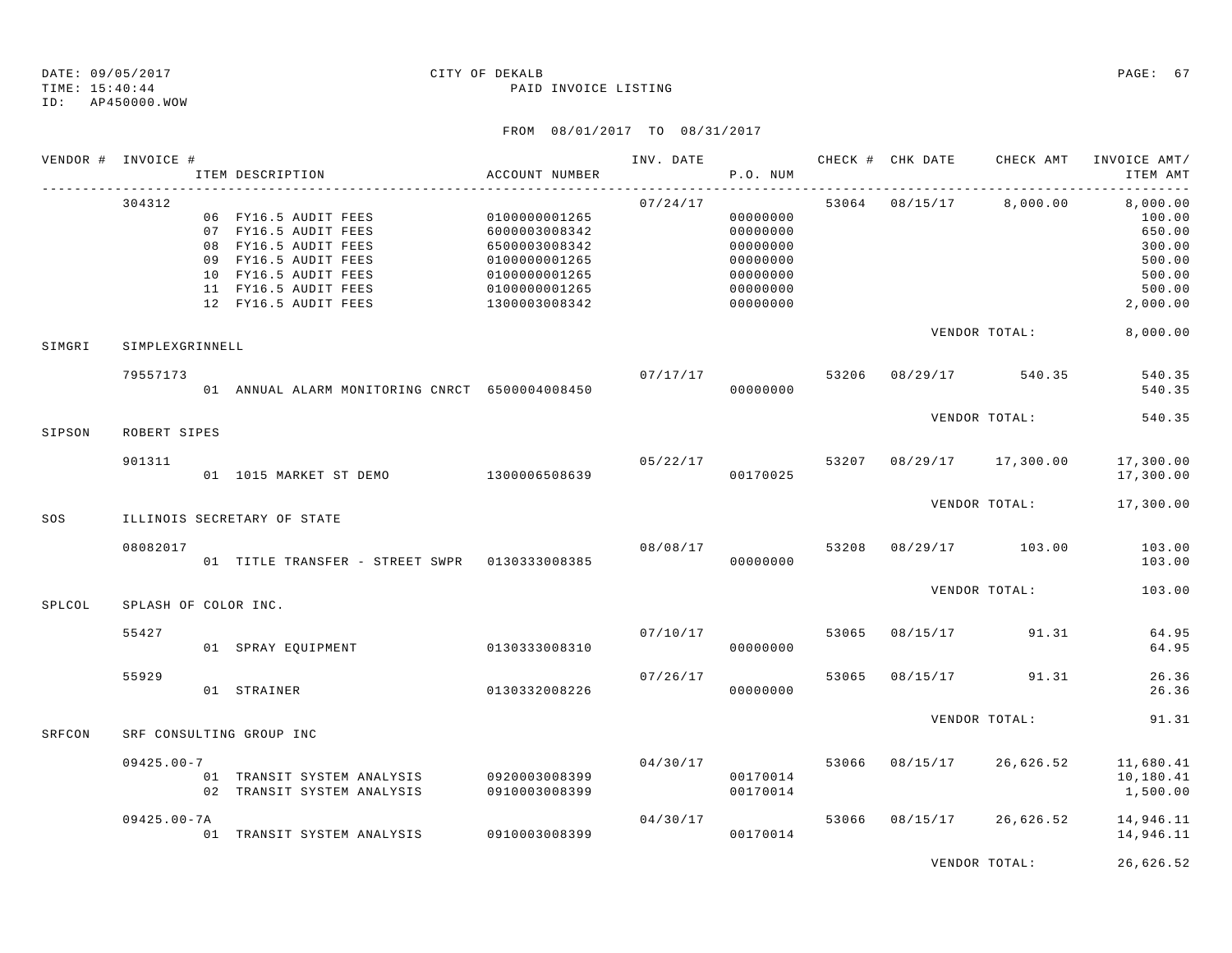DATE: 09/05/2017 CITY OF DEKALB
TIME: 15:40:44 PAID INVOICE LISTING
ID: AP450000.WOW

FROM 08/01/2017 TO 08/31/2017

| VENDOR # | INVOICE # | ITEM DESCRIPTION | ACCOUNT NUMBER | INV. DATE | P.O. NUM | CHECK # | CHK DATE | CHECK AMT | INVOICE AMT/ ITEM AMT |
|---|---|---|---|---|---|---|---|---|---|
| | 304312 | | | 07/24/17 | | 53064 | 08/15/17 | 8,000.00 | 8,000.00 |
| | | 06 FY16.5 AUDIT FEES | 0100000001265 | | 00000000 | | | | 100.00 |
| | | 07 FY16.5 AUDIT FEES | 6000003008342 | | 00000000 | | | | 650.00 |
| | | 08 FY16.5 AUDIT FEES | 6500003008342 | | 00000000 | | | | 300.00 |
| | | 09 FY16.5 AUDIT FEES | 0100000001265 | | 00000000 | | | | 500.00 |
| | | 10 FY16.5 AUDIT FEES | 0100000001265 | | 00000000 | | | | 500.00 |
| | | 11 FY16.5 AUDIT FEES | 0100000001265 | | 00000000 | | | | 500.00 |
| | | 12 FY16.5 AUDIT FEES | 1300003008342 | | 00000000 | | | | 2,000.00 |
| | | | | | | | | VENDOR TOTAL: | 8,000.00 |
| SIMGRI | SIMPLEXGRINNELL | | | | | | | | |
| | 79557173 | | | 07/17/17 | | 53206 | 08/29/17 | 540.35 | 540.35 |
| | | 01 ANNUAL ALARM MONITORING CNRCT | 6500004008450 | | 00000000 | | | | 540.35 |
| | | | | | | | | VENDOR TOTAL: | 540.35 |
| SIPSON | ROBERT SIPES | | | | | | | | |
| | 901311 | | | 05/22/17 | | 53207 | 08/29/17 | 17,300.00 | 17,300.00 |
| | | 01 1015 MARKET ST DEMO | 1300006508639 | | 00170025 | | | | 17,300.00 |
| | | | | | | | | VENDOR TOTAL: | 17,300.00 |
| SOS | ILLINOIS SECRETARY OF STATE | | | | | | | | |
| | 08082017 | | | 08/08/17 | | 53208 | 08/29/17 | 103.00 | 103.00 |
| | | 01 TITLE TRANSFER - STREET SWPR | 0130333008385 | | 00000000 | | | | 103.00 |
| | | | | | | | | VENDOR TOTAL: | 103.00 |
| SPLCOL | SPLASH OF COLOR INC. | | | | | | | | |
| | 55427 | | | 07/10/17 | | 53065 | 08/15/17 | 91.31 | 64.95 |
| | | 01 SPRAY EQUIPMENT | 0130333008310 | | 00000000 | | | | 64.95 |
| | 55929 | | | 07/26/17 | | 53065 | 08/15/17 | 91.31 | 26.36 |
| | | 01 STRAINER | 0130332008226 | | 00000000 | | | | 26.36 |
| | | | | | | | | VENDOR TOTAL: | 91.31 |
| SRFCON | SRF CONSULTING GROUP INC | | | | | | | | |
| | 09425.00-7 | | | 04/30/17 | | 53066 | 08/15/17 | 26,626.52 | 11,680.41 |
| | | 01 TRANSIT SYSTEM ANALYSIS | 0920003008399 | | 00170014 | | | | 10,180.41 |
| | | 02 TRANSIT SYSTEM ANALYSIS | 0910003008399 | | 00170014 | | | | 1,500.00 |
| | 09425.00-7A | | | 04/30/17 | | 53066 | 08/15/17 | 26,626.52 | 14,946.11 |
| | | 01 TRANSIT SYSTEM ANALYSIS | 0910003008399 | | 00170014 | | | | 14,946.11 |
| | | | | | | | | VENDOR TOTAL: | 26,626.52 |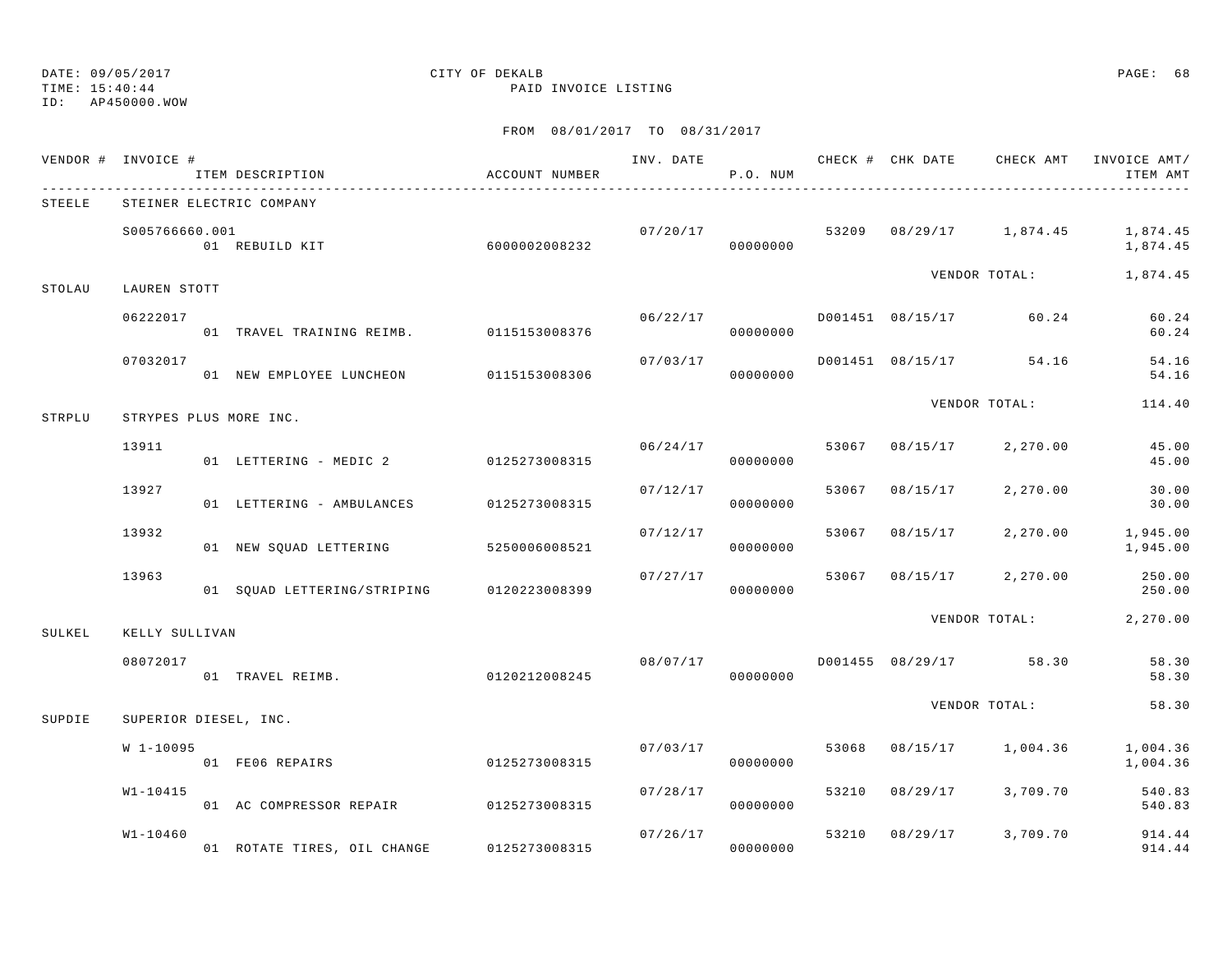DATE: 09/05/2017 CITY OF DEKALB
TIME: 15:40:44 PAID INVOICE LISTING
ID: AP450000.WOW

FROM 08/01/2017 TO 08/31/2017

| VENDOR # | INVOICE # / ITEM DESCRIPTION | ACCOUNT NUMBER | INV. DATE | P.O. NUM | CHECK # | CHK DATE | CHECK AMT | INVOICE AMT/ ITEM AMT |
|---|---|---|---|---|---|---|---|---|
| STEELE | STEINER ELECTRIC COMPANY | | | | | | | |
| | S005766660.001 | | 07/20/17 | | 53209 | 08/29/17 | 1,874.45 | 1,874.45 |
| | 01 REBUILD KIT | 6000002008232 | | 00000000 | | | | 1,874.45 |
| | | | | | | | VENDOR TOTAL: | 1,874.45 |
| STOLAU | LAUREN STOTT | | | | | | | |
| | 06222017 | | 06/22/17 | | D001451 | 08/15/17 | 60.24 | 60.24 |
| | 01 TRAVEL TRAINING REIMB. | 0115153008376 | | 00000000 | | | | 60.24 |
| | 07032017 | | 07/03/17 | | D001451 | 08/15/17 | 54.16 | 54.16 |
| | 01 NEW EMPLOYEE LUNCHEON | 0115153008306 | | 00000000 | | | | 54.16 |
| | | | | | | | VENDOR TOTAL: | 114.40 |
| STRPLU | STRYPES PLUS MORE INC. | | | | | | | |
| | 13911 | | 06/24/17 | | 53067 | 08/15/17 | 2,270.00 | 45.00 |
| | 01 LETTERING - MEDIC 2 | 0125273008315 | | 00000000 | | | | 45.00 |
| | 13927 | | 07/12/17 | | 53067 | 08/15/17 | 2,270.00 | 30.00 |
| | 01 LETTERING - AMBULANCES | 0125273008315 | | 00000000 | | | | 30.00 |
| | 13932 | | 07/12/17 | | 53067 | 08/15/17 | 2,270.00 | 1,945.00 |
| | 01 NEW SQUAD LETTERING | 5250006008521 | | 00000000 | | | | 1,945.00 |
| | 13963 | | 07/27/17 | | 53067 | 08/15/17 | 2,270.00 | 250.00 |
| | 01 SQUAD LETTERING/STRIPING | 0120223008399 | | 00000000 | | | | 250.00 |
| | | | | | | | VENDOR TOTAL: | 2,270.00 |
| SULKEL | KELLY SULLIVAN | | | | | | | |
| | 08072017 | | 08/07/17 | | D001455 | 08/29/17 | 58.30 | 58.30 |
| | 01 TRAVEL REIMB. | 0120212008245 | | 00000000 | | | | 58.30 |
| | | | | | | | VENDOR TOTAL: | 58.30 |
| SUPDIE | SUPERIOR DIESEL, INC. | | | | | | | |
| | W 1-10095 | | 07/03/17 | | 53068 | 08/15/17 | 1,004.36 | 1,004.36 |
| | 01 FE06 REPAIRS | 0125273008315 | | 00000000 | | | | 1,004.36 |
| | W1-10415 | | 07/28/17 | | 53210 | 08/29/17 | 3,709.70 | 540.83 |
| | 01 AC COMPRESSOR REPAIR | 0125273008315 | | 00000000 | | | | 540.83 |
| | W1-10460 | | 07/26/17 | | 53210 | 08/29/17 | 3,709.70 | 914.44 |
| | 01 ROTATE TIRES, OIL CHANGE | 0125273008315 | | 00000000 | | | | 914.44 |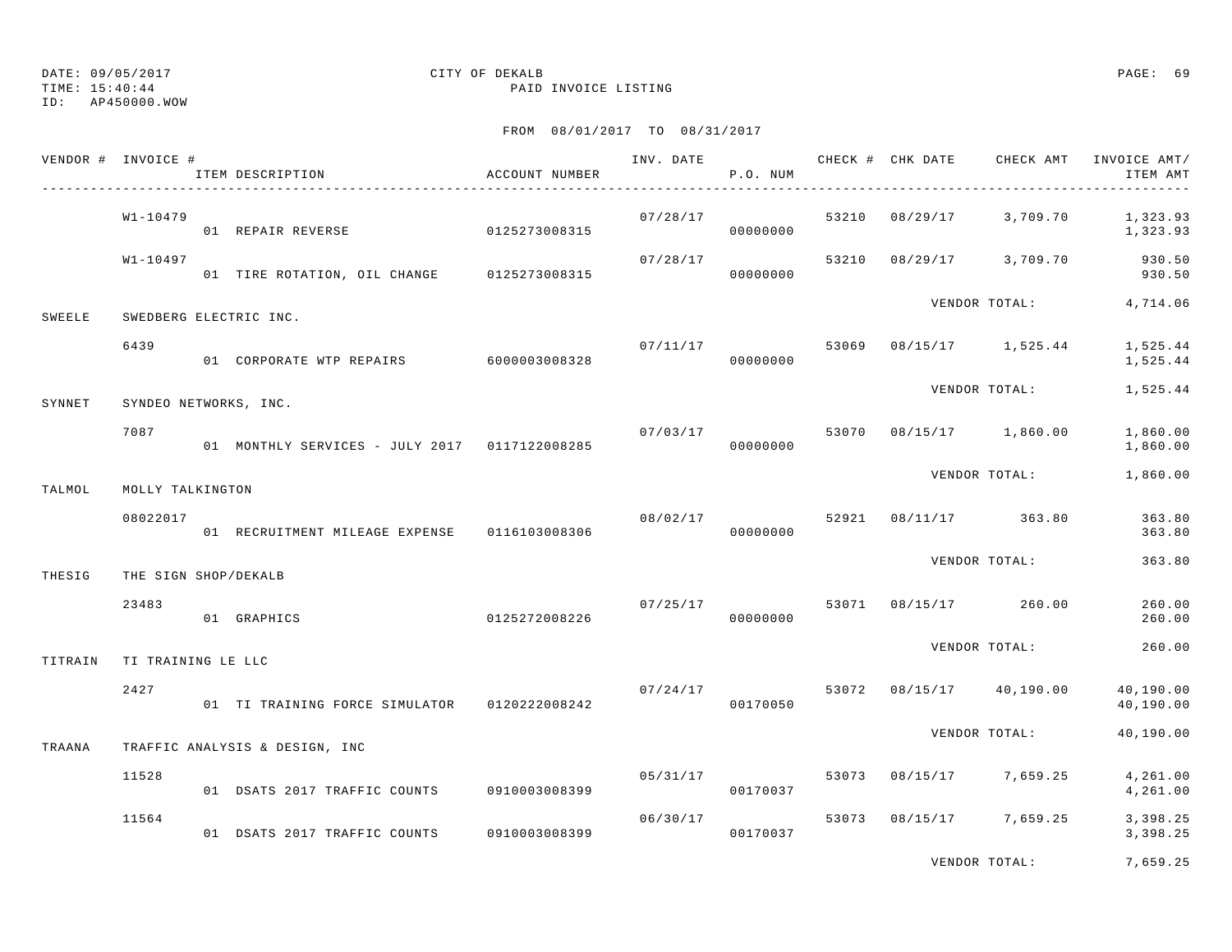DATE: 09/05/2017 CITY OF DEKALB
TIME: 15:40:44 PAID INVOICE LISTING
ID: AP450000.WOW

FROM 08/01/2017 TO 08/31/2017

| VENDOR # | INVOICE # | ITEM DESCRIPTION | ACCOUNT NUMBER | INV. DATE | P.O. NUM | CHECK # | CHK DATE | CHECK AMT | INVOICE AMT/ ITEM AMT |
|---|---|---|---|---|---|---|---|---|---|
| | W1-10479 | | | 07/28/17 | | 53210 | 08/29/17 | 3,709.70 | 1,323.93 |
| | | 01 REPAIR REVERSE | 0125273008315 | | 00000000 | | | | 1,323.93 |
| | W1-10497 | | | 07/28/17 | | 53210 | 08/29/17 | 3,709.70 | 930.50 |
| | | 01 TIRE ROTATION, OIL CHANGE | 0125273008315 | | 00000000 | | | | 930.50 |
| | | | | | | | VENDOR TOTAL: | | 4,714.06 |
| SWEELE | SWEDBERG ELECTRIC INC. | | | | | | | | |
| | 6439 | | | 07/11/17 | | 53069 | 08/15/17 | 1,525.44 | 1,525.44 |
| | | 01 CORPORATE WTP REPAIRS | 6000003008328 | | 00000000 | | | | 1,525.44 |
| | | | | | | | VENDOR TOTAL: | | 1,525.44 |
| SYNNET | SYNDEO NETWORKS, INC. | | | | | | | | |
| | 7087 | | | 07/03/17 | | 53070 | 08/15/17 | 1,860.00 | 1,860.00 |
| | | 01 MONTHLY SERVICES - JULY 2017 | 0117122008285 | | 00000000 | | | | 1,860.00 |
| | | | | | | | VENDOR TOTAL: | | 1,860.00 |
| TALMOL | MOLLY TALKINGTON | | | | | | | | |
| | 08022017 | | | 08/02/17 | | 52921 | 08/11/17 | 363.80 | 363.80 |
| | | 01 RECRUITMENT MILEAGE EXPENSE | 0116103008306 | | 00000000 | | | | 363.80 |
| | | | | | | | VENDOR TOTAL: | | 363.80 |
| THESIG | THE SIGN SHOP/DEKALB | | | | | | | | |
| | 23483 | | | 07/25/17 | | 53071 | 08/15/17 | 260.00 | 260.00 |
| | | 01 GRAPHICS | 0125272008226 | | 00000000 | | | | 260.00 |
| | | | | | | | VENDOR TOTAL: | | 260.00 |
| TITRAIN | TI TRAINING LE LLC | | | | | | | | |
| | 2427 | | | 07/24/17 | | 53072 | 08/15/17 | 40,190.00 | 40,190.00 |
| | | 01 TI TRAINING FORCE SIMULATOR | 0120222008242 | | 00170050 | | | | 40,190.00 |
| | | | | | | | VENDOR TOTAL: | | 40,190.00 |
| TRAANA | TRAFFIC ANALYSIS & DESIGN, INC | | | | | | | | |
| | 11528 | | | 05/31/17 | | 53073 | 08/15/17 | 7,659.25 | 4,261.00 |
| | | 01 DSATS 2017 TRAFFIC COUNTS | 0910003008399 | | 00170037 | | | | 4,261.00 |
| | 11564 | | | 06/30/17 | | 53073 | 08/15/17 | 7,659.25 | 3,398.25 |
| | | 01 DSATS 2017 TRAFFIC COUNTS | 0910003008399 | | 00170037 | | | | 3,398.25 |
| | | | | | | | VENDOR TOTAL: | | 7,659.25 |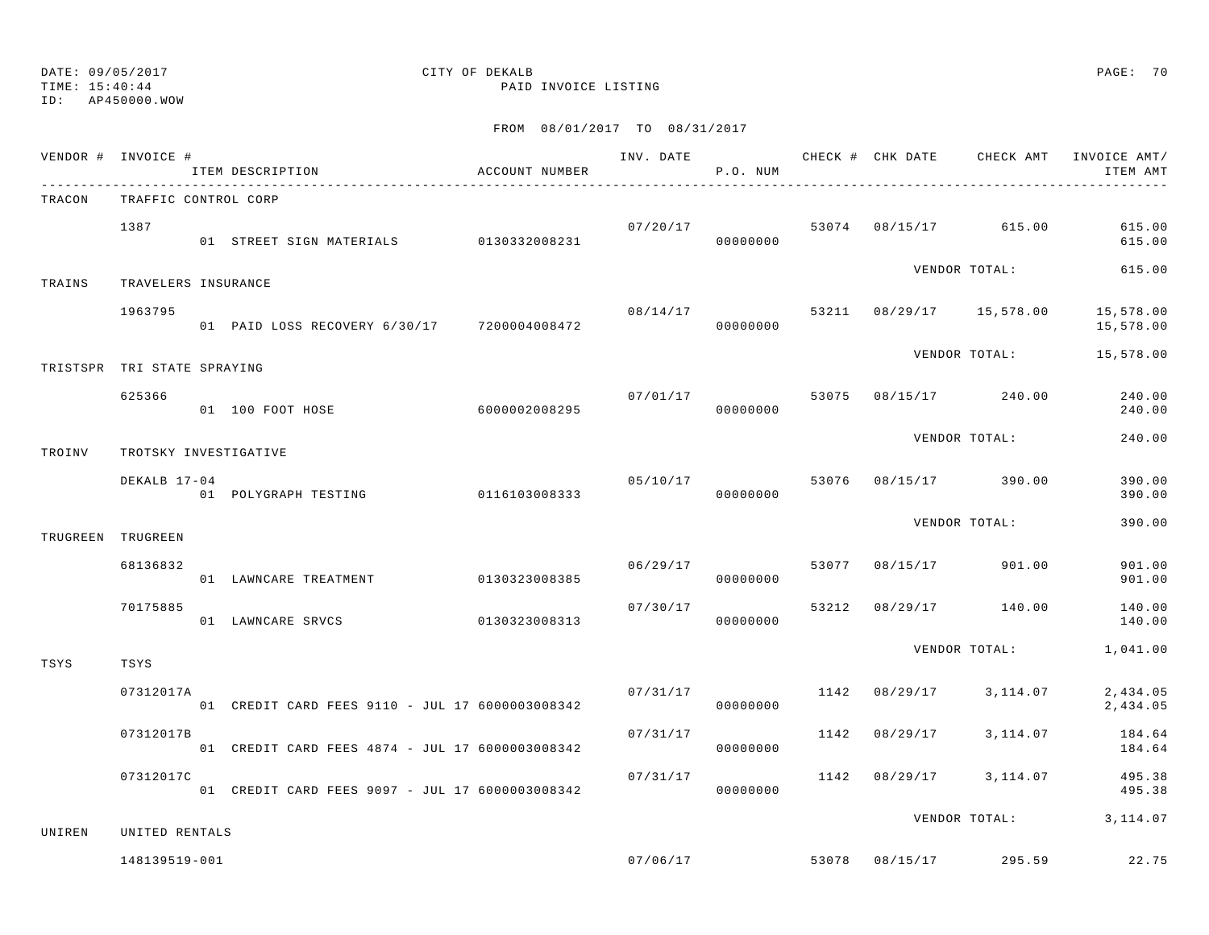DATE: 09/05/2017
TIME: 15:40:44
ID: AP450000.WOW

CITY OF DEKALB
PAID INVOICE LISTING

FROM 08/01/2017 TO 08/31/2017

| VENDOR # | INVOICE # / ITEM DESCRIPTION | ACCOUNT NUMBER | INV. DATE | P.O. NUM | CHECK # | CHK DATE | CHECK AMT | INVOICE AMT/ ITEM AMT |
|---|---|---|---|---|---|---|---|---|
| TRACON | TRAFFIC CONTROL CORP | | | | | | | |
| | 1387 | | 07/20/17 | | 53074 | 08/15/17 | 615.00 | 615.00 |
| | 01 STREET SIGN MATERIALS | 0130332008231 | | 00000000 | | | | 615.00 |
| | | | | | | | VENDOR TOTAL: | 615.00 |
| TRAINS | TRAVELERS INSURANCE | | | | | | | |
| | 1963795 | | 08/14/17 | | 53211 | 08/29/17 | 15,578.00 | 15,578.00 |
| | 01 PAID LOSS RECOVERY 6/30/17 | 7200004008472 | | 00000000 | | | | 15,578.00 |
| | | | | | | | VENDOR TOTAL: | 15,578.00 |
| TRISTSPR | TRI STATE SPRAYING | | | | | | | |
| | 625366 | | 07/01/17 | | 53075 | 08/15/17 | 240.00 | 240.00 |
| | 01 100 FOOT HOSE | 6000002008295 | | 00000000 | | | | 240.00 |
| | | | | | | | VENDOR TOTAL: | 240.00 |
| TROINV | TROTSKY INVESTIGATIVE | | | | | | | |
| | DEKALB 17-04 | | 05/10/17 | | 53076 | 08/15/17 | 390.00 | 390.00 |
| | 01 POLYGRAPH TESTING | 0116103008333 | | 00000000 | | | | 390.00 |
| | | | | | | | VENDOR TOTAL: | 390.00 |
| TRUGREEN | TRUGREEN | | | | | | | |
| | 68136832 | | 06/29/17 | | 53077 | 08/15/17 | 901.00 | 901.00 |
| | 01 LAWNCARE TREATMENT | 0130323008385 | | 00000000 | | | | 901.00 |
| | 70175885 | | 07/30/17 | | 53212 | 08/29/17 | 140.00 | 140.00 |
| | 01 LAWNCARE SRVCS | 0130323008313 | | 00000000 | | | | 140.00 |
| | | | | | | | VENDOR TOTAL: | 1,041.00 |
| TSYS | TSYS | | | | | | | |
| | 07312017A | | 07/31/17 | | 1142 | 08/29/17 | 3,114.07 | 2,434.05 |
| | 01 CREDIT CARD FEES 9110 - JUL 17 | 6000003008342 | | 00000000 | | | | 2,434.05 |
| | 07312017B | | 07/31/17 | | 1142 | 08/29/17 | 3,114.07 | 184.64 |
| | 01 CREDIT CARD FEES 4874 - JUL 17 | 6000003008342 | | 00000000 | | | | 184.64 |
| | 07312017C | | 07/31/17 | | 1142 | 08/29/17 | 3,114.07 | 495.38 |
| | 01 CREDIT CARD FEES 9097 - JUL 17 | 6000003008342 | | 00000000 | | | | 495.38 |
| | | | | | | | VENDOR TOTAL: | 3,114.07 |
| UNIREN | UNITED RENTALS | | | | | | | |
| | 148139519-001 | | 07/06/17 | | 53078 | 08/15/17 | 295.59 | 22.75 |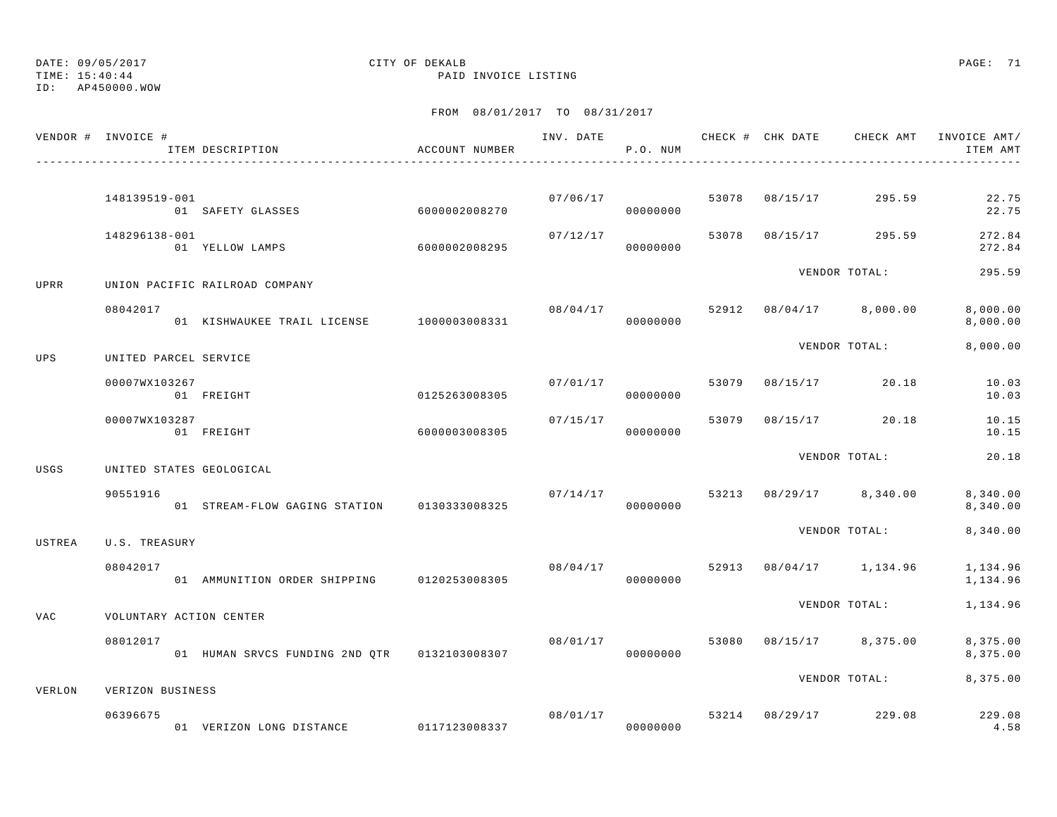DATE: 09/05/2017 CITY OF DEKALB
TIME: 15:40:44 PAID INVOICE LISTING
ID: AP450000.WOW

FROM 08/01/2017 TO 08/31/2017

| VENDOR # | INVOICE # / ITEM DESCRIPTION | ACCOUNT NUMBER | INV. DATE | P.O. NUM | CHECK # | CHK DATE | CHECK AMT | INVOICE AMT/ ITEM AMT |
|---|---|---|---|---|---|---|---|---|
| | 148139519-001 | | 07/06/17 | | 53078 | 08/15/17 | 295.59 | 22.75 |
| | 01 SAFETY GLASSES | 6000002008270 | | 00000000 | | | | 22.75 |
| | 148296138-001 | | 07/12/17 | | 53078 | 08/15/17 | 295.59 | 272.84 |
| | 01 YELLOW LAMPS | 6000002008295 | | 00000000 | | | | 272.84 |
| | | | | | | VENDOR TOTAL: | | 295.59 |
| UPRR | UNION PACIFIC RAILROAD COMPANY | | | | | | | |
| | 08042017 | | 08/04/17 | | 52912 | 08/04/17 | 8,000.00 | 8,000.00 |
| | 01 KISHWAUKEE TRAIL LICENSE | 1000003008331 | | 00000000 | | | | 8,000.00 |
| | | | | | | VENDOR TOTAL: | | 8,000.00 |
| UPS | UNITED PARCEL SERVICE | | | | | | | |
| | 00007WX103267 | | 07/01/17 | | 53079 | 08/15/17 | 20.18 | 10.03 |
| | 01 FREIGHT | 0125263008305 | | 00000000 | | | | 10.03 |
| | 00007WX103287 | | 07/15/17 | | 53079 | 08/15/17 | 20.18 | 10.15 |
| | 01 FREIGHT | 6000003008305 | | 00000000 | | | | 10.15 |
| | | | | | | VENDOR TOTAL: | | 20.18 |
| USGS | UNITED STATES GEOLOGICAL | | | | | | | |
| | 90551916 | | 07/14/17 | | 53213 | 08/29/17 | 8,340.00 | 8,340.00 |
| | 01 STREAM-FLOW GAGING STATION | 0130333008325 | | 00000000 | | | | 8,340.00 |
| | | | | | | VENDOR TOTAL: | | 8,340.00 |
| USTREA | U.S. TREASURY | | | | | | | |
| | 08042017 | | 08/04/17 | | 52913 | 08/04/17 | 1,134.96 | 1,134.96 |
| | 01 AMMUNITION ORDER SHIPPING | 0120253008305 | | 00000000 | | | | 1,134.96 |
| | | | | | | VENDOR TOTAL: | | 1,134.96 |
| VAC | VOLUNTARY ACTION CENTER | | | | | | | |
| | 08012017 | | 08/01/17 | | 53080 | 08/15/17 | 8,375.00 | 8,375.00 |
| | 01 HUMAN SRVCS FUNDING 2ND QTR | 0132103008307 | | 00000000 | | | | 8,375.00 |
| | | | | | | VENDOR TOTAL: | | 8,375.00 |
| VERLON | VERIZON BUSINESS | | | | | | | |
| | 06396675 | | 08/01/17 | | 53214 | 08/29/17 | 229.08 | 229.08 |
| | 01 VERIZON LONG DISTANCE | 0117123008337 | | 00000000 | | | | 4.58 |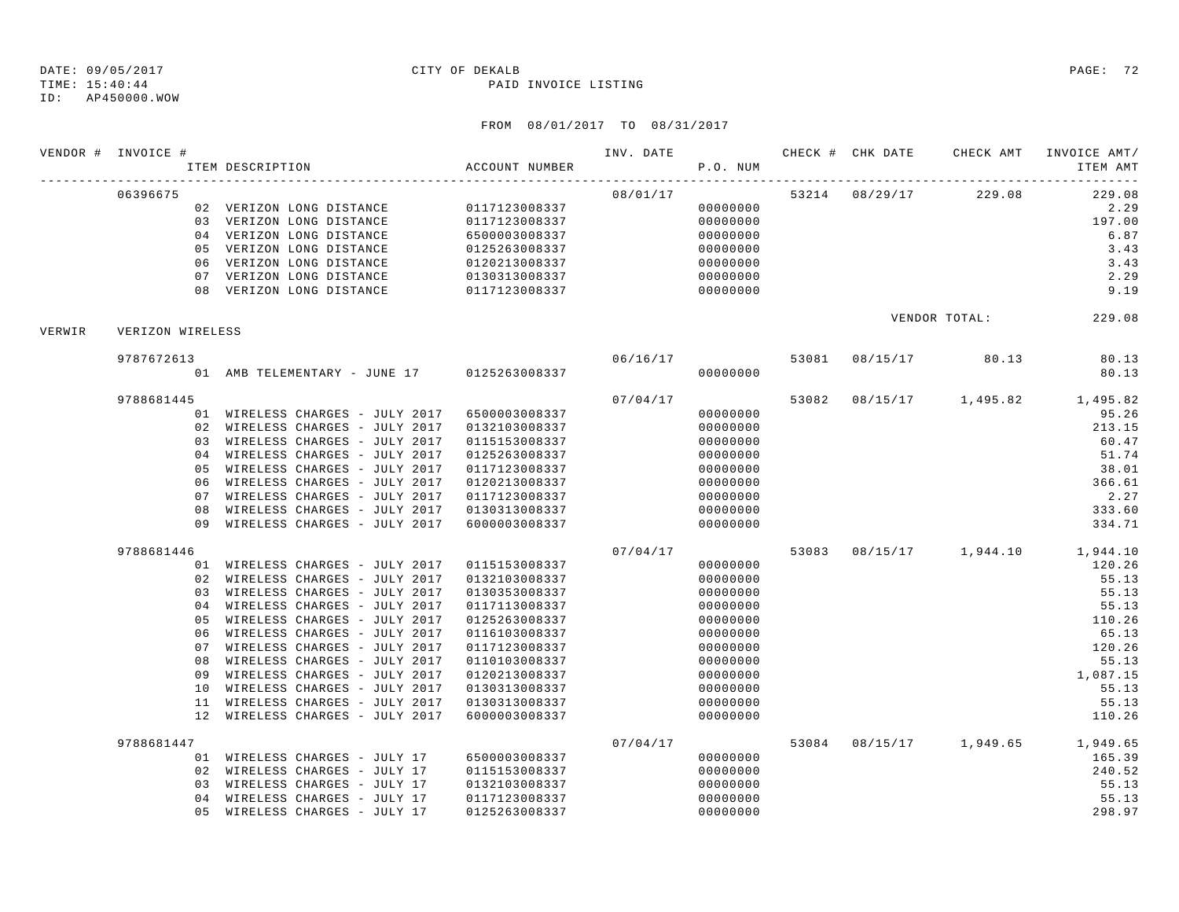DATE: 09/05/2017 CITY OF DEKALB
TIME: 15:40:44 PAID INVOICE LISTING
ID: AP450000.WOW

FROM 08/01/2017 TO 08/31/2017

| VENDOR # | INVOICE # | ITEM DESCRIPTION | ACCOUNT NUMBER | INV. DATE | P.O. NUM | CHECK # | CHK DATE | CHECK AMT | INVOICE AMT/ ITEM AMT |
|---|---|---|---|---|---|---|---|---|---|
| | 06396675 | | | 08/01/17 | | 53214 | 08/29/17 | 229.08 | 229.08 |
| | | 02 VERIZON LONG DISTANCE | 0117123008337 | | 00000000 | | | | 2.29 |
| | | 03 VERIZON LONG DISTANCE | 0117123008337 | | 00000000 | | | | 197.00 |
| | | 04 VERIZON LONG DISTANCE | 6500003008337 | | 00000000 | | | | 6.87 |
| | | 05 VERIZON LONG DISTANCE | 0125263008337 | | 00000000 | | | | 3.43 |
| | | 06 VERIZON LONG DISTANCE | 0120213008337 | | 00000000 | | | | 3.43 |
| | | 07 VERIZON LONG DISTANCE | 0130313008337 | | 00000000 | | | | 2.29 |
| | | 08 VERIZON LONG DISTANCE | 0117123008337 | | 00000000 | | | | 9.19 |
| | | | | | | | | VENDOR TOTAL: | 229.08 |
| VERWIR | VERIZON WIRELESS | | | | | | | | |
| | 9787672613 | | | 06/16/17 | | 53081 | 08/15/17 | 80.13 | 80.13 |
| | | 01 AMB TELEMENTARY - JUNE 17 | 0125263008337 | | 00000000 | | | | 80.13 |
| | 9788681445 | | | 07/04/17 | | 53082 | 08/15/17 | 1,495.82 | 1,495.82 |
| | | 01 WIRELESS CHARGES - JULY 2017 | 6500003008337 | | 00000000 | | | | 95.26 |
| | | 02 WIRELESS CHARGES - JULY 2017 | 0132103008337 | | 00000000 | | | | 213.15 |
| | | 03 WIRELESS CHARGES - JULY 2017 | 0115153008337 | | 00000000 | | | | 60.47 |
| | | 04 WIRELESS CHARGES - JULY 2017 | 0125263008337 | | 00000000 | | | | 51.74 |
| | | 05 WIRELESS CHARGES - JULY 2017 | 0117123008337 | | 00000000 | | | | 38.01 |
| | | 06 WIRELESS CHARGES - JULY 2017 | 0120213008337 | | 00000000 | | | | 366.61 |
| | | 07 WIRELESS CHARGES - JULY 2017 | 0117123008337 | | 00000000 | | | | 2.27 |
| | | 08 WIRELESS CHARGES - JULY 2017 | 0130313008337 | | 00000000 | | | | 333.60 |
| | | 09 WIRELESS CHARGES - JULY 2017 | 6000003008337 | | 00000000 | | | | 334.71 |
| | 9788681446 | | | 07/04/17 | | 53083 | 08/15/17 | 1,944.10 | 1,944.10 |
| | | 01 WIRELESS CHARGES - JULY 2017 | 0115153008337 | | 00000000 | | | | 120.26 |
| | | 02 WIRELESS CHARGES - JULY 2017 | 0132103008337 | | 00000000 | | | | 55.13 |
| | | 03 WIRELESS CHARGES - JULY 2017 | 0130353008337 | | 00000000 | | | | 55.13 |
| | | 04 WIRELESS CHARGES - JULY 2017 | 0117113008337 | | 00000000 | | | | 55.13 |
| | | 05 WIRELESS CHARGES - JULY 2017 | 0125263008337 | | 00000000 | | | | 110.26 |
| | | 06 WIRELESS CHARGES - JULY 2017 | 0116103008337 | | 00000000 | | | | 65.13 |
| | | 07 WIRELESS CHARGES - JULY 2017 | 0117123008337 | | 00000000 | | | | 120.26 |
| | | 08 WIRELESS CHARGES - JULY 2017 | 0110103008337 | | 00000000 | | | | 55.13 |
| | | 09 WIRELESS CHARGES - JULY 2017 | 0120213008337 | | 00000000 | | | | 1,087.15 |
| | | 10 WIRELESS CHARGES - JULY 2017 | 0130313008337 | | 00000000 | | | | 55.13 |
| | | 11 WIRELESS CHARGES - JULY 2017 | 0130313008337 | | 00000000 | | | | 55.13 |
| | | 12 WIRELESS CHARGES - JULY 2017 | 6000003008337 | | 00000000 | | | | 110.26 |
| | 9788681447 | | | 07/04/17 | | 53084 | 08/15/17 | 1,949.65 | 1,949.65 |
| | | 01 WIRELESS CHARGES - JULY 17 | 6500003008337 | | 00000000 | | | | 165.39 |
| | | 02 WIRELESS CHARGES - JULY 17 | 0115153008337 | | 00000000 | | | | 240.52 |
| | | 03 WIRELESS CHARGES - JULY 17 | 0132103008337 | | 00000000 | | | | 55.13 |
| | | 04 WIRELESS CHARGES - JULY 17 | 0117123008337 | | 00000000 | | | | 55.13 |
| | | 05 WIRELESS CHARGES - JULY 17 | 0125263008337 | | 00000000 | | | | 298.97 |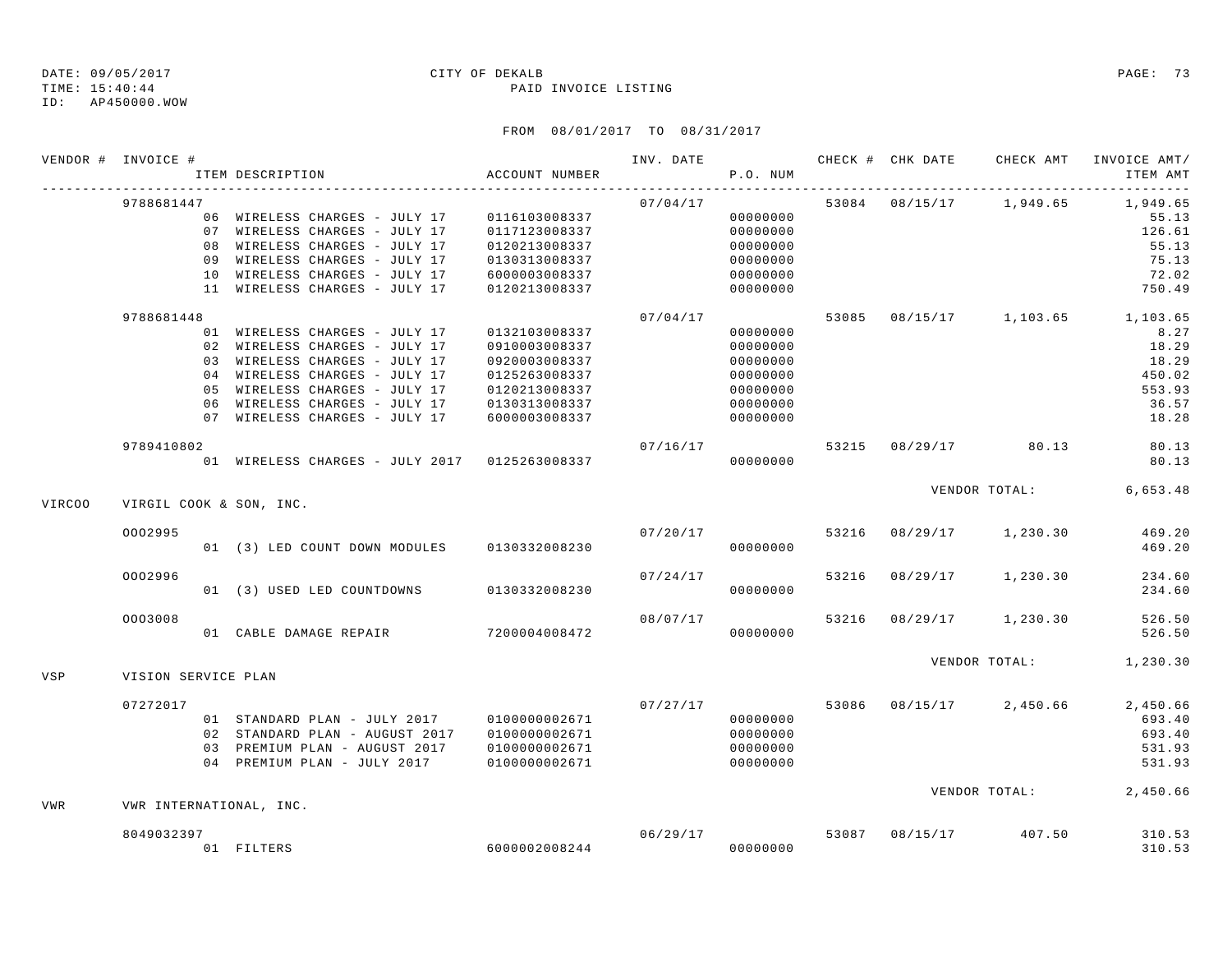DATE: 09/05/2017 CITY OF DEKALB
TIME: 15:40:44 PAID INVOICE LISTING
ID: AP450000.WOW

FROM 08/01/2017 TO 08/31/2017

| VENDOR # | INVOICE # | ITEM DESCRIPTION | ACCOUNT NUMBER | INV. DATE | P.O. NUM | CHECK # | CHK DATE | CHECK AMT | INVOICE AMT/ ITEM AMT |
|---|---|---|---|---|---|---|---|---|---|
| | 9788681447 | | | 07/04/17 | | 53084 | 08/15/17 | 1,949.65 | 1,949.65 |
| | | 06 WIRELESS CHARGES - JULY 17 | 0116103008337 | | 00000000 | | | | 55.13 |
| | | 07 WIRELESS CHARGES - JULY 17 | 0117123008337 | | 00000000 | | | | 126.61 |
| | | 08 WIRELESS CHARGES - JULY 17 | 0120213008337 | | 00000000 | | | | 55.13 |
| | | 09 WIRELESS CHARGES - JULY 17 | 0130313008337 | | 00000000 | | | | 75.13 |
| | | 10 WIRELESS CHARGES - JULY 17 | 6000003008337 | | 00000000 | | | | 72.02 |
| | | 11 WIRELESS CHARGES - JULY 17 | 0120213008337 | | 00000000 | | | | 750.49 |
| | 9788681448 | | | 07/04/17 | | 53085 | 08/15/17 | 1,103.65 | 1,103.65 |
| | | 01 WIRELESS CHARGES - JULY 17 | 0132103008337 | | 00000000 | | | | 8.27 |
| | | 02 WIRELESS CHARGES - JULY 17 | 0910003008337 | | 00000000 | | | | 18.29 |
| | | 03 WIRELESS CHARGES - JULY 17 | 0920003008337 | | 00000000 | | | | 18.29 |
| | | 04 WIRELESS CHARGES - JULY 17 | 0125263008337 | | 00000000 | | | | 450.02 |
| | | 05 WIRELESS CHARGES - JULY 17 | 0120213008337 | | 00000000 | | | | 553.93 |
| | | 06 WIRELESS CHARGES - JULY 17 | 0130313008337 | | 00000000 | | | | 36.57 |
| | | 07 WIRELESS CHARGES - JULY 17 | 6000003008337 | | 00000000 | | | | 18.28 |
| | 9789410802 | | | 07/16/17 | | 53215 | 08/29/17 | 80.13 | 80.13 |
| | | 01 WIRELESS CHARGES - JULY 2017 | 0125263008337 | | 00000000 | | | | 80.13 |
| | | | | | | | | VENDOR TOTAL: | 6,653.48 |
| VIRCOO | VIRGIL COOK & SON, INC. | | | | | | | | |
| | 0002995 | | | 07/20/17 | | 53216 | 08/29/17 | 1,230.30 | 469.20 |
| | | 01 (3) LED COUNT DOWN MODULES | 0130332008230 | | 00000000 | | | | 469.20 |
| | 0002996 | | | 07/24/17 | | 53216 | 08/29/17 | 1,230.30 | 234.60 |
| | | 01 (3) USED LED COUNTDOWNS | 0130332008230 | | 00000000 | | | | 234.60 |
| | 0003008 | | | 08/07/17 | | 53216 | 08/29/17 | 1,230.30 | 526.50 |
| | | 01 CABLE DAMAGE REPAIR | 7200004008472 | | 00000000 | | | | 526.50 |
| | | | | | | | | VENDOR TOTAL: | 1,230.30 |
| VSP | VISION SERVICE PLAN | | | | | | | | |
| | 07272017 | | | 07/27/17 | | 53086 | 08/15/17 | 2,450.66 | 2,450.66 |
| | | 01 STANDARD PLAN - JULY 2017 | 0100000002671 | | 00000000 | | | | 693.40 |
| | | 02 STANDARD PLAN - AUGUST 2017 | 0100000002671 | | 00000000 | | | | 693.40 |
| | | 03 PREMIUM PLAN - AUGUST 2017 | 0100000002671 | | 00000000 | | | | 531.93 |
| | | 04 PREMIUM PLAN - JULY 2017 | 0100000002671 | | 00000000 | | | | 531.93 |
| | | | | | | | | VENDOR TOTAL: | 2,450.66 |
| VWR | VWR INTERNATIONAL, INC. | | | | | | | | |
| | 8049032397 | | | 06/29/17 | | 53087 | 08/15/17 | 407.50 | 310.53 |
| | | 01 FILTERS | 6000002008244 | | 00000000 | | | | 310.53 |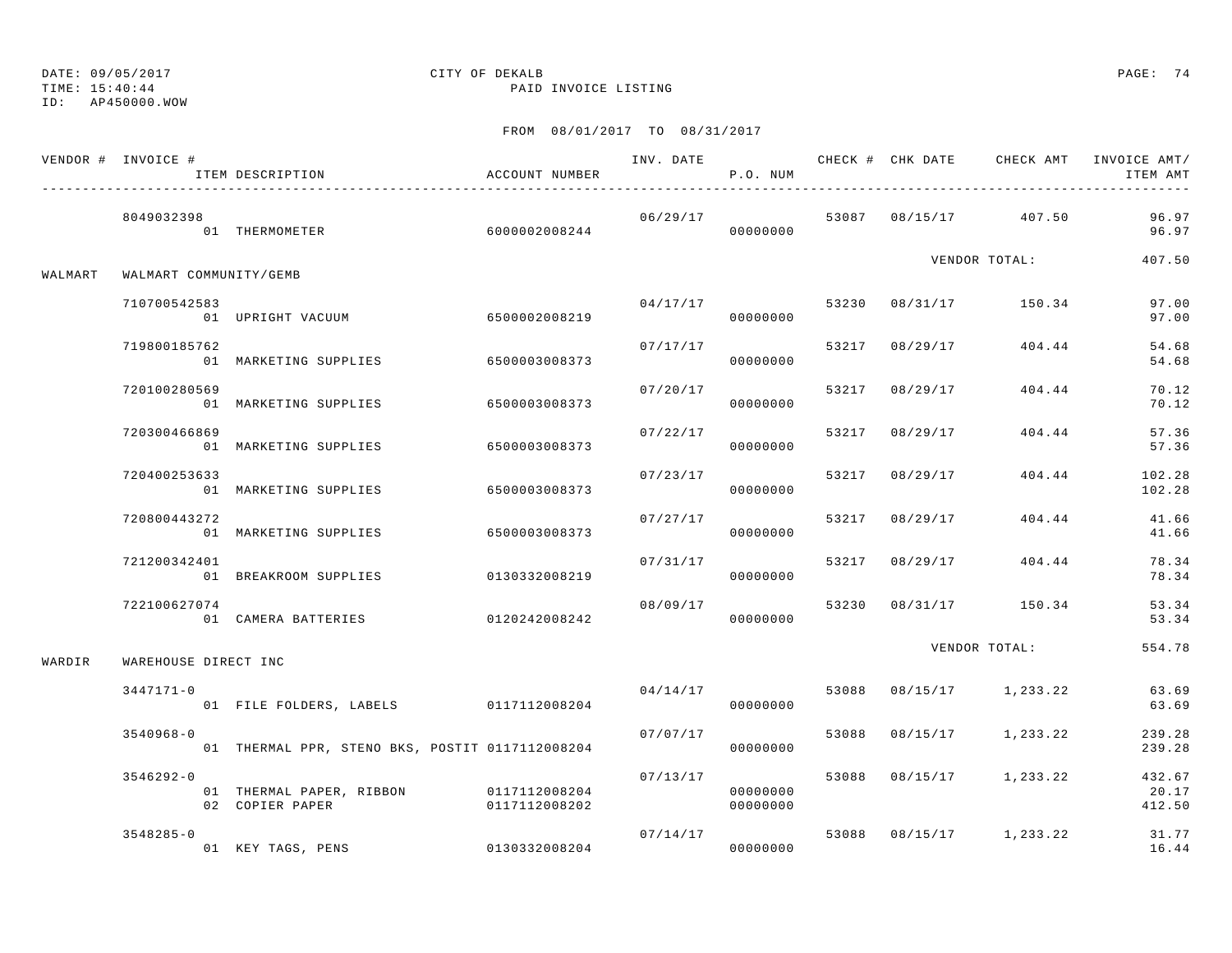DATE: 09/05/2017 | CITY OF DEKALB | PAID INVOICE LISTING
TIME: 15:40:44
ID: AP450000.WOW

FROM 08/01/2017 TO 08/31/2017

| VENDOR # | INVOICE # | ITEM DESCRIPTION | ACCOUNT NUMBER | INV. DATE | P.O. NUM | CHECK # | CHK DATE | CHECK AMT | INVOICE AMT/ ITEM AMT |
|---|---|---|---|---|---|---|---|---|---|
| | 8049032398 | | | 06/29/17 | | 53087 | 08/15/17 | 407.50 | 96.97 |
| | | 01 THERMOMETER | 6000002008244 | | 00000000 | | | | 96.97 |
| | | | | | | | | VENDOR TOTAL: | 407.50 |
| WALMART | WALMART COMMUNITY/GEMB | | | | | | | | |
| | 710700542583 | | | 04/17/17 | | 53230 | 08/31/17 | 150.34 | 97.00 |
| | | 01 UPRIGHT VACUUM | 6500002008219 | | 00000000 | | | | 97.00 |
| | 719800185762 | | | 07/17/17 | | 53217 | 08/29/17 | 404.44 | 54.68 |
| | | 01 MARKETING SUPPLIES | 6500003008373 | | 00000000 | | | | 54.68 |
| | 720100280569 | | | 07/20/17 | | 53217 | 08/29/17 | 404.44 | 70.12 |
| | | 01 MARKETING SUPPLIES | 6500003008373 | | 00000000 | | | | 70.12 |
| | 720300466869 | | | 07/22/17 | | 53217 | 08/29/17 | 404.44 | 57.36 |
| | | 01 MARKETING SUPPLIES | 6500003008373 | | 00000000 | | | | 57.36 |
| | 720400253633 | | | 07/23/17 | | 53217 | 08/29/17 | 404.44 | 102.28 |
| | | 01 MARKETING SUPPLIES | 6500003008373 | | 00000000 | | | | 102.28 |
| | 720800443272 | | | 07/27/17 | | 53217 | 08/29/17 | 404.44 | 41.66 |
| | | 01 MARKETING SUPPLIES | 6500003008373 | | 00000000 | | | | 41.66 |
| | 721200342401 | | | 07/31/17 | | 53217 | 08/29/17 | 404.44 | 78.34 |
| | | 01 BREAKROOM SUPPLIES | 0130332008219 | | 00000000 | | | | 78.34 |
| | 722100627074 | | | 08/09/17 | | 53230 | 08/31/17 | 150.34 | 53.34 |
| | | 01 CAMERA BATTERIES | 0120242008242 | | 00000000 | | | | 53.34 |
| | | | | | | | | VENDOR TOTAL: | 554.78 |
| WARDIR | WAREHOUSE DIRECT INC | | | | | | | | |
| | 3447171-0 | | | 04/14/17 | | 53088 | 08/15/17 | 1,233.22 | 63.69 |
| | | 01 FILE FOLDERS, LABELS | 0117112008204 | | 00000000 | | | | 63.69 |
| | 3540968-0 | | | 07/07/17 | | 53088 | 08/15/17 | 1,233.22 | 239.28 |
| | | 01 THERMAL PPR, STENO BKS, POSTIT | 0117112008204 | | 00000000 | | | | 239.28 |
| | 3546292-0 | | | 07/13/17 | | 53088 | 08/15/17 | 1,233.22 | 432.67 |
| | | 01 THERMAL PAPER, RIBBON | 0117112008204 | | 00000000 | | | | 20.17 |
| | | 02 COPIER PAPER | 0117112008202 | | 00000000 | | | | 412.50 |
| | 3548285-0 | | | 07/14/17 | | 53088 | 08/15/17 | 1,233.22 | 31.77 |
| | | 01 KEY TAGS, PENS | 0130332008204 | | 00000000 | | | | 16.44 |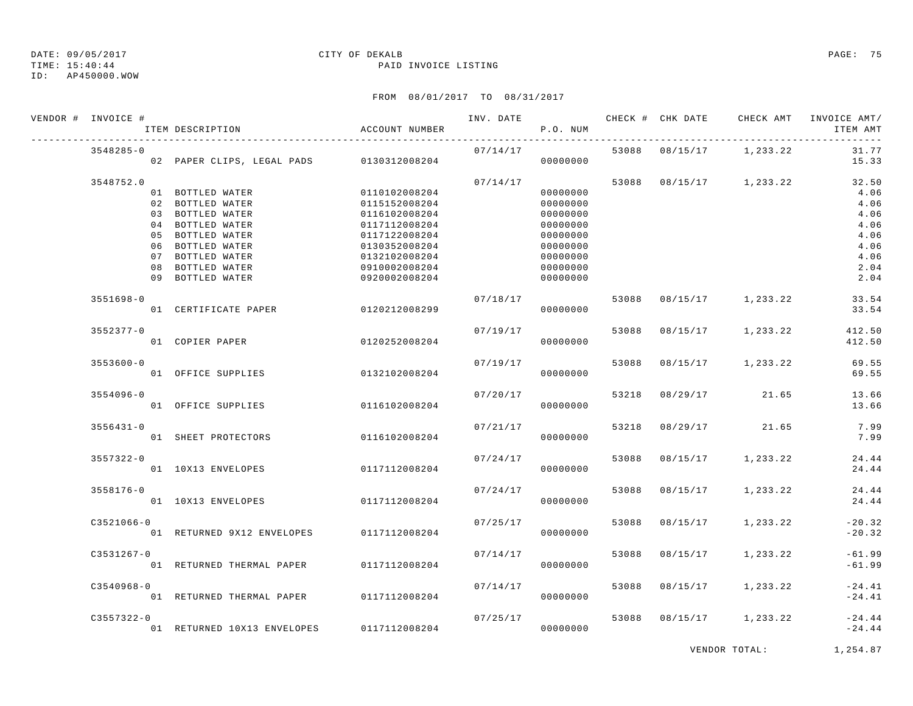DATE: 09/05/2017
TIME: 15:40:44
ID: AP450000.WOW

CITY OF DEKALB
PAID INVOICE LISTING

FROM 08/01/2017 TO 08/31/2017

| VENDOR # | INVOICE # / ITEM DESCRIPTION | ACCOUNT NUMBER | INV. DATE | P.O. NUM | CHECK # | CHK DATE | CHECK AMT | INVOICE AMT/ ITEM AMT |
|---|---|---|---|---|---|---|---|---|
| | 3548285-0 | | 07/14/17 | | 53088 | 08/15/17 | 1,233.22 | 31.77 |
| | 02 PAPER CLIPS, LEGAL PADS | 0130312008204 | | 00000000 | | | | 15.33 |
| | 3548752.0 | | 07/14/17 | | 53088 | 08/15/17 | 1,233.22 | 32.50 |
| | 01 BOTTLED WATER | 0110102008204 | | 00000000 | | | | 4.06 |
| | 02 BOTTLED WATER | 0115152008204 | | 00000000 | | | | 4.06 |
| | 03 BOTTLED WATER | 0116102008204 | | 00000000 | | | | 4.06 |
| | 04 BOTTLED WATER | 0117112008204 | | 00000000 | | | | 4.06 |
| | 05 BOTTLED WATER | 0117122008204 | | 00000000 | | | | 4.06 |
| | 06 BOTTLED WATER | 0130352008204 | | 00000000 | | | | 4.06 |
| | 07 BOTTLED WATER | 0132102008204 | | 00000000 | | | | 4.06 |
| | 08 BOTTLED WATER | 0910002008204 | | 00000000 | | | | 2.04 |
| | 09 BOTTLED WATER | 0920002008204 | | 00000000 | | | | 2.04 |
| | 3551698-0 | | 07/18/17 | | 53088 | 08/15/17 | 1,233.22 | 33.54 |
| | 01 CERTIFICATE PAPER | 0120212008299 | | 00000000 | | | | 33.54 |
| | 3552377-0 | | 07/19/17 | | 53088 | 08/15/17 | 1,233.22 | 412.50 |
| | 01 COPIER PAPER | 0120252008204 | | 00000000 | | | | 412.50 |
| | 3553600-0 | | 07/19/17 | | 53088 | 08/15/17 | 1,233.22 | 69.55 |
| | 01 OFFICE SUPPLIES | 0132102008204 | | 00000000 | | | | 69.55 |
| | 3554096-0 | | 07/20/17 | | 53218 | 08/29/17 | 21.65 | 13.66 |
| | 01 OFFICE SUPPLIES | 0116102008204 | | 00000000 | | | | 13.66 |
| | 3556431-0 | | 07/21/17 | | 53218 | 08/29/17 | 21.65 | 7.99 |
| | 01 SHEET PROTECTORS | 0116102008204 | | 00000000 | | | | 7.99 |
| | 3557322-0 | | 07/24/17 | | 53088 | 08/15/17 | 1,233.22 | 24.44 |
| | 01 10X13 ENVELOPES | 0117112008204 | | 00000000 | | | | 24.44 |
| | 3558176-0 | | 07/24/17 | | 53088 | 08/15/17 | 1,233.22 | 24.44 |
| | 01 10X13 ENVELOPES | 0117112008204 | | 00000000 | | | | 24.44 |
| | C3521066-0 | | 07/25/17 | | 53088 | 08/15/17 | 1,233.22 | -20.32 |
| | 01 RETURNED 9X12 ENVELOPES | 0117112008204 | | 00000000 | | | | -20.32 |
| | C3531267-0 | | 07/14/17 | | 53088 | 08/15/17 | 1,233.22 | -61.99 |
| | 01 RETURNED THERMAL PAPER | 0117112008204 | | 00000000 | | | | -61.99 |
| | C3540968-0 | | 07/14/17 | | 53088 | 08/15/17 | 1,233.22 | -24.41 |
| | 01 RETURNED THERMAL PAPER | 0117112008204 | | 00000000 | | | | -24.41 |
| | C3557322-0 | | 07/25/17 | | 53088 | 08/15/17 | 1,233.22 | -24.44 |
| | 01 RETURNED 10X13 ENVELOPES | 0117112008204 | | 00000000 | | | | -24.44 |

VENDOR TOTAL: 1,254.87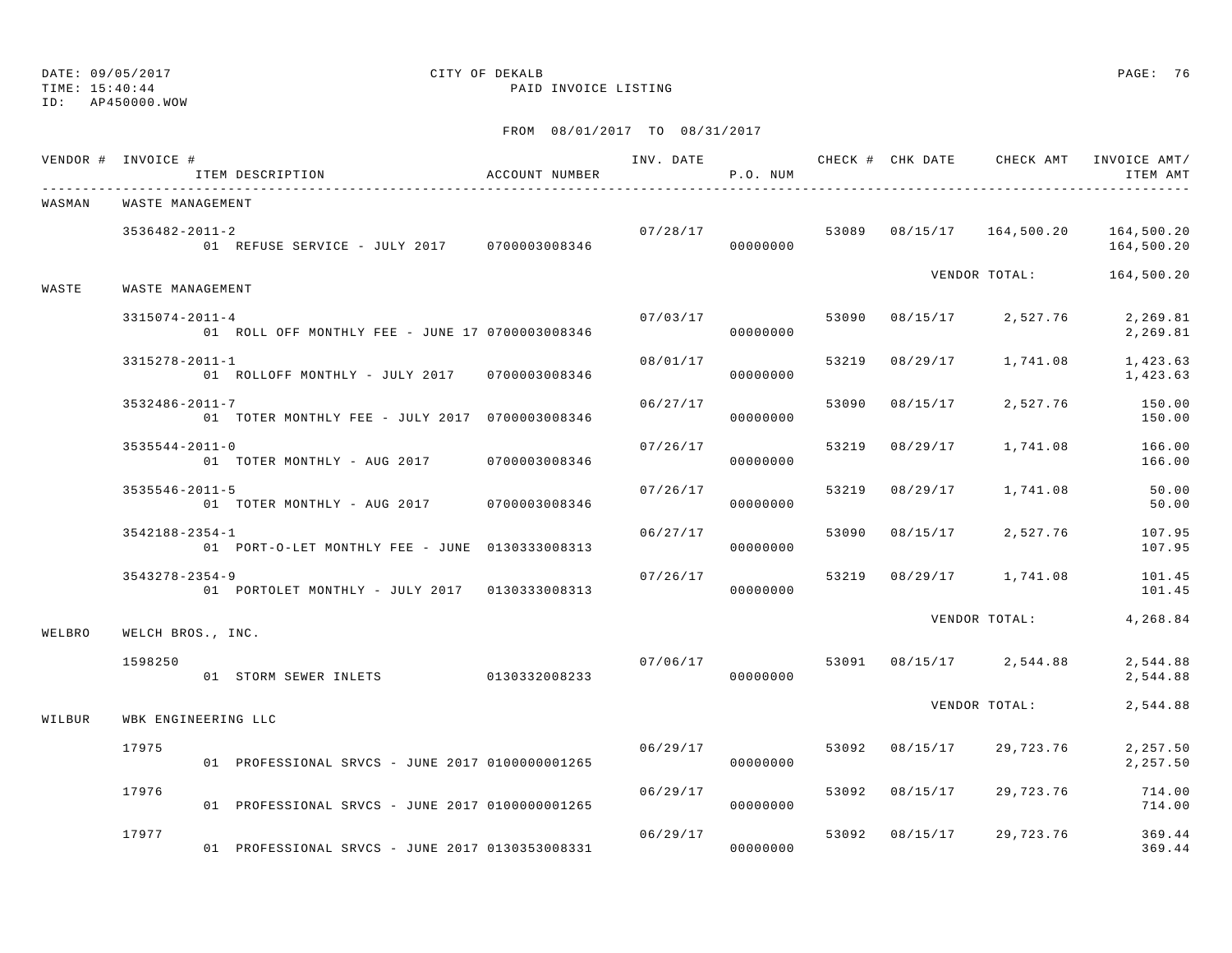DATE: 09/05/2017 CITY OF DEKALB
TIME: 15:40:44 PAID INVOICE LISTING
ID: AP450000.WOW

FROM 08/01/2017 TO 08/31/2017

| VENDOR # | INVOICE # / ITEM DESCRIPTION | ACCOUNT NUMBER | INV. DATE | P.O. NUM | CHECK # | CHK DATE | CHECK AMT | INVOICE AMT/ ITEM AMT |
|---|---|---|---|---|---|---|---|---|
| WASMAN | WASTE MANAGEMENT | | | | | | | |
| | 3536482-2011-2 | | 07/28/17 | | 53089 | 08/15/17 | 164,500.20 | 164,500.20 |
| | 01 REFUSE SERVICE - JULY 2017 | 0700003008346 | | 00000000 | | | | 164,500.20 |
| | | | | | | | VENDOR TOTAL: | 164,500.20 |
| WASTE | WASTE MANAGEMENT | | | | | | | |
| | 3315074-2011-4 | | 07/03/17 | | 53090 | 08/15/17 | 2,527.76 | 2,269.81 |
| | 01 ROLL OFF MONTHLY FEE - JUNE 17 | 0700003008346 | | 00000000 | | | | 2,269.81 |
| | 3315278-2011-1 | | 08/01/17 | | 53219 | 08/29/17 | 1,741.08 | 1,423.63 |
| | 01 ROLLOFF MONTHLY - JULY 2017 | 0700003008346 | | 00000000 | | | | 1,423.63 |
| | 3532486-2011-7 | | 06/27/17 | | 53090 | 08/15/17 | 2,527.76 | 150.00 |
| | 01 TOTER MONTHLY FEE - JULY 2017 | 0700003008346 | | 00000000 | | | | 150.00 |
| | 3535544-2011-0 | | 07/26/17 | | 53219 | 08/29/17 | 1,741.08 | 166.00 |
| | 01 TOTER MONTHLY - AUG 2017 | 0700003008346 | | 00000000 | | | | 166.00 |
| | 3535546-2011-5 | | 07/26/17 | | 53219 | 08/29/17 | 1,741.08 | 50.00 |
| | 01 TOTER MONTHLY - AUG 2017 | 0700003008346 | | 00000000 | | | | 50.00 |
| | 3542188-2354-1 | | 06/27/17 | | 53090 | 08/15/17 | 2,527.76 | 107.95 |
| | 01 PORT-O-LET MONTHLY FEE - JUNE | 0130333008313 | | 00000000 | | | | 107.95 |
| | 3543278-2354-9 | | 07/26/17 | | 53219 | 08/29/17 | 1,741.08 | 101.45 |
| | 01 PORTOLET MONTHLY - JULY 2017 | 0130333008313 | | 00000000 | | | | 101.45 |
| | | | | | | | VENDOR TOTAL: | 4,268.84 |
| WELBRO | WELCH BROS., INC. | | | | | | | |
| | 1598250 | | 07/06/17 | | 53091 | 08/15/17 | 2,544.88 | 2,544.88 |
| | 01 STORM SEWER INLETS | 0130332008233 | | 00000000 | | | | 2,544.88 |
| | | | | | | | VENDOR TOTAL: | 2,544.88 |
| WILBUR | WBK ENGINEERING LLC | | | | | | | |
| | 17975 | | 06/29/17 | | 53092 | 08/15/17 | 29,723.76 | 2,257.50 |
| | 01 PROFESSIONAL SRVCS - JUNE 2017 | 0100000001265 | | 00000000 | | | | 2,257.50 |
| | 17976 | | 06/29/17 | | 53092 | 08/15/17 | 29,723.76 | 714.00 |
| | 01 PROFESSIONAL SRVCS - JUNE 2017 | 0100000001265 | | 00000000 | | | | 714.00 |
| | 17977 | | 06/29/17 | | 53092 | 08/15/17 | 29,723.76 | 369.44 |
| | 01 PROFESSIONAL SRVCS - JUNE 2017 | 0130353008331 | | 00000000 | | | | 369.44 |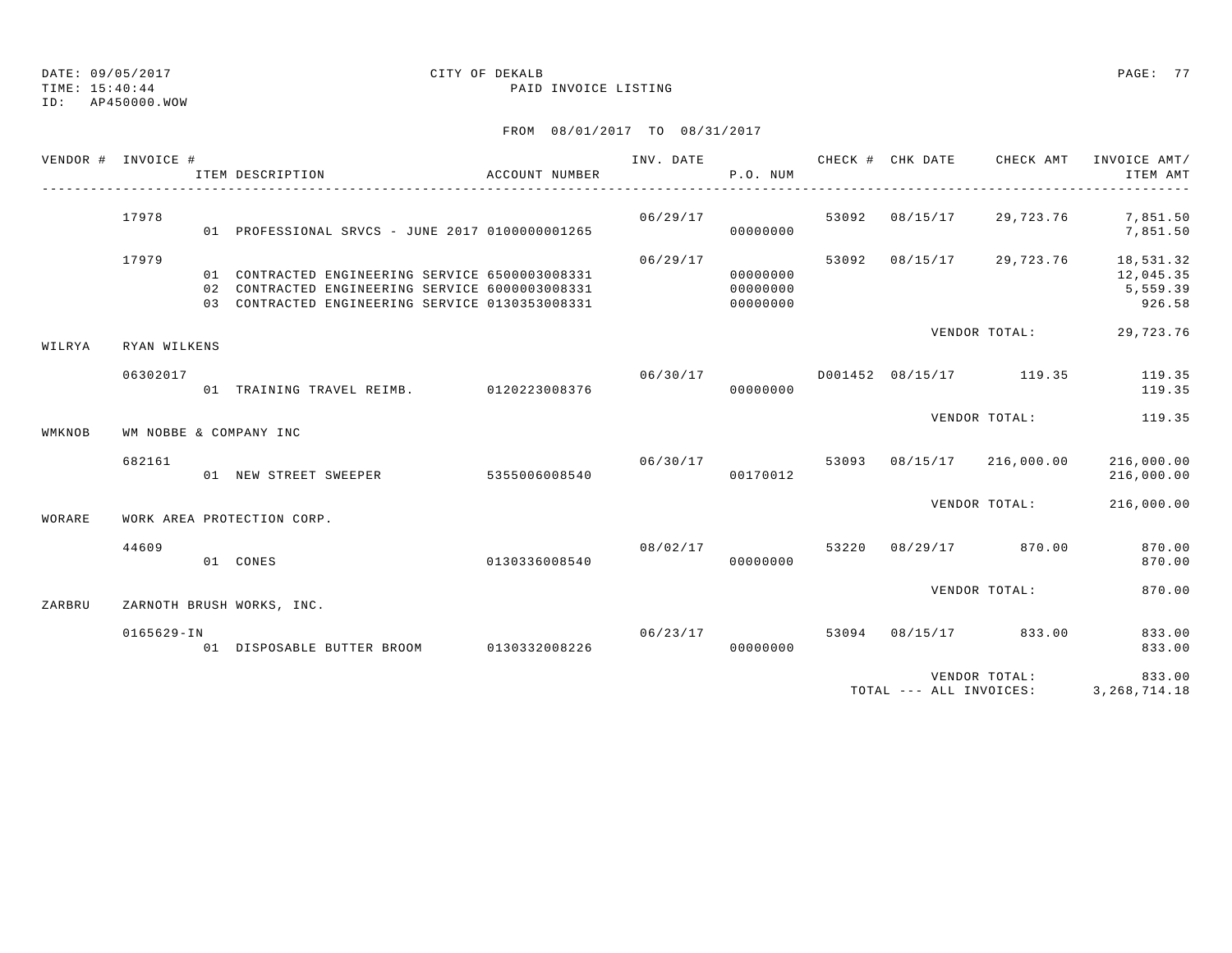DATE: 09/05/2017 CITY OF DEKALB
TIME: 15:40:44 PAID INVOICE LISTING
ID: AP450000.WOW

FROM 08/01/2017 TO 08/31/2017

| VENDOR # | INVOICE # | ITEM DESCRIPTION | ACCOUNT NUMBER | INV. DATE | P.O. NUM | CHECK # | CHK DATE | CHECK AMT | INVOICE AMT/ ITEM AMT |
|---|---|---|---|---|---|---|---|---|---|
| | 17978 | | | 06/29/17 | | 53092 | 08/15/17 | 29,723.76 | 7,851.50 |
| | | 01 PROFESSIONAL SRVCS - JUNE 2017 | 0100000001265 | | 00000000 | | | | 7,851.50 |
| | 17979 | | | 06/29/17 | | 53092 | 08/15/17 | 29,723.76 | 18,531.32 |
| | | 01 CONTRACTED ENGINEERING SERVICE | 6500003008331 | | 00000000 | | | | 12,045.35 |
| | | 02 CONTRACTED ENGINEERING SERVICE | 6000003008331 | | 00000000 | | | | 5,559.39 |
| | | 03 CONTRACTED ENGINEERING SERVICE | 0130353008331 | | 00000000 | | | | 926.58 |
| | | | | | | | VENDOR TOTAL: | | 29,723.76 |
| WILRYA | RYAN WILKENS | | | | | | | | |
| | 06302017 | | | 06/30/17 | | D001452 | 08/15/17 | 119.35 | 119.35 |
| | | 01 TRAINING TRAVEL REIMB. | 0120223008376 | | 00000000 | | | | 119.35 |
| | | | | | | | VENDOR TOTAL: | | 119.35 |
| WMKNOB | WM NOBBE & COMPANY INC | | | | | | | | |
| | 682161 | | | 06/30/17 | | 53093 | 08/15/17 | 216,000.00 | 216,000.00 |
| | | 01 NEW STREET SWEEPER | 5355006008540 | | 00170012 | | | | 216,000.00 |
| | | | | | | | VENDOR TOTAL: | | 216,000.00 |
| WORARE | WORK AREA PROTECTION CORP. | | | | | | | | |
| | 44609 | | | 08/02/17 | | 53220 | 08/29/17 | 870.00 | 870.00 |
| | | 01 CONES | 0130336008540 | | 00000000 | | | | 870.00 |
| | | | | | | | VENDOR TOTAL: | | 870.00 |
| ZARBRU | ZARNOTH BRUSH WORKS, INC. | | | | | | | | |
| | 0165629-IN | | | 06/23/17 | | 53094 | 08/15/17 | 833.00 | 833.00 |
| | | 01 DISPOSABLE BUTTER BROOM | 0130332008226 | | 00000000 | | | | 833.00 |
| | | | | | | | VENDOR TOTAL: | | 833.00 |
| | | | | | | | TOTAL --- ALL INVOICES: | | 3,268,714.18 |